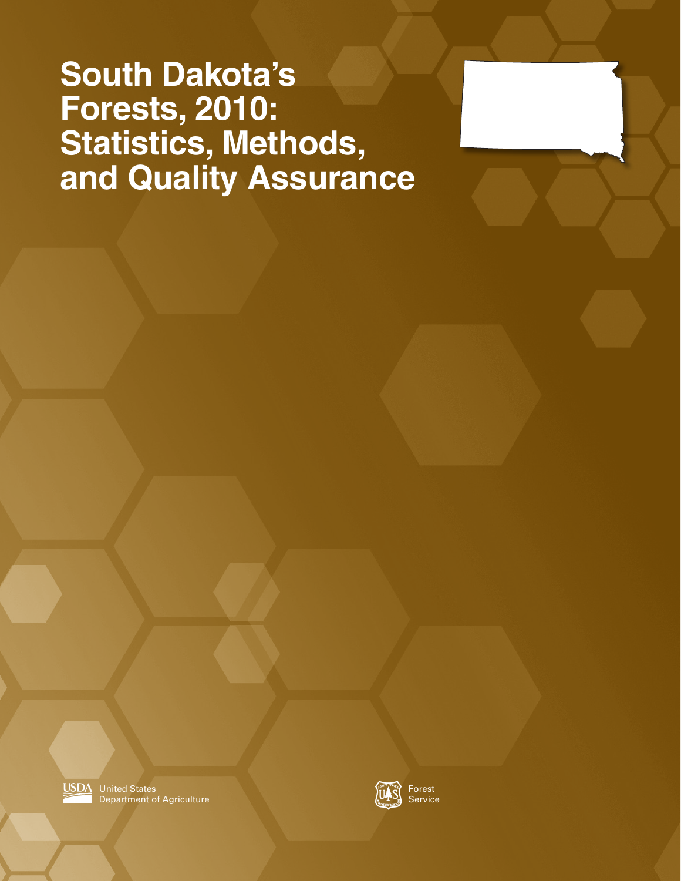# South Dakota's Forests, 2010: Statistics, Methods, and Quality Assurance

United States Department of Agriculture

Forest Service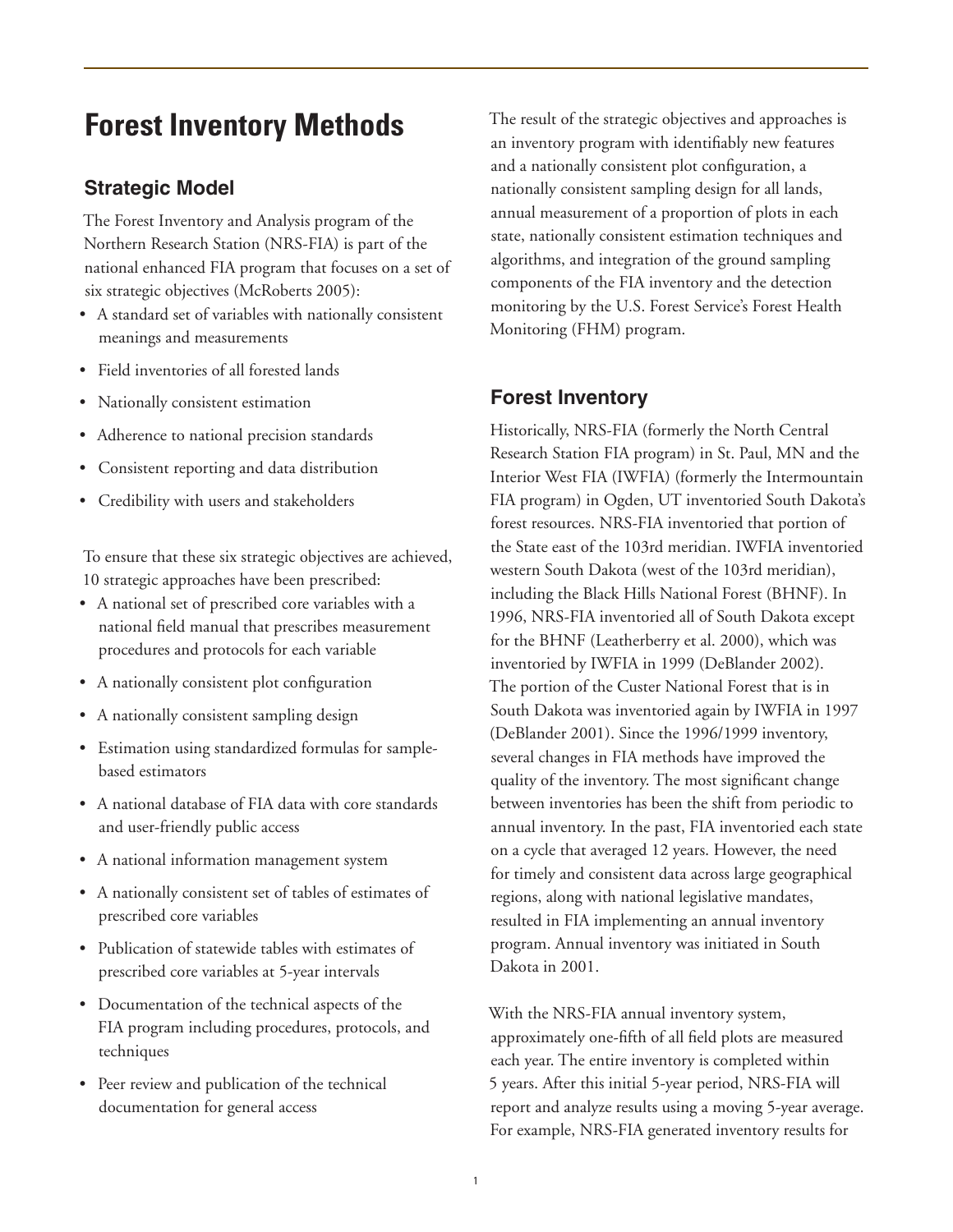# Forest Inventory Methods

## Strategic Model

The Forest Inventory and Analysis program of the Northern Research Station (NRS-FIA) is part of the national enhanced FIA program that focuses on a set of six strategic objectives (McRoberts 2005):

- A standard set of variables with nationally consistent meanings and measurements
- Field inventories of all forested lands
- Nationally consistent estimation
- Adherence to national precision standards
- Consistent reporting and data distribution
- Credibility with users and stakeholders

To ensure that these six strategic objectives are achieved, 10 strategic approaches have been prescribed:

- A national set of prescribed core variables with a national field manual that prescribes measurement procedures and protocols for each variable
- A nationally consistent plot configuration
- A nationally consistent sampling design
- Estimation using standardized formulas for sample-based estimators
- A national database of FIA data with core standards and user-friendly public access
- A national information management system
- A nationally consistent set of tables of estimates of prescribed core variables
- Publication of statewide tables with estimates of prescribed core variables at 5-year intervals
- Documentation of the technical aspects of the FIA program including procedures, protocols, and techniques
- Peer review and publication of the technical documentation for general access

The result of the strategic objectives and approaches is an inventory program with identifiably new features and a nationally consistent plot configuration, a nationally consistent sampling design for all lands, annual measurement of a proportion of plots in each state, nationally consistent estimation techniques and algorithms, and integration of the ground sampling components of the FIA inventory and the detection monitoring by the U.S. Forest Service's Forest Health Monitoring (FHM) program.

## Forest Inventory

Historically, NRS-FIA (formerly the North Central Research Station FIA program) in St. Paul, MN and the Interior West FIA (IWFIA) (formerly the Intermountain FIA program) in Ogden, UT inventoried South Dakota's forest resources. NRS-FIA inventoried that portion of the State east of the 103rd meridian. IWFIA inventoried western South Dakota (west of the 103rd meridian), including the Black Hills National Forest (BHNF). In 1996, NRS-FIA inventoried all of South Dakota except for the BHNF (Leatherberry et al. 2000), which was inventoried by IWFIA in 1999 (DeBlander 2002). The portion of the Custer National Forest that is in South Dakota was inventoried again by IWFIA in 1997 (DeBlander 2001). Since the 1996/1999 inventory, several changes in FIA methods have improved the quality of the inventory. The most significant change between inventories has been the shift from periodic to annual inventory. In the past, FIA inventoried each state on a cycle that averaged 12 years. However, the need for timely and consistent data across large geographical regions, along with national legislative mandates, resulted in FIA implementing an annual inventory program. Annual inventory was initiated in South Dakota in 2001.

With the NRS-FIA annual inventory system, approximately one-fifth of all field plots are measured each year. The entire inventory is completed within 5 years. After this initial 5-year period, NRS-FIA will report and analyze results using a moving 5-year average. For example, NRS-FIA generated inventory results for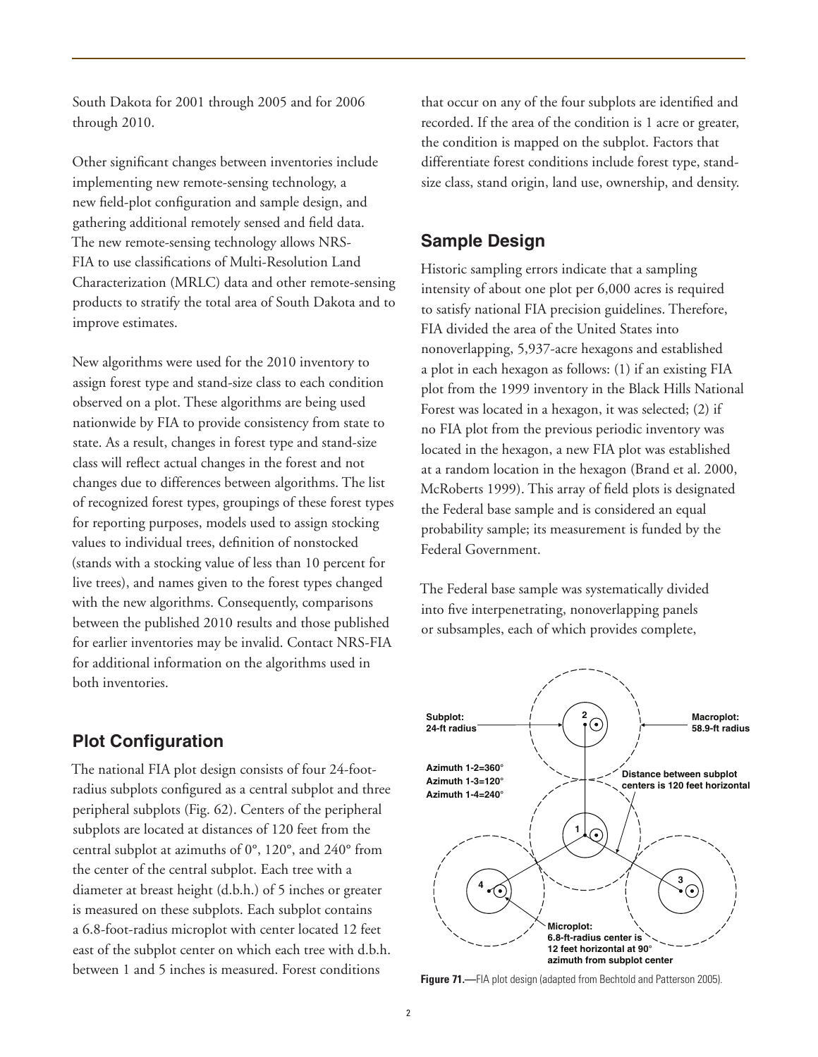South Dakota for 2001 through 2005 and for 2006 through 2010.

Other significant changes between inventories include implementing new remote-sensing technology, a new field-plot configuration and sample design, and gathering additional remotely sensed and field data. The new remote-sensing technology allows NRS-FIA to use classifications of Multi-Resolution Land Characterization (MRLC) data and other remote-sensing products to stratify the total area of South Dakota and to improve estimates.

New algorithms were used for the 2010 inventory to assign forest type and stand-size class to each condition observed on a plot. These algorithms are being used nationwide by FIA to provide consistency from state to state. As a result, changes in forest type and stand-size class will reflect actual changes in the forest and not changes due to differences between algorithms. The list of recognized forest types, groupings of these forest types for reporting purposes, models used to assign stocking values to individual trees, definition of nonstocked (stands with a stocking value of less than 10 percent for live trees), and names given to the forest types changed with the new algorithms. Consequently, comparisons between the published 2010 results and those published for earlier inventories may be invalid. Contact NRS-FIA for additional information on the algorithms used in both inventories.

## Plot Configuration

The national FIA plot design consists of four 24-foot-radius subplots configured as a central subplot and three peripheral subplots (Fig. 62). Centers of the peripheral subplots are located at distances of 120 feet from the central subplot at azimuths of 0°, 120°, and 240° from the center of the central subplot. Each tree with a diameter at breast height (d.b.h.) of 5 inches or greater is measured on these subplots. Each subplot contains a 6.8-foot-radius microplot with center located 12 feet east of the subplot center on which each tree with d.b.h. between 1 and 5 inches is measured. Forest conditions that occur on any of the four subplots are identified and recorded. If the area of the condition is 1 acre or greater, the condition is mapped on the subplot. Factors that differentiate forest conditions include forest type, stand-size class, stand origin, land use, ownership, and density.

## Sample Design

Historic sampling errors indicate that a sampling intensity of about one plot per 6,000 acres is required to satisfy national FIA precision guidelines. Therefore, FIA divided the area of the United States into nonoverlapping, 5,937-acre hexagons and established a plot in each hexagon as follows: (1) if an existing FIA plot from the 1999 inventory in the Black Hills National Forest was located in a hexagon, it was selected; (2) if no FIA plot from the previous periodic inventory was located in the hexagon, a new FIA plot was established at a random location in the hexagon (Brand et al. 2000, McRoberts 1999). This array of field plots is designated the Federal base sample and is considered an equal probability sample; its measurement is funded by the Federal Government.

The Federal base sample was systematically divided into five interpenetrating, nonoverlapping panels or subsamples, each of which provides complete,

Subplot: 24-ft radius

Macroplot: 58.9-ft radius

Azimuth 1-2=360°
Azimuth 1-3=120°
Azimuth 1-4=240°

Distance between subplot centers is 120 feet horizontal

Microplot: 6.8-ft-radius center is 12 feet horizontal at 90° azimuth from subplot center

**Figure 71.**—FIA plot design (adapted from Bechtold and Patterson 2005).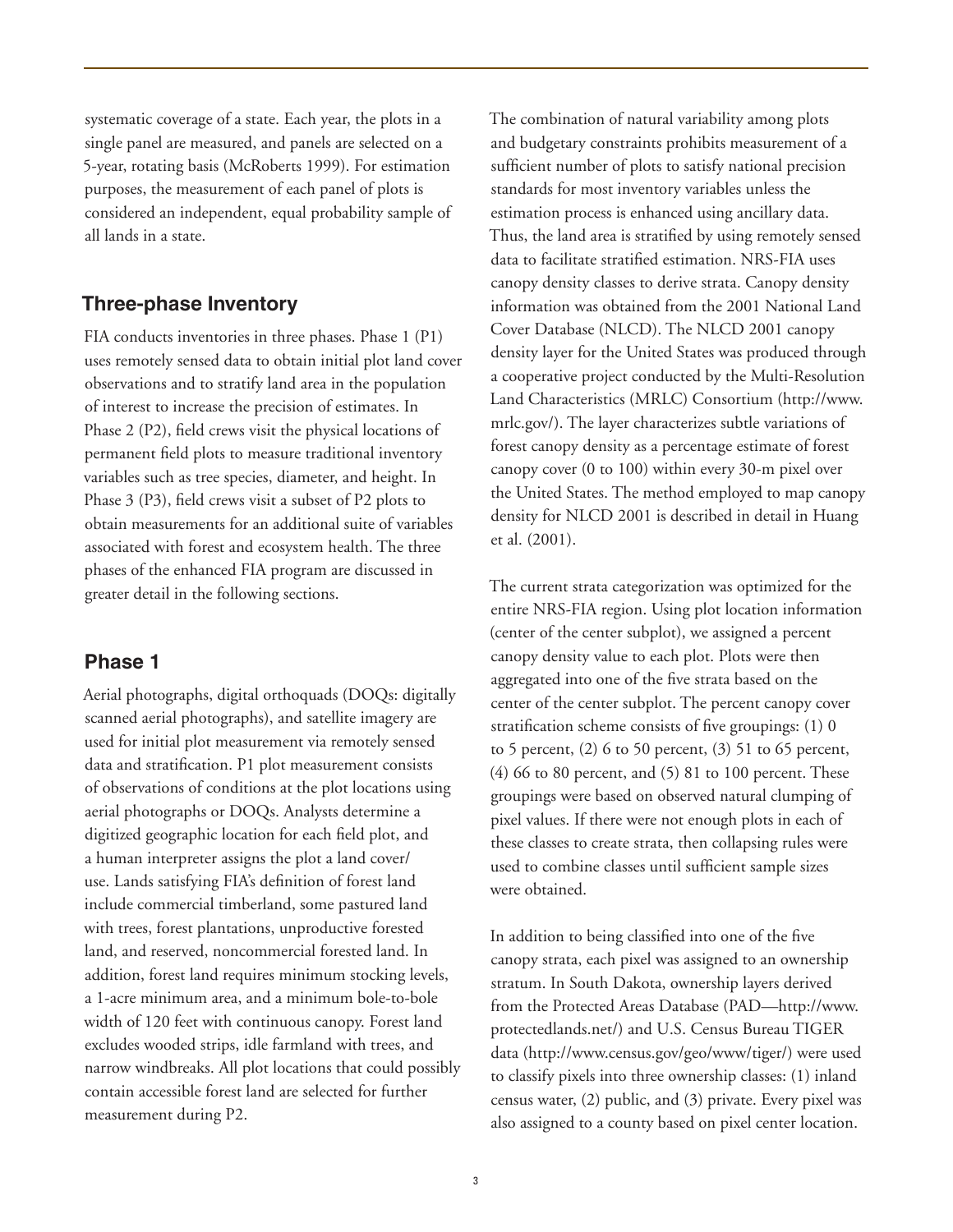systematic coverage of a state. Each year, the plots in a single panel are measured, and panels are selected on a 5-year, rotating basis (McRoberts 1999). For estimation purposes, the measurement of each panel of plots is considered an independent, equal probability sample of all lands in a state.

## Three-phase Inventory

FIA conducts inventories in three phases. Phase 1 (P1) uses remotely sensed data to obtain initial plot land cover observations and to stratify land area in the population of interest to increase the precision of estimates. In Phase 2 (P2), field crews visit the physical locations of permanent field plots to measure traditional inventory variables such as tree species, diameter, and height. In Phase 3 (P3), field crews visit a subset of P2 plots to obtain measurements for an additional suite of variables associated with forest and ecosystem health. The three phases of the enhanced FIA program are discussed in greater detail in the following sections.

## Phase 1

Aerial photographs, digital orthoquads (DOQs: digitally scanned aerial photographs), and satellite imagery are used for initial plot measurement via remotely sensed data and stratification. P1 plot measurement consists of observations of conditions at the plot locations using aerial photographs or DOQs. Analysts determine a digitized geographic location for each field plot, and a human interpreter assigns the plot a land cover/use. Lands satisfying FIA's definition of forest land include commercial timberland, some pastured land with trees, forest plantations, unproductive forested land, and reserved, noncommercial forested land. In addition, forest land requires minimum stocking levels, a 1-acre minimum area, and a minimum bole-to-bole width of 120 feet with continuous canopy. Forest land excludes wooded strips, idle farmland with trees, and narrow windbreaks. All plot locations that could possibly contain accessible forest land are selected for further measurement during P2.

The combination of natural variability among plots and budgetary constraints prohibits measurement of a sufficient number of plots to satisfy national precision standards for most inventory variables unless the estimation process is enhanced using ancillary data. Thus, the land area is stratified by using remotely sensed data to facilitate stratified estimation. NRS-FIA uses canopy density classes to derive strata. Canopy density information was obtained from the 2001 National Land Cover Database (NLCD). The NLCD 2001 canopy density layer for the United States was produced through a cooperative project conducted by the Multi-Resolution Land Characteristics (MRLC) Consortium (http://www.mrlc.gov/). The layer characterizes subtle variations of forest canopy density as a percentage estimate of forest canopy cover (0 to 100) within every 30-m pixel over the United States. The method employed to map canopy density for NLCD 2001 is described in detail in Huang et al. (2001).

The current strata categorization was optimized for the entire NRS-FIA region. Using plot location information (center of the center subplot), we assigned a percent canopy density value to each plot. Plots were then aggregated into one of the five strata based on the center of the center subplot. The percent canopy cover stratification scheme consists of five groupings: (1) 0 to 5 percent, (2) 6 to 50 percent, (3) 51 to 65 percent, (4) 66 to 80 percent, and (5) 81 to 100 percent. These groupings were based on observed natural clumping of pixel values. If there were not enough plots in each of these classes to create strata, then collapsing rules were used to combine classes until sufficient sample sizes were obtained.

In addition to being classified into one of the five canopy strata, each pixel was assigned to an ownership stratum. In South Dakota, ownership layers derived from the Protected Areas Database (PAD—http://www.protectedlands.net/) and U.S. Census Bureau TIGER data (http://www.census.gov/geo/www/tiger/) were used to classify pixels into three ownership classes: (1) inland census water, (2) public, and (3) private. Every pixel was also assigned to a county based on pixel center location.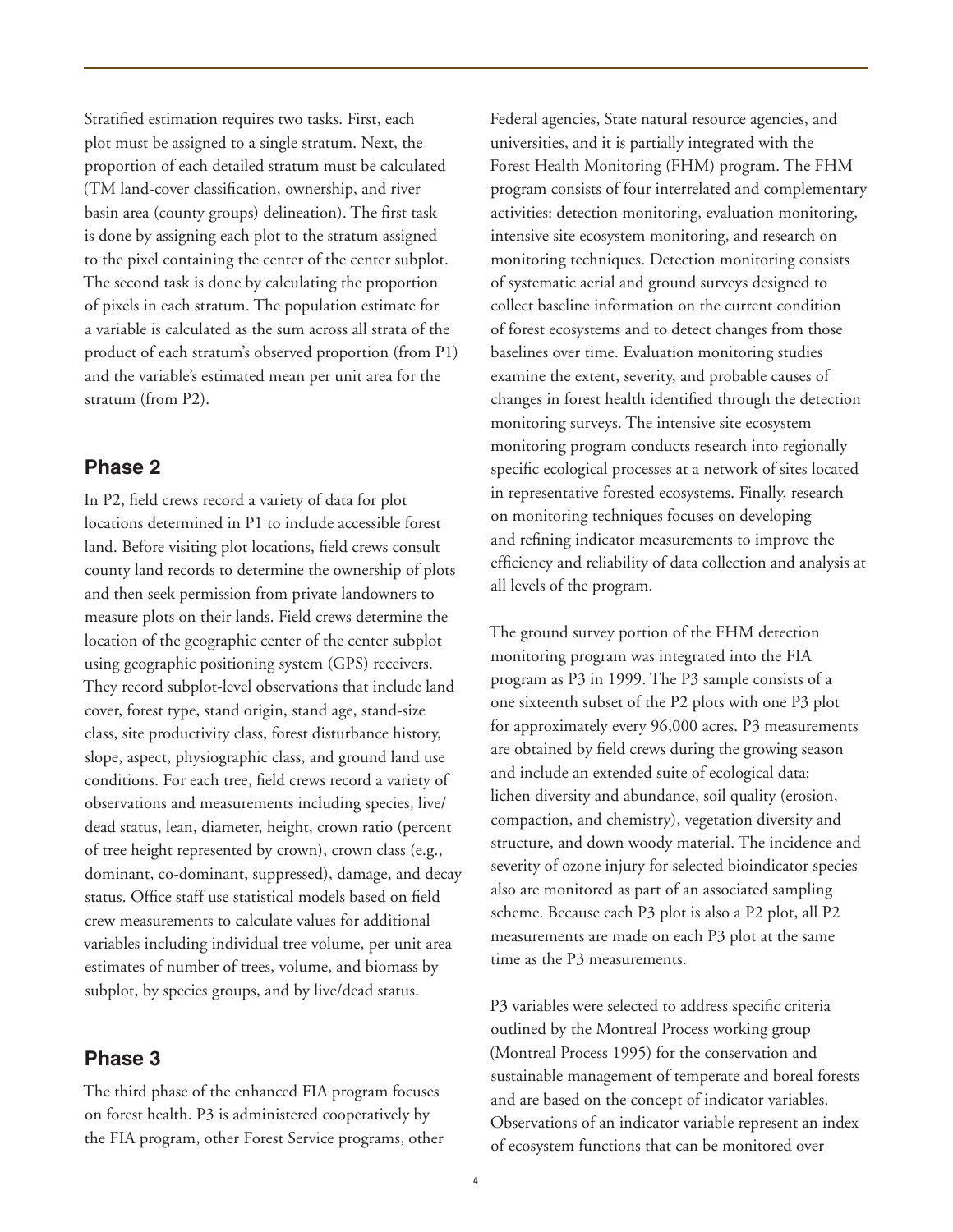Stratified estimation requires two tasks. First, each plot must be assigned to a single stratum. Next, the proportion of each detailed stratum must be calculated (TM land-cover classification, ownership, and river basin area (county groups) delineation). The first task is done by assigning each plot to the stratum assigned to the pixel containing the center of the center subplot. The second task is done by calculating the proportion of pixels in each stratum. The population estimate for a variable is calculated as the sum across all strata of the product of each stratum's observed proportion (from P1) and the variable's estimated mean per unit area for the stratum (from P2).

## Phase 2

In P2, field crews record a variety of data for plot locations determined in P1 to include accessible forest land. Before visiting plot locations, field crews consult county land records to determine the ownership of plots and then seek permission from private landowners to measure plots on their lands. Field crews determine the location of the geographic center of the center subplot using geographic positioning system (GPS) receivers. They record subplot-level observations that include land cover, forest type, stand origin, stand age, stand-size class, site productivity class, forest disturbance history, slope, aspect, physiographic class, and ground land use conditions. For each tree, field crews record a variety of observations and measurements including species, live/dead status, lean, diameter, height, crown ratio (percent of tree height represented by crown), crown class (e.g., dominant, co-dominant, suppressed), damage, and decay status. Office staff use statistical models based on field crew measurements to calculate values for additional variables including individual tree volume, per unit area estimates of number of trees, volume, and biomass by subplot, by species groups, and by live/dead status.

## Phase 3

The third phase of the enhanced FIA program focuses on forest health. P3 is administered cooperatively by the FIA program, other Forest Service programs, other Federal agencies, State natural resource agencies, and universities, and it is partially integrated with the Forest Health Monitoring (FHM) program. The FHM program consists of four interrelated and complementary activities: detection monitoring, evaluation monitoring, intensive site ecosystem monitoring, and research on monitoring techniques. Detection monitoring consists of systematic aerial and ground surveys designed to collect baseline information on the current condition of forest ecosystems and to detect changes from those baselines over time. Evaluation monitoring studies examine the extent, severity, and probable causes of changes in forest health identified through the detection monitoring surveys. The intensive site ecosystem monitoring program conducts research into regionally specific ecological processes at a network of sites located in representative forested ecosystems. Finally, research on monitoring techniques focuses on developing and refining indicator measurements to improve the efficiency and reliability of data collection and analysis at all levels of the program.

The ground survey portion of the FHM detection monitoring program was integrated into the FIA program as P3 in 1999. The P3 sample consists of a one sixteenth subset of the P2 plots with one P3 plot for approximately every 96,000 acres. P3 measurements are obtained by field crews during the growing season and include an extended suite of ecological data: lichen diversity and abundance, soil quality (erosion, compaction, and chemistry), vegetation diversity and structure, and down woody material. The incidence and severity of ozone injury for selected bioindicator species also are monitored as part of an associated sampling scheme. Because each P3 plot is also a P2 plot, all P2 measurements are made on each P3 plot at the same time as the P3 measurements.

P3 variables were selected to address specific criteria outlined by the Montreal Process working group (Montreal Process 1995) for the conservation and sustainable management of temperate and boreal forests and are based on the concept of indicator variables. Observations of an indicator variable represent an index of ecosystem functions that can be monitored over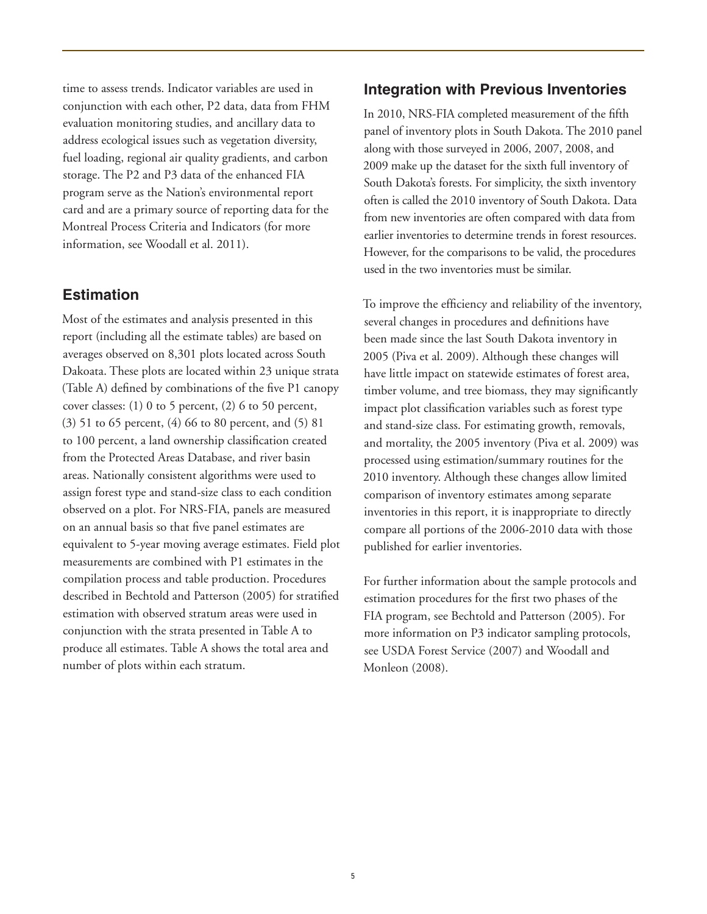time to assess trends. Indicator variables are used in conjunction with each other, P2 data, data from FHM evaluation monitoring studies, and ancillary data to address ecological issues such as vegetation diversity, fuel loading, regional air quality gradients, and carbon storage. The P2 and P3 data of the enhanced FIA program serve as the Nation's environmental report card and are a primary source of reporting data for the Montreal Process Criteria and Indicators (for more information, see Woodall et al. 2011).

## Estimation

Most of the estimates and analysis presented in this report (including all the estimate tables) are based on averages observed on 8,301 plots located across South Dakoata. These plots are located within 23 unique strata (Table A) defined by combinations of the five P1 canopy cover classes: (1) 0 to 5 percent, (2) 6 to 50 percent, (3) 51 to 65 percent, (4) 66 to 80 percent, and (5) 81 to 100 percent, a land ownership classification created from the Protected Areas Database, and river basin areas. Nationally consistent algorithms were used to assign forest type and stand-size class to each condition observed on a plot. For NRS-FIA, panels are measured on an annual basis so that five panel estimates are equivalent to 5-year moving average estimates. Field plot measurements are combined with P1 estimates in the compilation process and table production. Procedures described in Bechtold and Patterson (2005) for stratified estimation with observed stratum areas were used in conjunction with the strata presented in Table A to produce all estimates. Table A shows the total area and number of plots within each stratum.

## Integration with Previous Inventories

In 2010, NRS-FIA completed measurement of the fifth panel of inventory plots in South Dakota. The 2010 panel along with those surveyed in 2006, 2007, 2008, and 2009 make up the dataset for the sixth full inventory of South Dakota's forests. For simplicity, the sixth inventory often is called the 2010 inventory of South Dakota. Data from new inventories are often compared with data from earlier inventories to determine trends in forest resources. However, for the comparisons to be valid, the procedures used in the two inventories must be similar.

To improve the efficiency and reliability of the inventory, several changes in procedures and definitions have been made since the last South Dakota inventory in 2005 (Piva et al. 2009). Although these changes will have little impact on statewide estimates of forest area, timber volume, and tree biomass, they may significantly impact plot classification variables such as forest type and stand-size class. For estimating growth, removals, and mortality, the 2005 inventory (Piva et al. 2009) was processed using estimation/summary routines for the 2010 inventory. Although these changes allow limited comparison of inventory estimates among separate inventories in this report, it is inappropriate to directly compare all portions of the 2006-2010 data with those published for earlier inventories.

For further information about the sample protocols and estimation procedures for the first two phases of the FIA program, see Bechtold and Patterson (2005). For more information on P3 indicator sampling protocols, see USDA Forest Service (2007) and Woodall and Monleon (2008).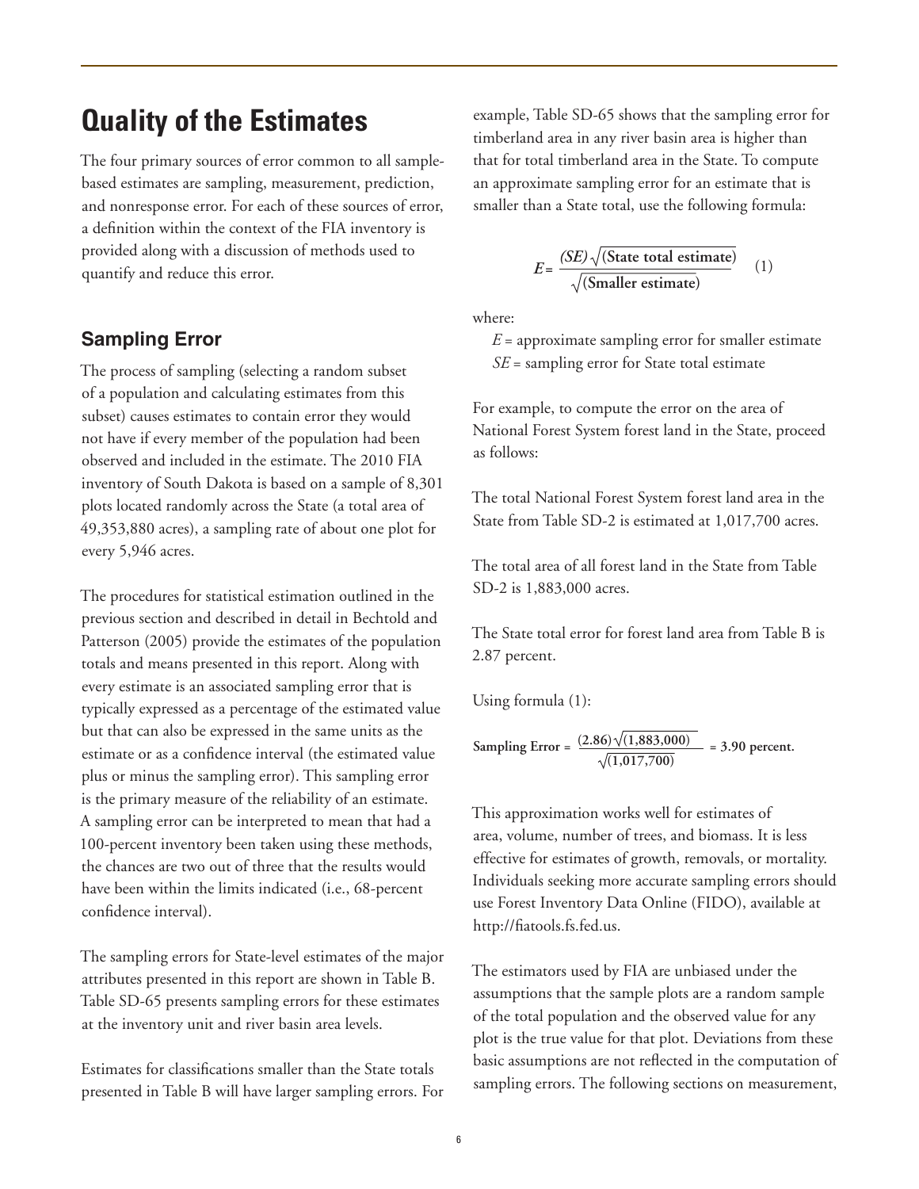# Quality of the Estimates

The four primary sources of error common to all sample-based estimates are sampling, measurement, prediction, and nonresponse error. For each of these sources of error, a definition within the context of the FIA inventory is provided along with a discussion of methods used to quantify and reduce this error.

## Sampling Error

The process of sampling (selecting a random subset of a population and calculating estimates from this subset) causes estimates to contain error they would not have if every member of the population had been observed and included in the estimate. The 2010 FIA inventory of South Dakota is based on a sample of 8,301 plots located randomly across the State (a total area of 49,353,880 acres), a sampling rate of about one plot for every 5,946 acres.

The procedures for statistical estimation outlined in the previous section and described in detail in Bechtold and Patterson (2005) provide the estimates of the population totals and means presented in this report. Along with every estimate is an associated sampling error that is typically expressed as a percentage of the estimated value but that can also be expressed in the same units as the estimate or as a confidence interval (the estimated value plus or minus the sampling error). This sampling error is the primary measure of the reliability of an estimate. A sampling error can be interpreted to mean that had a 100-percent inventory been taken using these methods, the chances are two out of three that the results would have been within the limits indicated (i.e., 68-percent confidence interval).

The sampling errors for State-level estimates of the major attributes presented in this report are shown in Table B. Table SD-65 presents sampling errors for these estimates at the inventory unit and river basin area levels.

Estimates for classifications smaller than the State totals presented in Table B will have larger sampling errors. For example, Table SD-65 shows that the sampling error for timberland area in any river basin area is higher than that for total timberland area in the State. To compute an approximate sampling error for an estimate that is smaller than a State total, use the following formula:

$$E = \frac{(SE)\sqrt{(\text{State total estimate})}}{\sqrt{(\text{Smaller estimate})}} \qquad (1)$$

where:

$E$ = approximate sampling error for smaller estimate
$SE$ = sampling error for State total estimate

For example, to compute the error on the area of National Forest System forest land in the State, proceed as follows:

The total National Forest System forest land area in the State from Table SD-2 is estimated at 1,017,700 acres.

The total area of all forest land in the State from Table SD-2 is 1,883,000 acres.

The State total error for forest land area from Table B is 2.87 percent.

Using formula (1):

$$\text{Sampling Error} = \frac{(2.86)\sqrt{(1{,}883{,}000)}}{\sqrt{(1{,}017{,}700)}} = 3.90 \text{ percent.}$$

This approximation works well for estimates of area, volume, number of trees, and biomass. It is less effective for estimates of growth, removals, or mortality. Individuals seeking more accurate sampling errors should use Forest Inventory Data Online (FIDO), available at http://fiatools.fs.fed.us.

The estimators used by FIA are unbiased under the assumptions that the sample plots are a random sample of the total population and the observed value for any plot is the true value for that plot. Deviations from these basic assumptions are not reflected in the computation of sampling errors. The following sections on measurement,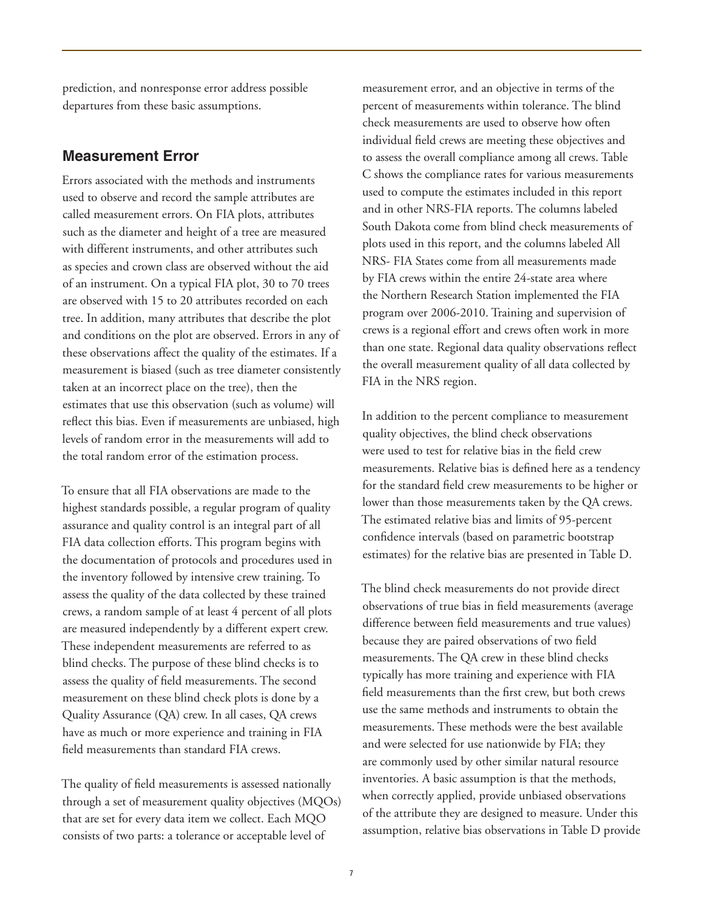prediction, and nonresponse error address possible departures from these basic assumptions.

## Measurement Error

Errors associated with the methods and instruments used to observe and record the sample attributes are called measurement errors. On FIA plots, attributes such as the diameter and height of a tree are measured with different instruments, and other attributes such as species and crown class are observed without the aid of an instrument. On a typical FIA plot, 30 to 70 trees are observed with 15 to 20 attributes recorded on each tree. In addition, many attributes that describe the plot and conditions on the plot are observed. Errors in any of these observations affect the quality of the estimates. If a measurement is biased (such as tree diameter consistently taken at an incorrect place on the tree), then the estimates that use this observation (such as volume) will reflect this bias. Even if measurements are unbiased, high levels of random error in the measurements will add to the total random error of the estimation process.

To ensure that all FIA observations are made to the highest standards possible, a regular program of quality assurance and quality control is an integral part of all FIA data collection efforts. This program begins with the documentation of protocols and procedures used in the inventory followed by intensive crew training. To assess the quality of the data collected by these trained crews, a random sample of at least 4 percent of all plots are measured independently by a different expert crew. These independent measurements are referred to as blind checks. The purpose of these blind checks is to assess the quality of field measurements. The second measurement on these blind check plots is done by a Quality Assurance (QA) crew. In all cases, QA crews have as much or more experience and training in FIA field measurements than standard FIA crews.

The quality of field measurements is assessed nationally through a set of measurement quality objectives (MQOs) that are set for every data item we collect. Each MQO consists of two parts: a tolerance or acceptable level of measurement error, and an objective in terms of the percent of measurements within tolerance. The blind check measurements are used to observe how often individual field crews are meeting these objectives and to assess the overall compliance among all crews. Table C shows the compliance rates for various measurements used to compute the estimates included in this report and in other NRS-FIA reports. The columns labeled South Dakota come from blind check measurements of plots used in this report, and the columns labeled All NRS- FIA States come from all measurements made by FIA crews within the entire 24-state area where the Northern Research Station implemented the FIA program over 2006-2010. Training and supervision of crews is a regional effort and crews often work in more than one state. Regional data quality observations reflect the overall measurement quality of all data collected by FIA in the NRS region.

In addition to the percent compliance to measurement quality objectives, the blind check observations were used to test for relative bias in the field crew measurements. Relative bias is defined here as a tendency for the standard field crew measurements to be higher or lower than those measurements taken by the QA crews. The estimated relative bias and limits of 95-percent confidence intervals (based on parametric bootstrap estimates) for the relative bias are presented in Table D.

The blind check measurements do not provide direct observations of true bias in field measurements (average difference between field measurements and true values) because they are paired observations of two field measurements. The QA crew in these blind checks typically has more training and experience with FIA field measurements than the first crew, but both crews use the same methods and instruments to obtain the measurements. These methods were the best available and were selected for use nationwide by FIA; they are commonly used by other similar natural resource inventories. A basic assumption is that the methods, when correctly applied, provide unbiased observations of the attribute they are designed to measure. Under this assumption, relative bias observations in Table D provide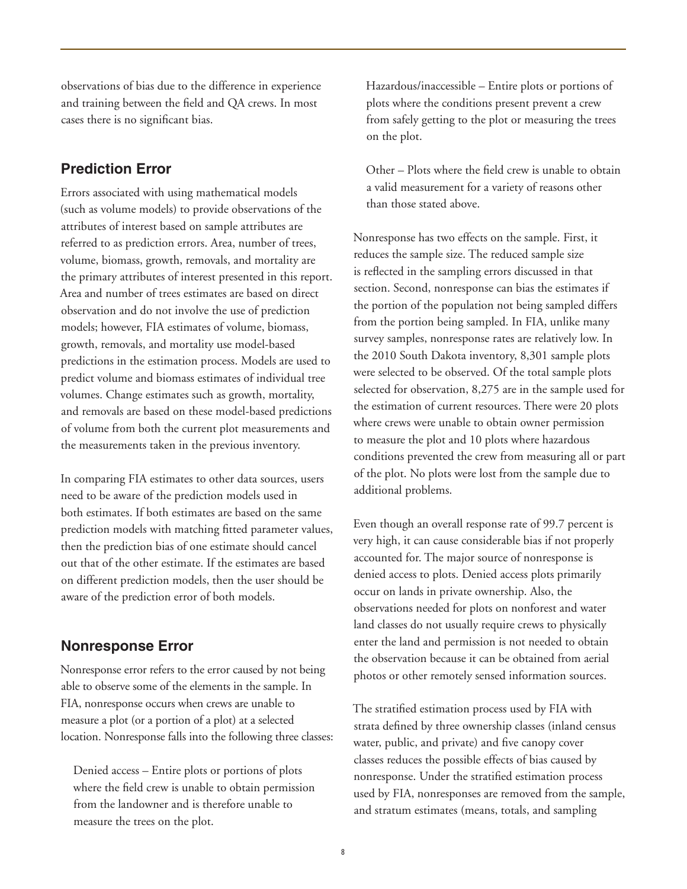observations of bias due to the difference in experience and training between the field and QA crews. In most cases there is no significant bias.

## Prediction Error

Errors associated with using mathematical models (such as volume models) to provide observations of the attributes of interest based on sample attributes are referred to as prediction errors. Area, number of trees, volume, biomass, growth, removals, and mortality are the primary attributes of interest presented in this report. Area and number of trees estimates are based on direct observation and do not involve the use of prediction models; however, FIA estimates of volume, biomass, growth, removals, and mortality use model-based predictions in the estimation process. Models are used to predict volume and biomass estimates of individual tree volumes. Change estimates such as growth, mortality, and removals are based on these model-based predictions of volume from both the current plot measurements and the measurements taken in the previous inventory.

In comparing FIA estimates to other data sources, users need to be aware of the prediction models used in both estimates. If both estimates are based on the same prediction models with matching fitted parameter values, then the prediction bias of one estimate should cancel out that of the other estimate. If the estimates are based on different prediction models, then the user should be aware of the prediction error of both models.

## Nonresponse Error

Nonresponse error refers to the error caused by not being able to observe some of the elements in the sample. In FIA, nonresponse occurs when crews are unable to measure a plot (or a portion of a plot) at a selected location. Nonresponse falls into the following three classes:

Denied access – Entire plots or portions of plots where the field crew is unable to obtain permission from the landowner and is therefore unable to measure the trees on the plot.

Hazardous/inaccessible – Entire plots or portions of plots where the conditions present prevent a crew from safely getting to the plot or measuring the trees on the plot.

Other – Plots where the field crew is unable to obtain a valid measurement for a variety of reasons other than those stated above.

Nonresponse has two effects on the sample. First, it reduces the sample size. The reduced sample size is reflected in the sampling errors discussed in that section. Second, nonresponse can bias the estimates if the portion of the population not being sampled differs from the portion being sampled. In FIA, unlike many survey samples, nonresponse rates are relatively low. In the 2010 South Dakota inventory, 8,301 sample plots were selected to be observed. Of the total sample plots selected for observation, 8,275 are in the sample used for the estimation of current resources. There were 20 plots where crews were unable to obtain owner permission to measure the plot and 10 plots where hazardous conditions prevented the crew from measuring all or part of the plot. No plots were lost from the sample due to additional problems.

Even though an overall response rate of 99.7 percent is very high, it can cause considerable bias if not properly accounted for. The major source of nonresponse is denied access to plots. Denied access plots primarily occur on lands in private ownership. Also, the observations needed for plots on nonforest and water land classes do not usually require crews to physically enter the land and permission is not needed to obtain the observation because it can be obtained from aerial photos or other remotely sensed information sources.

The stratified estimation process used by FIA with strata defined by three ownership classes (inland census water, public, and private) and five canopy cover classes reduces the possible effects of bias caused by nonresponse. Under the stratified estimation process used by FIA, nonresponses are removed from the sample, and stratum estimates (means, totals, and sampling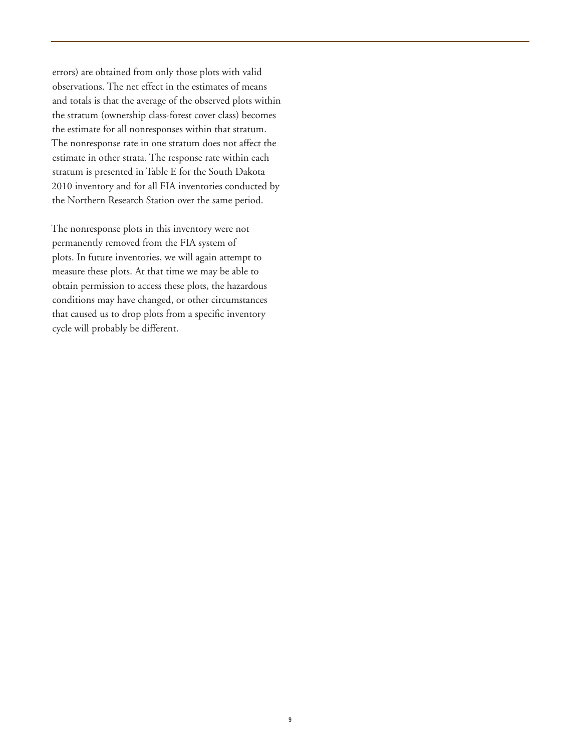errors) are obtained from only those plots with valid observations. The net effect in the estimates of means and totals is that the average of the observed plots within the stratum (ownership class-forest cover class) becomes the estimate for all nonresponses within that stratum. The nonresponse rate in one stratum does not affect the estimate in other strata. The response rate within each stratum is presented in Table E for the South Dakota 2010 inventory and for all FIA inventories conducted by the Northern Research Station over the same period.

The nonresponse plots in this inventory were not permanently removed from the FIA system of plots. In future inventories, we will again attempt to measure these plots. At that time we may be able to obtain permission to access these plots, the hazardous conditions may have changed, or other circumstances that caused us to drop plots from a specific inventory cycle will probably be different.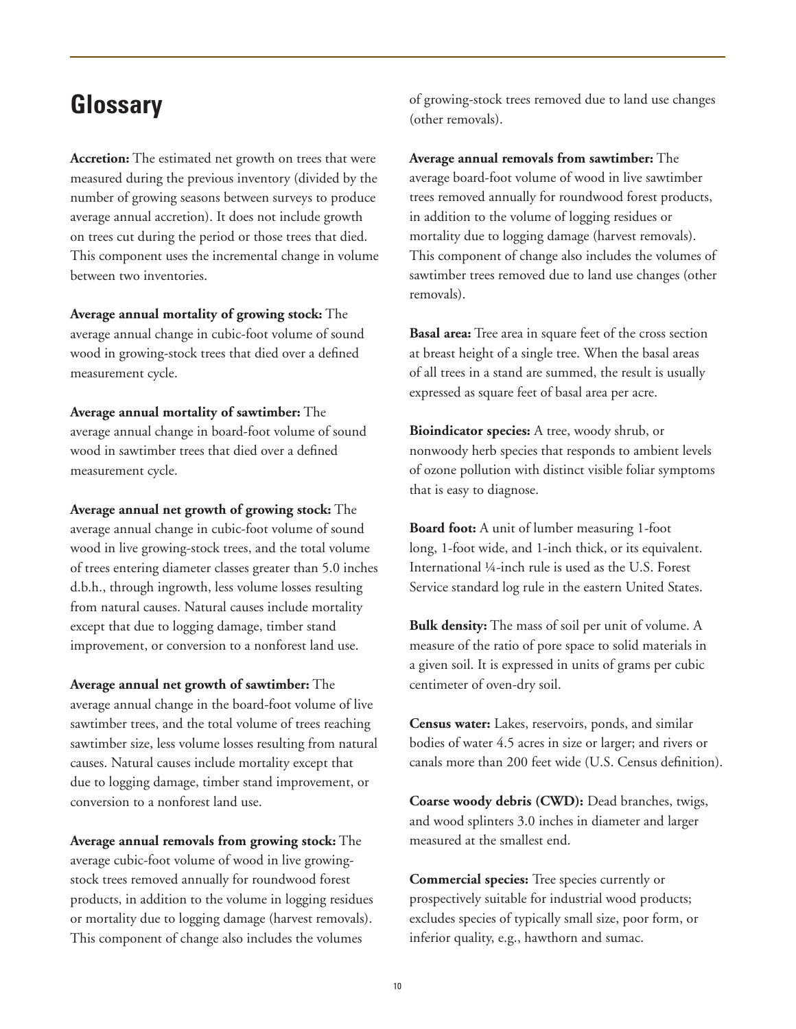## Glossary

**Accretion:** The estimated net growth on trees that were measured during the previous inventory (divided by the number of growing seasons between surveys to produce average annual accretion). It does not include growth on trees cut during the period or those trees that died. This component uses the incremental change in volume between two inventories.

**Average annual mortality of growing stock:** The average annual change in cubic-foot volume of sound wood in growing-stock trees that died over a defined measurement cycle.

**Average annual mortality of sawtimber:** The average annual change in board-foot volume of sound wood in sawtimber trees that died over a defined measurement cycle.

**Average annual net growth of growing stock:** The average annual change in cubic-foot volume of sound wood in live growing-stock trees, and the total volume of trees entering diameter classes greater than 5.0 inches d.b.h., through ingrowth, less volume losses resulting from natural causes. Natural causes include mortality except that due to logging damage, timber stand improvement, or conversion to a nonforest land use.

**Average annual net growth of sawtimber:** The average annual change in the board-foot volume of live sawtimber trees, and the total volume of trees reaching sawtimber size, less volume losses resulting from natural causes. Natural causes include mortality except that due to logging damage, timber stand improvement, or conversion to a nonforest land use.

**Average annual removals from growing stock:** The average cubic-foot volume of wood in live growing-stock trees removed annually for roundwood forest products, in addition to the volume in logging residues or mortality due to logging damage (harvest removals). This component of change also includes the volumes of growing-stock trees removed due to land use changes (other removals).

**Average annual removals from sawtimber:** The average board-foot volume of wood in live sawtimber trees removed annually for roundwood forest products, in addition to the volume of logging residues or mortality due to logging damage (harvest removals). This component of change also includes the volumes of sawtimber trees removed due to land use changes (other removals).

**Basal area:** Tree area in square feet of the cross section at breast height of a single tree. When the basal areas of all trees in a stand are summed, the result is usually expressed as square feet of basal area per acre.

**Bioindicator species:** A tree, woody shrub, or nonwoody herb species that responds to ambient levels of ozone pollution with distinct visible foliar symptoms that is easy to diagnose.

**Board foot:** A unit of lumber measuring 1-foot long, 1-foot wide, and 1-inch thick, or its equivalent. International ¼-inch rule is used as the U.S. Forest Service standard log rule in the eastern United States.

**Bulk density:** The mass of soil per unit of volume. A measure of the ratio of pore space to solid materials in a given soil. It is expressed in units of grams per cubic centimeter of oven-dry soil.

**Census water:** Lakes, reservoirs, ponds, and similar bodies of water 4.5 acres in size or larger; and rivers or canals more than 200 feet wide (U.S. Census definition).

**Coarse woody debris (CWD):** Dead branches, twigs, and wood splinters 3.0 inches in diameter and larger measured at the smallest end.

**Commercial species:** Tree species currently or prospectively suitable for industrial wood products; excludes species of typically small size, poor form, or inferior quality, e.g., hawthorn and sumac.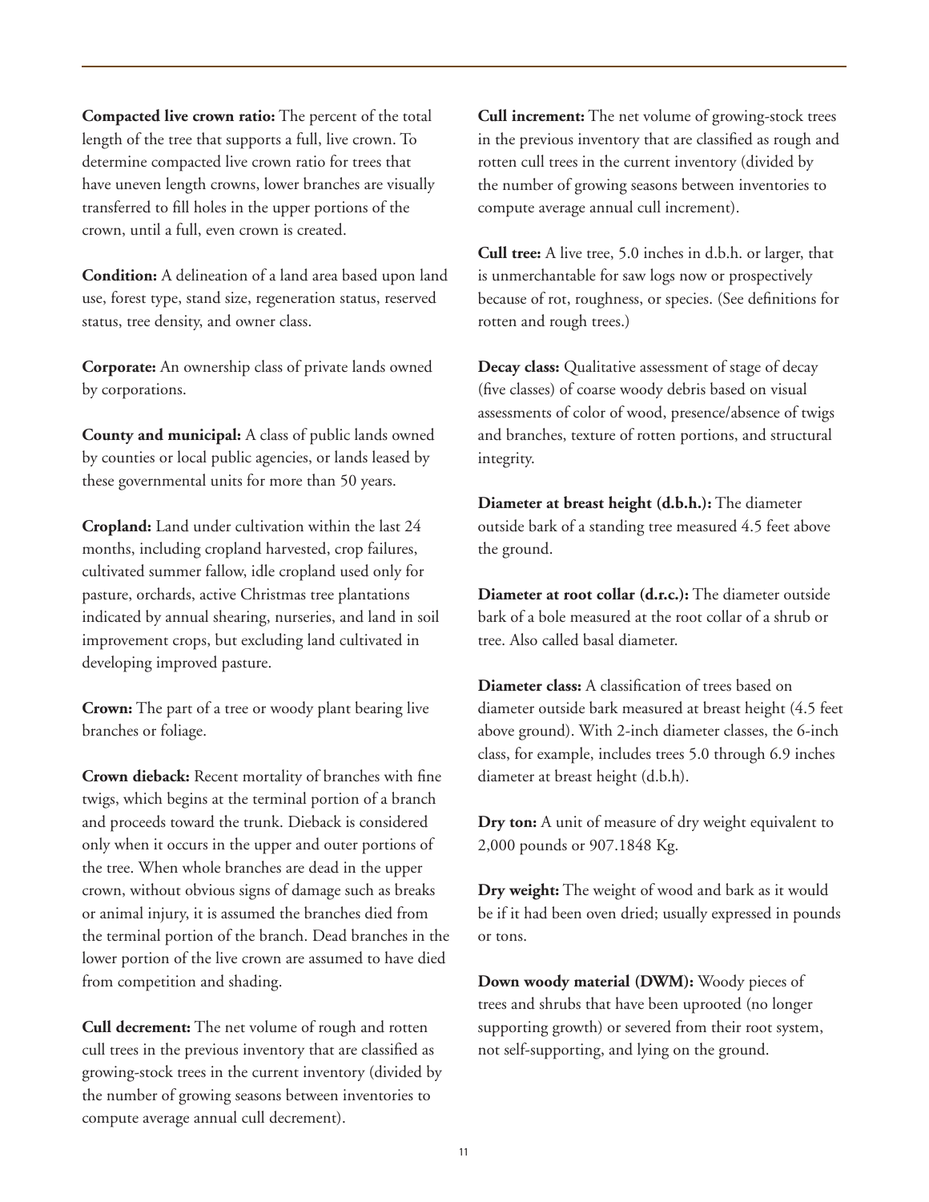**Compacted live crown ratio:** The percent of the total length of the tree that supports a full, live crown. To determine compacted live crown ratio for trees that have uneven length crowns, lower branches are visually transferred to fill holes in the upper portions of the crown, until a full, even crown is created.

**Condition:** A delineation of a land area based upon land use, forest type, stand size, regeneration status, reserved status, tree density, and owner class.

**Corporate:** An ownership class of private lands owned by corporations.

**County and municipal:** A class of public lands owned by counties or local public agencies, or lands leased by these governmental units for more than 50 years.

**Cropland:** Land under cultivation within the last 24 months, including cropland harvested, crop failures, cultivated summer fallow, idle cropland used only for pasture, orchards, active Christmas tree plantations indicated by annual shearing, nurseries, and land in soil improvement crops, but excluding land cultivated in developing improved pasture.

**Crown:** The part of a tree or woody plant bearing live branches or foliage.

**Crown dieback:** Recent mortality of branches with fine twigs, which begins at the terminal portion of a branch and proceeds toward the trunk. Dieback is considered only when it occurs in the upper and outer portions of the tree. When whole branches are dead in the upper crown, without obvious signs of damage such as breaks or animal injury, it is assumed the branches died from the terminal portion of the branch. Dead branches in the lower portion of the live crown are assumed to have died from competition and shading.

**Cull decrement:** The net volume of rough and rotten cull trees in the previous inventory that are classified as growing-stock trees in the current inventory (divided by the number of growing seasons between inventories to compute average annual cull decrement).

**Cull increment:** The net volume of growing-stock trees in the previous inventory that are classified as rough and rotten cull trees in the current inventory (divided by the number of growing seasons between inventories to compute average annual cull increment).

**Cull tree:** A live tree, 5.0 inches in d.b.h. or larger, that is unmerchantable for saw logs now or prospectively because of rot, roughness, or species. (See definitions for rotten and rough trees.)

**Decay class:** Qualitative assessment of stage of decay (five classes) of coarse woody debris based on visual assessments of color of wood, presence/absence of twigs and branches, texture of rotten portions, and structural integrity.

**Diameter at breast height (d.b.h.):** The diameter outside bark of a standing tree measured 4.5 feet above the ground.

**Diameter at root collar (d.r.c.):** The diameter outside bark of a bole measured at the root collar of a shrub or tree. Also called basal diameter.

**Diameter class:** A classification of trees based on diameter outside bark measured at breast height (4.5 feet above ground). With 2-inch diameter classes, the 6-inch class, for example, includes trees 5.0 through 6.9 inches diameter at breast height (d.b.h).

**Dry ton:** A unit of measure of dry weight equivalent to 2,000 pounds or 907.1848 Kg.

**Dry weight:** The weight of wood and bark as it would be if it had been oven dried; usually expressed in pounds or tons.

**Down woody material (DWM):** Woody pieces of trees and shrubs that have been uprooted (no longer supporting growth) or severed from their root system, not self-supporting, and lying on the ground.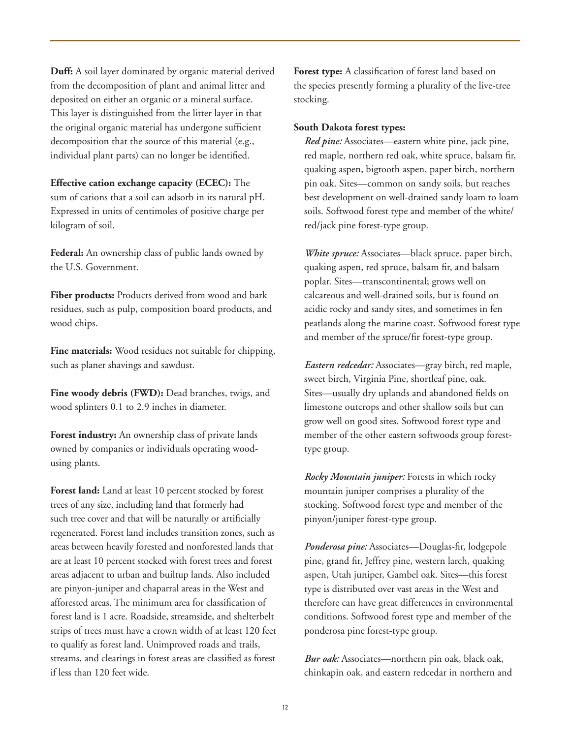**Duff:** A soil layer dominated by organic material derived from the decomposition of plant and animal litter and deposited on either an organic or a mineral surface. This layer is distinguished from the litter layer in that the original organic material has undergone sufficient decomposition that the source of this material (e.g., individual plant parts) can no longer be identified.

**Effective cation exchange capacity (ECEC):** The sum of cations that a soil can adsorb in its natural pH. Expressed in units of centimoles of positive charge per kilogram of soil.

**Federal:** An ownership class of public lands owned by the U.S. Government.

**Fiber products:** Products derived from wood and bark residues, such as pulp, composition board products, and wood chips.

**Fine materials:** Wood residues not suitable for chipping, such as planer shavings and sawdust.

**Fine woody debris (FWD):** Dead branches, twigs, and wood splinters 0.1 to 2.9 inches in diameter.

**Forest industry:** An ownership class of private lands owned by companies or individuals operating wood-using plants.

**Forest land:** Land at least 10 percent stocked by forest trees of any size, including land that formerly had such tree cover and that will be naturally or artificially regenerated. Forest land includes transition zones, such as areas between heavily forested and nonforested lands that are at least 10 percent stocked with forest trees and forest areas adjacent to urban and builtup lands. Also included are pinyon-juniper and chaparral areas in the West and afforested areas. The minimum area for classification of forest land is 1 acre. Roadside, streamside, and shelterbelt strips of trees must have a crown width of at least 120 feet to qualify as forest land. Unimproved roads and trails, streams, and clearings in forest areas are classified as forest if less than 120 feet wide.

**Forest type:** A classification of forest land based on the species presently forming a plurality of the live-tree stocking.

**South Dakota forest types:**

***Red pine:*** Associates—eastern white pine, jack pine, red maple, northern red oak, white spruce, balsam fir, quaking aspen, bigtooth aspen, paper birch, northern pin oak. Sites—common on sandy soils, but reaches best development on well-drained sandy loam to loam soils. Softwood forest type and member of the white/red/jack pine forest-type group.

***White spruce:*** Associates—black spruce, paper birch, quaking aspen, red spruce, balsam fir, and balsam poplar. Sites—transcontinental; grows well on calcareous and well-drained soils, but is found on acidic rocky and sandy sites, and sometimes in fen peatlands along the marine coast. Softwood forest type and member of the spruce/fir forest-type group.

***Eastern redcedar:*** Associates—gray birch, red maple, sweet birch, Virginia Pine, shortleaf pine, oak. Sites—usually dry uplands and abandoned fields on limestone outcrops and other shallow soils but can grow well on good sites. Softwood forest type and member of the other eastern softwoods group forest-type group.

***Rocky Mountain juniper:*** Forests in which rocky mountain juniper comprises a plurality of the stocking. Softwood forest type and member of the pinyon/juniper forest-type group.

***Ponderosa pine:*** Associates—Douglas-fir, lodgepole pine, grand fir, Jeffrey pine, western larch, quaking aspen, Utah juniper, Gambel oak. Sites—this forest type is distributed over vast areas in the West and therefore can have great differences in environmental conditions. Softwood forest type and member of the ponderosa pine forest-type group.

***Bur oak:*** Associates—northern pin oak, black oak, chinkapin oak, and eastern redcedar in northern and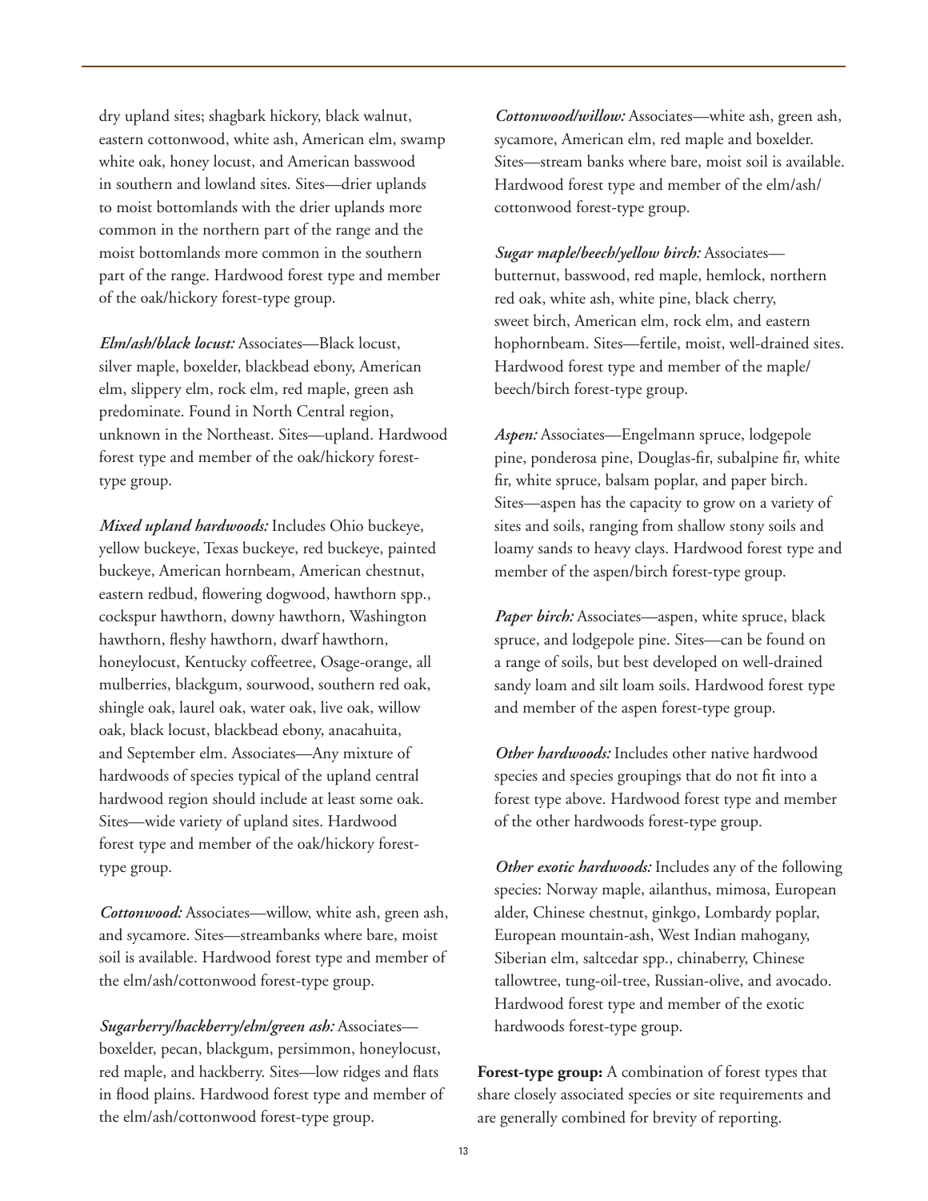dry upland sites; shagbark hickory, black walnut, eastern cottonwood, white ash, American elm, swamp white oak, honey locust, and American basswood in southern and lowland sites. Sites—drier uplands to moist bottomlands with the drier uplands more common in the northern part of the range and the moist bottomlands more common in the southern part of the range. Hardwood forest type and member of the oak/hickory forest-type group.

*Elm/ash/black locust:* Associates—Black locust, silver maple, boxelder, blackbead ebony, American elm, slippery elm, rock elm, red maple, green ash predominate. Found in North Central region, unknown in the Northeast. Sites—upland. Hardwood forest type and member of the oak/hickory forest-type group.

*Mixed upland hardwoods:* Includes Ohio buckeye, yellow buckeye, Texas buckeye, red buckeye, painted buckeye, American hornbeam, American chestnut, eastern redbud, flowering dogwood, hawthorn spp., cockspur hawthorn, downy hawthorn, Washington hawthorn, fleshy hawthorn, dwarf hawthorn, honeylocust, Kentucky coffeetree, Osage-orange, all mulberries, blackgum, sourwood, southern red oak, shingle oak, laurel oak, water oak, live oak, willow oak, black locust, blackbead ebony, anacahuita, and September elm. Associates—Any mixture of hardwoods of species typical of the upland central hardwood region should include at least some oak. Sites—wide variety of upland sites. Hardwood forest type and member of the oak/hickory forest-type group.

*Cottonwood:* Associates—willow, white ash, green ash, and sycamore. Sites—streambanks where bare, moist soil is available. Hardwood forest type and member of the elm/ash/cottonwood forest-type group.

*Sugarberry/hackberry/elm/green ash:* Associates—boxelder, pecan, blackgum, persimmon, honeylocust, red maple, and hackberry. Sites—low ridges and flats in flood plains. Hardwood forest type and member of the elm/ash/cottonwood forest-type group.

*Cottonwood/willow:* Associates—white ash, green ash, sycamore, American elm, red maple and boxelder. Sites—stream banks where bare, moist soil is available. Hardwood forest type and member of the elm/ash/cottonwood forest-type group.

*Sugar maple/beech/yellow birch:* Associates—butternut, basswood, red maple, hemlock, northern red oak, white ash, white pine, black cherry, sweet birch, American elm, rock elm, and eastern hophornbeam. Sites—fertile, moist, well-drained sites. Hardwood forest type and member of the maple/beech/birch forest-type group.

*Aspen:* Associates—Engelmann spruce, lodgepole pine, ponderosa pine, Douglas-fir, subalpine fir, white fir, white spruce, balsam poplar, and paper birch. Sites—aspen has the capacity to grow on a variety of sites and soils, ranging from shallow stony soils and loamy sands to heavy clays. Hardwood forest type and member of the aspen/birch forest-type group.

*Paper birch:* Associates—aspen, white spruce, black spruce, and lodgepole pine. Sites—can be found on a range of soils, but best developed on well-drained sandy loam and silt loam soils. Hardwood forest type and member of the aspen forest-type group.

*Other hardwoods:* Includes other native hardwood species and species groupings that do not fit into a forest type above. Hardwood forest type and member of the other hardwoods forest-type group.

*Other exotic hardwoods:* Includes any of the following species: Norway maple, ailanthus, mimosa, European alder, Chinese chestnut, ginkgo, Lombardy poplar, European mountain-ash, West Indian mahogany, Siberian elm, saltcedar spp., chinaberry, Chinese tallowtree, tung-oil-tree, Russian-olive, and avocado. Hardwood forest type and member of the exotic hardwoods forest-type group.

**Forest-type group:** A combination of forest types that share closely associated species or site requirements and are generally combined for brevity of reporting.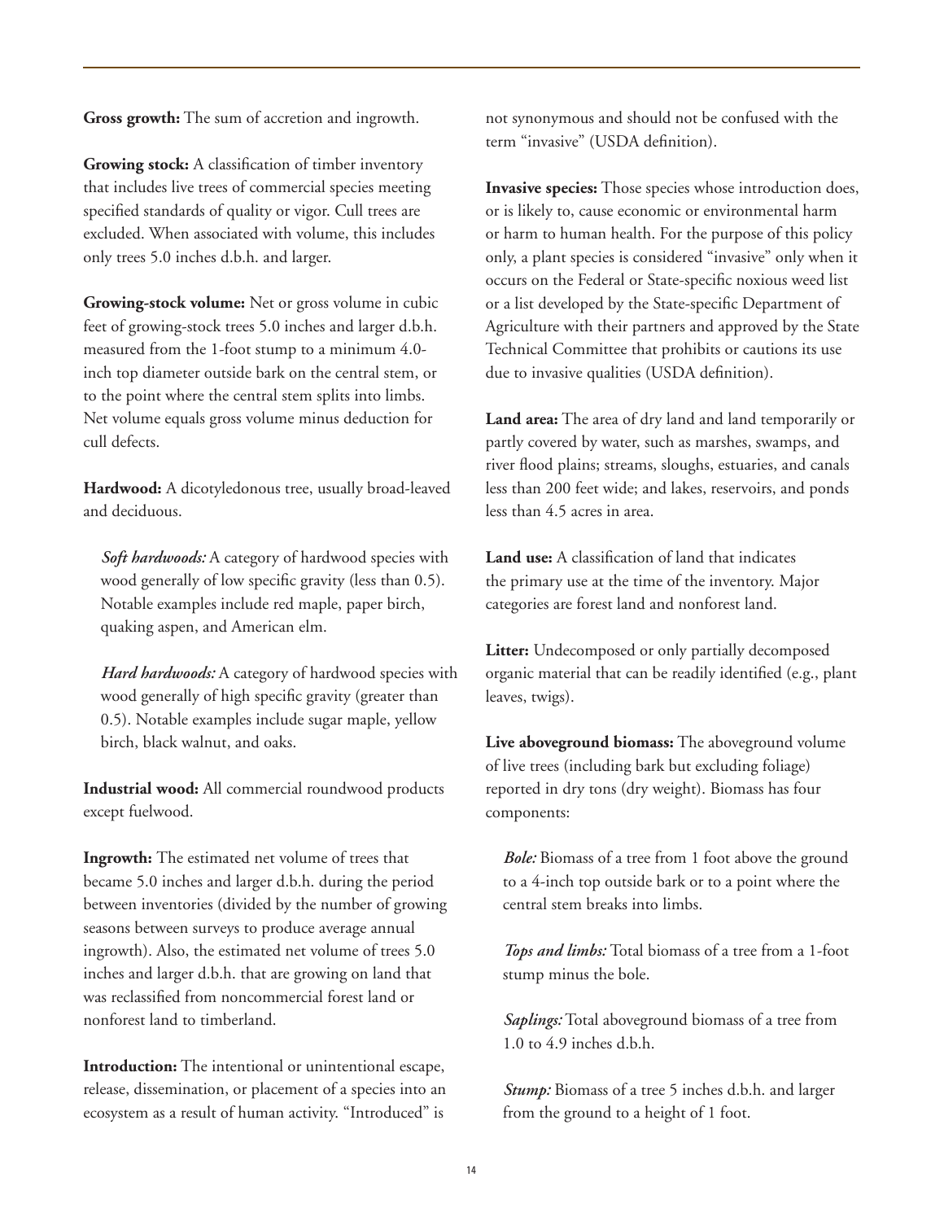**Gross growth:** The sum of accretion and ingrowth.

**Growing stock:** A classification of timber inventory that includes live trees of commercial species meeting specified standards of quality or vigor. Cull trees are excluded. When associated with volume, this includes only trees 5.0 inches d.b.h. and larger.

**Growing-stock volume:** Net or gross volume in cubic feet of growing-stock trees 5.0 inches and larger d.b.h. measured from the 1-foot stump to a minimum 4.0-inch top diameter outside bark on the central stem, or to the point where the central stem splits into limbs. Net volume equals gross volume minus deduction for cull defects.

**Hardwood:** A dicotyledonous tree, usually broad-leaved and deciduous.

*Soft hardwoods:* A category of hardwood species with wood generally of low specific gravity (less than 0.5). Notable examples include red maple, paper birch, quaking aspen, and American elm.

*Hard hardwoods:* A category of hardwood species with wood generally of high specific gravity (greater than 0.5). Notable examples include sugar maple, yellow birch, black walnut, and oaks.

**Industrial wood:** All commercial roundwood products except fuelwood.

**Ingrowth:** The estimated net volume of trees that became 5.0 inches and larger d.b.h. during the period between inventories (divided by the number of growing seasons between surveys to produce average annual ingrowth). Also, the estimated net volume of trees 5.0 inches and larger d.b.h. that are growing on land that was reclassified from noncommercial forest land or nonforest land to timberland.

**Introduction:** The intentional or unintentional escape, release, dissemination, or placement of a species into an ecosystem as a result of human activity. "Introduced" is not synonymous and should not be confused with the term "invasive" (USDA definition).

**Invasive species:** Those species whose introduction does, or is likely to, cause economic or environmental harm or harm to human health. For the purpose of this policy only, a plant species is considered "invasive" only when it occurs on the Federal or State-specific noxious weed list or a list developed by the State-specific Department of Agriculture with their partners and approved by the State Technical Committee that prohibits or cautions its use due to invasive qualities (USDA definition).

**Land area:** The area of dry land and land temporarily or partly covered by water, such as marshes, swamps, and river flood plains; streams, sloughs, estuaries, and canals less than 200 feet wide; and lakes, reservoirs, and ponds less than 4.5 acres in area.

**Land use:** A classification of land that indicates the primary use at the time of the inventory. Major categories are forest land and nonforest land.

**Litter:** Undecomposed or only partially decomposed organic material that can be readily identified (e.g., plant leaves, twigs).

**Live aboveground biomass:** The aboveground volume of live trees (including bark but excluding foliage) reported in dry tons (dry weight). Biomass has four components:

*Bole:* Biomass of a tree from 1 foot above the ground to a 4-inch top outside bark or to a point where the central stem breaks into limbs.

*Tops and limbs:* Total biomass of a tree from a 1-foot stump minus the bole.

*Saplings:* Total aboveground biomass of a tree from 1.0 to 4.9 inches d.b.h.

*Stump:* Biomass of a tree 5 inches d.b.h. and larger from the ground to a height of 1 foot.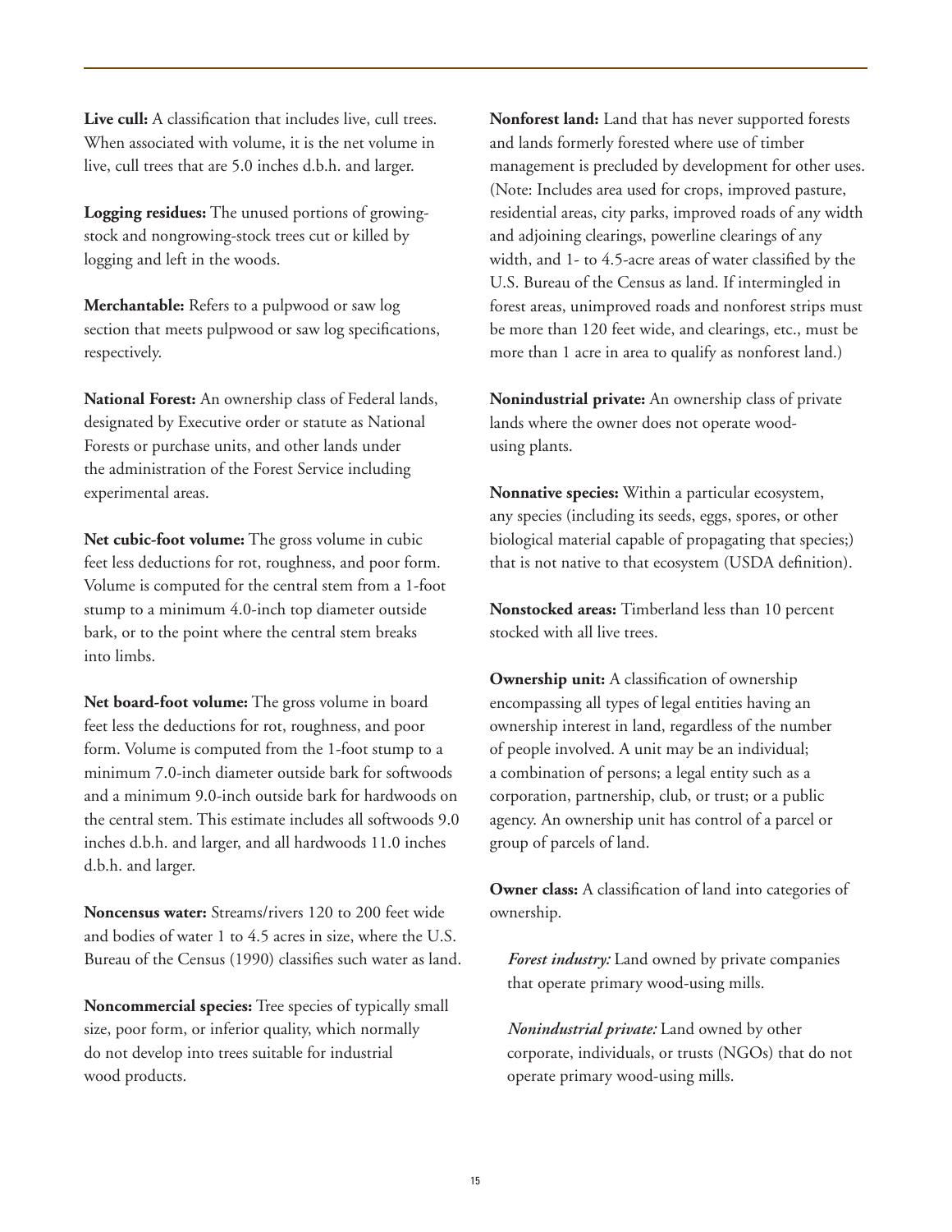**Live cull:** A classification that includes live, cull trees. When associated with volume, it is the net volume in live, cull trees that are 5.0 inches d.b.h. and larger.

**Logging residues:** The unused portions of growing-stock and nongrowing-stock trees cut or killed by logging and left in the woods.

**Merchantable:** Refers to a pulpwood or saw log section that meets pulpwood or saw log specifications, respectively.

**National Forest:** An ownership class of Federal lands, designated by Executive order or statute as National Forests or purchase units, and other lands under the administration of the Forest Service including experimental areas.

**Net cubic-foot volume:** The gross volume in cubic feet less deductions for rot, roughness, and poor form. Volume is computed for the central stem from a 1-foot stump to a minimum 4.0-inch top diameter outside bark, or to the point where the central stem breaks into limbs.

**Net board-foot volume:** The gross volume in board feet less the deductions for rot, roughness, and poor form. Volume is computed from the 1-foot stump to a minimum 7.0-inch diameter outside bark for softwoods and a minimum 9.0-inch outside bark for hardwoods on the central stem. This estimate includes all softwoods 9.0 inches d.b.h. and larger, and all hardwoods 11.0 inches d.b.h. and larger.

**Noncensus water:** Streams/rivers 120 to 200 feet wide and bodies of water 1 to 4.5 acres in size, where the U.S. Bureau of the Census (1990) classifies such water as land.

**Noncommercial species:** Tree species of typically small size, poor form, or inferior quality, which normally do not develop into trees suitable for industrial wood products.

**Nonforest land:** Land that has never supported forests and lands formerly forested where use of timber management is precluded by development for other uses. (Note: Includes area used for crops, improved pasture, residential areas, city parks, improved roads of any width and adjoining clearings, powerline clearings of any width, and 1- to 4.5-acre areas of water classified by the U.S. Bureau of the Census as land. If intermingled in forest areas, unimproved roads and nonforest strips must be more than 120 feet wide, and clearings, etc., must be more than 1 acre in area to qualify as nonforest land.)

**Nonindustrial private:** An ownership class of private lands where the owner does not operate wood-using plants.

**Nonnative species:** Within a particular ecosystem, any species (including its seeds, eggs, spores, or other biological material capable of propagating that species;) that is not native to that ecosystem (USDA definition).

**Nonstocked areas:** Timberland less than 10 percent stocked with all live trees.

**Ownership unit:** A classification of ownership encompassing all types of legal entities having an ownership interest in land, regardless of the number of people involved. A unit may be an individual; a combination of persons; a legal entity such as a corporation, partnership, club, or trust; or a public agency. An ownership unit has control of a parcel or group of parcels of land.

**Owner class:** A classification of land into categories of ownership.

*Forest industry:* Land owned by private companies that operate primary wood-using mills.

*Nonindustrial private:* Land owned by other corporate, individuals, or trusts (NGOs) that do not operate primary wood-using mills.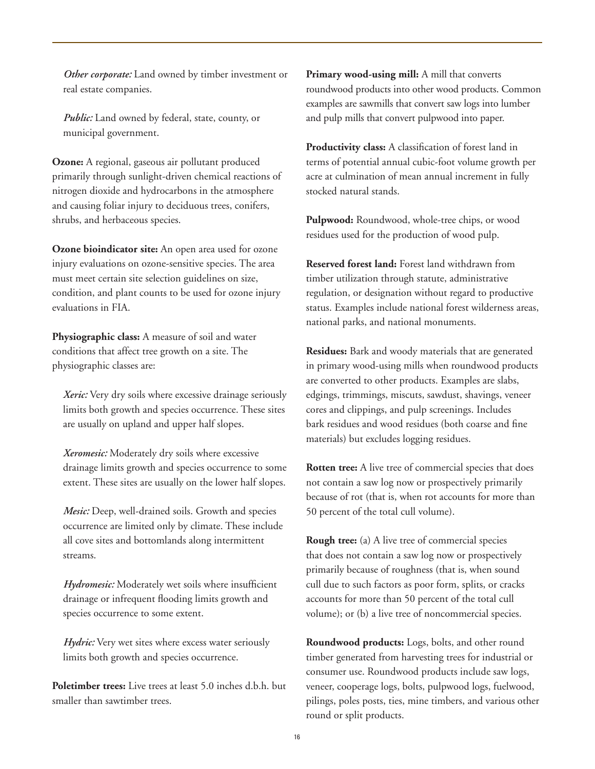*Other corporate:* Land owned by timber investment or real estate companies.

*Public:* Land owned by federal, state, county, or municipal government.

**Ozone:** A regional, gaseous air pollutant produced primarily through sunlight-driven chemical reactions of nitrogen dioxide and hydrocarbons in the atmosphere and causing foliar injury to deciduous trees, conifers, shrubs, and herbaceous species.

**Ozone bioindicator site:** An open area used for ozone injury evaluations on ozone-sensitive species. The area must meet certain site selection guidelines on size, condition, and plant counts to be used for ozone injury evaluations in FIA.

**Physiographic class:** A measure of soil and water conditions that affect tree growth on a site. The physiographic classes are:

*Xeric:* Very dry soils where excessive drainage seriously limits both growth and species occurrence. These sites are usually on upland and upper half slopes.

*Xeromesic:* Moderately dry soils where excessive drainage limits growth and species occurrence to some extent. These sites are usually on the lower half slopes.

*Mesic:* Deep, well-drained soils. Growth and species occurrence are limited only by climate. These include all cove sites and bottomlands along intermittent streams.

*Hydromesic:* Moderately wet soils where insufficient drainage or infrequent flooding limits growth and species occurrence to some extent.

*Hydric:* Very wet sites where excess water seriously limits both growth and species occurrence.

**Poletimber trees:** Live trees at least 5.0 inches d.b.h. but smaller than sawtimber trees.

**Primary wood-using mill:** A mill that converts roundwood products into other wood products. Common examples are sawmills that convert saw logs into lumber and pulp mills that convert pulpwood into paper.

**Productivity class:** A classification of forest land in terms of potential annual cubic-foot volume growth per acre at culmination of mean annual increment in fully stocked natural stands.

**Pulpwood:** Roundwood, whole-tree chips, or wood residues used for the production of wood pulp.

**Reserved forest land:** Forest land withdrawn from timber utilization through statute, administrative regulation, or designation without regard to productive status. Examples include national forest wilderness areas, national parks, and national monuments.

**Residues:** Bark and woody materials that are generated in primary wood-using mills when roundwood products are converted to other products. Examples are slabs, edgings, trimmings, miscuts, sawdust, shavings, veneer cores and clippings, and pulp screenings. Includes bark residues and wood residues (both coarse and fine materials) but excludes logging residues.

**Rotten tree:** A live tree of commercial species that does not contain a saw log now or prospectively primarily because of rot (that is, when rot accounts for more than 50 percent of the total cull volume).

**Rough tree:** (a) A live tree of commercial species that does not contain a saw log now or prospectively primarily because of roughness (that is, when sound cull due to such factors as poor form, splits, or cracks accounts for more than 50 percent of the total cull volume); or (b) a live tree of noncommercial species.

**Roundwood products:** Logs, bolts, and other round timber generated from harvesting trees for industrial or consumer use. Roundwood products include saw logs, veneer, cooperage logs, bolts, pulpwood logs, fuelwood, pilings, poles posts, ties, mine timbers, and various other round or split products.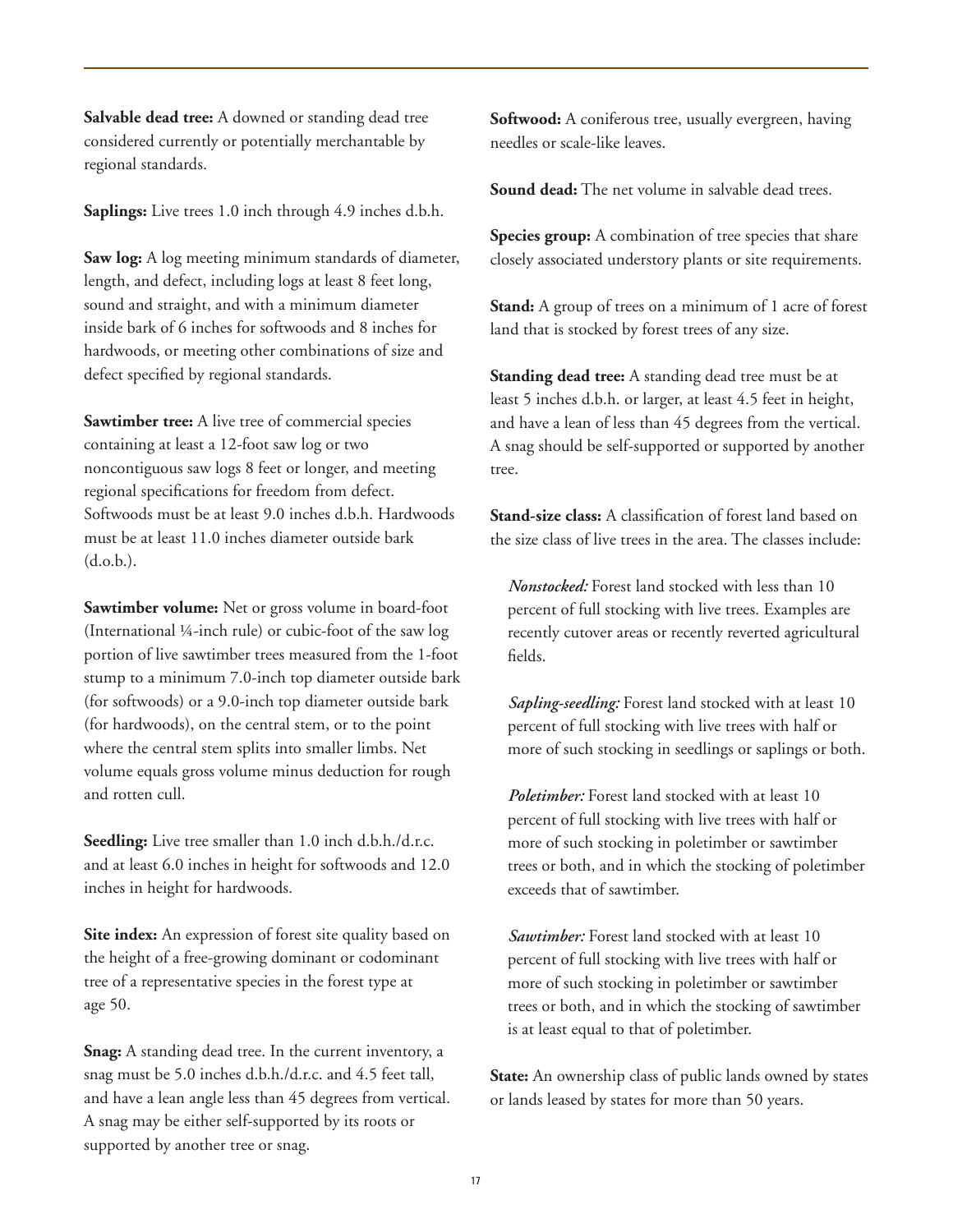**Salvable dead tree:** A downed or standing dead tree considered currently or potentially merchantable by regional standards.

**Saplings:** Live trees 1.0 inch through 4.9 inches d.b.h.

**Saw log:** A log meeting minimum standards of diameter, length, and defect, including logs at least 8 feet long, sound and straight, and with a minimum diameter inside bark of 6 inches for softwoods and 8 inches for hardwoods, or meeting other combinations of size and defect specified by regional standards.

**Sawtimber tree:** A live tree of commercial species containing at least a 12-foot saw log or two noncontiguous saw logs 8 feet or longer, and meeting regional specifications for freedom from defect. Softwoods must be at least 9.0 inches d.b.h. Hardwoods must be at least 11.0 inches diameter outside bark (d.o.b.).

**Sawtimber volume:** Net or gross volume in board-foot (International ¼-inch rule) or cubic-foot of the saw log portion of live sawtimber trees measured from the 1-foot stump to a minimum 7.0-inch top diameter outside bark (for softwoods) or a 9.0-inch top diameter outside bark (for hardwoods), on the central stem, or to the point where the central stem splits into smaller limbs. Net volume equals gross volume minus deduction for rough and rotten cull.

**Seedling:** Live tree smaller than 1.0 inch d.b.h./d.r.c. and at least 6.0 inches in height for softwoods and 12.0 inches in height for hardwoods.

**Site index:** An expression of forest site quality based on the height of a free-growing dominant or codominant tree of a representative species in the forest type at age 50.

**Snag:** A standing dead tree. In the current inventory, a snag must be 5.0 inches d.b.h./d.r.c. and 4.5 feet tall, and have a lean angle less than 45 degrees from vertical. A snag may be either self-supported by its roots or supported by another tree or snag.

**Softwood:** A coniferous tree, usually evergreen, having needles or scale-like leaves.

**Sound dead:** The net volume in salvable dead trees.

**Species group:** A combination of tree species that share closely associated understory plants or site requirements.

**Stand:** A group of trees on a minimum of 1 acre of forest land that is stocked by forest trees of any size.

**Standing dead tree:** A standing dead tree must be at least 5 inches d.b.h. or larger, at least 4.5 feet in height, and have a lean of less than 45 degrees from the vertical. A snag should be self-supported or supported by another tree.

**Stand-size class:** A classification of forest land based on the size class of live trees in the area. The classes include:

*Nonstocked:* Forest land stocked with less than 10 percent of full stocking with live trees. Examples are recently cutover areas or recently reverted agricultural fields.

*Sapling-seedling:* Forest land stocked with at least 10 percent of full stocking with live trees with half or more of such stocking in seedlings or saplings or both.

*Poletimber:* Forest land stocked with at least 10 percent of full stocking with live trees with half or more of such stocking in poletimber or sawtimber trees or both, and in which the stocking of poletimber exceeds that of sawtimber.

*Sawtimber:* Forest land stocked with at least 10 percent of full stocking with live trees with half or more of such stocking in poletimber or sawtimber trees or both, and in which the stocking of sawtimber is at least equal to that of poletimber.

**State:** An ownership class of public lands owned by states or lands leased by states for more than 50 years.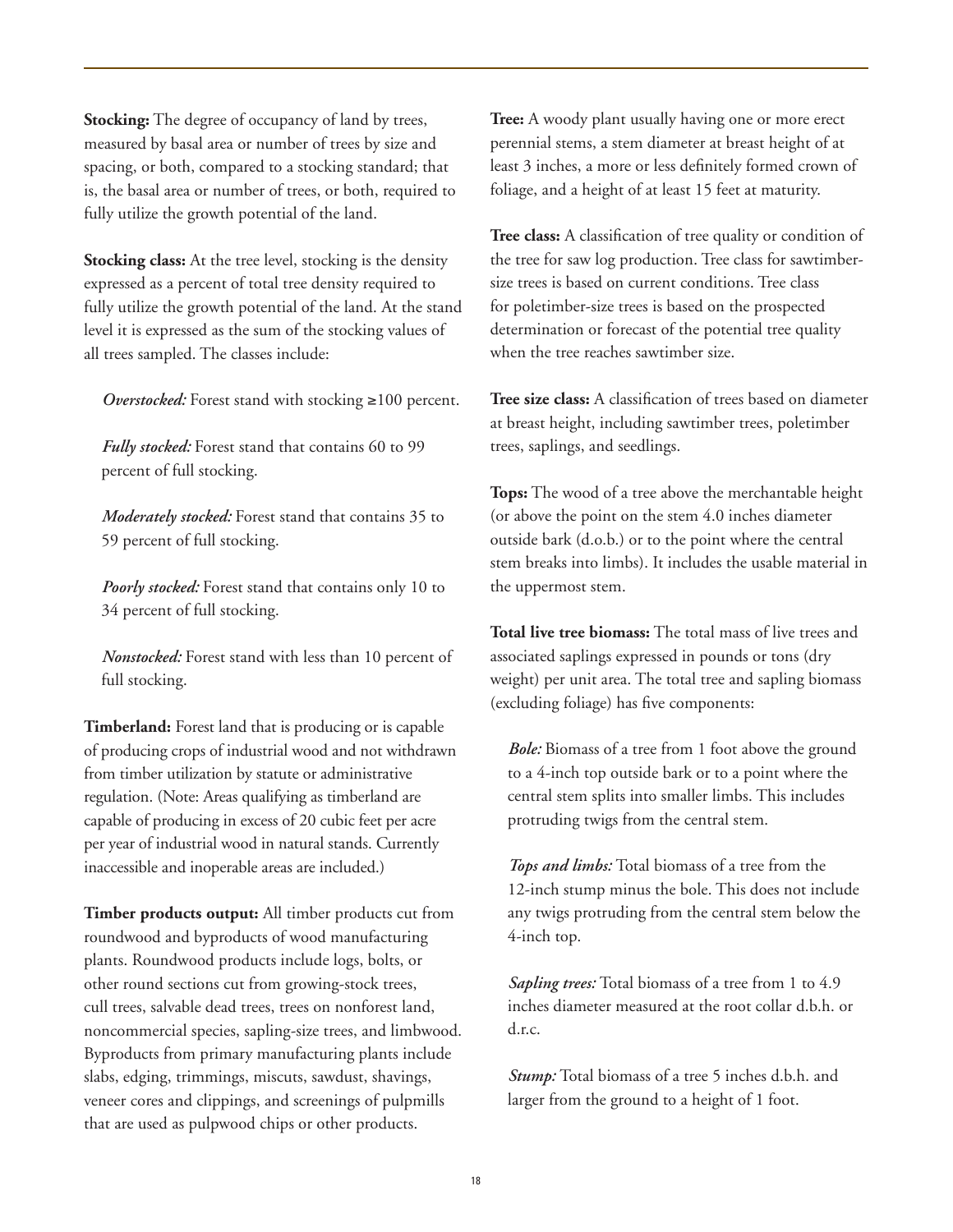**Stocking:** The degree of occupancy of land by trees, measured by basal area or number of trees by size and spacing, or both, compared to a stocking standard; that is, the basal area or number of trees, or both, required to fully utilize the growth potential of the land.

**Stocking class:** At the tree level, stocking is the density expressed as a percent of total tree density required to fully utilize the growth potential of the land. At the stand level it is expressed as the sum of the stocking values of all trees sampled. The classes include:

*Overstocked:* Forest stand with stocking ≥100 percent.

*Fully stocked:* Forest stand that contains 60 to 99 percent of full stocking.

*Moderately stocked:* Forest stand that contains 35 to 59 percent of full stocking.

*Poorly stocked:* Forest stand that contains only 10 to 34 percent of full stocking.

*Nonstocked:* Forest stand with less than 10 percent of full stocking.

**Timberland:** Forest land that is producing or is capable of producing crops of industrial wood and not withdrawn from timber utilization by statute or administrative regulation. (Note: Areas qualifying as timberland are capable of producing in excess of 20 cubic feet per acre per year of industrial wood in natural stands. Currently inaccessible and inoperable areas are included.)

**Timber products output:** All timber products cut from roundwood and byproducts of wood manufacturing plants. Roundwood products include logs, bolts, or other round sections cut from growing-stock trees, cull trees, salvable dead trees, trees on nonforest land, noncommercial species, sapling-size trees, and limbwood. Byproducts from primary manufacturing plants include slabs, edging, trimmings, miscuts, sawdust, shavings, veneer cores and clippings, and screenings of pulpmills that are used as pulpwood chips or other products.

**Tree:** A woody plant usually having one or more erect perennial stems, a stem diameter at breast height of at least 3 inches, a more or less definitely formed crown of foliage, and a height of at least 15 feet at maturity.

**Tree class:** A classification of tree quality or condition of the tree for saw log production. Tree class for sawtimber-size trees is based on current conditions. Tree class for poletimber-size trees is based on the prospected determination or forecast of the potential tree quality when the tree reaches sawtimber size.

**Tree size class:** A classification of trees based on diameter at breast height, including sawtimber trees, poletimber trees, saplings, and seedlings.

**Tops:** The wood of a tree above the merchantable height (or above the point on the stem 4.0 inches diameter outside bark (d.o.b.) or to the point where the central stem breaks into limbs). It includes the usable material in the uppermost stem.

**Total live tree biomass:** The total mass of live trees and associated saplings expressed in pounds or tons (dry weight) per unit area. The total tree and sapling biomass (excluding foliage) has five components:

*Bole:* Biomass of a tree from 1 foot above the ground to a 4-inch top outside bark or to a point where the central stem splits into smaller limbs. This includes protruding twigs from the central stem.

*Tops and limbs:* Total biomass of a tree from the 12-inch stump minus the bole. This does not include any twigs protruding from the central stem below the 4-inch top.

*Sapling trees:* Total biomass of a tree from 1 to 4.9 inches diameter measured at the root collar d.b.h. or d.r.c.

*Stump:* Total biomass of a tree 5 inches d.b.h. and larger from the ground to a height of 1 foot.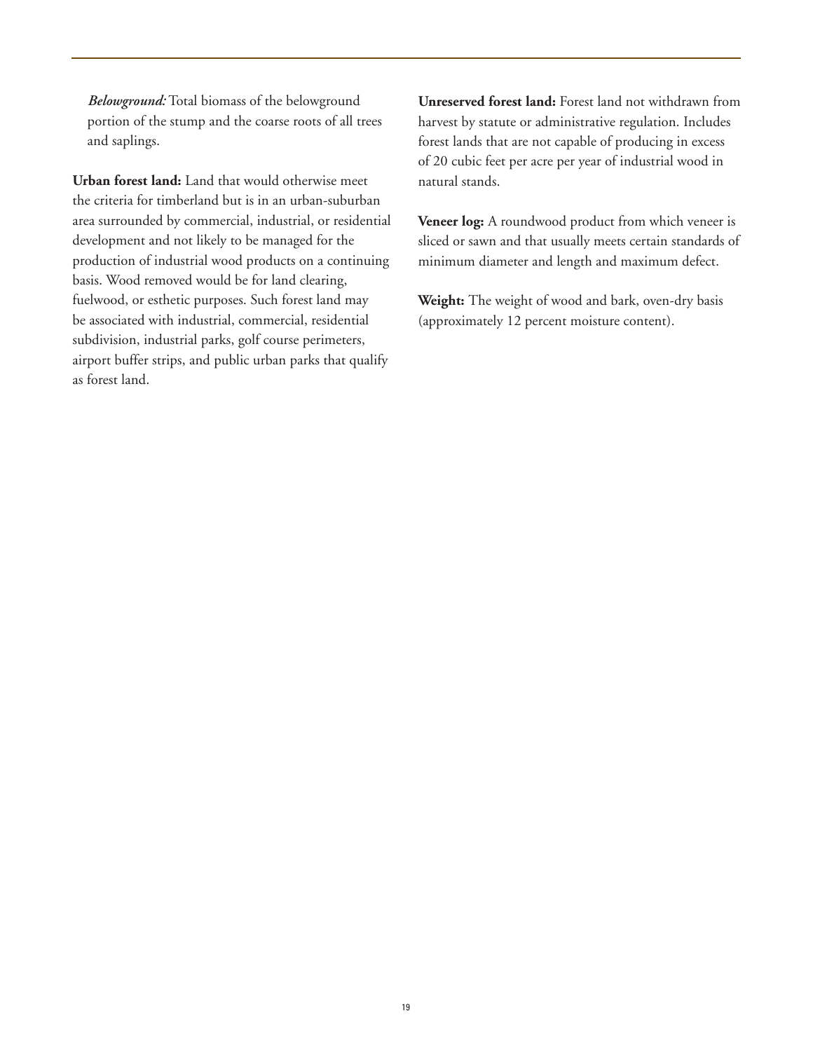*Belowground:* Total biomass of the belowground portion of the stump and the coarse roots of all trees and saplings.

**Urban forest land:** Land that would otherwise meet the criteria for timberland but is in an urban-suburban area surrounded by commercial, industrial, or residential development and not likely to be managed for the production of industrial wood products on a continuing basis. Wood removed would be for land clearing, fuelwood, or esthetic purposes. Such forest land may be associated with industrial, commercial, residential subdivision, industrial parks, golf course perimeters, airport buffer strips, and public urban parks that qualify as forest land.

**Unreserved forest land:** Forest land not withdrawn from harvest by statute or administrative regulation. Includes forest lands that are not capable of producing in excess of 20 cubic feet per acre per year of industrial wood in natural stands.

**Veneer log:** A roundwood product from which veneer is sliced or sawn and that usually meets certain standards of minimum diameter and length and maximum defect.

**Weight:** The weight of wood and bark, oven-dry basis (approximately 12 percent moisture content).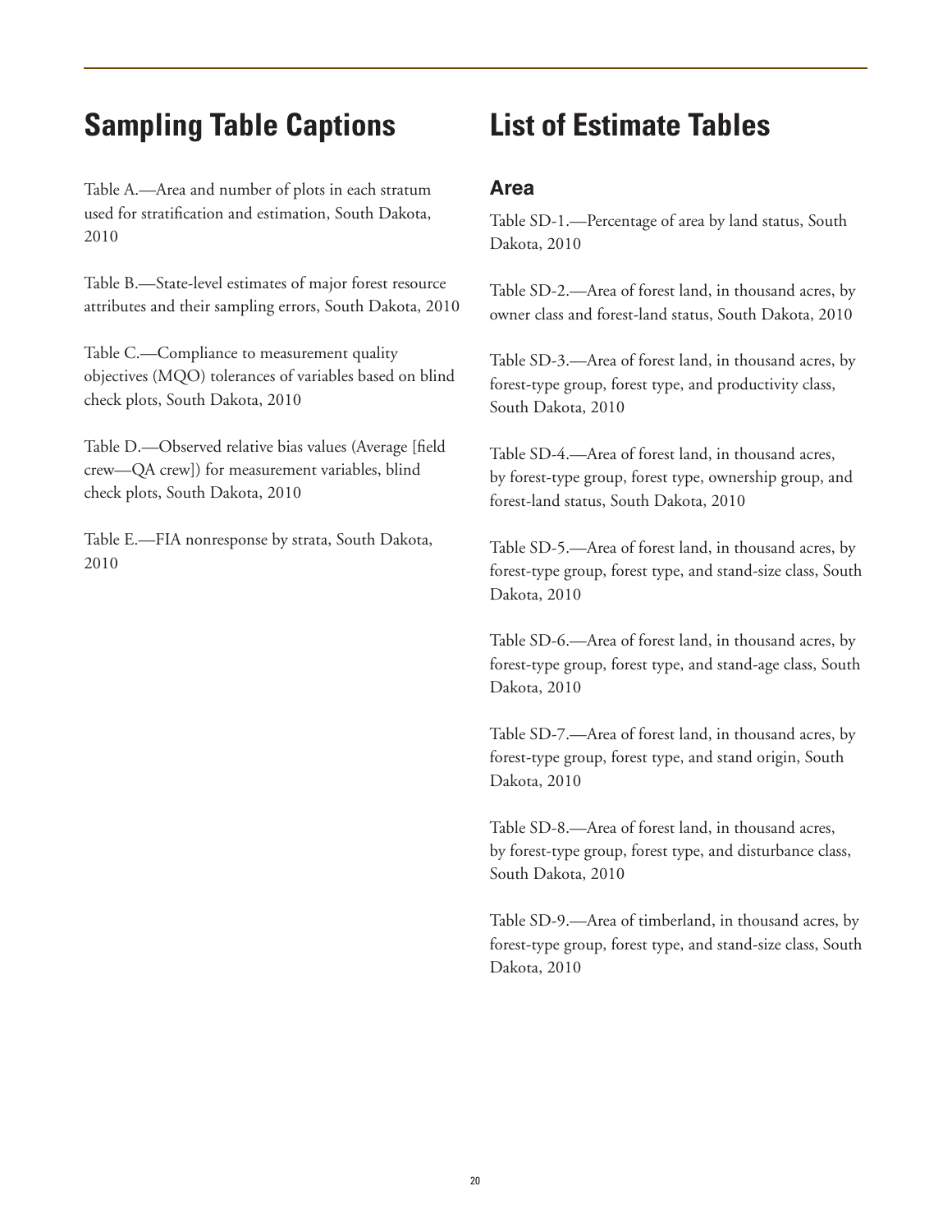# Sampling Table Captions

Table A.—Area and number of plots in each stratum used for stratification and estimation, South Dakota, 2010

Table B.—State-level estimates of major forest resource attributes and their sampling errors, South Dakota, 2010

Table C.—Compliance to measurement quality objectives (MQO) tolerances of variables based on blind check plots, South Dakota, 2010

Table D.—Observed relative bias values (Average [field crew—QA crew]) for measurement variables, blind check plots, South Dakota, 2010

Table E.—FIA nonresponse by strata, South Dakota, 2010

# List of Estimate Tables

## Area

Table SD-1.—Percentage of area by land status, South Dakota, 2010

Table SD-2.—Area of forest land, in thousand acres, by owner class and forest-land status, South Dakota, 2010

Table SD-3.—Area of forest land, in thousand acres, by forest-type group, forest type, and productivity class, South Dakota, 2010

Table SD-4.—Area of forest land, in thousand acres, by forest-type group, forest type, ownership group, and forest-land status, South Dakota, 2010

Table SD-5.—Area of forest land, in thousand acres, by forest-type group, forest type, and stand-size class, South Dakota, 2010

Table SD-6.—Area of forest land, in thousand acres, by forest-type group, forest type, and stand-age class, South Dakota, 2010

Table SD-7.—Area of forest land, in thousand acres, by forest-type group, forest type, and stand origin, South Dakota, 2010

Table SD-8.—Area of forest land, in thousand acres, by forest-type group, forest type, and disturbance class, South Dakota, 2010

Table SD-9.—Area of timberland, in thousand acres, by forest-type group, forest type, and stand-size class, South Dakota, 2010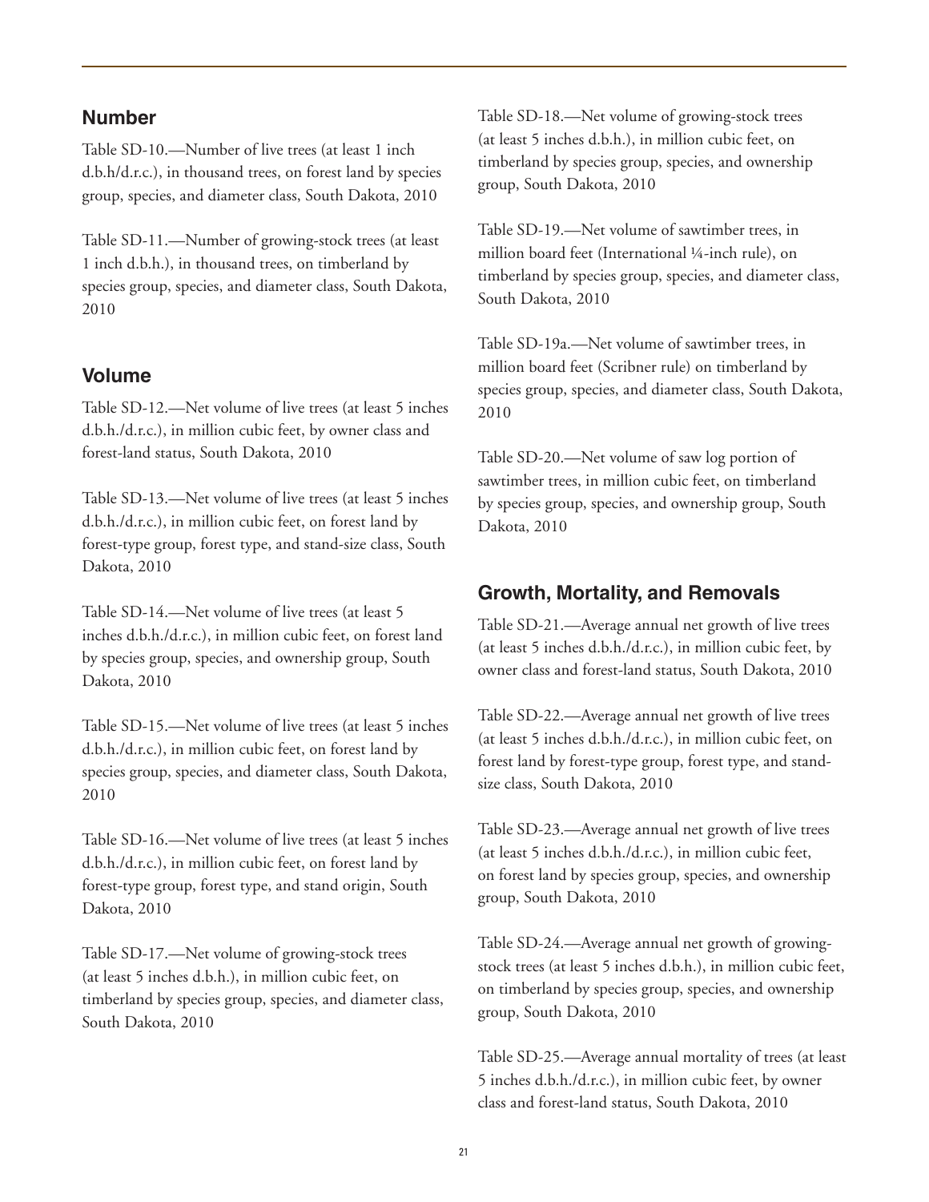## Number

Table SD-10.—Number of live trees (at least 1 inch d.b.h/d.r.c.), in thousand trees, on forest land by species group, species, and diameter class, South Dakota, 2010

Table SD-11.—Number of growing-stock trees (at least 1 inch d.b.h.), in thousand trees, on timberland by species group, species, and diameter class, South Dakota, 2010

## Volume

Table SD-12.—Net volume of live trees (at least 5 inches d.b.h./d.r.c.), in million cubic feet, by owner class and forest-land status, South Dakota, 2010

Table SD-13.—Net volume of live trees (at least 5 inches d.b.h./d.r.c.), in million cubic feet, on forest land by forest-type group, forest type, and stand-size class, South Dakota, 2010

Table SD-14.—Net volume of live trees (at least 5 inches d.b.h./d.r.c.), in million cubic feet, on forest land by species group, species, and ownership group, South Dakota, 2010

Table SD-15.—Net volume of live trees (at least 5 inches d.b.h./d.r.c.), in million cubic feet, on forest land by species group, species, and diameter class, South Dakota, 2010

Table SD-16.—Net volume of live trees (at least 5 inches d.b.h./d.r.c.), in million cubic feet, on forest land by forest-type group, forest type, and stand origin, South Dakota, 2010

Table SD-17.—Net volume of growing-stock trees (at least 5 inches d.b.h.), in million cubic feet, on timberland by species group, species, and diameter class, South Dakota, 2010

Table SD-18.—Net volume of growing-stock trees (at least 5 inches d.b.h.), in million cubic feet, on timberland by species group, species, and ownership group, South Dakota, 2010

Table SD-19.—Net volume of sawtimber trees, in million board feet (International ¼-inch rule), on timberland by species group, species, and diameter class, South Dakota, 2010

Table SD-19a.—Net volume of sawtimber trees, in million board feet (Scribner rule) on timberland by species group, species, and diameter class, South Dakota, 2010

Table SD-20.—Net volume of saw log portion of sawtimber trees, in million cubic feet, on timberland by species group, species, and ownership group, South Dakota, 2010

## Growth, Mortality, and Removals

Table SD-21.—Average annual net growth of live trees (at least 5 inches d.b.h./d.r.c.), in million cubic feet, by owner class and forest-land status, South Dakota, 2010

Table SD-22.—Average annual net growth of live trees (at least 5 inches d.b.h./d.r.c.), in million cubic feet, on forest land by forest-type group, forest type, and stand-size class, South Dakota, 2010

Table SD-23.—Average annual net growth of live trees (at least 5 inches d.b.h./d.r.c.), in million cubic feet, on forest land by species group, species, and ownership group, South Dakota, 2010

Table SD-24.—Average annual net growth of growing-stock trees (at least 5 inches d.b.h.), in million cubic feet, on timberland by species group, species, and ownership group, South Dakota, 2010

Table SD-25.—Average annual mortality of trees (at least 5 inches d.b.h./d.r.c.), in million cubic feet, by owner class and forest-land status, South Dakota, 2010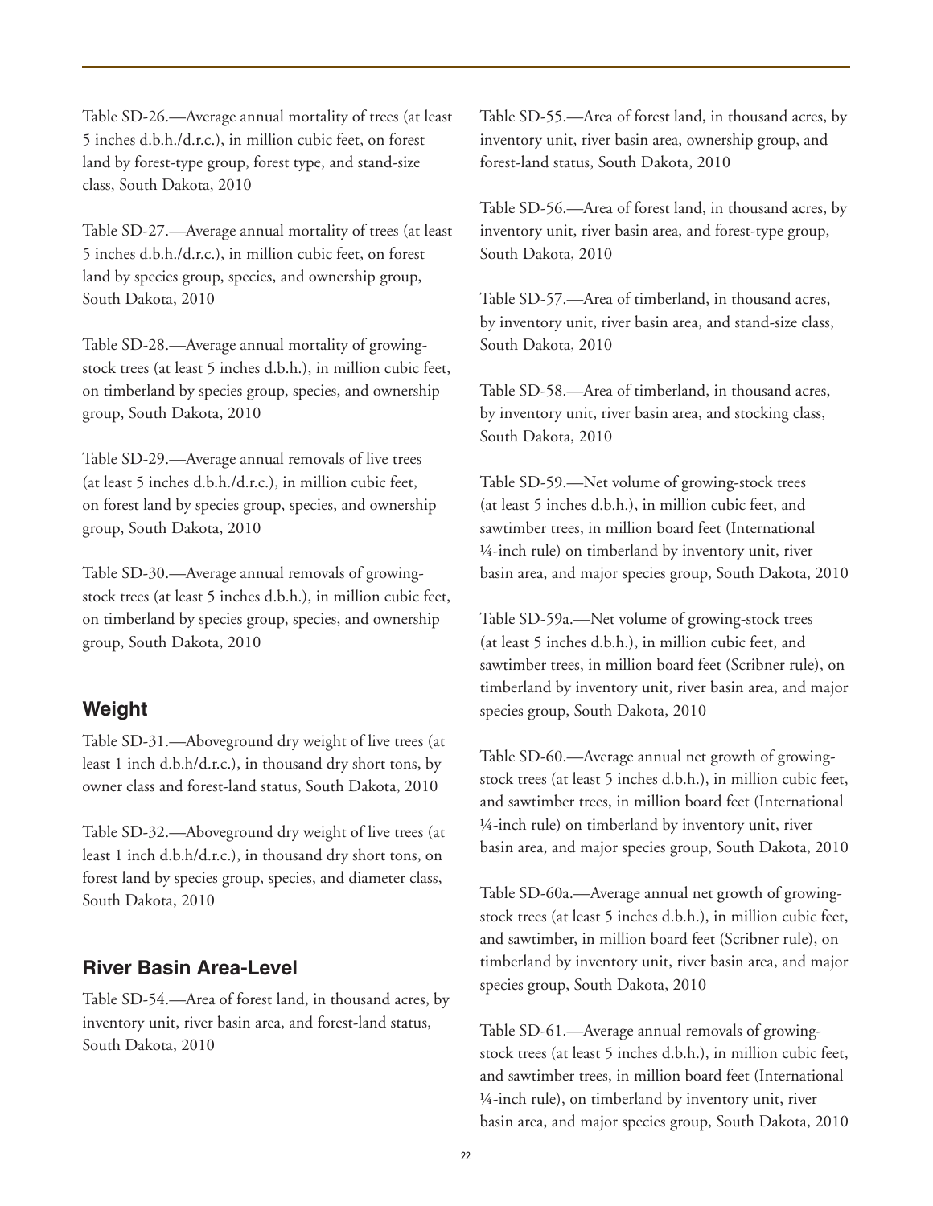Table SD-26.—Average annual mortality of trees (at least 5 inches d.b.h./d.r.c.), in million cubic feet, on forest land by forest-type group, forest type, and stand-size class, South Dakota, 2010

Table SD-27.—Average annual mortality of trees (at least 5 inches d.b.h./d.r.c.), in million cubic feet, on forest land by species group, species, and ownership group, South Dakota, 2010

Table SD-28.—Average annual mortality of growing-stock trees (at least 5 inches d.b.h.), in million cubic feet, on timberland by species group, species, and ownership group, South Dakota, 2010

Table SD-29.—Average annual removals of live trees (at least 5 inches d.b.h./d.r.c.), in million cubic feet, on forest land by species group, species, and ownership group, South Dakota, 2010

Table SD-30.—Average annual removals of growing-stock trees (at least 5 inches d.b.h.), in million cubic feet, on timberland by species group, species, and ownership group, South Dakota, 2010

## Weight

Table SD-31.—Aboveground dry weight of live trees (at least 1 inch d.b.h/d.r.c.), in thousand dry short tons, by owner class and forest-land status, South Dakota, 2010

Table SD-32.—Aboveground dry weight of live trees (at least 1 inch d.b.h/d.r.c.), in thousand dry short tons, on forest land by species group, species, and diameter class, South Dakota, 2010

## River Basin Area-Level

Table SD-54.—Area of forest land, in thousand acres, by inventory unit, river basin area, and forest-land status, South Dakota, 2010

Table SD-55.—Area of forest land, in thousand acres, by inventory unit, river basin area, ownership group, and forest-land status, South Dakota, 2010

Table SD-56.—Area of forest land, in thousand acres, by inventory unit, river basin area, and forest-type group, South Dakota, 2010

Table SD-57.—Area of timberland, in thousand acres, by inventory unit, river basin area, and stand-size class, South Dakota, 2010

Table SD-58.—Area of timberland, in thousand acres, by inventory unit, river basin area, and stocking class, South Dakota, 2010

Table SD-59.—Net volume of growing-stock trees (at least 5 inches d.b.h.), in million cubic feet, and sawtimber trees, in million board feet (International ¼-inch rule) on timberland by inventory unit, river basin area, and major species group, South Dakota, 2010

Table SD-59a.—Net volume of growing-stock trees (at least 5 inches d.b.h.), in million cubic feet, and sawtimber trees, in million board feet (Scribner rule), on timberland by inventory unit, river basin area, and major species group, South Dakota, 2010

Table SD-60.—Average annual net growth of growing-stock trees (at least 5 inches d.b.h.), in million cubic feet, and sawtimber trees, in million board feet (International ¼-inch rule) on timberland by inventory unit, river basin area, and major species group, South Dakota, 2010

Table SD-60a.—Average annual net growth of growing-stock trees (at least 5 inches d.b.h.), in million cubic feet, and sawtimber, in million board feet (Scribner rule), on timberland by inventory unit, river basin area, and major species group, South Dakota, 2010

Table SD-61.—Average annual removals of growing-stock trees (at least 5 inches d.b.h.), in million cubic feet, and sawtimber trees, in million board feet (International ¼-inch rule), on timberland by inventory unit, river basin area, and major species group, South Dakota, 2010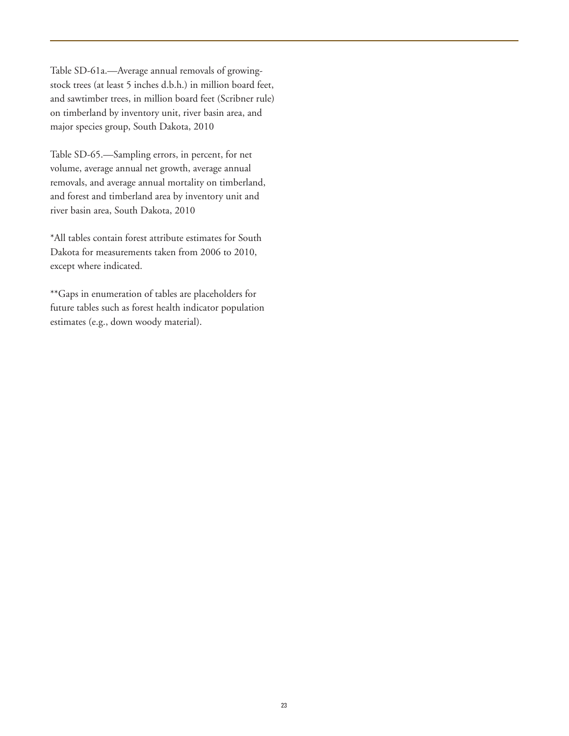Table SD-61a.—Average annual removals of growing-stock trees (at least 5 inches d.b.h.) in million board feet, and sawtimber trees, in million board feet (Scribner rule) on timberland by inventory unit, river basin area, and major species group, South Dakota, 2010

Table SD-65.—Sampling errors, in percent, for net volume, average annual net growth, average annual removals, and average annual mortality on timberland, and forest and timberland area by inventory unit and river basin area, South Dakota, 2010

*All tables contain forest attribute estimates for South Dakota for measurements taken from 2006 to 2010, except where indicated.

**Gaps in enumeration of tables are placeholders for future tables such as forest health indicator population estimates (e.g., down woody material).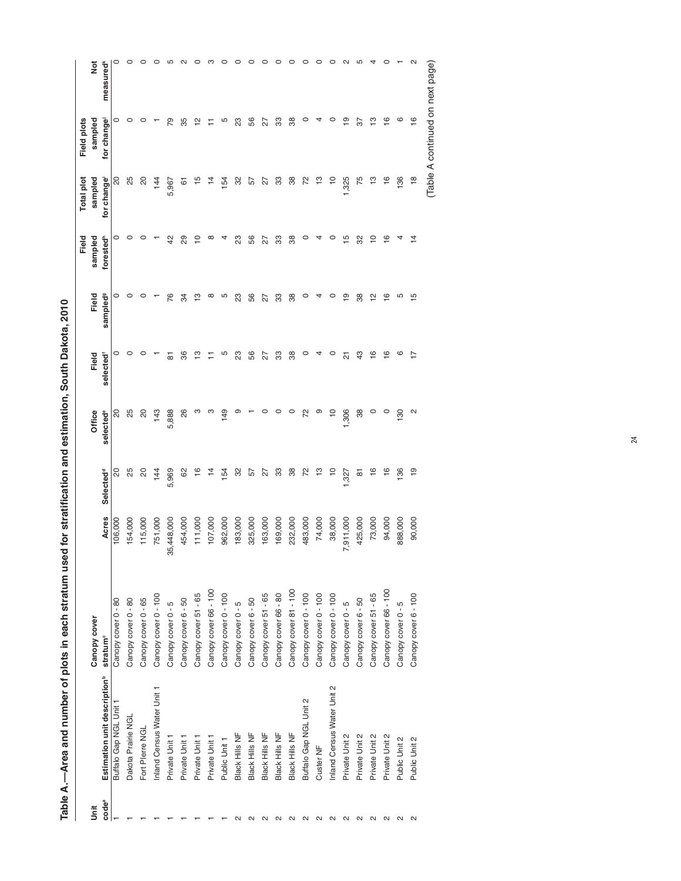**Table A.—Area and number of plots in each stratum used for stratification and estimation, South Dakota, 2010**

| Unit code[a] | Estimation unit description[b] | Canopy cover stratum[c] | Acres | Selected[d] | Office selected[e] | Field selected[f] | Field sampled[g] | Field sampled forested[h] | Total plot sampled for change[i] | Field plots sampled for change[j] | Not measured[k] |
|---|---|---|---|---|---|---|---|---|---|---|---|
| 1 | Buffalo Gap NGL Unit 1 | Canopy cover 0 - 80 | 106,000 | 20 | 20 | 0 | 0 | 0 | 20 | 0 | 0 |
| 1 | Dakota Prairie NGL | Canopy cover 0 - 80 | 154,000 | 25 | 25 | 0 | 0 | 0 | 25 | 0 | 0 |
| 1 | Fort Pierre NGL | Canopy cover 0 - 65 | 115,000 | 20 | 20 | 0 | 0 | 0 | 20 | 0 | 0 |
| 1 | Inland Census Water Unit 1 | Canopy cover 0 - 100 | 751,000 | 144 | 143 | 1 | 1 | 1 | 144 | 1 | 0 |
| 1 | Private Unit 1 | Canopy cover 0 - 5 | 35,448,000 | 5,969 | 5,888 | 81 | 76 | 42 | 5,967 | 79 | 5 |
| 1 | Private Unit 1 | Canopy cover 6 - 50 | 454,000 | 62 | 26 | 36 | 34 | 29 | 61 | 35 | 2 |
| 1 | Private Unit 1 | Canopy cover 51 - 65 | 111,000 | 16 | 3 | 13 | 13 | 10 | 15 | 12 | 0 |
| 1 | Private Unit 1 | Canopy cover 66 - 100 | 107,000 | 14 | 3 | 11 | 8 | 8 | 14 | 11 | 3 |
| 1 | Public Unit 1 | Canopy cover 0 - 100 | 962,000 | 154 | 149 | 5 | 5 | 4 | 154 | 5 | 0 |
| 2 | Black Hills NF | Canopy cover 0 - 5 | 183,000 | 32 | 9 | 23 | 23 | 23 | 32 | 23 | 0 |
| 2 | Black Hills NF | Canopy cover 6 - 50 | 325,000 | 57 | 1 | 56 | 56 | 56 | 57 | 56 | 0 |
| 2 | Black Hills NF | Canopy cover 51 - 65 | 163,000 | 27 | 0 | 27 | 27 | 27 | 27 | 27 | 0 |
| 2 | Black Hills NF | Canopy cover 66 - 80 | 169,000 | 33 | 0 | 33 | 33 | 33 | 33 | 33 | 0 |
| 2 | Black Hills NF | Canopy cover 81 - 100 | 232,000 | 38 | 0 | 38 | 38 | 38 | 38 | 38 | 0 |
| 2 | Buffalo Gap NGL Unit 2 | Canopy cover 0 - 100 | 483,000 | 72 | 72 | 0 | 0 | 0 | 72 | 0 | 0 |
| 2 | Custer NF | Canopy cover 0 - 100 | 74,000 | 13 | 9 | 4 | 4 | 4 | 13 | 4 | 0 |
| 2 | Inland Census Water Unit 2 | Canopy cover 0 - 100 | 38,000 | 10 | 10 | 0 | 0 | 0 | 10 | 0 | 0 |
| 2 | Private Unit 2 | Canopy cover 0 - 5 | 7,911,000 | 1,327 | 1,306 | 21 | 19 | 15 | 1,325 | 19 | 2 |
| 2 | Private Unit 2 | Canopy cover 6 - 50 | 425,000 | 81 | 38 | 43 | 38 | 32 | 75 | 37 | 5 |
| 2 | Private Unit 2 | Canopy cover 51 - 65 | 73,000 | 16 | 0 | 16 | 12 | 10 | 13 | 13 | 4 |
| 2 | Private Unit 2 | Canopy cover 66 - 100 | 94,000 | 16 | 0 | 16 | 16 | 16 | 16 | 16 | 0 |
| 2 | Public Unit 2 | Canopy cover 0 - 5 | 888,000 | 136 | 130 | 6 | 5 | 4 | 136 | 6 | 1 |
| 2 | Public Unit 2 | Canopy cover 6 - 100 | 90,000 | 19 | 2 | 17 | 15 | 14 | 18 | 16 | 2 |

(Table A continued on next page)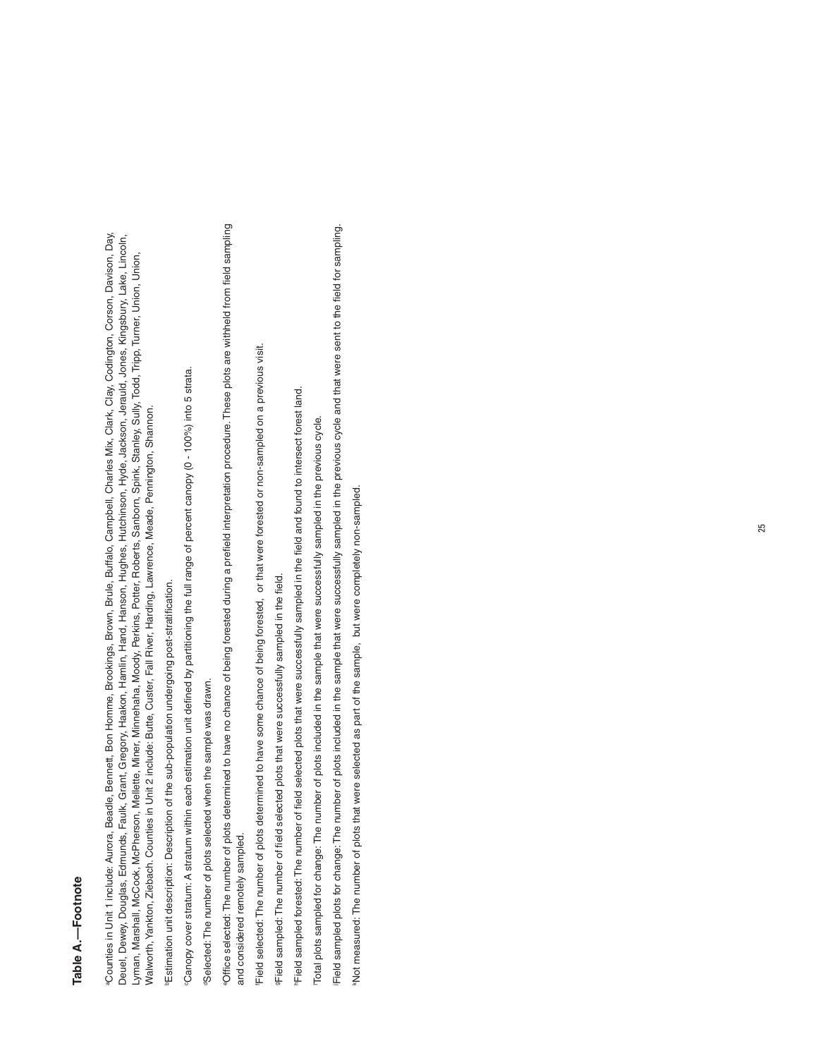## Table A.—Footnote

[a]Counties in Unit 1 include: Aurora, Beadle, Bennett, Bon Homme, Brookings, Brown, Brule, Buffalo, Campbell, Charles Mix, Clark, Clay, Codington, Corson, Davison, Day, Deuel, Dewey, Douglas, Edmunds, Faulk, Grant, Gregory, Haakon, Hamlin, Hand, Hanson, Hughes, Hutchinson, Hyde, Jackson, Jerauld, Jones, Kingsbury, Lake, Lincoln, Lyman, Marshall, McCook, McPherson, Mellette, Miner, Minnehaha, Moody, Perkins, Potter, Roberts, Sanborn, Spink, Stanley, Sully, Todd, Tripp, Turner, Union, Union, Walworth, Yankton, Ziebach. Counties in Unit 2 include: Butte, Custer, Fall River, Harding, Lawrence, Meade, Pennington, Shannon.

[b]Estimation unit description: Description of the sub-population undergoing post-stratification.

[c]Canopy cover stratum: A stratum within each estimation unit defined by partitioning the full range of percent canopy (0 - 100%) into 5 strata.

[d]Selected: The number of plots selected when the sample was drawn.

[e]Office selected: The number of plots determined to have no chance of being forested during a prefield interpretation procedure. These plots are withheld from field sampling and considered remotely sampled.

[f]Field selected: The number of plots determined to have some chance of being forested, or that were forested or non-sampled on a previous visit.

[g]Field sampled: The number of field selected plots that were successfully sampled in the field.

[h]Field sampled forested: The number of field selected plots that were successfully sampled in the field and found to intersect forest land.

[i]Total plots sampled for change: The number of plots included in the sample that were successfully sampled in the previous cycle.

[j]Field sampled plots for change: The number of plots included in the sample that were successfully sampled in the previous cycle and that were sent to the field for sampling.

[k]Not measured: The number of plots that were selected as part of the sample, but were completely non-sampled.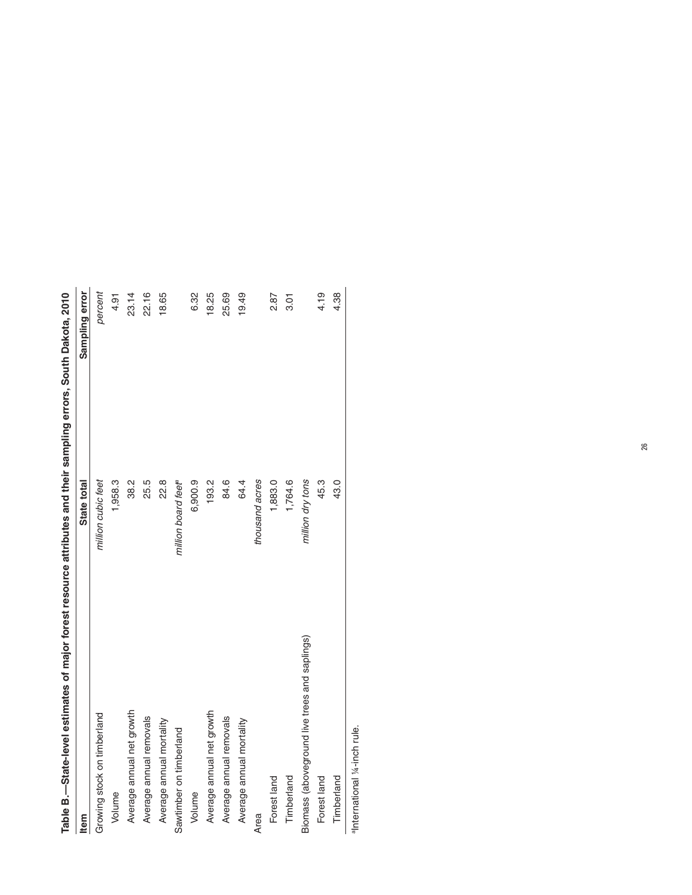**Table B.—State-level estimates of major forest resource attributes and their sampling errors, South Dakota, 2010**

| Item | State total | Sampling error |
|---|---|---|
| Growing stock on timberland | *million cubic feet* | *percent* |
| Volume | 1,958.3 | 4.91 |
| Average annual net growth | 38.2 | 23.14 |
| Average annual removals | 25.5 | 22.16 |
| Average annual mortality | 22.8 | 18.65 |
| Sawtimber on timberland | *million board feet*[a] | |
| Volume | 6,900.9 | 6.32 |
| Average annual net growth | 193.2 | 18.25 |
| Average annual removals | 84.6 | 25.69 |
| Average annual mortality | 64.4 | 19.49 |
| Area | *thousand acres* | |
| Forest land | 1,883.0 | 2.87 |
| Timberland | 1,764.6 | 3.01 |
| Biomass (aboveground live trees and saplings) | *million dry tons* | |
| Forest land | 45.3 | 4.19 |
| Timberland | 43.0 | 4.38 |

[a]International ¼-inch rule.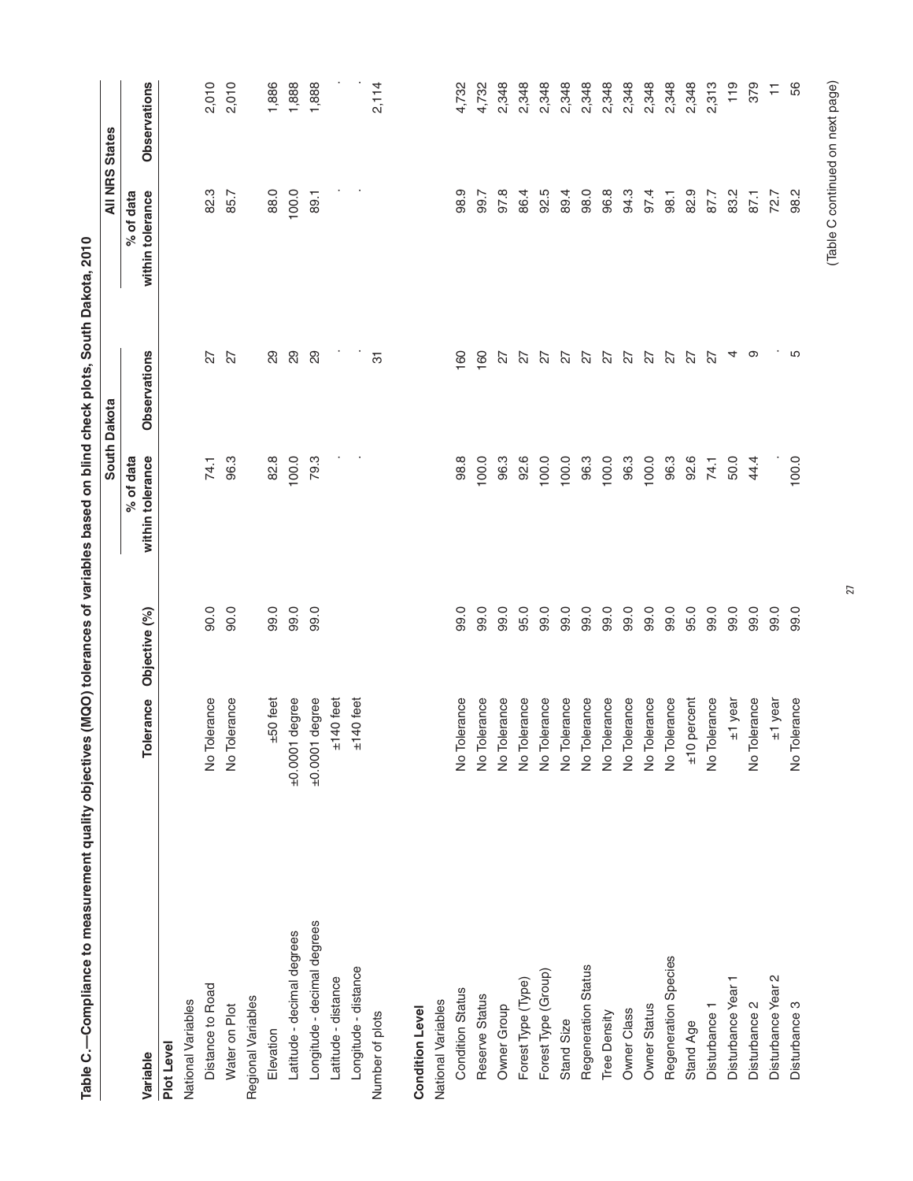**Table C.—Compliance to measurement quality objectives (MQO) tolerances of variables based on blind check plots, South Dakota, 2010**

| Variable | Tolerance | Objective (%) | South Dakota | | All NRS States | |
|---|---|---|---|---|---|---|
| | | | % of data within tolerance | Observations | % of data within tolerance | Observations |
| **Plot Level** | | | | | | |
| National Variables | | | | | | |
| Distance to Road | No Tolerance | 90.0 | 74.1 | 27 | 82.3 | 2,010 |
| Water on Plot | No Tolerance | 90.0 | 96.3 | 27 | 85.7 | 2,010 |
| Regional Variables | | | | | | |
| Elevation | ±50 feet | 99.0 | 82.8 | 29 | 88.0 | 1,886 |
| Latitude - decimal degrees | ±0.0001 degree | 99.0 | 100.0 | 29 | 100.0 | 1,888 |
| Longitude - decimal degrees | ±0.0001 degree | 99.0 | 79.3 | 29 | 89.1 | 1,888 |
| Latitude - distance | ±140 feet | | . | . | . | . |
| Longitude - distance | ±140 feet | | . | . | . | . |
| Number of plots | | | | 31 | | 2,114 |
| **Condition Level** | | | | | | |
| National Variables | | | | | | |
| Condition Status | No Tolerance | 99.0 | 98.8 | 160 | 98.9 | 4,732 |
| Reserve Status | No Tolerance | 99.0 | 100.0 | 160 | 99.7 | 4,732 |
| Owner Group | No Tolerance | 99.0 | 96.3 | 27 | 97.8 | 2,348 |
| Forest Type (Type) | No Tolerance | 95.0 | 92.6 | 27 | 86.4 | 2,348 |
| Forest Type (Group) | No Tolerance | 99.0 | 100.0 | 27 | 92.5 | 2,348 |
| Stand Size | No Tolerance | 99.0 | 100.0 | 27 | 89.4 | 2,348 |
| Regeneration Status | No Tolerance | 99.0 | 96.3 | 27 | 98.0 | 2,348 |
| Tree Density | No Tolerance | 99.0 | 100.0 | 27 | 96.8 | 2,348 |
| Owner Class | No Tolerance | 99.0 | 96.3 | 27 | 94.3 | 2,348 |
| Owner Status | No Tolerance | 99.0 | 100.0 | 27 | 97.4 | 2,348 |
| Regeneration Species | No Tolerance | 99.0 | 96.3 | 27 | 98.1 | 2,348 |
| Stand Age | ±10 percent | 95.0 | 92.6 | 27 | 82.9 | 2,348 |
| Disturbance 1 | No Tolerance | 99.0 | 74.1 | 27 | 87.7 | 2,313 |
| Disturbance Year 1 | ±1 year | 99.0 | 50.0 | 4 | 83.2 | 119 |
| Disturbance 2 | No Tolerance | 99.0 | 44.4 | 9 | 87.1 | 379 |
| Disturbance Year 2 | ±1 year | 99.0 | . | . | 72.7 | 11 |
| Disturbance 3 | No Tolerance | 99.0 | 100.0 | 5 | 98.2 | 56 |

(Table C continued on next page)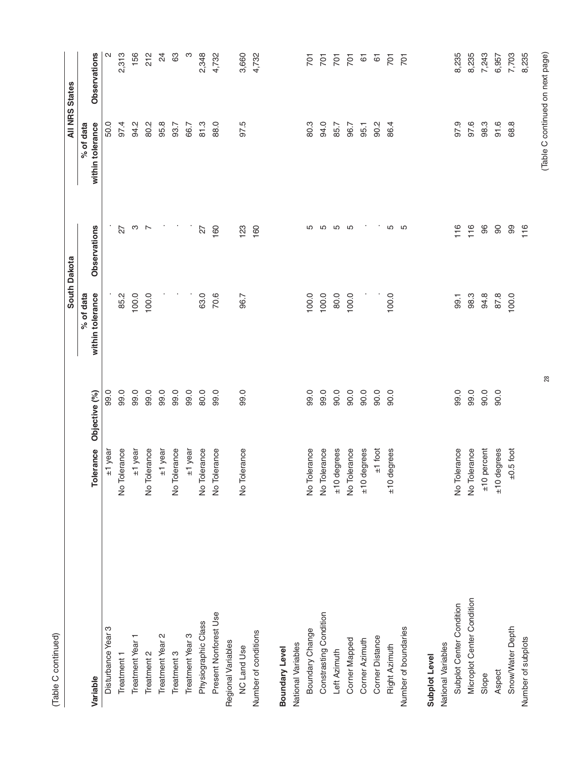(Table C continued)

| Variable | Tolerance | Objective (%) | South Dakota | | All NRS States | |
|---|---|---|---|---|---|---|
| | | | % of data within tolerance | Observations | % of data within tolerance | Observations |
| Disturbance Year 3 | ±1 year | 99.0 | . | . | 50.0 | 2 |
| Treatment 1 | No Tolerance | 99.0 | 85.2 | 27 | 97.4 | 2,313 |
| Treatment Year 1 | ±1 year | 99.0 | 100.0 | 3 | 94.2 | 156 |
| Treatment 2 | No Tolerance | 99.0 | 100.0 | 7 | 80.2 | 212 |
| Treatment Year 2 | ±1 year | 99.0 | . | . | 95.8 | 24 |
| Treatment 3 | No Tolerance | 99.0 | . | . | 93.7 | 63 |
| Treatment Year 3 | ±1 year | 99.0 | . | . | 66.7 | 3 |
| Physiographic Class | No Tolerance | 80.0 | 63.0 | 27 | 81.3 | 2,348 |
| Present Nonforest Use | No Tolerance | 99.0 | 70.6 | 160 | 88.0 | 4,732 |
| Regional Variables | | | | | | |
| NC Land Use | No Tolerance | 99.0 | 96.7 | 123 | 97.5 | 3,660 |
| Number of conditions | | | | 160 | | 4,732 |
| | | | | | | |
| **Boundary Level** | | | | | | |
| National Variables | | | | | | |
| Boundary Change | No Tolerance | 99.0 | 100.0 | 5 | 80.3 | 701 |
| Constrasting Condition | No Tolerance | 99.0 | 100.0 | 5 | 94.0 | 701 |
| Left Azimuth | ±10 degrees | 90.0 | 80.0 | 5 | 85.7 | 701 |
| Corner Mapped | No Tolerance | 90.0 | 100.0 | 5 | 96.7 | 701 |
| Corner Azimuth | ±10 degrees | 90.0 | . | . | 95.1 | 61 |
| Corner Distance | ±1 foot | 90.0 | . | . | 90.2 | 61 |
| Right Azimuth | ±10 degrees | 90.0 | 100.0 | 5 | 86.4 | 701 |
| Number of boundaries | | | | 5 | | 701 |
| | | | | | | |
| **Subplot Level** | | | | | | |
| National Variables | | | | | | |
| Subplot Center Condition | No Tolerance | 99.0 | 99.1 | 116 | 97.9 | 8,235 |
| Microplot Center Condition | No Tolerance | 99.0 | 98.3 | 116 | 97.6 | 8,235 |
| Slope | ±10 percent | 90.0 | 94.8 | 96 | 98.3 | 7,243 |
| Aspect | ±10 degrees | 90.0 | 87.8 | 90 | 91.6 | 6,957 |
| Snow/Water Depth | ±0.5 foot | | 100.0 | 99 | 68.8 | 7,703 |
| Number of subplots | | | | 116 | | 8,235 |

(Table C continued on next page)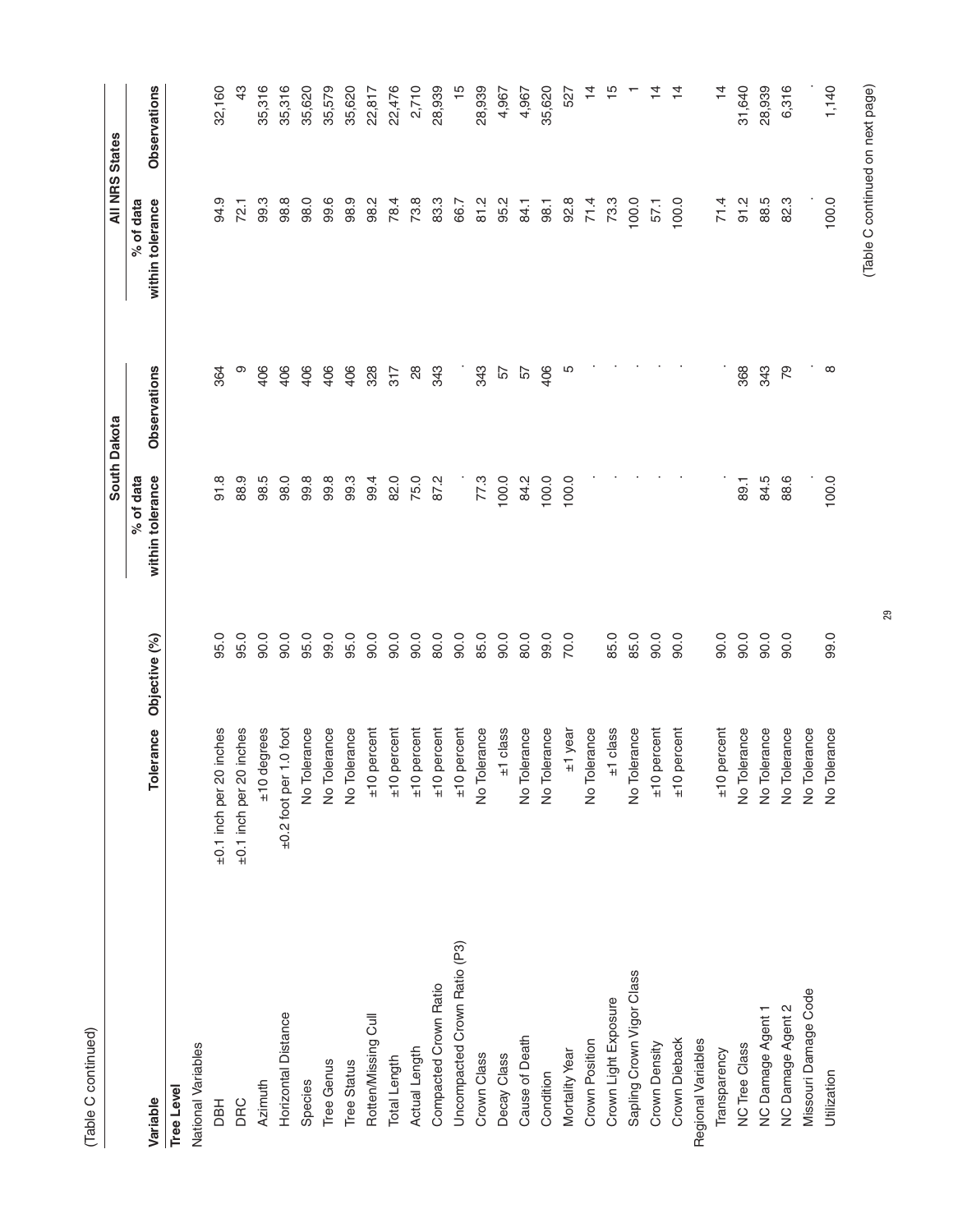(Table C continued)

| Variable | Tolerance | Objective (%) | South Dakota | | All NRS States | |
|---|---|---|---|---|---|---|
| | | | % of data within tolerance | Observations | % of data within tolerance | Observations |
| **Tree Level** | | | | | | |
| National Variables | | | | | | |
| DBH | ±0.1 inch per 20 inches | 95.0 | 91.8 | 364 | 94.9 | 32,160 |
| DRC | ±0.1 inch per 20 inches | 95.0 | 88.9 | 9 | 72.1 | 43 |
| Azimuth | ±10 degrees | 90.0 | 98.5 | 406 | 99.3 | 35,316 |
| Horizontal Distance | ±0.2 foot per 1.0 foot | 90.0 | 98.0 | 406 | 98.8 | 35,316 |
| Species | No Tolerance | 95.0 | 99.8 | 406 | 98.0 | 35,620 |
| Tree Genus | No Tolerance | 99.0 | 99.8 | 406 | 99.6 | 35,579 |
| Tree Status | No Tolerance | 95.0 | 99.3 | 406 | 98.9 | 35,620 |
| Rotten/Missing Cull | ±10 percent | 90.0 | 99.4 | 328 | 98.2 | 22,817 |
| Total Length | ±10 percent | 90.0 | 82.0 | 317 | 78.4 | 22,476 |
| Actual Length | ±10 percent | 90.0 | 75.0 | 28 | 73.8 | 2,710 |
| Compacted Crown Ratio | ±10 percent | 80.0 | 87.2 | 343 | 83.3 | 28,939 |
| Uncompacted Crown Ratio (P3) | ±10 percent | 90.0 | . | . | 66.7 | 15 |
| Crown Class | No Tolerance | 85.0 | 77.3 | 343 | 81.2 | 28,939 |
| Decay Class | ±1 class | 90.0 | 100.0 | 57 | 95.2 | 4,967 |
| Cause of Death | No Tolerance | 80.0 | 84.2 | 57 | 84.1 | 4,967 |
| Condition | No Tolerance | 99.0 | 100.0 | 406 | 98.1 | 35,620 |
| Mortality Year | ±1 year | 70.0 | 100.0 | 5 | 92.8 | 527 |
| Crown Position | No Tolerance | | . | . | 71.4 | 14 |
| Crown Light Exposure | ±1 class | 85.0 | . | . | 73.3 | 15 |
| Sapling Crown Vigor Class | No Tolerance | 85.0 | . | . | 100.0 | 1 |
| Crown Density | ±10 percent | 90.0 | . | . | 57.1 | 14 |
| Crown Dieback | ±10 percent | 90.0 | . | . | 100.0 | 14 |
| Regional Variables | | | | | | |
| Transparency | ±10 percent | 90.0 | . | . | 71.4 | 14 |
| NC Tree Class | No Tolerance | 90.0 | 89.1 | 368 | 91.2 | 31,640 |
| NC Damage Agent 1 | No Tolerance | 90.0 | 84.5 | 343 | 88.5 | 28,939 |
| NC Damage Agent 2 | No Tolerance | 90.0 | 88.6 | 79 | 82.3 | 6,316 |
| Missouri Damage Code | No Tolerance | | . | . | . | . |
| Utilization | No Tolerance | 99.0 | 100.0 | 8 | 100.0 | 1,140 |

(Table C continued on next page)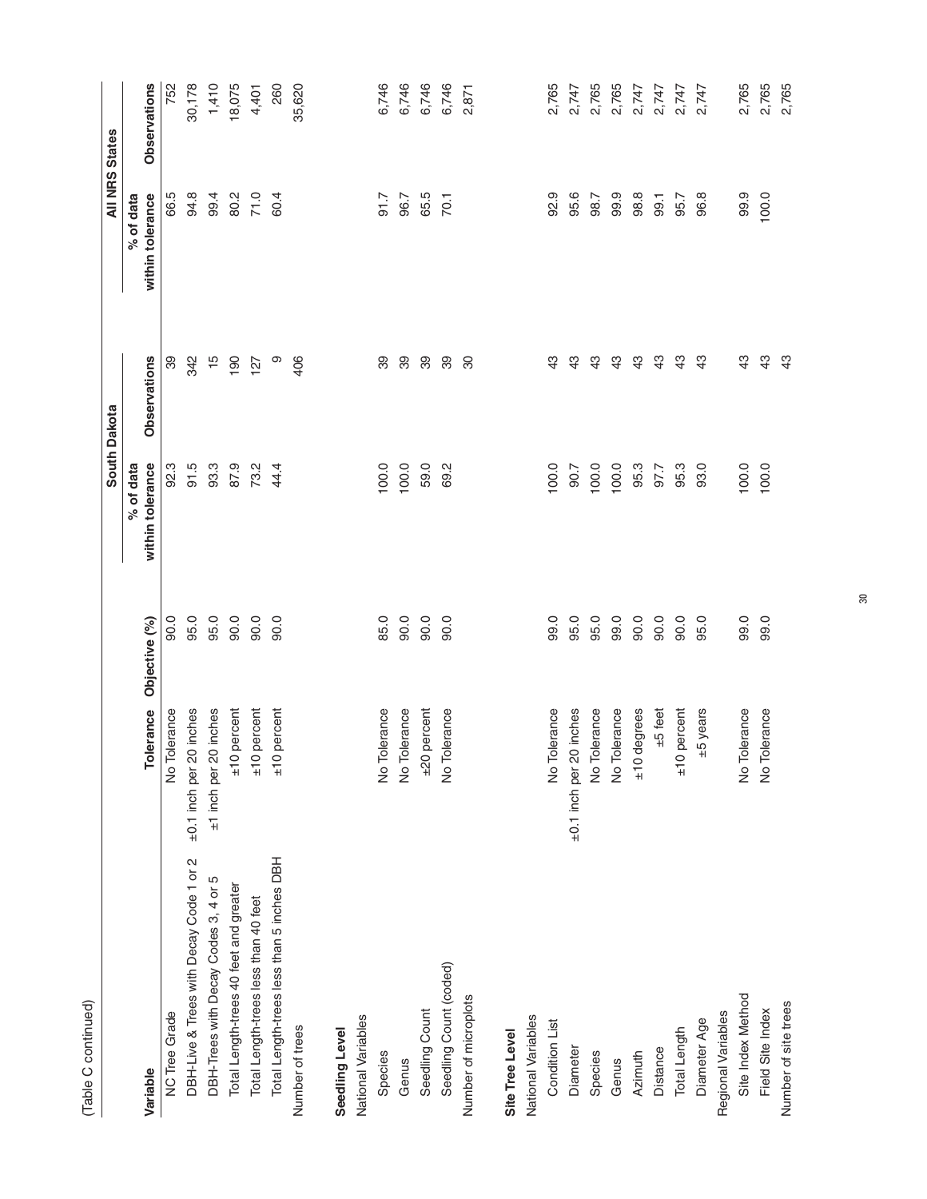(Table C continued)

| Variable | Tolerance | Objective (%) | South Dakota | | All NRS States | |
|---|---|---|---|---|---|---|
| | | | % of data within tolerance | Observations | % of data within tolerance | Observations |
| NC Tree Grade | No Tolerance | 90.0 | 92.3 | 39 | 66.5 | 752 |
| DBH-Live & Trees with Decay Code 1 or 2 | ±0.1 inch per 20 inches | 95.0 | 91.5 | 342 | 94.8 | 30,178 |
| DBH-Trees with Decay Codes 3, 4 or 5 | ±1 inch per 20 inches | 95.0 | 93.3 | 15 | 99.4 | 1,410 |
| Total Length-trees 40 feet and greater | ±10 percent | 90.0 | 87.9 | 190 | 80.2 | 18,075 |
| Total Length-trees less than 40 feet | ±10 percent | 90.0 | 73.2 | 127 | 71.0 | 4,401 |
| Total Length-trees less than 5 inches DBH | ±10 percent | 90.0 | 44.4 | 9 | 60.4 | 260 |
| Number of trees | | | | 406 | | 35,620 |
| **Seedling Level** | | | | | | |
| National Variables | | | | | | |
| Species | No Tolerance | 85.0 | 100.0 | 39 | 91.7 | 6,746 |
| Genus | No Tolerance | 90.0 | 100.0 | 39 | 96.7 | 6,746 |
| Seedling Count | ±20 percent | 90.0 | 59.0 | 39 | 65.5 | 6,746 |
| Seedling Count (coded) | No Tolerance | 90.0 | 69.2 | 39 | 70.1 | 6,746 |
| Number of microplots | | | | 30 | | 2,871 |
| **Site Tree Level** | | | | | | |
| National Variables | | | | | | |
| Condition List | No Tolerance | 99.0 | 100.0 | 43 | 92.9 | 2,765 |
| Diameter | ±0.1 inch per 20 inches | 95.0 | 90.7 | 43 | 95.6 | 2,747 |
| Species | No Tolerance | 95.0 | 100.0 | 43 | 98.7 | 2,765 |
| Genus | No Tolerance | 99.0 | 100.0 | 43 | 99.9 | 2,765 |
| Azimuth | ±10 degrees | 90.0 | 95.3 | 43 | 98.8 | 2,747 |
| Distance | ±5 feet | 90.0 | 97.7 | 43 | 99.1 | 2,747 |
| Total Length | ±10 percent | 90.0 | 95.3 | 43 | 95.7 | 2,747 |
| Diameter Age | ±5 years | 95.0 | 93.0 | 43 | 96.8 | 2,747 |
| Regional Variables | | | | | | |
| Site Index Method | No Tolerance | 99.0 | 100.0 | 43 | 99.9 | 2,765 |
| Field Site Index | No Tolerance | 99.0 | 100.0 | 43 | 100.0 | 2,765 |
| Number of site trees | | | | 43 | | 2,765 |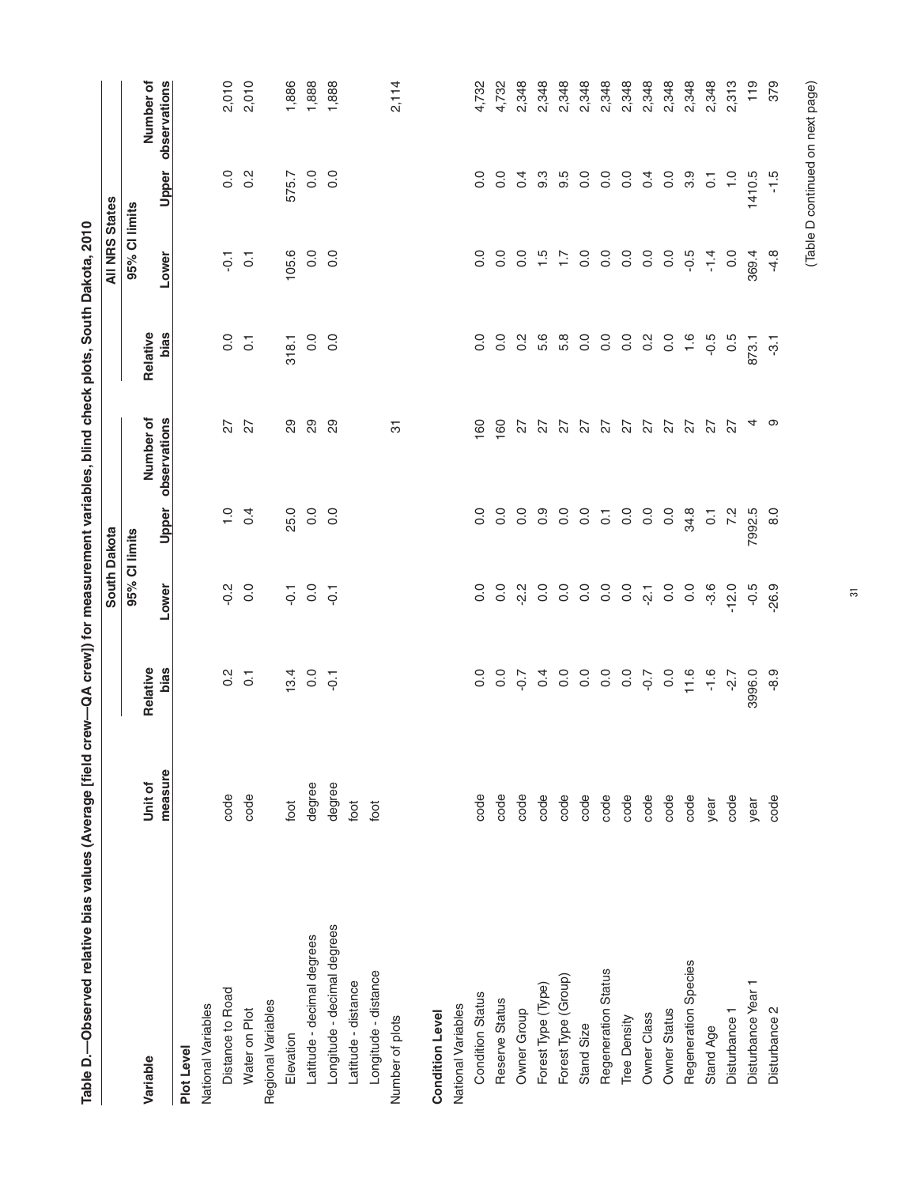**Table D.—Observed relative bias values (Average [field crew—QA crew]) for measurement variables, blind check plots, South Dakota, 2010**

| Variable | Unit of measure | South Dakota | | | | All NRS States | | | |
|---|---|---|---|---|---|---|---|---|---|
| | | Relative bias | 95% CI limits | | Number of observations | Relative bias | 95% CI limits | | Number of observations |
| | | | Lower | Upper | | | Lower | Upper | |
| **Plot Level** | | | | | | | | | |
| National Variables | | | | | | | | | |
| Distance to Road | code | 0.2 | -0.2 | 1.0 | 27 | 0.0 | -0.1 | 0.0 | 2,010 |
| Water on Plot | code | 0.1 | 0.0 | 0.4 | 27 | 0.1 | 0.1 | 0.2 | 2,010 |
| Regional Variables | | | | | | | | | |
| Elevation | foot | 13.4 | -0.1 | 25.0 | 29 | 318.1 | 105.6 | 575.7 | 1,886 |
| Latitude - decimal degrees | degree | 0.0 | 0.0 | 0.0 | 29 | 0.0 | 0.0 | 0.0 | 1,888 |
| Longitude - decimal degrees | degree | -0.1 | -0.1 | 0.0 | 29 | 0.0 | 0.0 | 0.0 | 1,888 |
| Latitude - distance | foot | | | | | | | | |
| Longitude - distance | foot | | | | | | | | |
| Number of plots | | | | | 31 | | | | 2,114 |
| **Condition Level** | | | | | | | | | |
| National Variables | | | | | | | | | |
| Condition Status | code | 0.0 | 0.0 | 0.0 | 160 | 0.0 | 0.0 | 0.0 | 4,732 |
| Reserve Status | code | 0.0 | 0.0 | 0.0 | 160 | 0.0 | 0.0 | 0.0 | 4,732 |
| Owner Group | code | -0.7 | -2.2 | 0.0 | 27 | 0.2 | 0.0 | 0.4 | 2,348 |
| Forest Type (Type) | code | 0.4 | 0.0 | 0.9 | 27 | 5.6 | 1.5 | 9.3 | 2,348 |
| Forest Type (Group) | code | 0.0 | 0.0 | 0.0 | 27 | 5.8 | 1.7 | 9.5 | 2,348 |
| Stand Size | code | 0.0 | 0.0 | 0.0 | 27 | 0.0 | 0.0 | 0.0 | 2,348 |
| Regeneration Status | code | 0.0 | 0.0 | 0.1 | 27 | 0.0 | 0.0 | 0.0 | 2,348 |
| Tree Density | code | 0.0 | 0.0 | 0.0 | 27 | 0.0 | 0.0 | 0.0 | 2,348 |
| Owner Class | code | -0.7 | -2.1 | 0.0 | 27 | 0.2 | 0.0 | 0.4 | 2,348 |
| Owner Status | code | 0.0 | 0.0 | 0.0 | 27 | 0.0 | 0.0 | 0.0 | 2,348 |
| Regeneration Species | code | 11.6 | 0.0 | 34.8 | 27 | 1.6 | -0.5 | 3.9 | 2,348 |
| Stand Age | year | -1.6 | -3.6 | 0.1 | 27 | -0.5 | -1.4 | 0.1 | 2,348 |
| Disturbance 1 | code | -2.7 | -12.0 | 7.2 | 27 | 0.5 | 0.0 | 1.0 | 2,313 |
| Disturbance Year 1 | year | 3996.0 | -0.5 | 7992.5 | 4 | 873.1 | 369.4 | 1410.5 | 119 |
| Disturbance 2 | code | -8.9 | -26.9 | 8.0 | 9 | -3.1 | -4.8 | -1.5 | 379 |

(Table D continued on next page)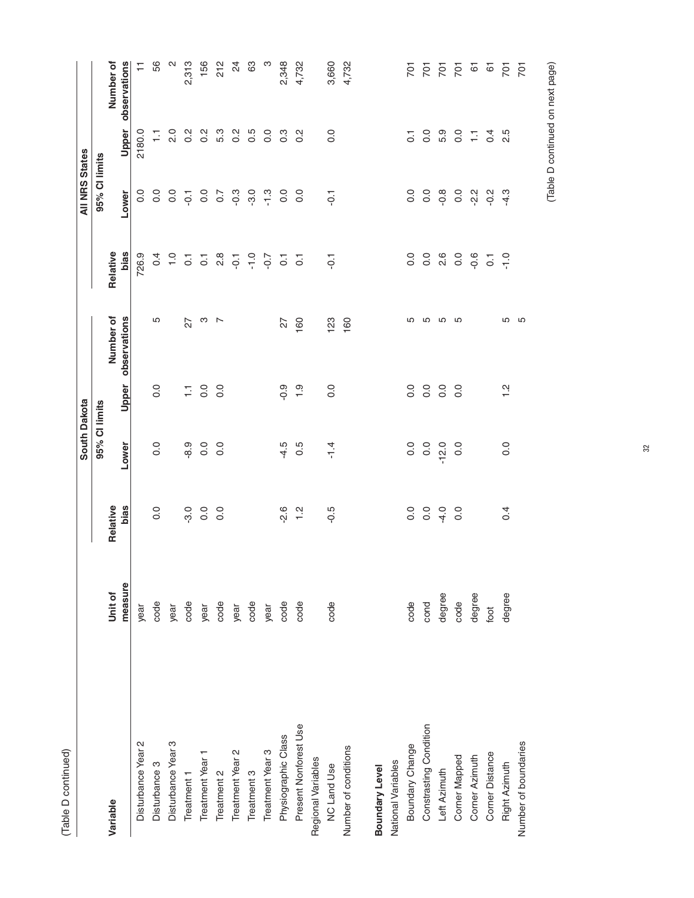(Table D continued)

| Variable | Unit of measure | South Dakota | | | | All NRS States | | | |
|---|---|---|---|---|---|---|---|---|---|
| | | Relative bias | 95% CI limits | | Number of observations | Relative bias | 95% CI limits | | Number of observations |
| | | | Lower | Upper | | | Lower | Upper | |
| Disturbance Year 2 | year | | | | | 726.9 | 0.0 | 2180.0 | 11 |
| Disturbance 3 | code | 0.0 | 0.0 | 0.0 | 5 | 0.4 | 0.0 | 1.1 | 56 |
| Disturbance Year 3 | year | | | | | 1.0 | 0.0 | 2.0 | 2 |
| Treatment 1 | code | -3.0 | -8.9 | 1.1 | 27 | 0.1 | -0.1 | 0.2 | 2,313 |
| Treatment Year 1 | year | 0.0 | 0.0 | 0.0 | 3 | 0.1 | 0.0 | 0.2 | 156 |
| Treatment 2 | code | 0.0 | 0.0 | 0.0 | 7 | 2.8 | 0.7 | 5.3 | 212 |
| Treatment Year 2 | year | | | | | -0.1 | -0.3 | 0.2 | 24 |
| Treatment 3 | code | | | | | -1.0 | -3.0 | 0.5 | 63 |
| Treatment Year 3 | year | | | | | -0.7 | -1.3 | 0.0 | 3 |
| Physiographic Class | code | -2.6 | -4.5 | -0.9 | 27 | 0.1 | 0.0 | 0.3 | 2,348 |
| Present Nonforest Use | code | 1.2 | 0.5 | 1.9 | 160 | 0.1 | 0.0 | 0.2 | 4,732 |
| Regional Variables | | | | | | | | | |
| NC Land Use | code | -0.5 | -1.4 | 0.0 | 123 | -0.1 | -0.1 | 0.0 | 3,660 |
| Number of conditions | | | | | 160 | | | | 4,732 |
| | | | | | | | | | |
| **Boundary Level** | | | | | | | | | |
| National Variables | | | | | | | | | |
| Boundary Change | code | 0.0 | 0.0 | 0.0 | 5 | 0.0 | 0.0 | 0.1 | 701 |
| Constrasting Condition | cond | 0.0 | 0.0 | 0.0 | 5 | 0.0 | 0.0 | 0.0 | 701 |
| Left Azimuth | degree | -4.0 | -12.0 | 0.0 | 5 | 2.6 | -0.8 | 5.9 | 701 |
| Corner Mapped | code | 0.0 | 0.0 | 0.0 | 5 | 0.0 | 0.0 | 0.0 | 701 |
| Corner Azimuth | degree | | | | | -0.6 | -2.2 | 1.1 | 61 |
| Corner Distance | foot | | | | | 0.1 | -0.2 | 0.4 | 61 |
| Right Azimuth | degree | 0.4 | 0.0 | 1.2 | 5 | -1.0 | -4.3 | 2.5 | 701 |
| Number of boundaries | | | | | 5 | | | | 701 |

(Table D continued on next page)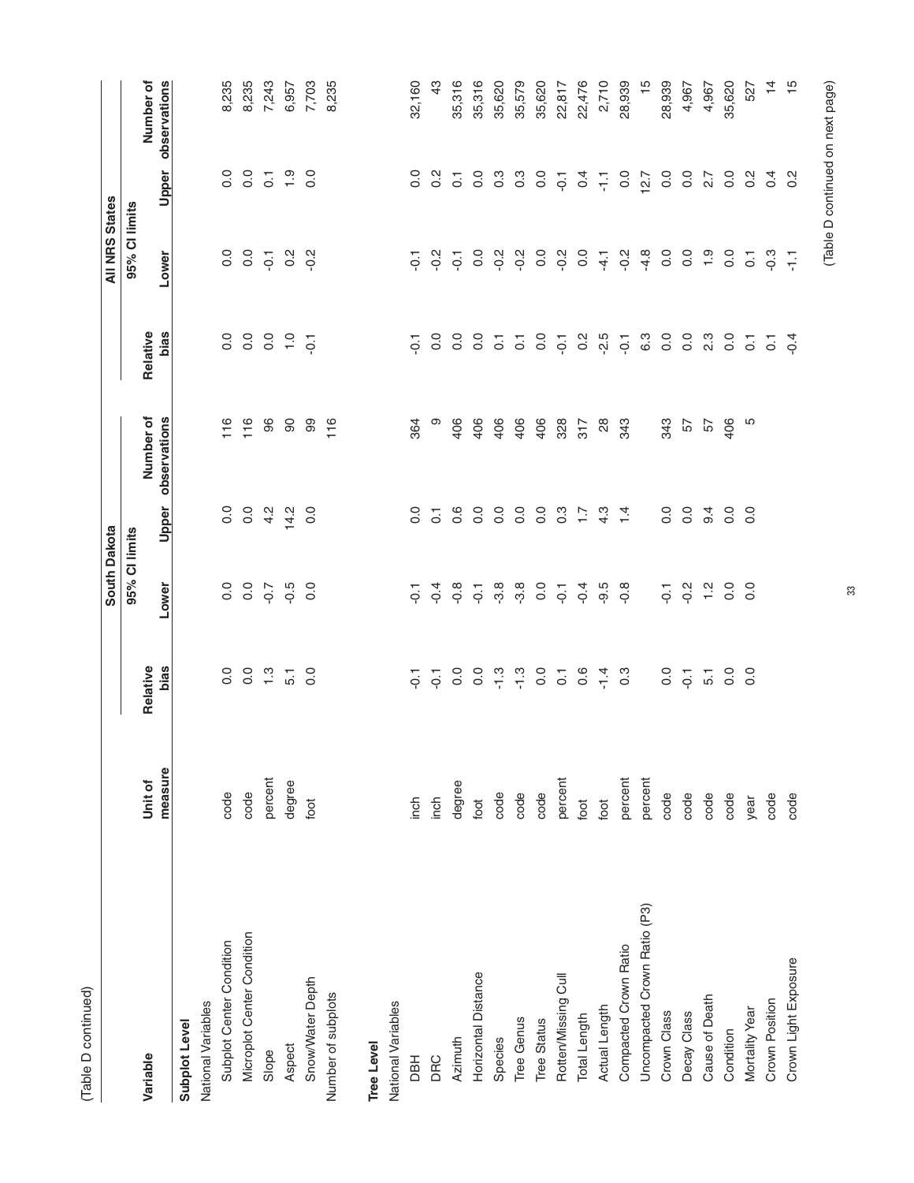(Table D continued)

| Variable | Unit of measure | South Dakota Relative bias | South Dakota 95% CI limits Lower | South Dakota 95% CI limits Upper | South Dakota Number of observations | All NRS States Relative bias | All NRS States 95% CI limits Lower | All NRS States 95% CI limits Upper | All NRS States Number of observations |
|---|---|---|---|---|---|---|---|---|---|
| **Subplot Level** | | | | | | | | | |
| National Variables | | | | | | | | | |
| Subplot Center Condition | code | 0.0 | 0.0 | 0.0 | 116 | 0.0 | 0.0 | 0.0 | 8,235 |
| Microplot Center Condition | code | 0.0 | 0.0 | 0.0 | 116 | 0.0 | 0.0 | 0.0 | 8,235 |
| Slope | percent | 1.3 | -0.7 | 4.2 | 96 | 0.0 | -0.1 | 0.1 | 7,243 |
| Aspect | degree | 5.1 | -0.5 | 14.2 | 90 | 1.0 | 0.2 | 1.9 | 6,957 |
| Snow/Water Depth | foot | 0.0 | 0.0 | 0.0 | 99 | -0.1 | -0.2 | 0.0 | 7,703 |
| Number of subplots | | | | | 116 | | | | 8,235 |
| **Tree Level** | | | | | | | | | |
| National Variables | | | | | | | | | |
| DBH | inch | -0.1 | -0.1 | 0.0 | 364 | -0.1 | -0.1 | 0.0 | 32,160 |
| DRC | inch | -0.1 | -0.4 | 0.1 | 9 | 0.0 | -0.2 | 0.2 | 43 |
| Azimuth | degree | 0.0 | -0.8 | 0.6 | 406 | 0.0 | -0.1 | 0.1 | 35,316 |
| Horizontal Distance | foot | 0.0 | -0.1 | 0.0 | 406 | 0.0 | 0.0 | 0.0 | 35,316 |
| Species | code | -1.3 | -3.8 | 0.0 | 406 | 0.1 | -0.2 | 0.3 | 35,620 |
| Tree Genus | code | -1.3 | -3.8 | 0.0 | 406 | 0.1 | -0.2 | 0.3 | 35,579 |
| Tree Status | code | 0.0 | 0.0 | 0.0 | 406 | 0.0 | 0.0 | 0.0 | 35,620 |
| Rotten/Missing Cull | percent | 0.1 | -0.1 | 0.3 | 328 | -0.1 | -0.2 | -0.1 | 22,817 |
| Total Length | foot | 0.6 | -0.4 | 1.7 | 317 | 0.2 | 0.0 | 0.4 | 22,476 |
| Actual Length | foot | -1.4 | -9.5 | 4.3 | 28 | -2.5 | -4.1 | -1.1 | 2,710 |
| Compacted Crown Ratio | percent | 0.3 | -0.8 | 1.4 | 343 | -0.1 | -0.2 | 0.0 | 28,939 |
| Uncompacted Crown Ratio (P3) | percent | | | | | 6.3 | -4.8 | 12.7 | 15 |
| Crown Class | code | 0.0 | -0.1 | 0.0 | 343 | 0.0 | 0.0 | 0.0 | 28,939 |
| Decay Class | code | -0.1 | -0.2 | 0.0 | 57 | 0.0 | 0.0 | 0.0 | 4,967 |
| Cause of Death | code | 5.1 | 1.2 | 9.4 | 57 | 2.3 | 1.9 | 2.7 | 4,967 |
| Condition | code | 0.0 | 0.0 | 0.0 | 406 | 0.0 | 0.0 | 0.0 | 35,620 |
| Mortality Year | year | 0.0 | 0.0 | 0.0 | 5 | 0.1 | 0.1 | 0.2 | 527 |
| Crown Position | code | | | | | 0.1 | -0.3 | 0.4 | 14 |
| Crown Light Exposure | code | | | | | -0.4 | -1.1 | 0.2 | 15 |

(Table D continued on next page)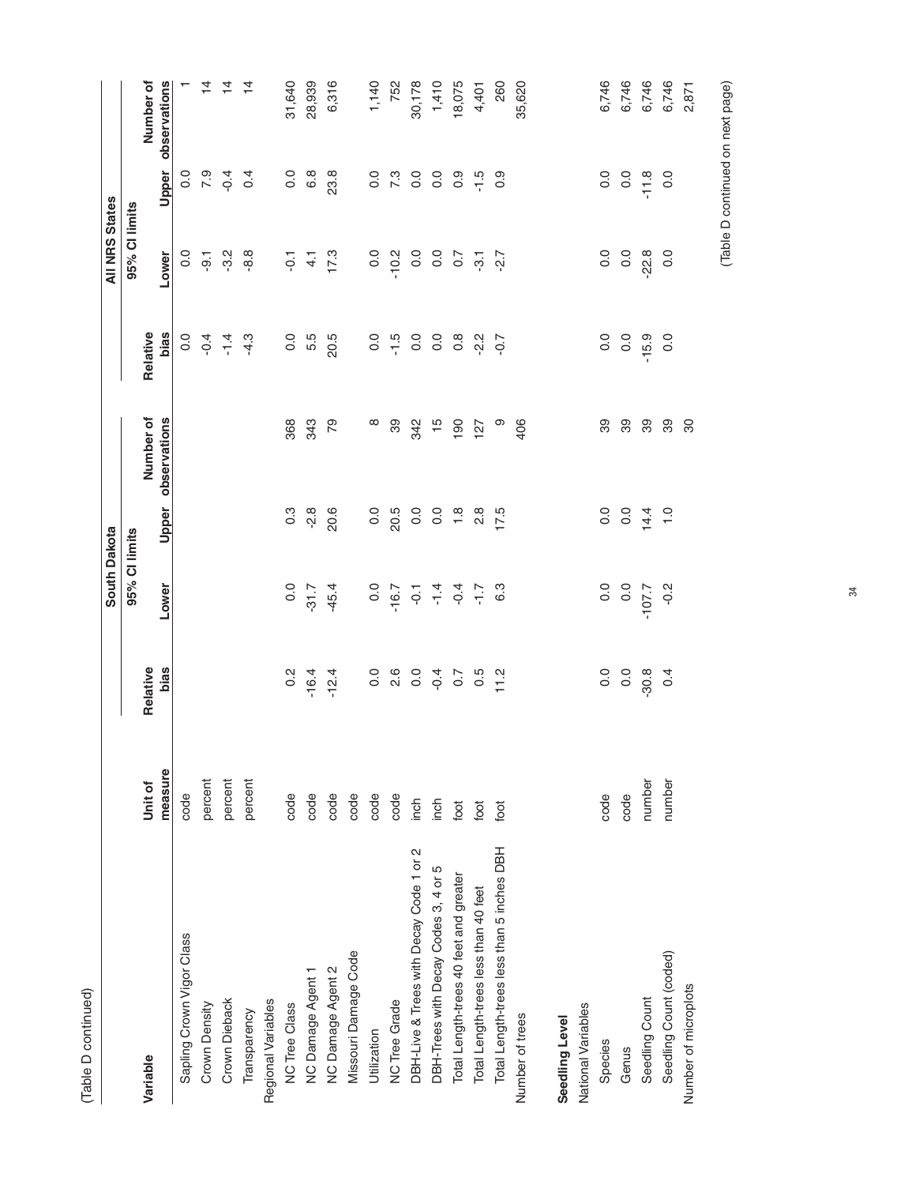(Table D continued)

| Variable | Unit of measure | South Dakota | | | | All NRS States | | | |
|---|---|---|---|---|---|---|---|---|---|
| | | Relative bias | 95% CI limits | | Number of observations | Relative bias | 95% CI limits | | Number of observations |
| | | | Lower | Upper | | | Lower | Upper | |
| Sapling Crown Vigor Class | code | | | | | 0.0 | 0.0 | 0.0 | 1 |
| Crown Density | percent | | | | | -0.4 | -9.1 | 7.9 | 14 |
| Crown Dieback | percent | | | | | -1.4 | -3.2 | -0.4 | 14 |
| Transparency | percent | | | | | -4.3 | -8.8 | 0.4 | 14 |
| Regional Variables | | | | | | | | | |
| NC Tree Class | code | 0.2 | 0.0 | 0.3 | 368 | 0.0 | -0.1 | 0.0 | 31,640 |
| NC Damage Agent 1 | code | -16.4 | -31.7 | -2.8 | 343 | 5.5 | 4.1 | 6.8 | 28,939 |
| NC Damage Agent 2 | code | -12.4 | -45.4 | 20.6 | 79 | 20.5 | 17.3 | 23.8 | 6,316 |
| Missouri Damage Code | code | | | | | | | | |
| Utilization | code | 0.0 | 0.0 | 0.0 | 8 | 0.0 | 0.0 | 0.0 | 1,140 |
| NC Tree Grade | code | 2.6 | -16.7 | 20.5 | 39 | -1.5 | -10.2 | 7.3 | 752 |
| DBH-Live & Trees with Decay Code 1 or 2 | inch | 0.0 | -0.1 | 0.0 | 342 | 0.0 | 0.0 | 0.0 | 30,178 |
| DBH-Trees with Decay Codes 3, 4 or 5 | inch | -0.4 | -1.4 | 0.0 | 15 | 0.0 | 0.0 | 0.0 | 1,410 |
| Total Length-trees 40 feet and greater | foot | 0.7 | -0.4 | 1.8 | 190 | 0.8 | 0.7 | 0.9 | 18,075 |
| Total Length-trees less than 40 feet | foot | 0.5 | -1.7 | 2.8 | 127 | -2.2 | -3.1 | -1.5 | 4,401 |
| Total Length-trees less than 5 inches DBH | foot | 11.2 | 6.3 | 17.5 | 9 | -0.7 | -2.7 | 0.9 | 260 |
| Number of trees | | | | | 406 | | | | 35,620 |
| | | | | | | | | | |
| **Seedling Level** | | | | | | | | | |
| National Variables | | | | | | | | | |
| Species | code | 0.0 | 0.0 | 0.0 | 39 | 0.0 | 0.0 | 0.0 | 6,746 |
| Genus | code | 0.0 | 0.0 | 0.0 | 39 | 0.0 | 0.0 | 0.0 | 6,746 |
| Seedling Count | number | -30.8 | -107.7 | 14.4 | 39 | -15.9 | -22.8 | -11.8 | 6,746 |
| Seedling Count (coded) | number | 0.4 | -0.2 | 1.0 | 39 | 0.0 | 0.0 | 0.0 | 6,746 |
| Number of microplots | | | | | 30 | | | | 2,871 |

(Table D continued on next page)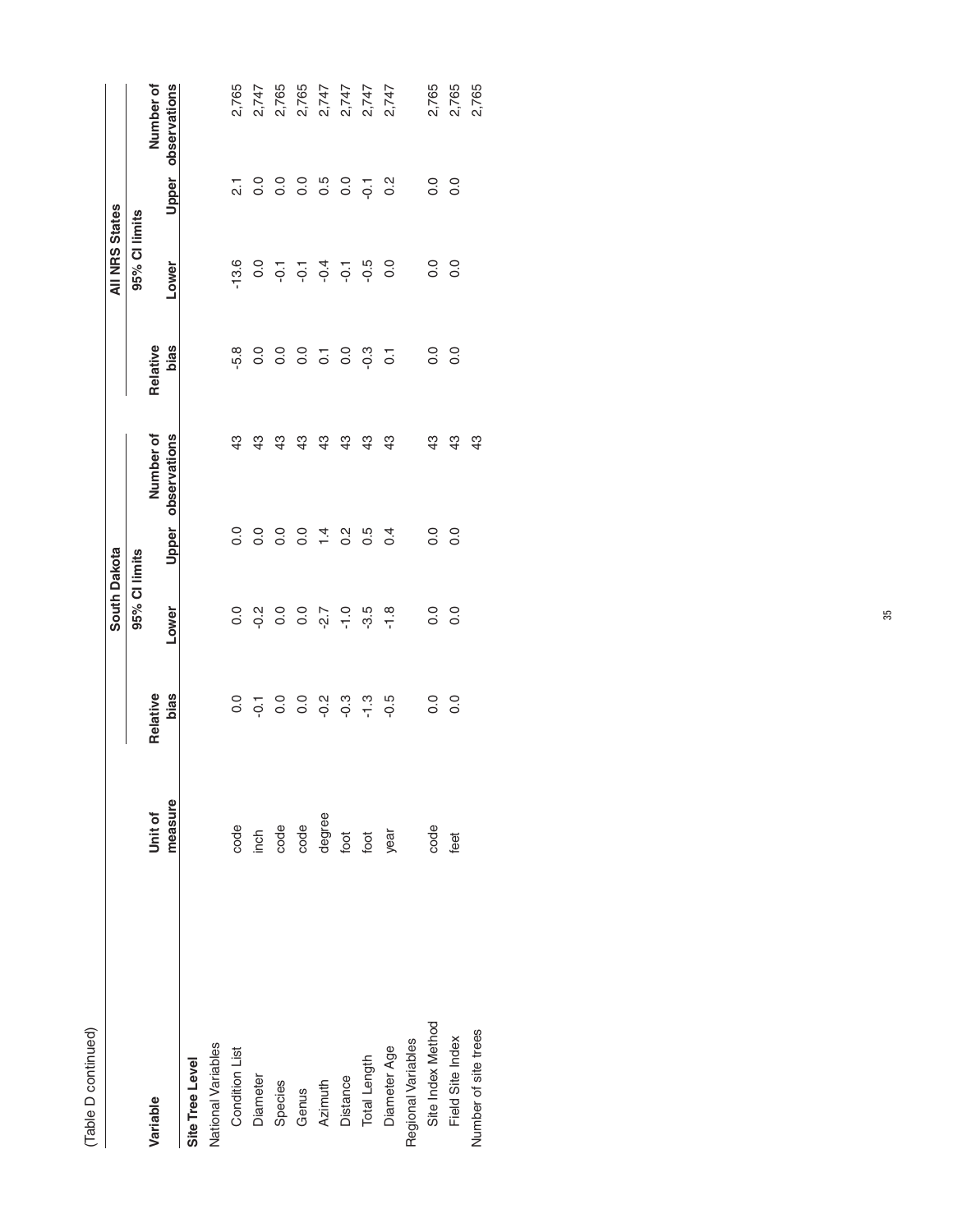(Table D continued)

| Variable | Unit of measure | South Dakota | | | | All NRS States | | | |
|---|---|---|---|---|---|---|---|---|---|
| | | Relative bias | 95% CI limits | | Number of observations | Relative bias | 95% CI limits | | Number of observations |
| | | | Lower | Upper | | | Lower | Upper | |
| **Site Tree Level** | | | | | | | | | |
| National Variables | | | | | | | | | |
| Condition List | code | 0.0 | 0.0 | 0.0 | 43 | -5.8 | -13.6 | 2.1 | 2,765 |
| Diameter | inch | -0.1 | -0.2 | 0.0 | 43 | 0.0 | 0.0 | 0.0 | 2,747 |
| Species | code | 0.0 | 0.0 | 0.0 | 43 | 0.0 | -0.1 | 0.0 | 2,765 |
| Genus | code | 0.0 | 0.0 | 0.0 | 43 | 0.0 | -0.1 | 0.0 | 2,765 |
| Azimuth | degree | -0.2 | -2.7 | 1.4 | 43 | 0.1 | -0.4 | 0.5 | 2,747 |
| Distance | foot | -0.3 | -1.0 | 0.2 | 43 | 0.0 | -0.1 | 0.0 | 2,747 |
| Total Length | foot | -1.3 | -3.5 | 0.5 | 43 | -0.3 | -0.5 | -0.1 | 2,747 |
| Diameter Age | year | -0.5 | -1.8 | 0.4 | 43 | 0.1 | 0.0 | 0.2 | 2,747 |
| Regional Variables | | | | | | | | | |
| Site Index Method | code | 0.0 | 0.0 | 0.0 | 43 | 0.0 | 0.0 | 0.0 | 2,765 |
| Field Site Index | feet | 0.0 | 0.0 | 0.0 | 43 | 0.0 | 0.0 | 0.0 | 2,765 |
| Number of site trees | | | | | 43 | | | | 2,765 |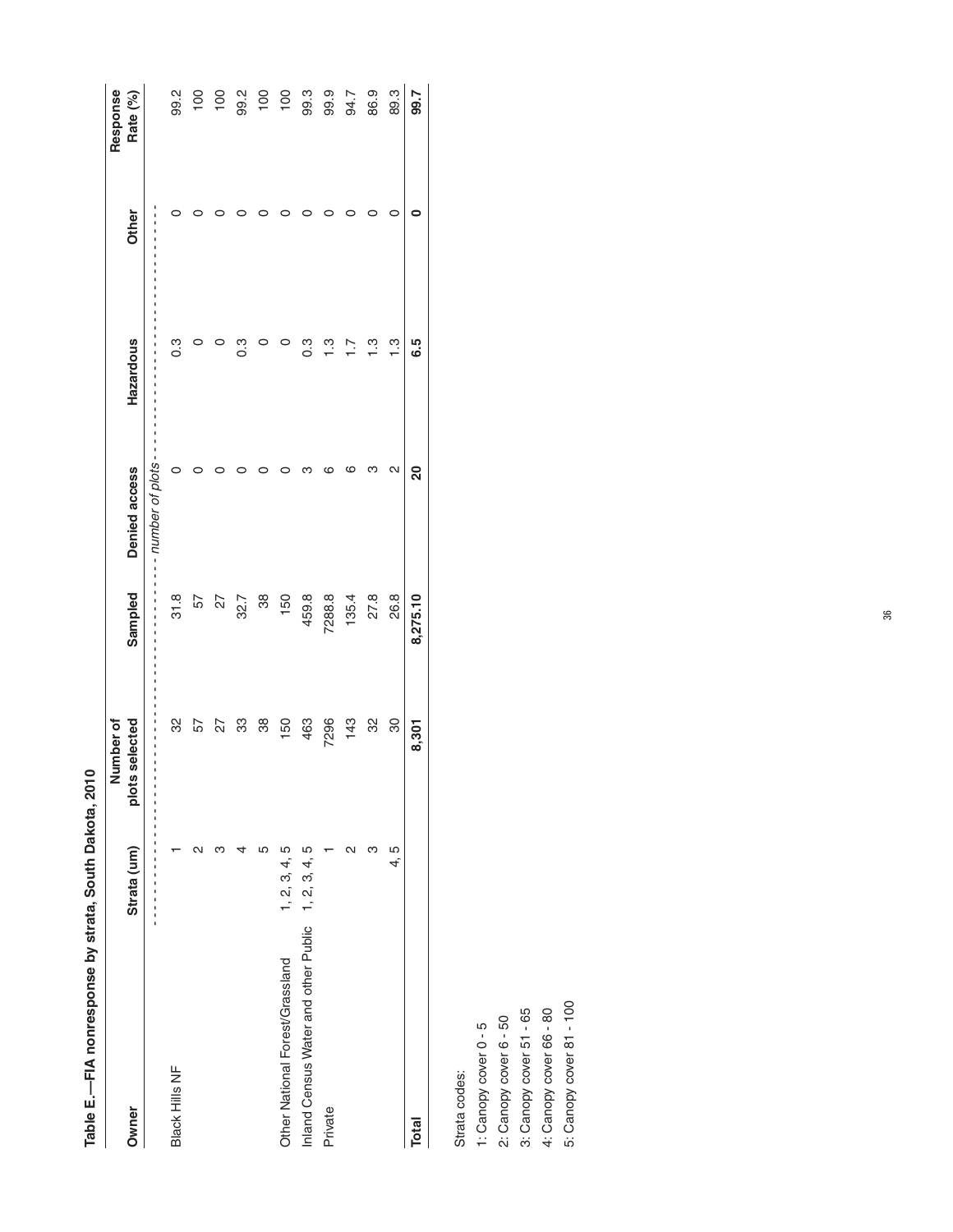Table E.—FIA nonresponse by strata, South Dakota, 2010

| Owner | Strata (um) | Number of plots selected | Sampled | Denied access | Hazardous | Other | Response Rate (%) |
|---|---|---|---|---|---|---|---|
| | | - - - - - - - - - - | - - - - - - - - - - | - - number of plots - - | - - - - - - - - - - | - - - - - - - - - - | |
| Black Hills NF | 1 | 32 | 31.8 | 0 | 0.3 | 0 | 99.2 |
| | 2 | 57 | 57 | 0 | 0 | 0 | 100 |
| | 3 | 27 | 27 | 0 | 0 | 0 | 100 |
| | 4 | 33 | 32.7 | 0 | 0.3 | 0 | 99.2 |
| | 5 | 38 | 38 | 0 | 0 | 0 | 100 |
| Other National Forest/Grassland | 1, 2, 3, 4, 5 | 150 | 150 | 0 | 0 | 0 | 100 |
| Inland Census Water and other Public | 1, 2, 3, 4, 5 | 463 | 459.8 | 3 | 0.3 | 0 | 99.3 |
| Private | 1 | 7296 | 7288.8 | 6 | 1.3 | 0 | 99.9 |
| | 2 | 143 | 135.4 | 6 | 1.7 | 0 | 94.7 |
| | 3 | 32 | 27.8 | 3 | 1.3 | 0 | 86.9 |
| | 4, 5 | 30 | 26.8 | 2 | 1.3 | 0 | 89.3 |
| **Total** | | **8,301** | **8,275.10** | **20** | **6.5** | **0** | **99.7** |

Strata codes:
1: Canopy cover 0 - 5
2: Canopy cover 6 - 50
3: Canopy cover 51 - 65
4: Canopy cover 66 - 80
5: Canopy cover 81 - 100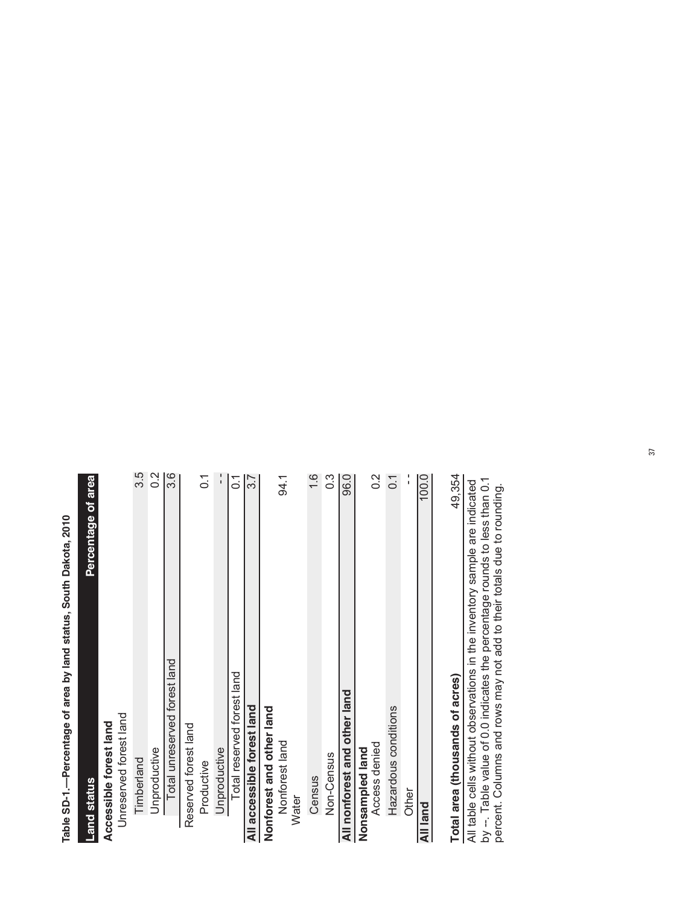**Table SD-1.—Percentage of area by land status, South Dakota, 2010**

| Land status | Percentage of area |
|---|---|
| **Accessible forest land** | |
| Unreserved forest land | |
| Timberland | 3.5 |
| Unproductive | 0.2 |
| Total unreserved forest land | 3.6 |
| Reserved forest land | |
| Productive | 0.1 |
| Unproductive | -- |
| Total reserved forest land | 0.1 |
| **All accessible forest land** | 3.7 |
| **Nonforest and other land** | |
| Nonforest land | 94.1 |
| Water | |
| Census | 1.6 |
| Non-Census | 0.3 |
| **All nonforest and other land** | 96.0 |
| **Nonsampled land** | |
| Access denied | 0.2 |
| Hazardous conditions | 0.1 |
| Other | -- |
| **All land** | 100.0 |
| **Total area (thousands of acres)** | 49,354 |

All table cells without observations in the inventory sample are indicated by --. Table value of 0.0 indicates the percentage rounds to less than 0.1 percent. Columns and rows may not add to their totals due to rounding.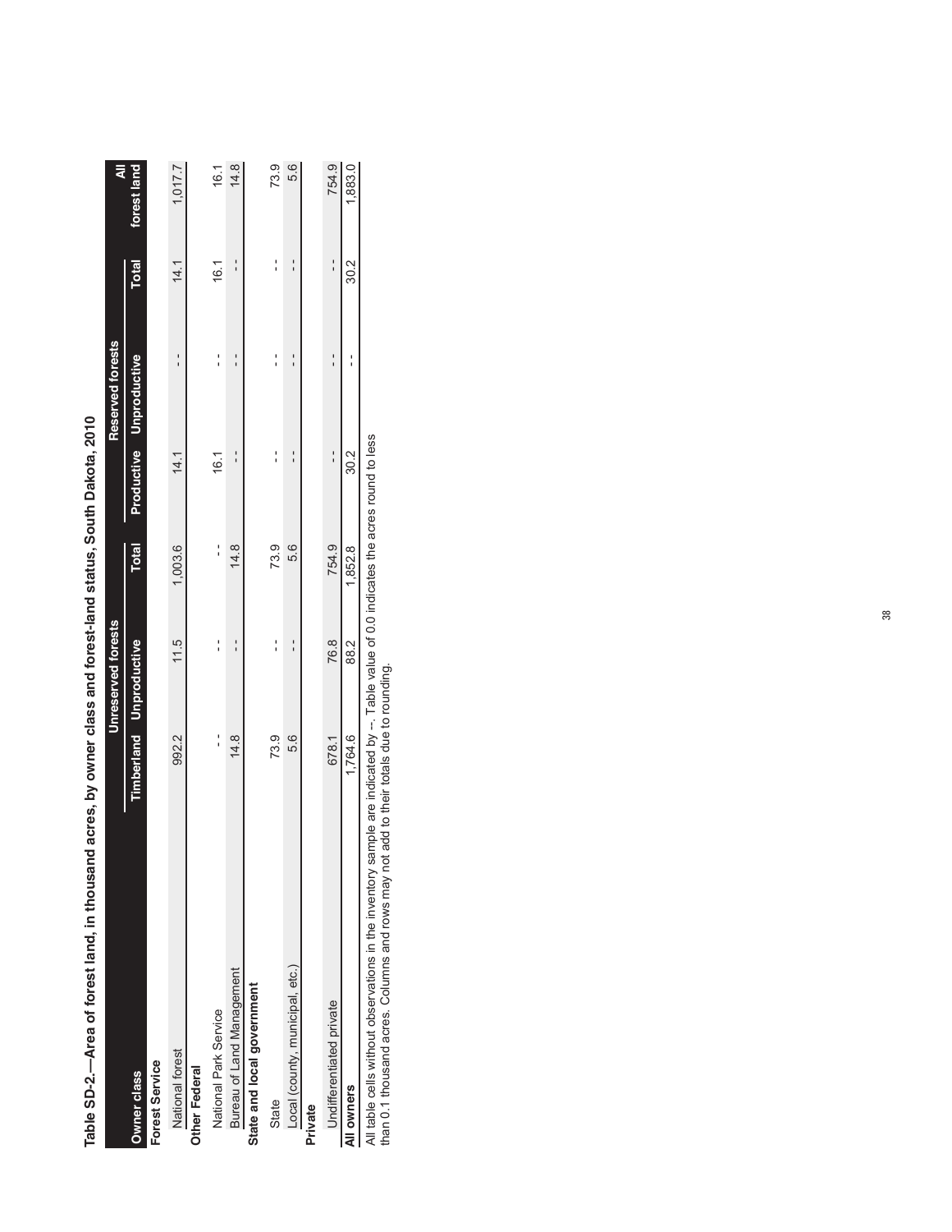**Table SD-2.—Area of forest land, in thousand acres, by owner class and forest-land status, South Dakota, 2010**

| Owner class | Unreserved forests | | | Reserved forests | | | All |
|---|---|---|---|---|---|---|---|
| | Timberland | Unproductive | Total | Productive | Unproductive | Total | forest land |
| **Forest Service** | | | | | | | |
| National forest | 992.2 | 11.5 | 1,003.6 | 14.1 | -- | 14.1 | 1,017.7 |
| **Other Federal** | | | | | | | |
| National Park Service | -- | -- | -- | 16.1 | -- | 16.1 | 16.1 |
| Bureau of Land Management | 14.8 | -- | 14.8 | -- | -- | -- | 14.8 |
| **State and local government** | | | | | | | |
| State | 73.9 | -- | 73.9 | -- | -- | -- | 73.9 |
| Local (county, municipal, etc.) | 5.6 | -- | 5.6 | -- | -- | -- | 5.6 |
| **Private** | | | | | | | |
| Undifferentiated private | 678.1 | 76.8 | 754.9 | -- | -- | -- | 754.9 |
| **All owners** | 1,764.6 | 88.2 | 1,852.8 | 30.2 | -- | 30.2 | 1,883.0 |

All table cells without observations in the inventory sample are indicated by --. Table value of 0.0 indicates the acres round to less than 0.1 thousand acres. Columns and rows may not add to their totals due to rounding.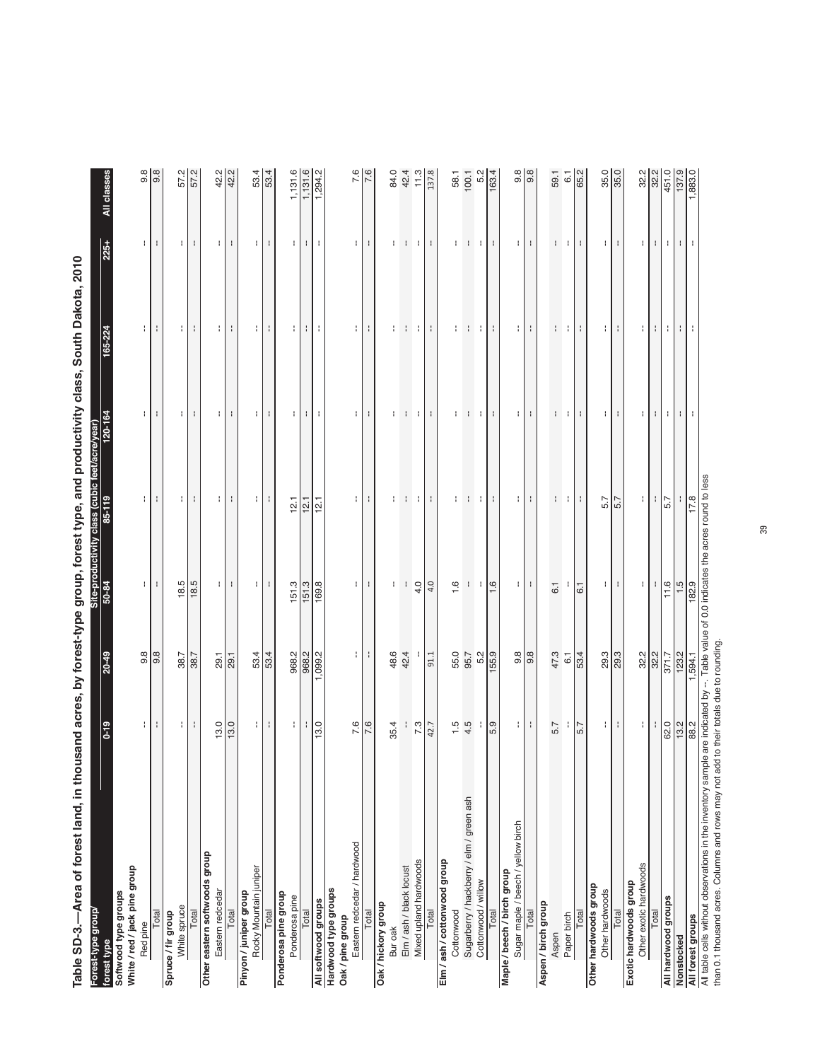# Table SD-3.—Area of forest land, in thousand acres, by forest-type group, forest type, and productivity class, South Dakota, 2010

| Forest-type group/ forest type | Site-productivity class (cubic feet/acre/year) | | | | | | | |
|---|---|---|---|---|---|---|---|---|
| | 0-19 | 20-49 | 50-84 | 85-119 | 120-164 | 165-224 | 225+ | All classes |
| **Softwood type groups** | | | | | | | | |
| **White / red / jack pine group** | | | | | | | | |
| Red pine | -- | 9.8 | -- | -- | -- | -- | -- | 9.8 |
| Total | -- | 9.8 | -- | -- | -- | -- | -- | 9.8 |
| **Spruce / fir group** | | | | | | | | |
| White spruce | -- | 38.7 | 18.5 | -- | -- | -- | -- | 57.2 |
| Total | -- | 38.7 | 18.5 | -- | -- | -- | -- | 57.2 |
| **Other eastern softwoods group** | | | | | | | | |
| Eastern redcedar | 13.0 | 29.1 | -- | -- | -- | -- | -- | 42.2 |
| Total | 13.0 | 29.1 | -- | -- | -- | -- | -- | 42.2 |
| **Pinyon / juniper group** | | | | | | | | |
| Rocky Mountain juniper | -- | 53.4 | -- | -- | -- | -- | -- | 53.4 |
| Total | -- | 53.4 | -- | -- | -- | -- | -- | 53.4 |
| **Ponderosa pine group** | | | | | | | | |
| Ponderosa pine | -- | 968.2 | 151.3 | 12.1 | -- | -- | -- | 1,131.6 |
| Total | -- | 968.2 | 151.3 | 12.1 | -- | -- | -- | 1,131.6 |
| **All softwood groups** | 13.0 | 1,099.2 | 169.8 | 12.1 | -- | -- | -- | 1,294.2 |
| **Hardwood type groups** | | | | | | | | |
| **Oak / pine group** | | | | | | | | |
| Eastern redcedar / hardwood | 7.6 | -- | -- | -- | -- | -- | -- | 7.6 |
| Total | 7.6 | -- | -- | -- | -- | -- | -- | 7.6 |
| **Oak / hickory group** | | | | | | | | |
| Bur oak | 35.4 | 48.6 | -- | -- | -- | -- | -- | 84.0 |
| Elm / ash / black locust | -- | 42.4 | -- | -- | -- | -- | -- | 42.4 |
| Mixed upland hardwoods | 7.3 | -- | 4.0 | -- | -- | -- | -- | 11.3 |
| Total | 42.7 | 91.1 | 4.0 | -- | -- | -- | -- | 137.8 |
| **Elm / ash / cottonwood group** | | | | | | | | |
| Cottonwood | 1.5 | 55.0 | 1.6 | -- | -- | -- | -- | 58.1 |
| Sugarberry / hackberry / elm / green ash | 4.5 | 95.7 | -- | -- | -- | -- | -- | 100.1 |
| Cottonwood / willow | -- | 5.2 | -- | -- | -- | -- | -- | 5.2 |
| Total | 5.9 | 155.9 | 1.6 | -- | -- | -- | -- | 163.4 |
| **Maple / beech / birch group** | | | | | | | | |
| Sugar maple / beech / yellow birch | -- | 9.8 | -- | -- | -- | -- | -- | 9.8 |
| Total | -- | 9.8 | -- | -- | -- | -- | -- | 9.8 |
| **Aspen / birch group** | | | | | | | | |
| Aspen | 5.7 | 47.3 | 6.1 | -- | -- | -- | -- | 59.1 |
| Paper birch | -- | 6.1 | -- | -- | -- | -- | -- | 6.1 |
| Total | 5.7 | 53.4 | 6.1 | -- | -- | -- | -- | 65.2 |
| **Other hardwoods group** | | | | | | | | |
| Other hardwoods | -- | 29.3 | -- | 5.7 | -- | -- | -- | 35.0 |
| Total | -- | 29.3 | -- | 5.7 | -- | -- | -- | 35.0 |
| **Exotic hardwoods group** | | | | | | | | |
| Other exotic hardwoods | -- | 32.2 | -- | -- | -- | -- | -- | 32.2 |
| Total | -- | 32.2 | -- | -- | -- | -- | -- | 32.2 |
| **All hardwood groups** | 62.0 | 371.7 | 11.6 | 5.7 | -- | -- | -- | 451.0 |
| **Nonstocked** | 13.2 | 123.2 | 1.5 | -- | -- | -- | -- | 137.9 |
| **All forest groups** | 88.2 | 1,594.1 | 182.9 | 17.8 | -- | -- | -- | 1,883.0 |

All table cells without observations in the inventory sample are indicated by --. Table value of 0.0 indicates the acres round to less than 0.1 thousand acres. Columns and rows may not add to their totals due to rounding.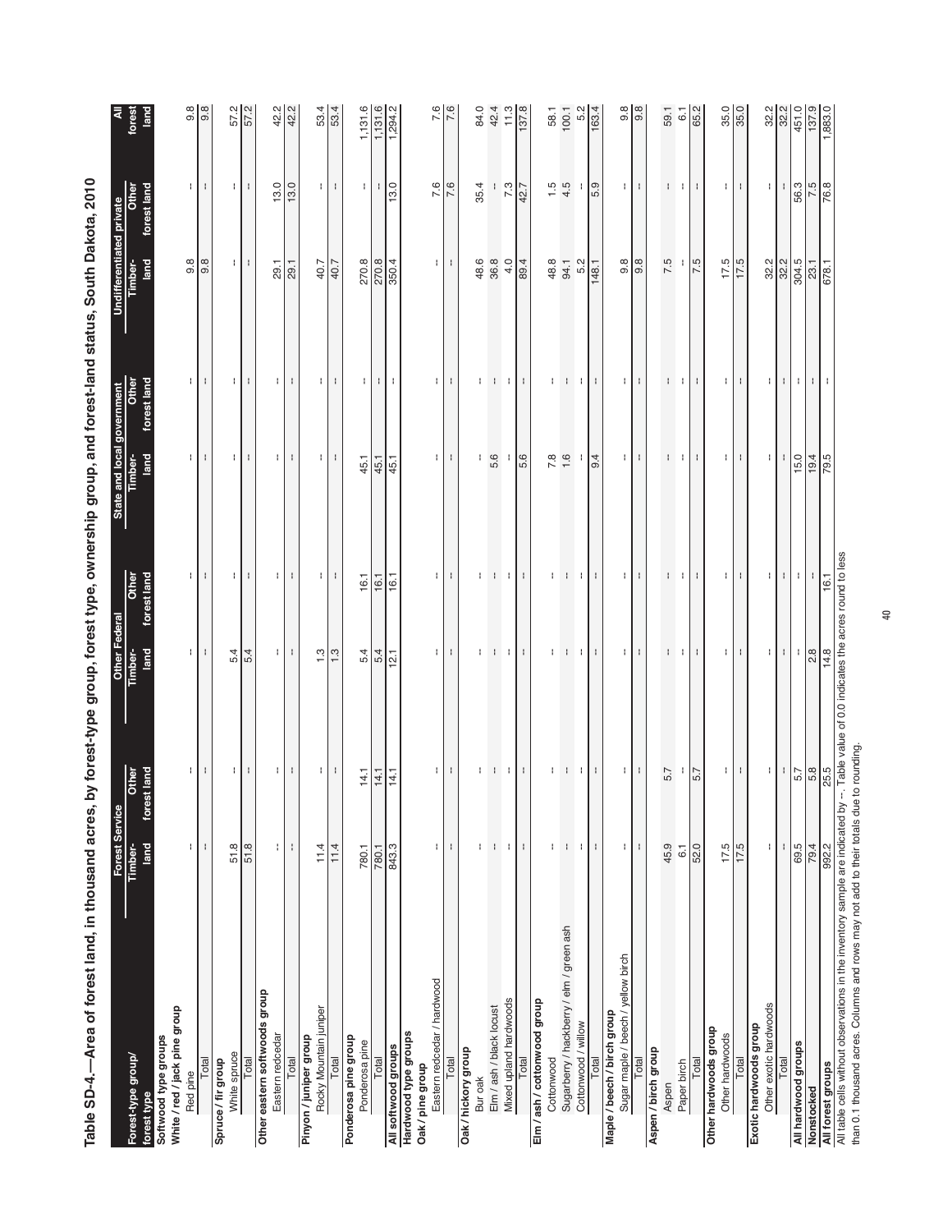**Table SD-4.—Area of forest land, in thousand acres, by forest-type group, forest type, ownership group, and forest-land status, South Dakota, 2010**

| Forest-type group/ forest type | Forest Service | | Other Federal | | State and local government | | Undifferentiated private | | All forest land |
|---|---|---|---|---|---|---|---|---|---|
| | Timber-land | Other forest land | Timber-land | Other forest land | Timber-land | Other forest land | Timber-land | Other forest land | |
| **Softwood type groups** | | | | | | | | | |
| **White / red / jack pine group** | | | | | | | | | |
| Red pine | -- | -- | -- | -- | -- | -- | 9.8 | -- | 9.8 |
| Total | -- | -- | -- | -- | -- | -- | 9.8 | -- | 9.8 |
| **Spruce / fir group** | | | | | | | | | |
| White spruce | 51.8 | -- | 5.4 | -- | -- | -- | -- | -- | 57.2 |
| Total | 51.8 | -- | 5.4 | -- | -- | -- | -- | -- | 57.2 |
| **Other eastern softwoods group** | | | | | | | | | |
| Eastern redcedar | -- | -- | -- | -- | -- | -- | 29.1 | 13.0 | 42.2 |
| Total | -- | -- | -- | -- | -- | -- | 29.1 | 13.0 | 42.2 |
| **Pinyon / juniper group** | | | | | | | | | |
| Rocky Mountain juniper | 11.4 | -- | 1.3 | -- | -- | -- | 40.7 | -- | 53.4 |
| Total | 11.4 | -- | 1.3 | -- | -- | -- | 40.7 | -- | 53.4 |
| **Ponderosa pine group** | | | | | | | | | |
| Ponderosa pine | 780.1 | 14.1 | 5.4 | 16.1 | 45.1 | -- | 270.8 | -- | 1,131.6 |
| Total | 780.1 | 14.1 | 5.4 | 16.1 | 45.1 | -- | 270.8 | -- | 1,131.6 |
| **All softwood groups** | 843.3 | 14.1 | 12.1 | 16.1 | 45.1 | -- | 350.4 | 13.0 | 1,294.2 |
| **Hardwood type groups** | | | | | | | | | |
| **Oak / pine group** | | | | | | | | | |
| Eastern redcedar / hardwood | -- | -- | -- | -- | -- | -- | -- | 7.6 | 7.6 |
| Total | -- | -- | -- | -- | -- | -- | -- | 7.6 | 7.6 |
| **Oak / hickory group** | | | | | | | | | |
| Bur oak | -- | -- | -- | -- | -- | -- | 48.6 | 35.4 | 84.0 |
| Elm / ash / black locust | -- | -- | -- | -- | 5.6 | -- | 36.8 | -- | 42.4 |
| Mixed upland hardwoods | -- | -- | -- | -- | -- | -- | 4.0 | 7.3 | 11.3 |
| Total | -- | -- | -- | -- | 5.6 | -- | 89.4 | 42.7 | 137.8 |
| **Elm / ash / cottonwood group** | | | | | | | | | |
| Cottonwood | -- | -- | -- | -- | 7.8 | -- | 48.8 | 1.5 | 58.1 |
| Sugarberry / hackberry / elm / green ash | -- | -- | -- | -- | 1.6 | -- | 94.1 | 4.5 | 100.1 |
| Cottonwood / willow | -- | -- | -- | -- | -- | -- | 5.2 | -- | 5.2 |
| Total | -- | -- | -- | -- | 9.4 | -- | 148.1 | 5.9 | 163.4 |
| **Maple / beech / birch group** | | | | | | | | | |
| Sugar maple / beech / yellow birch | -- | -- | -- | -- | -- | -- | 9.8 | -- | 9.8 |
| Total | -- | -- | -- | -- | -- | -- | 9.8 | -- | 9.8 |
| **Aspen / birch group** | | | | | | | | | |
| Aspen | 45.9 | 5.7 | -- | -- | -- | -- | 7.5 | -- | 59.1 |
| Paper birch | 6.1 | -- | -- | -- | -- | -- | -- | -- | 6.1 |
| Total | 52.0 | 5.7 | -- | -- | -- | -- | 7.5 | -- | 65.2 |
| **Other hardwoods group** | | | | | | | | | |
| Other hardwoods | 17.5 | -- | -- | -- | -- | -- | 17.5 | -- | 35.0 |
| Total | 17.5 | -- | -- | -- | -- | -- | 17.5 | -- | 35.0 |
| **Exotic hardwoods group** | | | | | | | | | |
| Other exotic hardwoods | -- | -- | -- | -- | -- | -- | 32.2 | -- | 32.2 |
| Total | -- | -- | -- | -- | -- | -- | 32.2 | -- | 32.2 |
| **All hardwood groups** | 69.5 | 5.7 | -- | -- | 15.0 | -- | 304.5 | 56.3 | 451.0 |
| **Nonstocked** | 79.4 | 5.8 | 2.8 | -- | 19.4 | -- | 23.1 | 7.5 | 137.9 |
| **All forest groups** | 992.2 | 25.5 | 14.8 | 16.1 | 79.5 | -- | 678.1 | 76.8 | 1,883.0 |

All table cells without observations in the inventory sample are indicated by --. Table value of 0.0 indicates the acres round to less than 0.1 thousand acres. Columns and rows may not add to their totals due to rounding.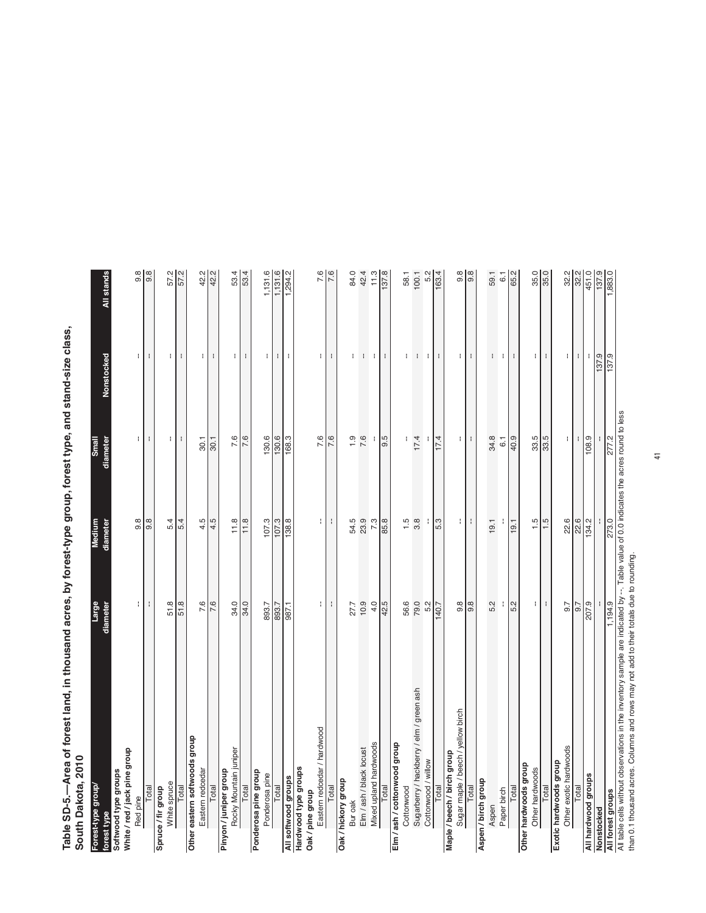**Table SD-5.—Area of forest land, in thousand acres, by forest-type group, forest type, and stand-size class, South Dakota, 2010**

| Forest-type group/ forest type | Large diameter | Medium diameter | Small diameter | Nonstocked | All stands |
|---|---|---|---|---|---|
| **Softwood type groups** | | | | | |
| **White / red / jack pine group** | | | | | |
| Red pine | -- | 9.8 | -- | -- | 9.8 |
| Total | -- | 9.8 | -- | -- | 9.8 |
| **Spruce / fir group** | | | | | |
| White spruce | 51.8 | 5.4 | -- | -- | 57.2 |
| Total | 51.8 | 5.4 | -- | -- | 57.2 |
| **Other eastern softwoods group** | | | | | |
| Eastern redcedar | 7.6 | 4.5 | 30.1 | -- | 42.2 |
| Total | 7.6 | 4.5 | 30.1 | -- | 42.2 |
| **Pinyon / juniper group** | | | | | |
| Rocky Mountain juniper | 34.0 | 11.8 | 7.6 | -- | 53.4 |
| Total | 34.0 | 11.8 | 7.6 | -- | 53.4 |
| **Ponderosa pine group** | | | | | |
| Ponderosa pine | 893.7 | 107.3 | 130.6 | -- | 1,131.6 |
| Total | 893.7 | 107.3 | 130.6 | -- | 1,131.6 |
| **All softwood groups** | 987.1 | 138.8 | 168.3 | -- | 1,294.2 |
| **Hardwood type groups** | | | | | |
| **Oak / pine group** | | | | | |
| Eastern redcedar / hardwood | -- | -- | 7.6 | -- | 7.6 |
| Total | -- | -- | 7.6 | -- | 7.6 |
| **Oak / hickory group** | | | | | |
| Bur oak | 27.7 | 54.5 | 1.9 | -- | 84.0 |
| Elm / ash / black locust | 10.9 | 23.9 | 7.6 | -- | 42.4 |
| Mixed upland hardwoods | 4.0 | 7.3 | -- | -- | 11.3 |
| Total | 42.5 | 85.8 | 9.5 | -- | 137.8 |
| **Elm / ash / cottonwood group** | | | | | |
| Cottonwood | 56.6 | 1.5 | -- | -- | 58.1 |
| Sugarberry / hackberry / elm / green ash | 79.0 | 3.8 | 17.4 | -- | 100.1 |
| Cottonwood / willow | 5.2 | -- | -- | -- | 5.2 |
| Total | 140.7 | 5.3 | 17.4 | -- | 163.4 |
| **Maple / beech / birch group** | | | | | |
| Sugar maple / beech / yellow birch | 9.8 | -- | -- | -- | 9.8 |
| Total | 9.8 | -- | -- | -- | 9.8 |
| **Aspen / birch group** | | | | | |
| Aspen | 5.2 | 19.1 | 34.8 | -- | 59.1 |
| Paper birch | -- | -- | 6.1 | -- | 6.1 |
| Total | 5.2 | 19.1 | 40.9 | -- | 65.2 |
| **Other hardwoods group** | | | | | |
| Other hardwoods | -- | 1.5 | 33.5 | -- | 35.0 |
| Total | -- | 1.5 | 33.5 | -- | 35.0 |
| **Exotic hardwoods group** | | | | | |
| Other exotic hardwoods | 9.7 | 22.6 | -- | -- | 32.2 |
| Total | 9.7 | 22.6 | -- | -- | 32.2 |
| **All hardwood groups** | 207.9 | 134.2 | 108.9 | -- | 451.0 |
| **Nonstocked** | -- | -- | -- | 137.9 | 137.9 |
| **All forest groups** | 1,194.9 | 273.0 | 277.2 | 137.9 | 1,883.0 |

All table cells without observations in the inventory sample are indicated by --. Table value of 0.0 indicates the acres round to less than 0.1 thousand acres. Columns and rows may not add to their totals due to rounding.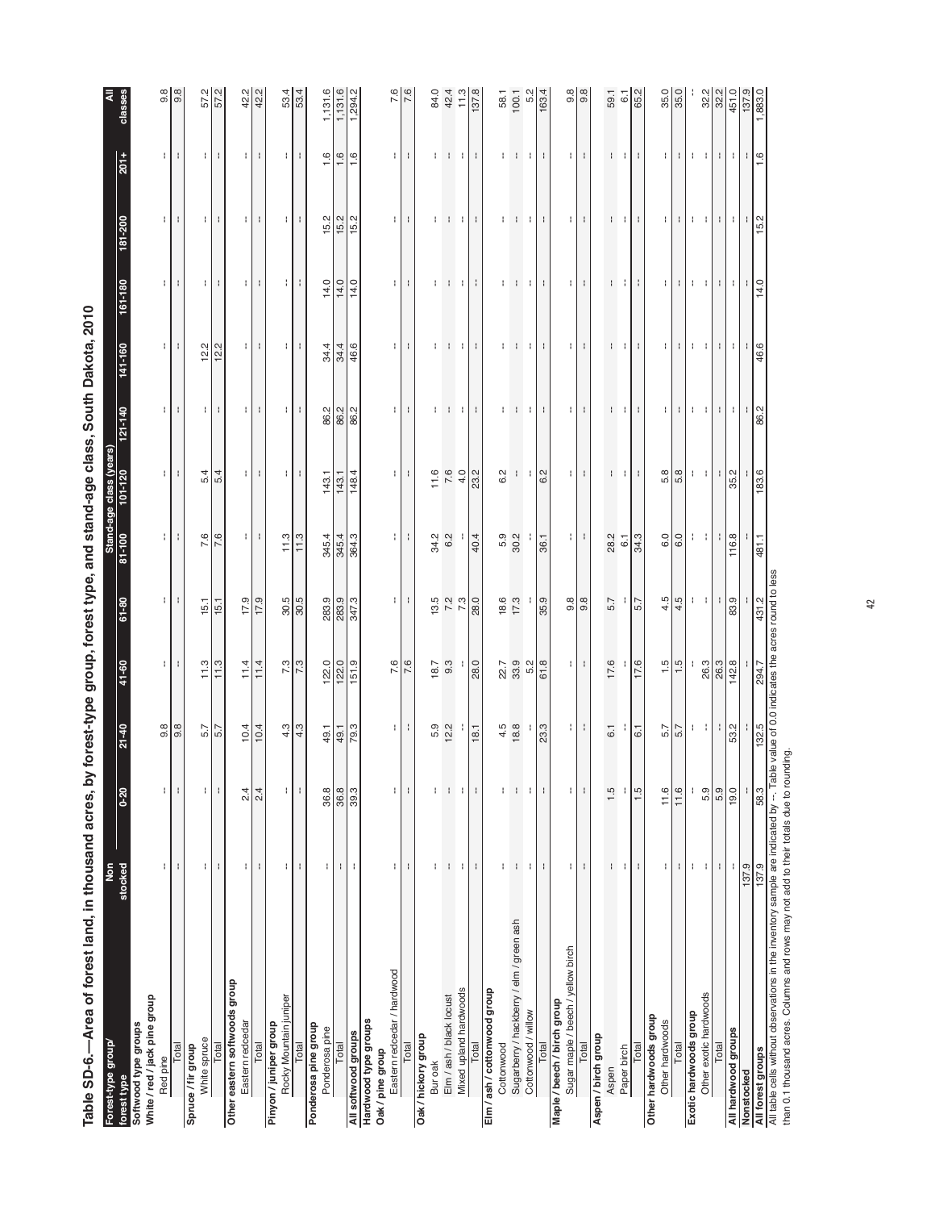**Table SD-6.—Area of forest land, in thousand acres, by forest-type group, forest type, and stand-age class, South Dakota, 2010**

| Forest-type group/ forest type | Non stocked | Stand-age class (years) 0-20 | 21-40 | 41-60 | 61-80 | 81-100 | 101-120 | 121-140 | 141-160 | 161-180 | 181-200 | 201+ | All classes |
|---|---|---|---|---|---|---|---|---|---|---|---|---|---|
| **Softwood type groups** | | | | | | | | | | | | | |
| **White / red / jack pine group** | | | | | | | | | | | | | |
| Red pine | -- | -- | 9.8 | -- | -- | -- | -- | -- | -- | -- | -- | -- | 9.8 |
| Total | -- | -- | 9.8 | -- | -- | -- | -- | -- | -- | -- | -- | -- | 9.8 |
| **Spruce / fir group** | | | | | | | | | | | | | |
| White spruce | -- | -- | 5.7 | 11.3 | 15.1 | 7.6 | 5.4 | -- | 12.2 | -- | -- | -- | 57.2 |
| Total | -- | -- | 5.7 | 11.3 | 15.1 | 7.6 | 5.4 | -- | 12.2 | -- | -- | -- | 57.2 |
| **Other eastern softwoods group** | | | | | | | | | | | | | |
| Eastern redcedar | -- | 2.4 | 10.4 | 11.4 | 17.9 | -- | -- | -- | -- | -- | -- | -- | 42.2 |
| Total | -- | 2.4 | 10.4 | 11.4 | 17.9 | -- | -- | -- | -- | -- | -- | -- | 42.2 |
| **Pinyon / juniper group** | | | | | | | | | | | | | |
| Rocky Mountain juniper | -- | -- | 4.3 | 7.3 | 30.5 | 11.3 | -- | -- | -- | -- | -- | -- | 53.4 |
| Total | -- | -- | 4.3 | 7.3 | 30.5 | 11.3 | -- | -- | -- | -- | -- | -- | 53.4 |
| **Ponderosa pine group** | | | | | | | | | | | | | |
| Ponderosa pine | -- | 36.8 | 49.1 | 122.0 | 283.9 | 345.4 | 143.1 | 86.2 | 34.4 | 14.0 | 15.2 | 1.6 | 1,131.6 |
| Total | -- | 36.8 | 49.1 | 122.0 | 283.9 | 345.4 | 143.1 | 86.2 | 34.4 | 14.0 | 15.2 | 1.6 | 1,131.6 |
| **All softwood groups** | -- | 39.3 | 79.3 | 151.9 | 347.3 | 364.3 | 148.4 | 86.2 | 46.6 | 14.0 | 15.2 | 1.6 | 1,294.2 |
| **Hardwood type groups** | | | | | | | | | | | | | |
| **Oak / pine group** | | | | | | | | | | | | | |
| Eastern redcedar / hardwood | -- | -- | -- | 7.6 | -- | -- | -- | -- | -- | -- | -- | -- | 7.6 |
| Total | -- | -- | -- | 7.6 | -- | -- | -- | -- | -- | -- | -- | -- | 7.6 |
| **Oak / hickory group** | | | | | | | | | | | | | |
| Bur oak | -- | -- | 5.9 | 18.7 | 13.5 | 34.2 | 11.6 | -- | -- | -- | -- | -- | 84.0 |
| Elm / ash / black locust | -- | -- | 12.2 | 9.3 | 7.2 | 6.2 | 7.6 | -- | -- | -- | -- | -- | 42.4 |
| Mixed upland hardwoods | -- | -- | -- | -- | 7.3 | -- | 4.0 | -- | -- | -- | -- | -- | 11.3 |
| Total | -- | -- | 18.1 | 28.0 | 28.0 | 40.4 | 23.2 | -- | -- | -- | -- | -- | 137.8 |
| **Elm / ash / cottonwood group** | | | | | | | | | | | | | |
| Cottonwood | -- | -- | 4.5 | 22.7 | 18.6 | 5.9 | 6.2 | -- | -- | -- | -- | -- | 58.1 |
| Sugarberry / hackberry / elm / green ash | -- | -- | 18.8 | 33.9 | 17.3 | 30.2 | -- | -- | -- | -- | -- | -- | 100.1 |
| Cottonwood / willow | -- | -- | -- | 5.2 | -- | -- | -- | -- | -- | -- | -- | -- | 5.2 |
| Total | -- | -- | 23.3 | 61.8 | 35.9 | 36.1 | 6.2 | -- | -- | -- | -- | -- | 163.4 |
| **Maple / beech / birch group** | | | | | | | | | | | | | |
| Sugar maple / beech / yellow birch | -- | -- | -- | -- | 9.8 | -- | -- | -- | -- | -- | -- | -- | 9.8 |
| Total | -- | -- | -- | -- | 9.8 | -- | -- | -- | -- | -- | -- | -- | 9.8 |
| **Aspen / birch group** | | | | | | | | | | | | | |
| Aspen | -- | 1.5 | 6.1 | 17.6 | 5.7 | 28.2 | -- | -- | -- | -- | -- | -- | 59.1 |
| Paper birch | -- | -- | -- | -- | -- | 6.1 | -- | -- | -- | -- | -- | -- | 6.1 |
| Total | -- | 1.5 | 6.1 | 17.6 | 5.7 | 34.3 | -- | -- | -- | -- | -- | -- | 65.2 |
| **Other hardwoods group** | | | | | | | | | | | | | |
| Other hardwoods | -- | 11.6 | 5.7 | 1.5 | 4.5 | 6.0 | 5.8 | -- | -- | -- | -- | -- | 35.0 |
| Total | -- | 11.6 | 5.7 | 1.5 | 4.5 | 6.0 | 5.8 | -- | -- | -- | -- | -- | 35.0 |
| **Exotic hardwoods group** | -- | -- | -- | -- | -- | -- | -- | -- | -- | -- | -- | -- | -- |
| Other exotic hardwoods | -- | 5.9 | -- | 26.3 | -- | -- | -- | -- | -- | -- | -- | -- | 32.2 |
| Total | -- | 5.9 | -- | 26.3 | -- | -- | -- | -- | -- | -- | -- | -- | 32.2 |
| **All hardwood groups** | -- | 19.0 | 53.2 | 142.8 | 83.9 | 116.8 | 35.2 | -- | -- | -- | -- | -- | 451.0 |
| **Nonstocked** | 137.9 | -- | -- | -- | -- | -- | -- | -- | -- | -- | -- | -- | 137.9 |
| **All forest groups** | 137.9 | 58.3 | 132.5 | 294.7 | 431.2 | 481.1 | 183.6 | 86.2 | 46.6 | 14.0 | 15.2 | 1.6 | 1,883.0 |

All table cells without observations in the inventory sample are indicated by --. Table value of 0.0 indicates the acres round to less than 0.1 thousand acres. Columns and rows may not add to their totals due to rounding.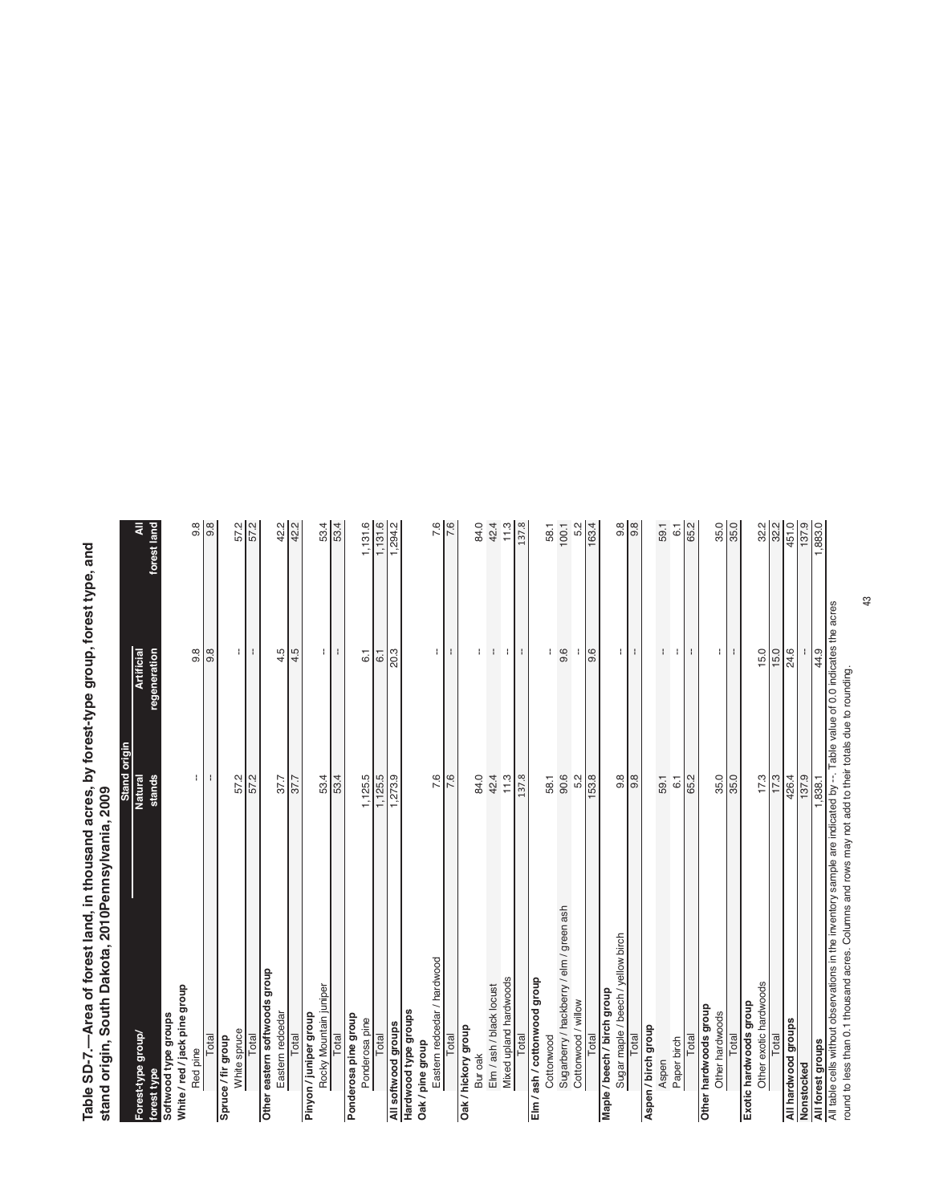# Table SD-7.—Area of forest land, in thousand acres, by forest-type group, forest type, and stand origin, South Dakota, 2010Pennsylvania, 2009

| Forest-type group/ forest type | Stand origin | | All forest land |
|---|---|---|---|
| | Natural stands | Artificial regeneration | |
| **Softwood type groups** | | | |
| **White / red / jack pine group** | | | |
| Red pine | -- | 9.8 | 9.8 |
| Total | -- | 9.8 | 9.8 |
| **Spruce / fir group** | | | |
| White spruce | 57.2 | -- | 57.2 |
| Total | 57.2 | -- | 57.2 |
| **Other eastern softwoods group** | | | |
| Eastern redcedar | 37.7 | 4.5 | 42.2 |
| Total | 37.7 | 4.5 | 42.2 |
| **Pinyon / juniper group** | | | |
| Rocky Mountain juniper | 53.4 | -- | 53.4 |
| Total | 53.4 | -- | 53.4 |
| **Ponderosa pine group** | | | |
| Ponderosa pine | 1,125.5 | 6.1 | 1,131.6 |
| Total | 1,125.5 | 6.1 | 1,131.6 |
| **All softwood groups** | 1,273.9 | 20.3 | 1,294.2 |
| **Hardwood type groups** | | | |
| **Oak / pine group** | | | |
| Eastern redcedar / hardwood | 7.6 | -- | 7.6 |
| Total | 7.6 | -- | 7.6 |
| **Oak / hickory group** | | | |
| Bur oak | 84.0 | -- | 84.0 |
| Elm / ash / black locust | 42.4 | -- | 42.4 |
| Mixed upland hardwoods | 11.3 | -- | 11.3 |
| Total | 137.8 | -- | 137.8 |
| **Elm / ash / cottonwood group** | | | |
| Cottonwood | 58.1 | -- | 58.1 |
| Sugarberry / hackberry / elm / green ash | 90.6 | 9.6 | 100.1 |
| Cottonwood / willow | 5.2 | -- | 5.2 |
| Total | 153.8 | 9.6 | 163.4 |
| **Maple / beech / birch group** | | | |
| Sugar maple / beech / yellow birch | 9.8 | -- | 9.8 |
| Total | 9.8 | -- | 9.8 |
| **Aspen / birch group** | | | |
| Aspen | 59.1 | -- | 59.1 |
| Paper birch | 6.1 | -- | 6.1 |
| Total | 65.2 | -- | 65.2 |
| **Other hardwoods group** | | | |
| Other hardwoods | 35.0 | -- | 35.0 |
| Total | 35.0 | -- | 35.0 |
| **Exotic hardwoods group** | | | |
| Other exotic hardwoods | 17.3 | 15.0 | 32.2 |
| Total | 17.3 | 15.0 | 32.2 |
| **All hardwood groups** | 426.4 | 24.6 | 451.0 |
| **Nonstocked** | 137.9 | -- | 137.9 |
| **All forest groups** | 1,838.1 | 44.9 | 1,883.0 |

All table cells without observations in the inventory sample are indicated by --. Table value of 0.0 indicates the acres round to less than 0.1 thousand acres. Columns and rows may not add to their totals due to rounding.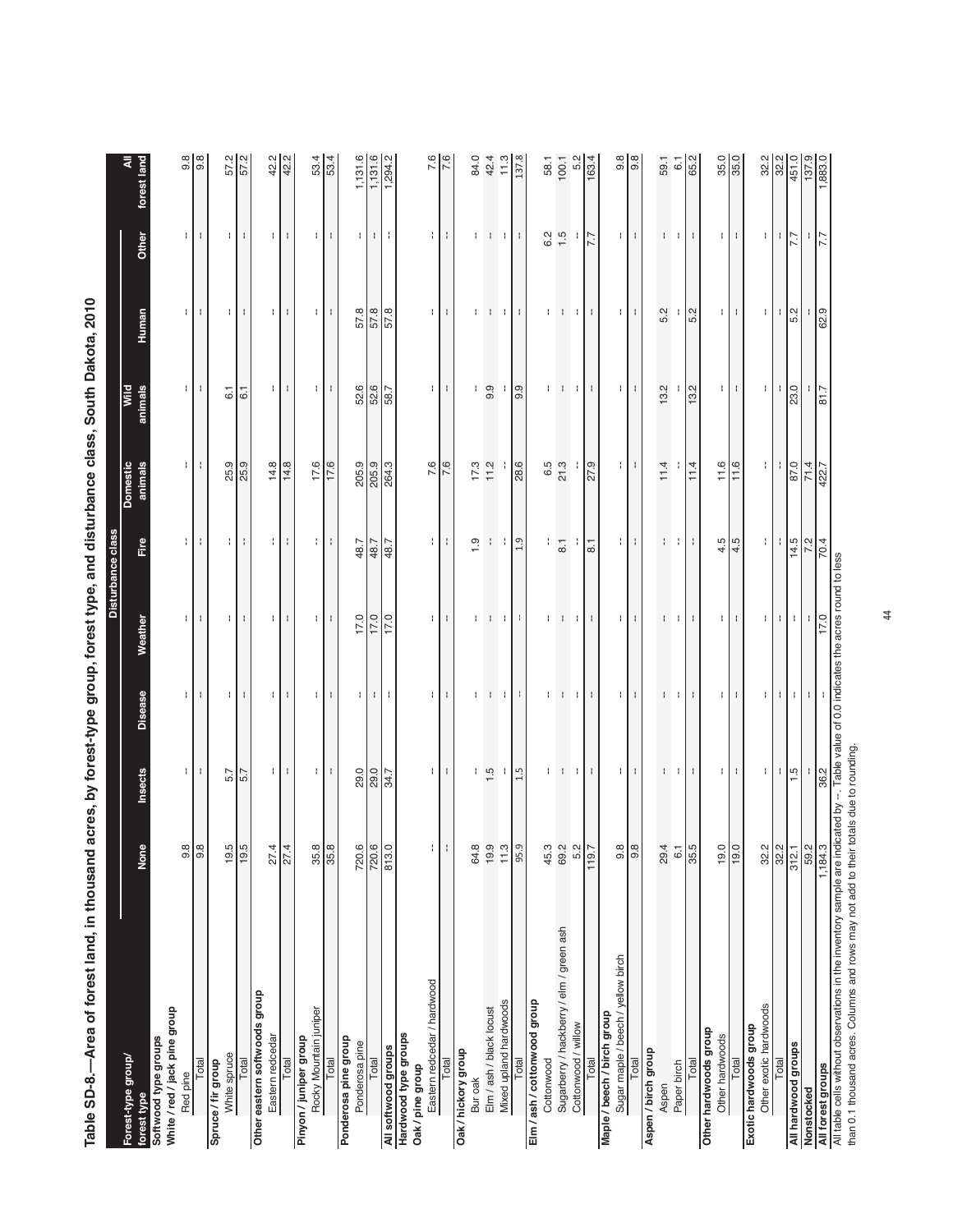# Table SD-8.—Area of forest land, in thousand acres, by forest-type group, forest type, and disturbance class, South Dakota, 2010

| Forest-type group/ forest type | Disturbance class | | | | | | | | | All forest land |
|---|---|---|---|---|---|---|---|---|---|---|
| | None | Insects | Disease | Weather | Fire | Domestic animals | Wild animals | Human | Other | |
| **Softwood type groups** | | | | | | | | | | |
| **White / red / jack pine group** | | | | | | | | | | |
| Red pine | 9.8 | -- | -- | -- | -- | -- | -- | -- | -- | 9.8 |
| Total | 9.8 | -- | -- | -- | -- | -- | -- | -- | -- | 9.8 |
| **Spruce / fir group** | | | | | | | | | | |
| White spruce | 19.5 | 5.7 | -- | -- | -- | 25.9 | 6.1 | -- | -- | 57.2 |
| Total | 19.5 | 5.7 | -- | -- | -- | 25.9 | 6.1 | -- | -- | 57.2 |
| **Other eastern softwoods group** | | | | | | | | | | |
| Eastern redcedar | 27.4 | -- | -- | -- | -- | 14.8 | -- | -- | -- | 42.2 |
| Total | 27.4 | -- | -- | -- | -- | 14.8 | -- | -- | -- | 42.2 |
| **Pinyon / juniper group** | | | | | | | | | | |
| Rocky Mountain juniper | 35.8 | -- | -- | -- | -- | 17.6 | -- | -- | -- | 53.4 |
| Total | 35.8 | -- | -- | -- | -- | 17.6 | -- | -- | -- | 53.4 |
| **Ponderosa pine group** | | | | | | | | | | |
| Ponderosa pine | 720.6 | 29.0 | -- | 17.0 | 48.7 | 205.9 | 52.6 | 57.8 | -- | 1,131.6 |
| Total | 720.6 | 29.0 | -- | 17.0 | 48.7 | 205.9 | 52.6 | 57.8 | -- | 1,131.6 |
| **All softwood groups** | 813.0 | 34.7 | -- | 17.0 | 48.7 | 264.3 | 58.7 | 57.8 | -- | 1,294.2 |
| **Hardwood type groups** | | | | | | | | | | |
| **Oak / pine group** | | | | | | | | | | |
| Eastern redcedar / hardwood | -- | -- | -- | -- | -- | 7.6 | -- | -- | -- | 7.6 |
| Total | -- | -- | -- | -- | -- | 7.6 | -- | -- | -- | 7.6 |
| **Oak / hickory group** | | | | | | | | | | |
| Bur oak | 64.8 | -- | -- | -- | 1.9 | 17.3 | -- | -- | -- | 84.0 |
| Elm / ash / black locust | 19.9 | 1.5 | -- | -- | -- | 11.2 | 9.9 | -- | -- | 42.4 |
| Mixed upland hardwoods | 11.3 | -- | -- | -- | -- | -- | -- | -- | -- | 11.3 |
| Total | 95.9 | 1.5 | -- | -- | 1.9 | 28.6 | 9.9 | -- | -- | 137.8 |
| **Elm / ash / cottonwood group** | | | | | | | | | | |
| Cottonwood | 45.3 | -- | -- | -- | -- | 6.5 | -- | -- | 6.2 | 58.1 |
| Sugarberry / hackberry / elm / green ash | 69.2 | -- | -- | -- | 8.1 | 21.3 | -- | -- | 1.5 | 100.1 |
| Cottonwood / willow | 5.2 | -- | -- | -- | -- | -- | -- | -- | -- | 5.2 |
| Total | 119.7 | -- | -- | -- | 8.1 | 27.9 | -- | -- | 7.7 | 163.4 |
| **Maple / beech / birch group** | | | | | | | | | | |
| Sugar maple / beech / yellow birch | 9.8 | -- | -- | -- | -- | -- | -- | -- | -- | 9.8 |
| Total | 9.8 | -- | -- | -- | -- | -- | -- | -- | -- | 9.8 |
| **Aspen / birch group** | | | | | | | | | | |
| Aspen | 29.4 | -- | -- | -- | -- | 11.4 | 13.2 | 5.2 | -- | 59.1 |
| Paper birch | 6.1 | -- | -- | -- | -- | -- | -- | -- | -- | 6.1 |
| Total | 35.5 | -- | -- | -- | -- | 11.4 | 13.2 | 5.2 | -- | 65.2 |
| **Other hardwoods group** | | | | | | | | | | |
| Other hardwoods | 19.0 | -- | -- | -- | 4.5 | 11.6 | -- | -- | -- | 35.0 |
| Total | 19.0 | -- | -- | -- | 4.5 | 11.6 | -- | -- | -- | 35.0 |
| **Exotic hardwoods group** | | | | | | | | | | |
| Other exotic hardwoods | 32.2 | -- | -- | -- | -- | -- | -- | -- | -- | 32.2 |
| Total | 32.2 | -- | -- | -- | -- | -- | -- | -- | -- | 32.2 |
| **All hardwood groups** | 312.1 | 1.5 | -- | -- | 14.5 | 87.0 | 23.0 | 5.2 | 7.7 | 451.0 |
| **Nonstocked** | 59.2 | -- | -- | -- | 7.2 | 71.4 | -- | -- | -- | 137.9 |
| **All forest groups** | 1,184.3 | 36.2 | -- | 17.0 | 70.4 | 422.7 | 81.7 | 62.9 | 7.7 | 1,883.0 |

All table cells without observations in the inventory sample are indicated by --. Table value of 0.0 indicates the acres round to less than 0.1 thousand acres. Columns and rows may not add to their totals due to rounding.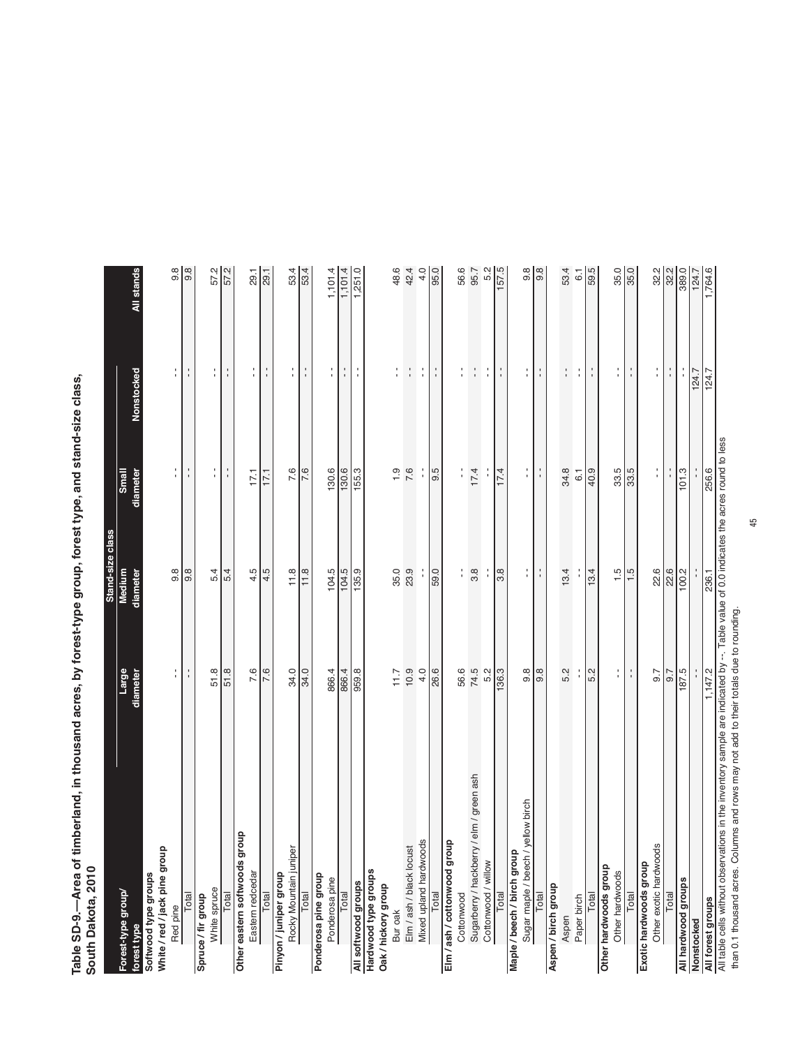**Table SD-9.—Area of timberland, in thousand acres, by forest-type group, forest type, and stand-size class, South Dakota, 2010**

| Forest-type group/ forest type | Stand-size class | | | | |
|---|---|---|---|---|---|
| | Large diameter | Medium diameter | Small diameter | Nonstocked | All stands |
| **Softwood type groups** | | | | | |
| **White / red / jack pine group** | | | | | |
| Red pine | -- | 9.8 | -- | -- | 9.8 |
| Total | -- | 9.8 | -- | -- | 9.8 |
| **Spruce / fir group** | | | | | |
| White spruce | 51.8 | 5.4 | -- | -- | 57.2 |
| Total | 51.8 | 5.4 | -- | -- | 57.2 |
| **Other eastern softwoods group** | | | | | |
| Eastern redcedar | 7.6 | 4.5 | 17.1 | -- | 29.1 |
| Total | 7.6 | 4.5 | 17.1 | -- | 29.1 |
| **Pinyon / juniper group** | | | | | |
| Rocky Mountain juniper | 34.0 | 11.8 | 7.6 | -- | 53.4 |
| Total | 34.0 | 11.8 | 7.6 | -- | 53.4 |
| **Ponderosa pine group** | | | | | |
| Ponderosa pine | 866.4 | 104.5 | 130.6 | -- | 1,101.4 |
| Total | 866.4 | 104.5 | 130.6 | -- | 1,101.4 |
| **All softwood groups** | 959.8 | 135.9 | 155.3 | -- | 1,251.0 |
| **Hardwood type groups** | | | | | |
| **Oak / hickory group** | | | | | |
| Bur oak | 11.7 | 35.0 | 1.9 | -- | 48.6 |
| Elm / ash / black locust | 10.9 | 23.9 | 7.6 | -- | 42.4 |
| Mixed upland hardwoods | 4.0 | -- | -- | -- | 4.0 |
| Total | 26.6 | 59.0 | 9.5 | -- | 95.0 |
| **Elm / ash / cottonwood group** | | | | | |
| Cottonwood | 56.6 | -- | -- | -- | 56.6 |
| Sugarberry / hackberry / elm / green ash | 74.5 | 3.8 | 17.4 | -- | 95.7 |
| Cottonwood / willow | 5.2 | -- | -- | -- | 5.2 |
| Total | 136.3 | 3.8 | 17.4 | -- | 157.5 |
| **Maple / beech / birch group** | | | | | |
| Sugar maple / beech / yellow birch | 9.8 | -- | -- | -- | 9.8 |
| Total | 9.8 | -- | -- | -- | 9.8 |
| **Aspen / birch group** | | | | | |
| Aspen | 5.2 | 13.4 | 34.8 | -- | 53.4 |
| Paper birch | -- | -- | 6.1 | -- | 6.1 |
| Total | 5.2 | 13.4 | 40.9 | -- | 59.5 |
| **Other hardwoods group** | | | | | |
| Other hardwoods | -- | 1.5 | 33.5 | -- | 35.0 |
| Total | -- | 1.5 | 33.5 | -- | 35.0 |
| **Exotic hardwoods group** | | | | | |
| Other exotic hardwoods | 9.7 | 22.6 | -- | -- | 32.2 |
| Total | 9.7 | 22.6 | -- | -- | 32.2 |
| **All hardwood groups** | 187.5 | 100.2 | 101.3 | -- | 389.0 |
| **Nonstocked** | -- | -- | -- | 124.7 | 124.7 |
| **All forest groups** | 1,147.2 | 236.1 | 256.6 | 124.7 | 1,764.6 |

All table cells without observations in the inventory sample are indicated by --. Table value of 0.0 indicates the acres round to less than 0.1 thousand acres. Columns and rows may not add to their totals due to rounding.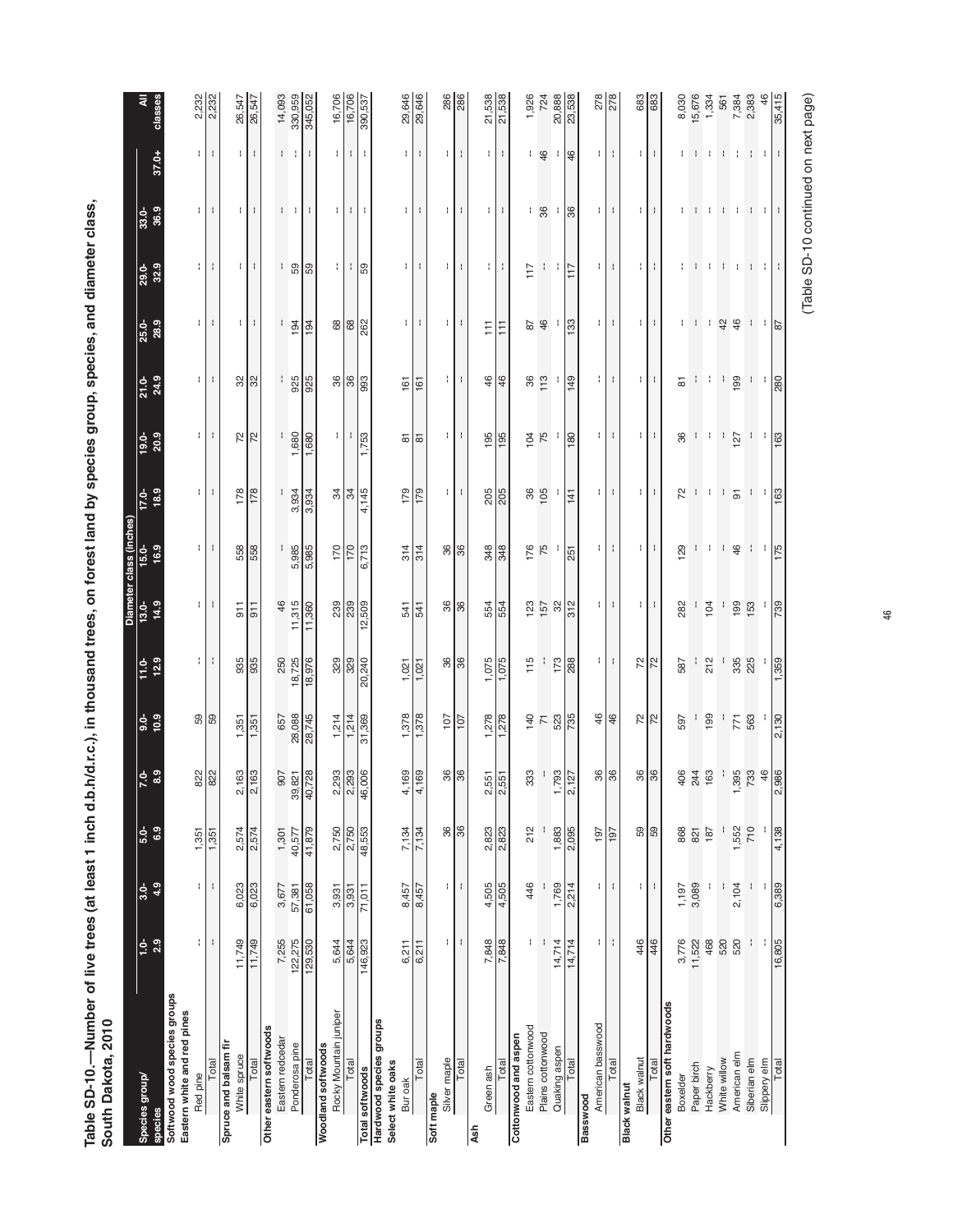**Table SD-10.—Number of live trees (at least 1 inch d.b.h/d.r.c.), in thousand trees, on forest land by species group, species, and diameter class, South Dakota, 2010**

| Species group/ species | Diameter class (inches) | | | | | | | | | | | | | | | All classes |
|---|---|---|---|---|---|---|---|---|---|---|---|---|---|---|---|---|
| | 1.0-2.9 | 3.0-4.9 | 5.0-6.9 | 7.0-8.9 | 9.0-10.9 | 11.0-12.9 | 13.0-14.9 | 15.0-16.9 | 17.0-18.9 | 19.0-20.9 | 21.0-24.9 | 25.0-28.9 | 29.0-32.9 | 33.0-36.9 | 37.0+ | |
| **Softwood wood species groups** | | | | | | | | | | | | | | | | |
| **Eastern white and red pines** | | | | | | | | | | | | | | | | |
| Red pine | -- | -- | 1,351 | 822 | 59 | -- | -- | -- | -- | -- | -- | -- | -- | -- | -- | 2,232 |
| Total | -- | -- | 1,351 | 822 | 59 | -- | -- | -- | -- | -- | -- | -- | -- | -- | -- | 2,232 |
| **Spruce and balsam fir** | | | | | | | | | | | | | | | | |
| White spruce | 11,749 | 6,023 | 2,574 | 2,163 | 1,351 | 935 | 911 | 558 | 178 | 72 | 32 | -- | -- | -- | -- | 26,547 |
| Total | 11,749 | 6,023 | 2,574 | 2,163 | 1,351 | 935 | 911 | 558 | 178 | 72 | 32 | -- | -- | -- | -- | 26,547 |
| **Other eastern softwoods** | | | | | | | | | | | | | | | | |
| Eastern redcedar | 7,255 | 3,677 | 1,301 | 907 | 657 | 250 | 46 | -- | -- | -- | -- | -- | -- | -- | -- | 14,093 |
| Ponderosa pine | 122,275 | 57,381 | 40,577 | 39,821 | 28,088 | 18,725 | 11,315 | 5,985 | 3,934 | 1,680 | 925 | 194 | 59 | -- | -- | 330,959 |
| Total | 129,530 | 61,058 | 41,879 | 40,728 | 28,745 | 18,976 | 11,360 | 5,985 | 3,934 | 1,680 | 925 | 194 | 59 | -- | -- | 345,052 |
| **Woodland softwoods** | | | | | | | | | | | | | | | | |
| Rocky Mountain juniper | 5,644 | 3,931 | 2,750 | 2,293 | 1,214 | 329 | 239 | 170 | 34 | -- | 36 | 68 | -- | -- | -- | 16,706 |
| Total | 5,644 | 3,931 | 2,750 | 2,293 | 1,214 | 329 | 239 | 170 | 34 | -- | 36 | 68 | -- | -- | -- | 16,706 |
| **Total softwoods** | 146,923 | 71,011 | 48,553 | 46,006 | 31,369 | 20,240 | 12,509 | 6,713 | 4,145 | 1,753 | 993 | 262 | 59 | -- | -- | 390,537 |
| **Hardwood species groups** | | | | | | | | | | | | | | | | |
| **Select white oaks** | | | | | | | | | | | | | | | | |
| Bur oak | 6,211 | 8,457 | 7,134 | 4,169 | 1,378 | 1,021 | 541 | 314 | 179 | 81 | 161 | -- | -- | -- | -- | 29,646 |
| Total | 6,211 | 8,457 | 7,134 | 4,169 | 1,378 | 1,021 | 541 | 314 | 179 | 81 | 161 | -- | -- | -- | -- | 29,646 |
| **Soft maple** | | | | | | | | | | | | | | | | |
| Silver maple | -- | -- | 36 | 36 | 107 | 36 | 36 | 36 | -- | -- | -- | -- | -- | -- | -- | 286 |
| Total | -- | -- | 36 | 36 | 107 | 36 | 36 | 36 | -- | -- | -- | -- | -- | -- | -- | 286 |
| **Ash** | | | | | | | | | | | | | | | | |
| Green ash | 7,848 | 4,505 | 2,823 | 2,551 | 1,278 | 1,075 | 554 | 348 | 205 | 195 | 46 | 111 | -- | -- | -- | 21,538 |
| Total | 7,848 | 4,505 | 2,823 | 2,551 | 1,278 | 1,075 | 554 | 348 | 205 | 195 | 46 | 111 | -- | -- | -- | 21,538 |
| **Cottonwood and aspen** | | | | | | | | | | | | | | | | |
| Eastern cottonwood | -- | 446 | 212 | 333 | 140 | 115 | 123 | 176 | 36 | 104 | 36 | 87 | 117 | -- | -- | 1,926 |
| Plains cottonwood | -- | -- | -- | -- | 71 | -- | 157 | 75 | 105 | 75 | 113 | 46 | -- | 36 | 46 | 724 |
| Quaking aspen | 14,714 | 1,769 | 1,883 | 1,793 | 523 | 173 | 32 | -- | -- | -- | -- | -- | -- | -- | -- | 20,888 |
| Total | 14,714 | 2,214 | 2,095 | 2,127 | 735 | 288 | 312 | 251 | 141 | 180 | 149 | 133 | 117 | 36 | 46 | 23,538 |
| **Basswood** | | | | | | | | | | | | | | | | |
| American basswood | -- | -- | 197 | 36 | 46 | -- | -- | -- | -- | -- | -- | -- | -- | -- | -- | 278 |
| Total | -- | -- | 197 | 36 | 46 | -- | -- | -- | -- | -- | -- | -- | -- | -- | -- | 278 |
| **Black walnut** | | | | | | | | | | | | | | | | |
| Black walnut | 446 | -- | 59 | 36 | 72 | 72 | -- | -- | -- | -- | -- | -- | -- | -- | -- | 683 |
| Total | 446 | -- | 59 | 36 | 72 | 72 | -- | -- | -- | -- | -- | -- | -- | -- | -- | 683 |
| **Other eastern soft hardwoods** | | | | | | | | | | | | | | | | |
| Boxelder | 3,776 | 1,197 | 868 | 406 | 597 | 587 | 282 | 129 | 72 | 36 | 81 | -- | -- | -- | -- | 8,030 |
| Paper birch | 11,522 | 3,089 | 821 | 244 | -- | -- | -- | -- | -- | -- | -- | -- | -- | -- | -- | 15,676 |
| Hackberry | 468 | -- | 187 | 163 | 199 | 212 | 104 | -- | -- | -- | -- | -- | -- | -- | -- | 1,334 |
| White willow | 520 | -- | -- | -- | -- | -- | -- | -- | -- | -- | -- | 42 | -- | -- | -- | 561 |
| American elm | 520 | 2,104 | 1,552 | 1,395 | 771 | 335 | 199 | 46 | 91 | 127 | 199 | 46 | -- | -- | -- | 7,384 |
| Siberian elm | -- | -- | 710 | 733 | 563 | 225 | 153 | -- | -- | -- | -- | -- | -- | -- | -- | 2,383 |
| Slippery elm | -- | -- | -- | 46 | -- | -- | -- | -- | -- | -- | -- | -- | -- | -- | -- | 46 |
| Total | 16,805 | 6,389 | 4,138 | 2,986 | 2,130 | 1,359 | 739 | 175 | 163 | 163 | 280 | 87 | -- | -- | -- | 35,415 |

(Table SD-10 continued on next page)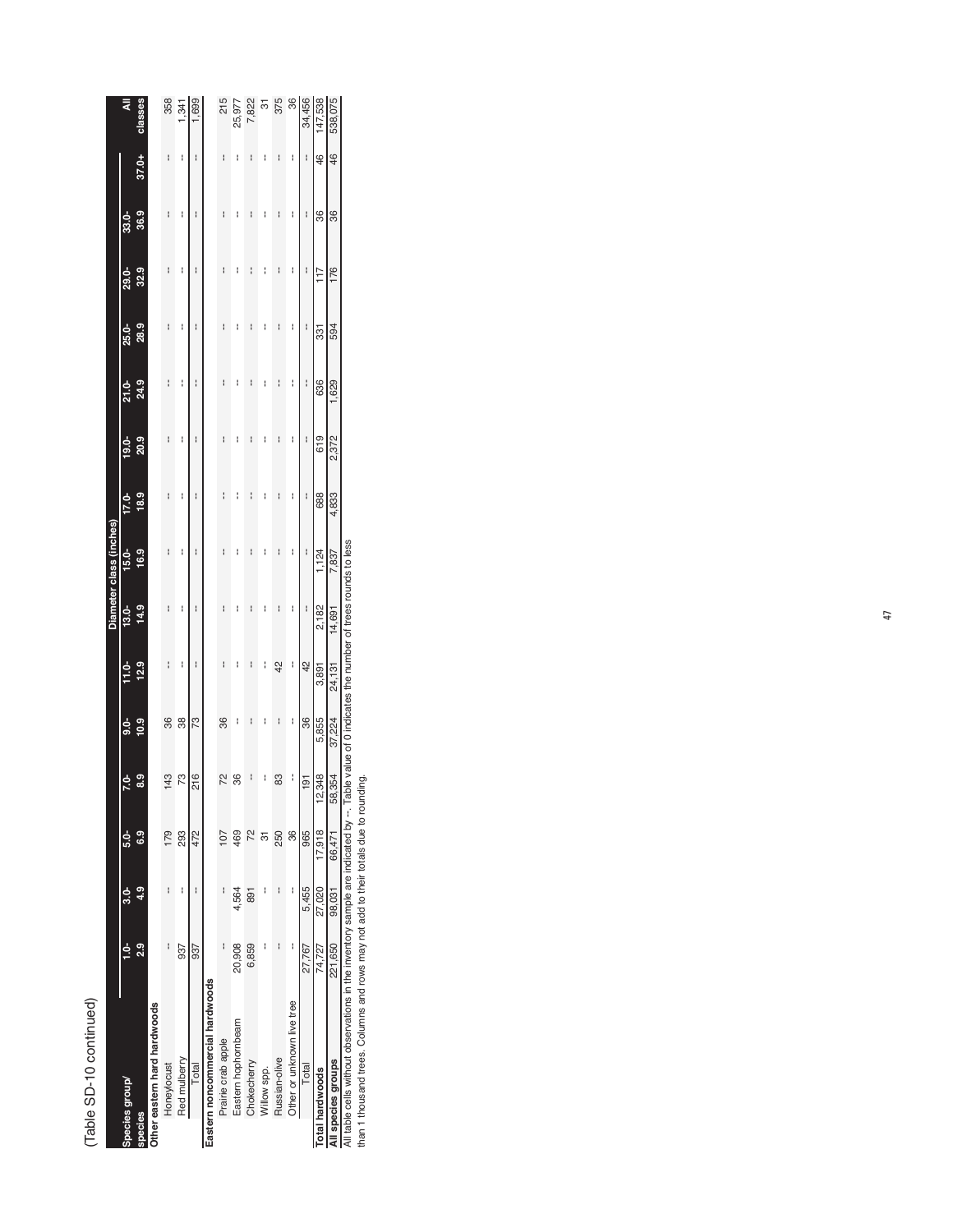(Table SD-10 continued)

| Species group/ species | Diameter class (inches) 1.0-2.9 | 3.0-4.9 | 5.0-6.9 | 7.0-8.9 | 9.0-10.9 | 11.0-12.9 | 13.0-14.9 | 15.0-16.9 | 17.0-18.9 | 19.0-20.9 | 21.0-24.9 | 25.0-28.9 | 29.0-32.9 | 33.0-36.9 | 37.0+ | All classes |
|---|---|---|---|---|---|---|---|---|---|---|---|---|---|---|---|---|
| **Other eastern hard hardwoods** | | | | | | | | | | | | | | | | |
| Honeylocust | -- | -- | 179 | 143 | 36 | -- | -- | -- | -- | -- | -- | -- | -- | -- | -- | 358 |
| Red mulberry | 937 | -- | 293 | 73 | 38 | -- | -- | -- | -- | -- | -- | -- | -- | -- | -- | 1,341 |
| Total | 937 | -- | 472 | 216 | 73 | -- | -- | -- | -- | -- | -- | -- | -- | -- | -- | 1,699 |
| **Eastern noncommercial hardwoods** | | | | | | | | | | | | | | | | |
| Prairie crab apple | -- | -- | 107 | 72 | 36 | -- | -- | -- | -- | -- | -- | -- | -- | -- | -- | 215 |
| Eastern hophornbeam | 20,908 | 4,564 | 469 | 36 | -- | -- | -- | -- | -- | -- | -- | -- | -- | -- | -- | 25,977 |
| Chokecherry | 6,859 | 891 | 72 | -- | -- | -- | -- | -- | -- | -- | -- | -- | -- | -- | -- | 7,822 |
| Willow spp. | -- | -- | 31 | -- | -- | -- | -- | -- | -- | -- | -- | -- | -- | -- | -- | 31 |
| Russian-olive | -- | -- | 250 | 83 | -- | 42 | -- | -- | -- | -- | -- | -- | -- | -- | -- | 375 |
| Other or unknown live tree | -- | -- | 36 | -- | -- | -- | -- | -- | -- | -- | -- | -- | -- | -- | -- | 36 |
| Total | 27,767 | 5,455 | 965 | 191 | 36 | 42 | -- | -- | -- | -- | -- | -- | -- | -- | -- | 34,456 |
| **Total hardwoods** | 74,727 | 27,020 | 17,918 | 12,348 | 5,855 | 3,891 | 2,182 | 1,124 | 688 | 619 | 636 | 331 | 117 | 36 | 46 | 147,538 |
| **All species groups** | 221,650 | 98,031 | 66,471 | 58,354 | 37,224 | 24,131 | 14,691 | 7,837 | 4,833 | 2,372 | 1,629 | 594 | 176 | 36 | 46 | 538,075 |

All table cells without observations in the inventory sample are indicated by --. Table value of 0 indicates the number of trees rounds to less than 1 thousand trees. Columns and rows may not add to their totals due to rounding.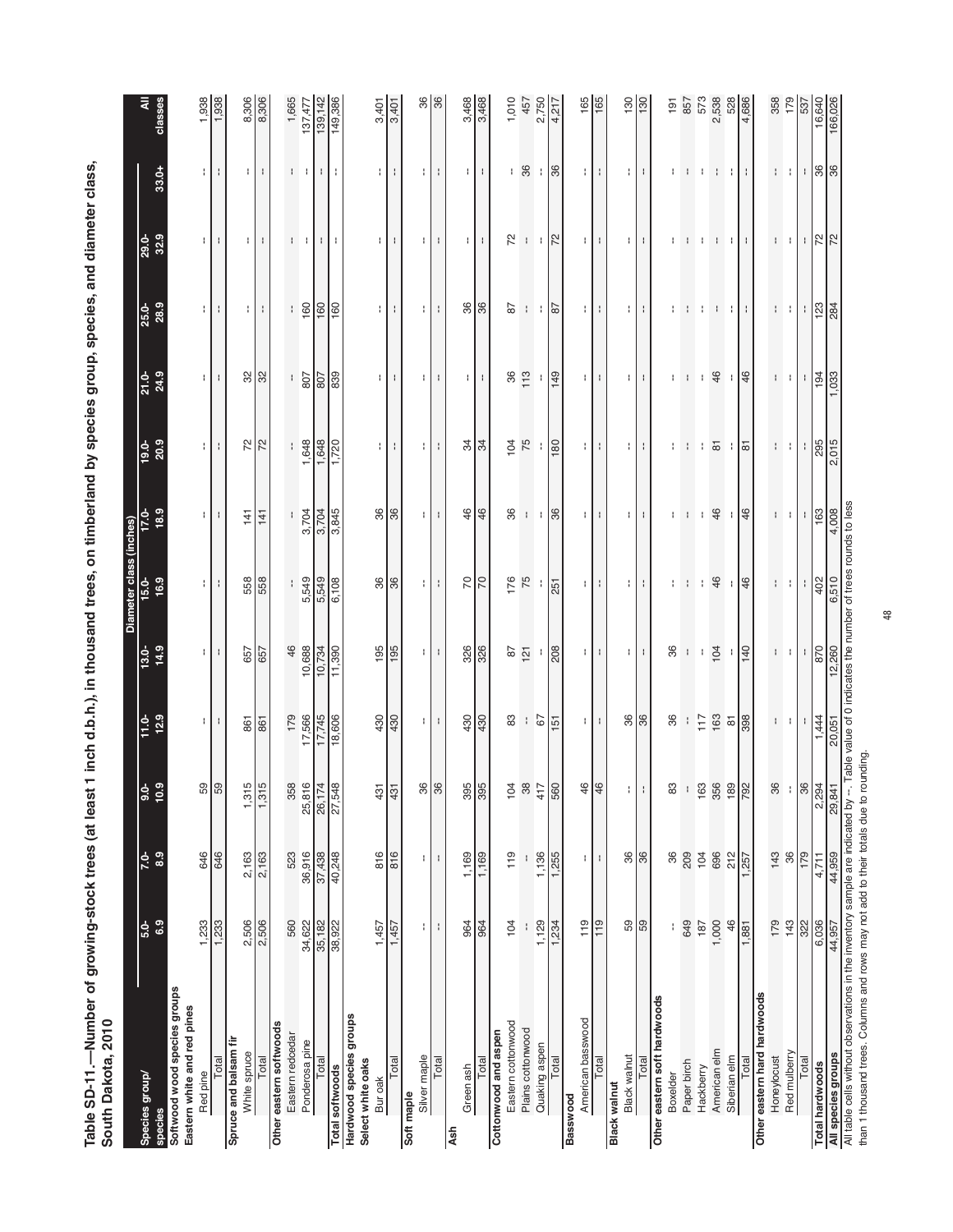**Table SD-11.—Number of growing-stock trees (at least 1 inch d.b.h.), in thousand trees, on timberland by species group, species, and diameter class, South Dakota, 2010**

| Species group/ species | Diameter class (inches) | | | | | | | | | | | | All classes |
|---|---|---|---|---|---|---|---|---|---|---|---|---|---|
| | 5.0-6.9 | 7.0-8.9 | 9.0-10.9 | 11.0-12.9 | 13.0-14.9 | 15.0-16.9 | 17.0-18.9 | 19.0-20.9 | 21.0-24.9 | 25.0-28.9 | 29.0-32.9 | 33.0+ | |
| **Softwood wood species groups** | | | | | | | | | | | | | |
| **Eastern white and red pines** | | | | | | | | | | | | | |
| Red pine | 1,233 | 646 | 59 | -- | -- | -- | -- | -- | -- | -- | -- | -- | 1,938 |
| Total | 1,233 | 646 | 59 | -- | -- | -- | -- | -- | -- | -- | -- | -- | 1,938 |
| **Spruce and balsam fir** | | | | | | | | | | | | | |
| White spruce | 2,506 | 2,163 | 1,315 | 861 | 657 | 558 | 141 | 72 | 32 | -- | -- | -- | 8,306 |
| Total | 2,506 | 2,163 | 1,315 | 861 | 657 | 558 | 141 | 72 | 32 | -- | -- | -- | 8,306 |
| **Other eastern softwoods** | | | | | | | | | | | | | |
| Eastern redcedar | 560 | 523 | 358 | 179 | 46 | -- | -- | -- | -- | -- | -- | -- | 1,665 |
| Ponderosa pine | 34,622 | 36,916 | 25,816 | 17,566 | 10,688 | 5,549 | 3,704 | 1,648 | 807 | 160 | -- | -- | 137,477 |
| Total | 35,182 | 37,438 | 26,174 | 17,745 | 10,734 | 5,549 | 3,704 | 1,648 | 807 | 160 | -- | -- | 139,142 |
| **Total softwoods** | 38,922 | 40,248 | 27,548 | 18,606 | 11,390 | 6,108 | 3,845 | 1,720 | 839 | 160 | -- | -- | 149,386 |
| **Hardwood species groups** | | | | | | | | | | | | | |
| **Select white oaks** | | | | | | | | | | | | | |
| Bur oak | 1,457 | 816 | 431 | 430 | 195 | 36 | 36 | -- | -- | -- | -- | -- | 3,401 |
| Total | 1,457 | 816 | 431 | 430 | 195 | 36 | 36 | -- | -- | -- | -- | -- | 3,401 |
| **Soft maple** | | | | | | | | | | | | | |
| Silver maple | -- | -- | 36 | -- | -- | -- | -- | -- | -- | -- | -- | -- | 36 |
| Total | -- | -- | 36 | -- | -- | -- | -- | -- | -- | -- | -- | -- | 36 |
| **Ash** | | | | | | | | | | | | | |
| Green ash | 964 | 1,169 | 395 | 430 | 326 | 70 | 46 | 34 | -- | 36 | -- | -- | 3,468 |
| Total | 964 | 1,169 | 395 | 430 | 326 | 70 | 46 | 34 | -- | 36 | -- | -- | 3,468 |
| **Cottonwood and aspen** | | | | | | | | | | | | | |
| Eastern cottonwood | 104 | 119 | 104 | 83 | 87 | 176 | 36 | 104 | 36 | 87 | 72 | -- | 1,010 |
| Plains cottonwood | -- | -- | 38 | -- | 121 | 75 | -- | 75 | 113 | -- | -- | 36 | 457 |
| Quaking aspen | 1,129 | 1,136 | 417 | 67 | -- | -- | -- | -- | -- | -- | -- | -- | 2,750 |
| Total | 1,234 | 1,255 | 560 | 151 | 208 | 251 | 36 | 180 | 149 | 87 | 72 | 36 | 4,217 |
| **Basswood** | | | | | | | | | | | | | |
| American basswood | 119 | -- | 46 | -- | -- | -- | -- | -- | -- | -- | -- | -- | 165 |
| Total | 119 | -- | 46 | -- | -- | -- | -- | -- | -- | -- | -- | -- | 165 |
| **Black walnut** | | | | | | | | | | | | | |
| Black walnut | 59 | 36 | -- | 36 | -- | -- | -- | -- | -- | -- | -- | -- | 130 |
| Total | 59 | 36 | -- | 36 | -- | -- | -- | -- | -- | -- | -- | -- | 130 |
| **Other eastern soft hardwoods** | | | | | | | | | | | | | |
| Boxelder | -- | 36 | 83 | 36 | 36 | -- | -- | -- | -- | -- | -- | -- | 191 |
| Paper birch | 649 | 209 | -- | -- | -- | -- | -- | -- | -- | -- | -- | -- | 857 |
| Hackberry | 187 | 104 | 163 | 117 | -- | -- | -- | -- | -- | -- | -- | -- | 573 |
| American elm | 1,000 | 696 | 356 | 163 | 104 | 46 | 46 | 81 | 46 | -- | -- | -- | 2,538 |
| Siberian elm | 46 | 212 | 189 | 81 | -- | -- | -- | -- | -- | -- | -- | -- | 528 |
| Total | 1,881 | 1,257 | 792 | 398 | 140 | 46 | 46 | 81 | 46 | -- | -- | -- | 4,686 |
| **Other eastern hard hardwoods** | | | | | | | | | | | | | |
| Honeylocust | 179 | 143 | 36 | -- | -- | -- | -- | -- | -- | -- | -- | -- | 358 |
| Red mulberry | 143 | 36 | -- | -- | -- | -- | -- | -- | -- | -- | -- | -- | 179 |
| Total | 322 | 179 | 36 | -- | -- | -- | -- | -- | -- | -- | -- | -- | 537 |
| **Total hardwoods** | 6,036 | 4,711 | 2,294 | 1,444 | 870 | 402 | 163 | 295 | 194 | 123 | 72 | 36 | 16,640 |
| **All species groups** | 44,957 | 44,959 | 29,841 | 20,051 | 12,260 | 6,510 | 4,008 | 2,015 | 1,033 | 284 | 72 | 36 | 166,026 |

All table cells without observations in the inventory sample are indicated by --. Table value of 0 indicates the number of trees rounds to less than 1 thousand trees. Columns and rows may not add to their totals due to rounding.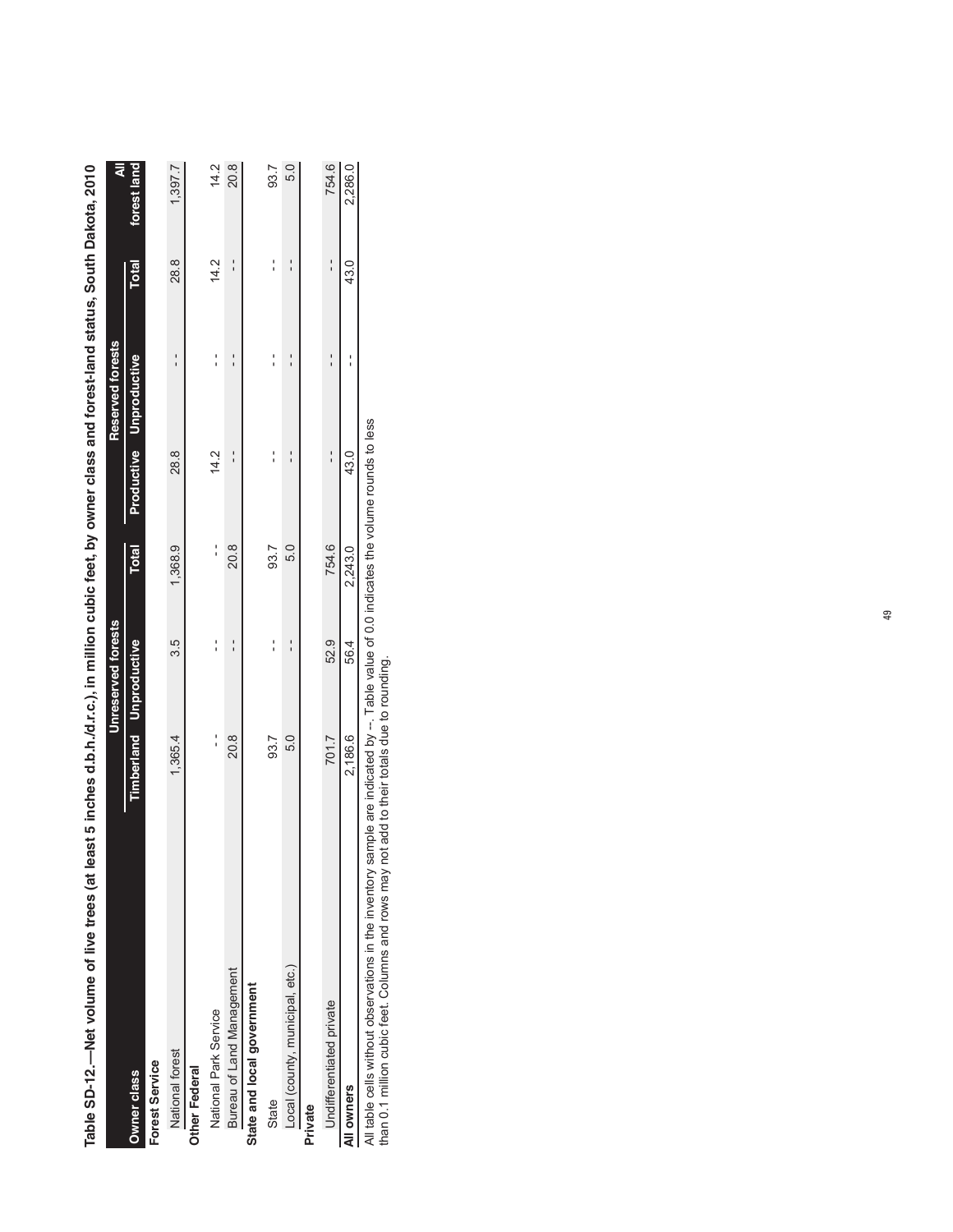Table SD-12.—Net volume of live trees (at least 5 inches d.b.h./d.r.c.), in million cubic feet, by owner class and forest-land status, South Dakota, 2010

| Owner class | Unreserved forests | | | Reserved forests | | | All |
|---|---|---|---|---|---|---|---|
| | Timberland | Unproductive | Total | Productive | Unproductive | Total | forest land |
| **Forest Service** | | | | | | | |
| National forest | 1,365.4 | 3.5 | 1,368.9 | 28.8 | -- | 28.8 | 1,397.7 |
| **Other Federal** | | | | | | | |
| National Park Service | -- | -- | -- | 14.2 | -- | 14.2 | 14.2 |
| Bureau of Land Management | 20.8 | -- | 20.8 | -- | -- | -- | 20.8 |
| **State and local government** | | | | | | | |
| State | 93.7 | -- | 93.7 | -- | -- | -- | 93.7 |
| Local (county, municipal, etc.) | 5.0 | -- | 5.0 | -- | -- | -- | 5.0 |
| **Private** | | | | | | | |
| Undifferentiated private | 701.7 | 52.9 | 754.6 | -- | -- | -- | 754.6 |
| **All owners** | 2,186.6 | 56.4 | 2,243.0 | 43.0 | -- | 43.0 | 2,286.0 |

All table cells without observations in the inventory sample are indicated by --. Table value of 0.0 indicates the volume rounds to less than 0.1 million cubic feet. Columns and rows may not add to their totals due to rounding.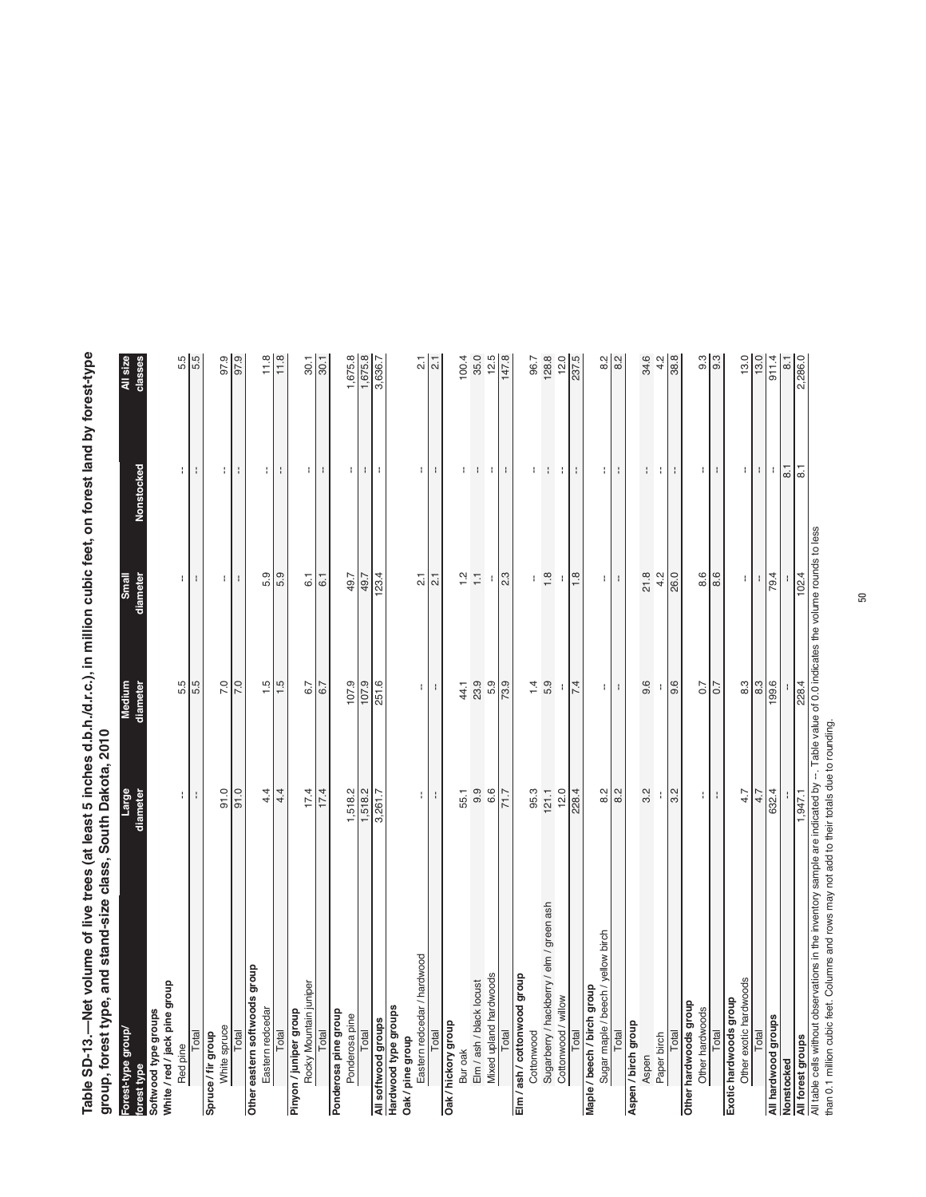**Table SD-13.—Net volume of live trees (at least 5 inches d.b.h./d.r.c.), in million cubic feet, on forest land by forest-type group, forest type, and stand-size class, South Dakota, 2010**

| Forest-type group/ forest type | Large diameter | Medium diameter | Small diameter | Nonstocked | All size classes |
|---|---|---|---|---|---|
| **Softwood type groups** | | | | | |
| **White / red / jack pine group** | | | | | |
| Red pine | -- | 5.5 | -- | -- | 5.5 |
| Total | -- | 5.5 | -- | -- | 5.5 |
| **Spruce / fir group** | | | | | |
| White spruce | 91.0 | 7.0 | -- | -- | 97.9 |
| Total | 91.0 | 7.0 | -- | -- | 97.9 |
| **Other eastern softwoods group** | | | | | |
| Eastern redcedar | 4.4 | 1.5 | 5.9 | -- | 11.8 |
| Total | 4.4 | 1.5 | 5.9 | -- | 11.8 |
| **Pinyon / juniper group** | | | | | |
| Rocky Mountain juniper | 17.4 | 6.7 | 6.1 | -- | 30.1 |
| Total | 17.4 | 6.7 | 6.1 | -- | 30.1 |
| **Ponderosa pine group** | | | | | |
| Ponderosa pine | 1,518.2 | 107.9 | 49.7 | -- | 1,675.8 |
| Total | 1,518.2 | 107.9 | 49.7 | -- | 1,675.8 |
| **All softwood groups** | 3,261.7 | 251.6 | 123.4 | -- | 3,636.7 |
| **Hardwood type groups** | | | | | |
| **Oak / pine group** | | | | | |
| Eastern redcedar / hardwood | -- | -- | 2.1 | -- | 2.1 |
| Total | -- | -- | 2.1 | -- | 2.1 |
| **Oak / hickory group** | | | | | |
| Bur oak | 55.1 | 44.1 | 1.2 | -- | 100.4 |
| Elm / ash / black locust | 9.9 | 23.9 | 1.1 | -- | 35.0 |
| Mixed upland hardwoods | 6.6 | 5.9 | -- | -- | 12.5 |
| Total | 71.7 | 73.9 | 2.3 | -- | 147.8 |
| **Elm / ash / cottonwood group** | | | | | |
| Cottonwood | 95.3 | 1.4 | -- | -- | 96.7 |
| Sugarberry / hackberry / elm / green ash | 121.1 | 5.9 | 1.8 | -- | 128.8 |
| Cottonwood / willow | 12.0 | -- | -- | -- | 12.0 |
| Total | 228.4 | 7.4 | 1.8 | -- | 237.5 |
| **Maple / beech / birch group** | | | | | |
| Sugar maple / beech / yellow birch | 8.2 | -- | -- | -- | 8.2 |
| Total | 8.2 | -- | -- | -- | 8.2 |
| **Aspen / birch group** | | | | | |
| Aspen | 3.2 | 9.6 | 21.8 | -- | 34.6 |
| Paper birch | -- | -- | 4.2 | -- | 4.2 |
| Total | 3.2 | 9.6 | 26.0 | -- | 38.8 |
| **Other hardwoods group** | | | | | |
| Other hardwoods | -- | 0.7 | 8.6 | -- | 9.3 |
| Total | -- | 0.7 | 8.6 | -- | 9.3 |
| **Exotic hardwoods group** | | | | | |
| Other exotic hardwoods | 4.7 | 8.3 | -- | -- | 13.0 |
| Total | 4.7 | 8.3 | -- | -- | 13.0 |
| **All hardwood groups** | 632.4 | 199.6 | 79.4 | -- | 911.4 |
| **Nonstocked** | -- | -- | -- | 8.1 | 8.1 |
| **All forest groups** | 1,947.1 | 228.4 | 102.4 | 8.1 | 2,286.0 |

All table cells without observations in the inventory sample are indicated by --. Table value of 0.0 indicates the volume rounds to less than 0.1 million cubic feet. Columns and rows may not add to their totals due to rounding.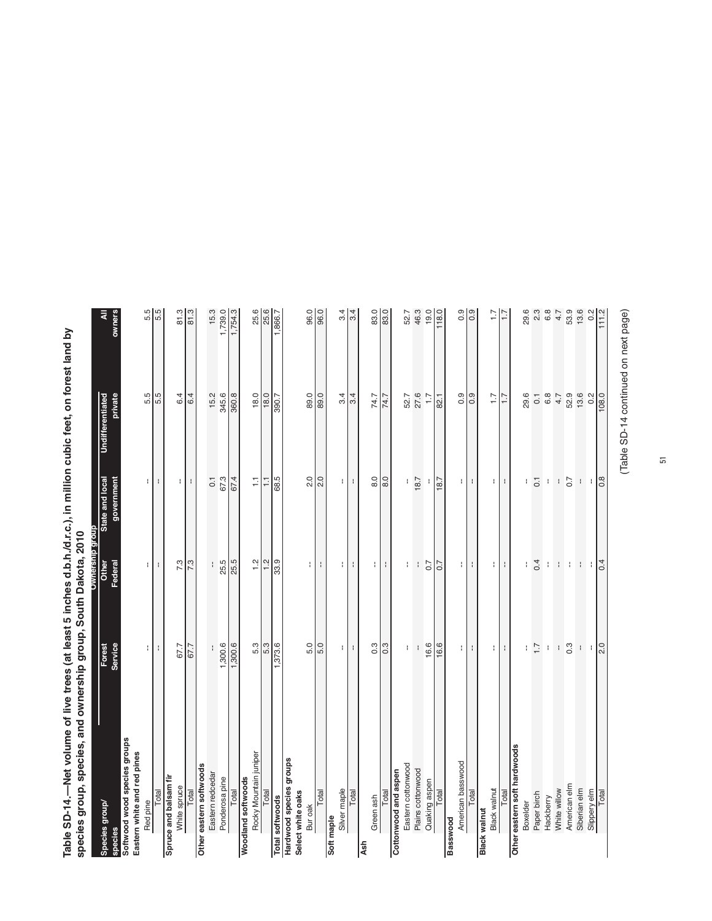**Table SD-14.—Net volume of live trees (at least 5 inches d.b.h./d.r.c.), in million cubic feet, on forest land by species group, species, and ownership group, South Dakota, 2010**

| Species group/ species | Ownership group | | | | |
|---|---|---|---|---|---|
| | Forest Service | Other Federal | State and local government | Undifferentiated private | All owners |
| **Softwood wood species groups** | | | | | |
| **Eastern white and red pines** | | | | | |
| Red pine | -- | -- | -- | 5.5 | 5.5 |
| Total | -- | -- | -- | 5.5 | 5.5 |
| **Spruce and balsam fir** | | | | | |
| White spruce | 67.7 | 7.3 | -- | 6.4 | 81.3 |
| Total | 67.7 | 7.3 | -- | 6.4 | 81.3 |
| **Other eastern softwoods** | | | | | |
| Eastern redcedar | -- | -- | 0.1 | 15.2 | 15.3 |
| Ponderosa pine | 1,300.6 | 25.5 | 67.3 | 345.6 | 1,739.0 |
| Total | 1,300.6 | 25.5 | 67.4 | 360.8 | 1,754.3 |
| **Woodland softwoods** | | | | | |
| Rocky Mountain juniper | 5.3 | 1.2 | 1.1 | 18.0 | 25.6 |
| Total | 5.3 | 1.2 | 1.1 | 18.0 | 25.6 |
| **Total softwoods** | 1,373.6 | 33.9 | 68.5 | 390.7 | 1,866.7 |
| **Hardwood species groups** | | | | | |
| **Select white oaks** | | | | | |
| Bur oak | 5.0 | -- | 2.0 | 89.0 | 96.0 |
| Total | 5.0 | -- | 2.0 | 89.0 | 96.0 |
| **Soft maple** | | | | | |
| Silver maple | -- | -- | -- | 3.4 | 3.4 |
| Total | -- | -- | -- | 3.4 | 3.4 |
| **Ash** | | | | | |
| Green ash | 0.3 | -- | 8.0 | 74.7 | 83.0 |
| Total | 0.3 | -- | 8.0 | 74.7 | 83.0 |
| **Cottonwood and aspen** | | | | | |
| Eastern cottonwood | -- | -- | -- | 52.7 | 52.7 |
| Plains cottonwood | -- | -- | 18.7 | 27.6 | 46.3 |
| Quaking aspen | 16.6 | 0.7 | -- | 1.7 | 19.0 |
| Total | 16.6 | 0.7 | 18.7 | 82.1 | 118.0 |
| **Basswood** | | | | | |
| American basswood | -- | -- | -- | 0.9 | 0.9 |
| Total | -- | -- | -- | 0.9 | 0.9 |
| **Black walnut** | | | | | |
| Black walnut | -- | -- | -- | 1.7 | 1.7 |
| Total | -- | -- | -- | 1.7 | 1.7 |
| **Other eastern soft hardwoods** | | | | | |
| Boxelder | -- | -- | -- | 29.6 | 29.6 |
| Paper birch | 1.7 | 0.4 | 0.1 | 0.1 | 2.3 |
| Hackberry | -- | -- | -- | 6.8 | 6.8 |
| White willow | -- | -- | -- | 4.7 | 4.7 |
| American elm | 0.3 | -- | 0.7 | 52.9 | 53.9 |
| Siberian elm | -- | -- | -- | 13.6 | 13.6 |
| Slippery elm | -- | -- | -- | 0.2 | 0.2 |
| Total | 2.0 | 0.4 | 0.8 | 108.0 | 111.2 |

(Table SD-14 continued on next page)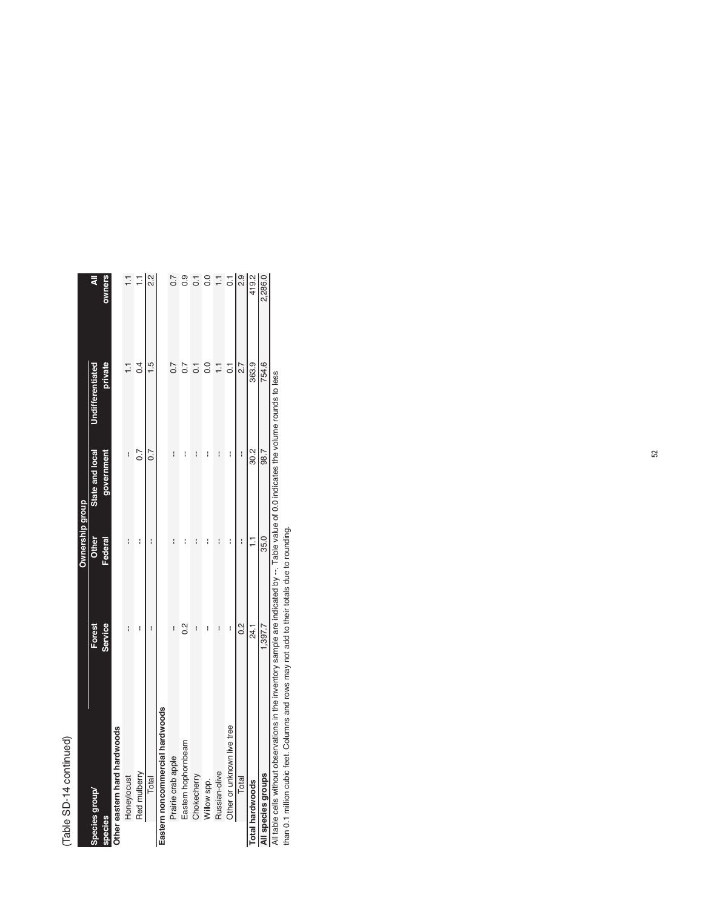(Table SD-14 continued)

| Species group/ species | Ownership group | | | | |
|---|---|---|---|---|---|
| | Forest Service | Other Federal | State and local government | Undifferentiated private | All owners |
| **Other eastern hard hardwoods** | | | | | |
| Honeylocust | -- | -- | -- | 1.1 | 1.1 |
| Red mulberry | -- | -- | 0.7 | 0.4 | 1.1 |
| Total | -- | -- | 0.7 | 1.5 | 2.2 |
| **Eastern noncommercial hardwoods** | | | | | |
| Prairie crab apple | -- | -- | -- | 0.7 | 0.7 |
| Eastern hophornbeam | 0.2 | -- | -- | 0.7 | 0.9 |
| Chokecherry | -- | -- | -- | 0.1 | 0.1 |
| Willow spp. | -- | -- | -- | 0.0 | 0.0 |
| Russian-olive | -- | -- | -- | 1.1 | 1.1 |
| Other or unknown live tree | -- | -- | -- | 0.1 | 0.1 |
| Total | 0.2 | -- | -- | 2.7 | 2.9 |
| **Total hardwoods** | 24.1 | 1.1 | 30.2 | 363.9 | 419.2 |
| **All species groups** | 1,397.7 | 35.0 | 98.7 | 754.6 | 2,286.0 |

All table cells without observations in the inventory sample are indicated by --. Table value of 0.0 indicates the volume rounds to less than 0.1 million cubic feet. Columns and rows may not add to their totals due to rounding.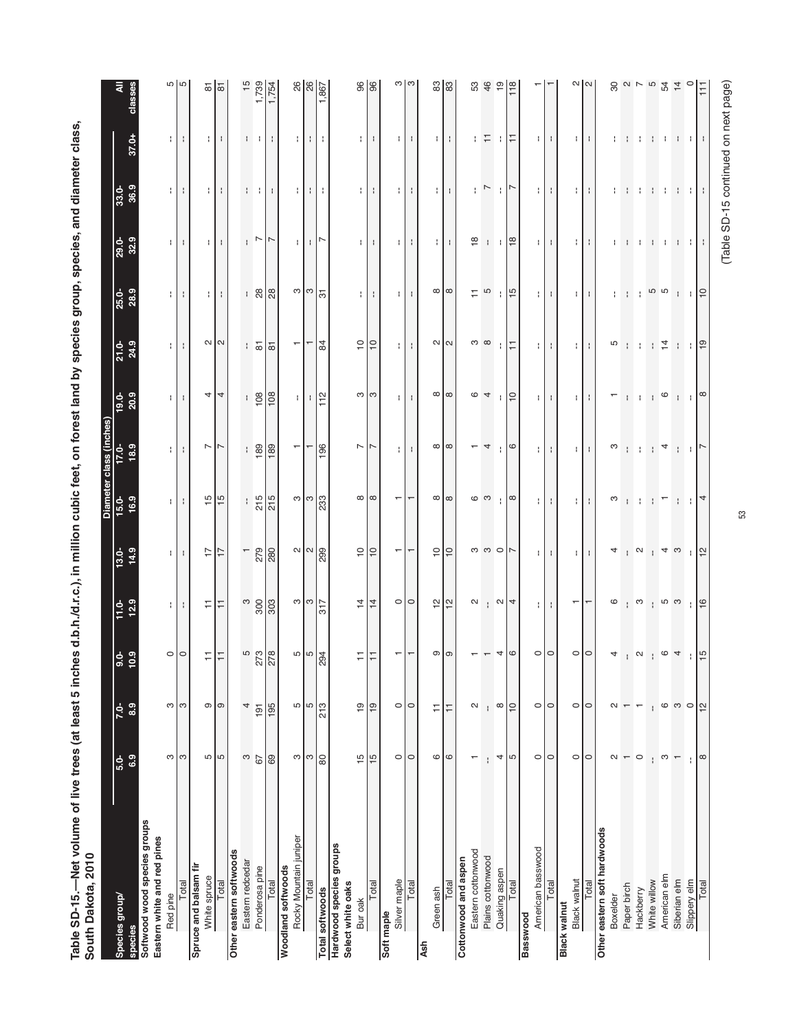Table SD-15.—Net volume of live trees (at least 5 inches d.b.h./d.r.c.), in million cubic feet, on forest land by species group, species, and diameter class, South Dakota, 2010

| Species group/ | Diameter class (inches) | | | | | | | | | | | | | |
|---|---|---|---|---|---|---|---|---|---|---|---|---|---|---|
| species | 5.0-6.9 | 7.0-8.9 | 9.0-10.9 | 11.0-12.9 | 13.0-14.9 | 15.0-16.9 | 17.0-18.9 | 19.0-20.9 | 21.0-24.9 | 25.0-28.9 | 29.0-32.9 | 33.0-36.9 | 37.0+ | All classes |
| **Softwood wood species groups** | | | | | | | | | | | | | | |
| **Eastern white and red pines** | | | | | | | | | | | | | | |
| Red pine | 3 | 3 | 0 | -- | -- | -- | -- | -- | -- | -- | -- | -- | -- | 5 |
| Total | 3 | 3 | 0 | -- | -- | -- | -- | -- | -- | -- | -- | -- | -- | 5 |
| **Spruce and balsam fir** | | | | | | | | | | | | | | |
| White spruce | 5 | 9 | 11 | 11 | 17 | 15 | 7 | 4 | 2 | -- | -- | -- | -- | 81 |
| Total | 5 | 9 | 11 | 11 | 17 | 15 | 7 | 4 | 2 | -- | -- | -- | -- | 81 |
| **Other eastern softwoods** | | | | | | | | | | | | | | |
| Eastern redcedar | 3 | 4 | 5 | 3 | 1 | -- | -- | -- | -- | -- | -- | -- | -- | 15 |
| Ponderosa pine | 67 | 191 | 273 | 300 | 279 | 215 | 189 | 108 | 81 | 28 | 7 | -- | -- | 1,739 |
| Total | 69 | 195 | 278 | 303 | 280 | 215 | 189 | 108 | 81 | 28 | 7 | -- | -- | 1,754 |
| **Woodland softwoods** | | | | | | | | | | | | | | |
| Rocky Mountain juniper | 3 | 5 | 5 | 3 | 2 | 3 | 1 | -- | 1 | 3 | -- | -- | -- | 26 |
| Total | 3 | 5 | 5 | 3 | 2 | 3 | 1 | -- | 1 | 3 | -- | -- | -- | 26 |
| **Total softwoods** | 80 | 213 | 294 | 317 | 299 | 233 | 196 | 112 | 84 | 31 | 7 | -- | -- | 1,867 |
| **Hardwood species groups** | | | | | | | | | | | | | | |
| **Select white oaks** | | | | | | | | | | | | | | |
| Bur oak | 15 | 19 | 11 | 14 | 10 | 8 | 7 | 3 | 10 | -- | -- | -- | -- | 96 |
| Total | 15 | 19 | 11 | 14 | 10 | 8 | 7 | 3 | 10 | -- | -- | -- | -- | 96 |
| **Soft maple** | | | | | | | | | | | | | | |
| Silver maple | 0 | 0 | 1 | 0 | 1 | 1 | -- | -- | -- | -- | -- | -- | -- | 3 |
| Total | 0 | 0 | 1 | 0 | 1 | 1 | -- | -- | -- | -- | -- | -- | -- | 3 |
| **Ash** | | | | | | | | | | | | | | |
| Green ash | 6 | 11 | 9 | 12 | 10 | 8 | 8 | 8 | 2 | 8 | -- | -- | -- | 83 |
| Total | 6 | 11 | 9 | 12 | 10 | 8 | 8 | 8 | 2 | 8 | -- | -- | -- | 83 |
| **Cottonwood and aspen** | | | | | | | | | | | | | | |
| Eastern cottonwood | 1 | 2 | 1 | 2 | 3 | 6 | 1 | 6 | 3 | 11 | 18 | -- | -- | 53 |
| Plains cottonwood | -- | -- | 1 | -- | 3 | 3 | 4 | 4 | 8 | 5 | -- | 7 | 11 | 46 |
| Quaking aspen | 4 | 8 | 4 | 2 | 0 | -- | -- | -- | -- | -- | -- | -- | -- | 19 |
| Total | 5 | 10 | 6 | 4 | 7 | 8 | 6 | 10 | 11 | 15 | 18 | 7 | 11 | 118 |
| **Basswood** | | | | | | | | | | | | | | |
| American basswood | 0 | 0 | 0 | -- | -- | -- | -- | -- | -- | -- | -- | -- | -- | 1 |
| Total | 0 | 0 | 0 | -- | -- | -- | -- | -- | -- | -- | -- | -- | -- | 1 |
| **Black walnut** | | | | | | | | | | | | | | |
| Black walnut | 0 | 0 | 0 | 1 | -- | -- | -- | -- | -- | -- | -- | -- | -- | 2 |
| Total | 0 | 0 | 0 | 1 | -- | -- | -- | -- | -- | -- | -- | -- | -- | 2 |
| **Other eastern soft hardwoods** | | | | | | | | | | | | | | |
| Boxelder | 2 | 2 | 4 | 6 | 4 | 3 | 3 | 1 | 5 | -- | -- | -- | -- | 30 |
| Paper birch | 1 | 1 | -- | -- | -- | -- | -- | -- | -- | -- | -- | -- | -- | 2 |
| Hackberry | 0 | 1 | 2 | 3 | 2 | -- | -- | -- | -- | -- | -- | -- | -- | 7 |
| White willow | -- | -- | -- | -- | -- | -- | -- | -- | -- | 5 | -- | -- | -- | 5 |
| American elm | 3 | 6 | 6 | 5 | 4 | 1 | 4 | 6 | 14 | 5 | -- | -- | -- | 54 |
| Siberian elm | 1 | 3 | 4 | 3 | 3 | -- | -- | -- | -- | -- | -- | -- | -- | 14 |
| Slippery elm | -- | 0 | -- | -- | -- | -- | -- | -- | -- | -- | -- | -- | -- | 0 |
| Total | 8 | 12 | 15 | 16 | 12 | 4 | 7 | 8 | 19 | 10 | -- | -- | -- | 111 |

(Table SD-15 continued on next page)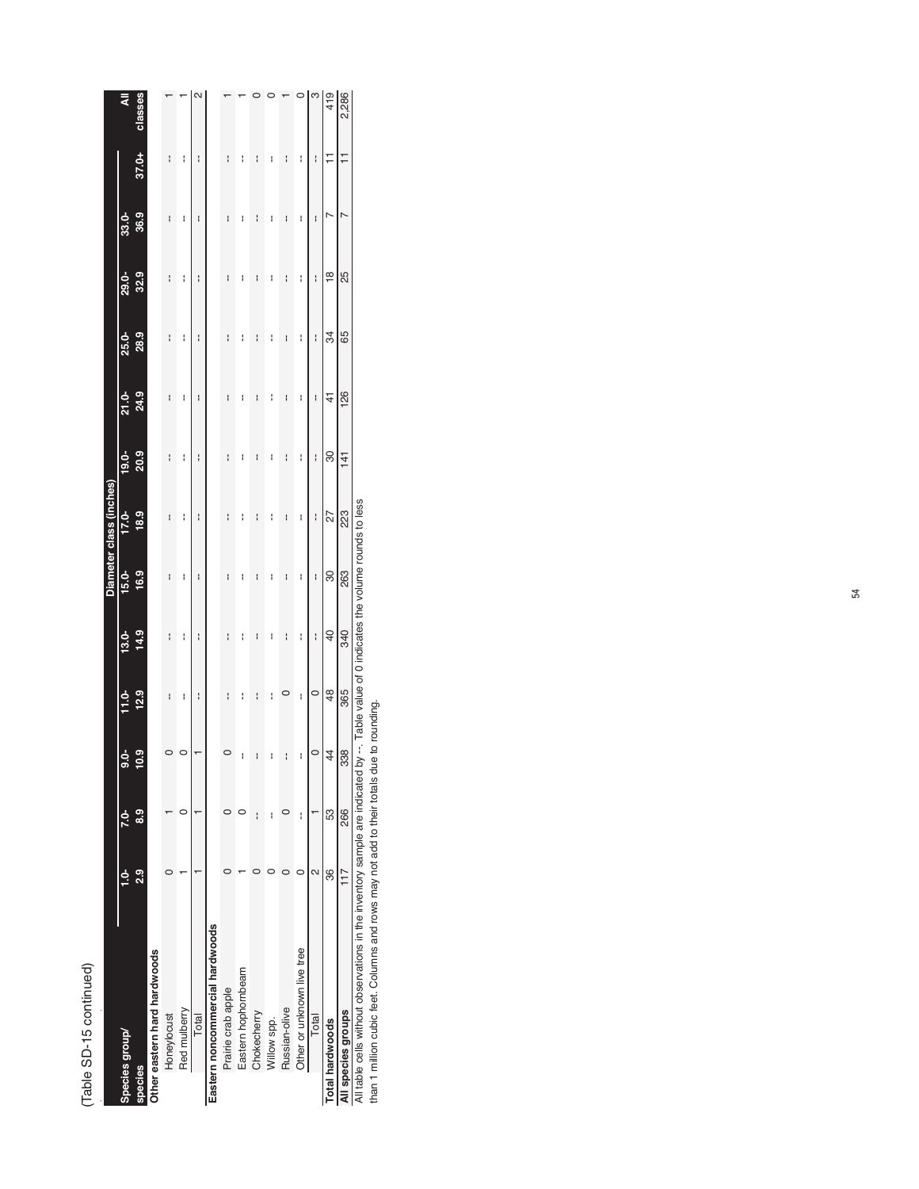(Table SD-15 continued)

| Species group/ species | 1.0-2.9 | 7.0-8.9 | 9.0-10.9 | 11.0-12.9 | 13.0-14.9 | 15.0-16.9 | 17.0-18.9 | 19.0-20.9 | 21.0-24.9 | 25.0-28.9 | 29.0-32.9 | 33.0-36.9 | 37.0+ | All classes |
|---|---|---|---|---|---|---|---|---|---|---|---|---|---|---|
| | Diameter class (inches) | | | | | | | | | | | | | |
| **Other eastern hard hardwoods** | | | | | | | | | | | | | | |
| Honeylocust | 0 | 1 | 0 | -- | -- | -- | -- | -- | -- | -- | -- | -- | -- | 1 |
| Red mulberry | 1 | 0 | 0 | -- | -- | -- | -- | -- | -- | -- | -- | -- | -- | 1 |
| Total | 1 | 1 | 1 | -- | -- | -- | -- | -- | -- | -- | -- | -- | -- | 2 |
| **Eastern noncommercial hardwoods** | | | | | | | | | | | | | | |
| Prairie crab apple | 0 | 0 | 0 | -- | -- | -- | -- | -- | -- | -- | -- | -- | -- | 1 |
| Eastern hophornbeam | 1 | 0 | -- | -- | -- | -- | -- | -- | -- | -- | -- | -- | -- | 1 |
| Chokecherry | 0 | -- | -- | -- | -- | -- | -- | -- | -- | -- | -- | -- | -- | 0 |
| Willow spp. | 0 | -- | -- | -- | -- | -- | -- | -- | -- | -- | -- | -- | -- | 0 |
| Russian-olive | 0 | 0 | -- | 0 | -- | -- | -- | -- | -- | -- | -- | -- | -- | 1 |
| Other or unknown live tree | 0 | -- | -- | -- | -- | -- | -- | -- | -- | -- | -- | -- | -- | 0 |
| Total | 2 | 1 | 0 | 0 | -- | -- | -- | -- | -- | -- | -- | -- | -- | 3 |
| **Total hardwoods** | 36 | 53 | 44 | 48 | 40 | 30 | 27 | 30 | 41 | 34 | 18 | 7 | 11 | 419 |
| **All species groups** | 117 | 266 | 338 | 365 | 340 | 263 | 223 | 141 | 126 | 65 | 25 | 7 | 11 | 2,286 |

All table cells without observations in the inventory sample are indicated by --. Table value of 0 indicates the volume rounds to less than 1 million cubic feet. Columns and rows may not add to their totals due to rounding.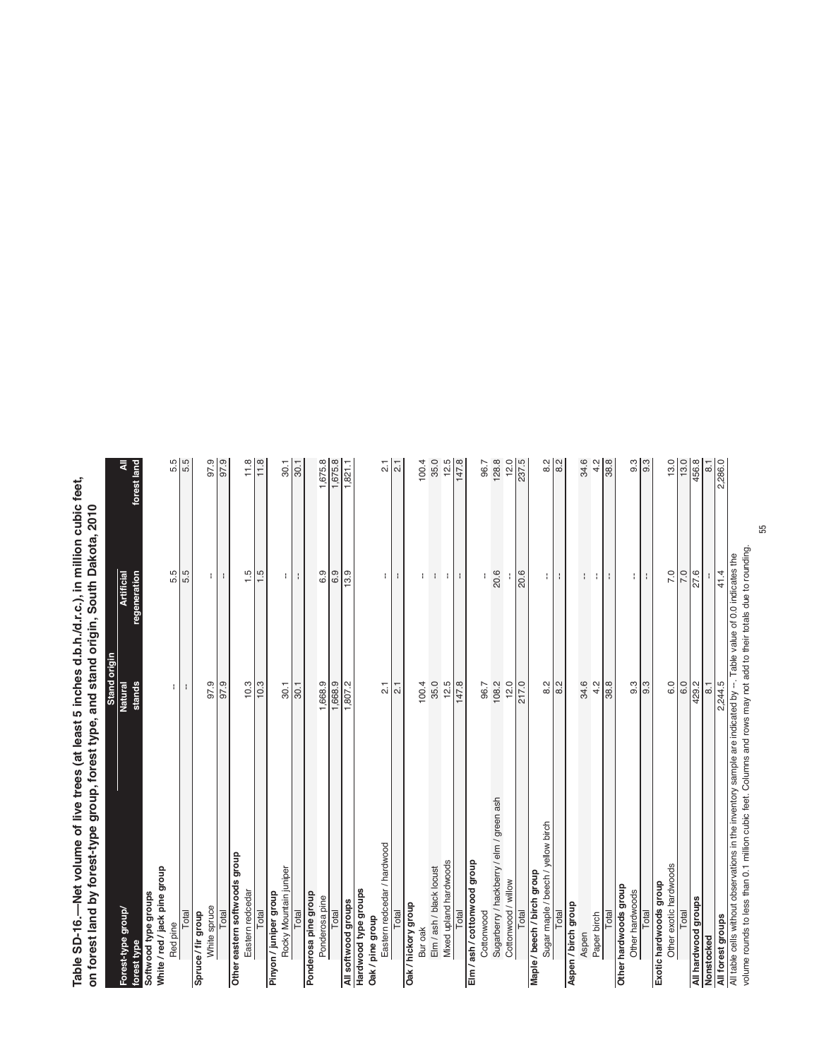**Table SD-16.—Net volume of live trees (at least 5 inches d.b.h./d.r.c.), in million cubic feet, on forest land by forest-type group, forest type, and stand origin, South Dakota, 2010**

| Forest-type group/ forest type | Stand origin | | All forest land |
|---|---|---|---|
| | Natural stands | Artificial regeneration | |
| **Softwood type groups** | | | |
| **White / red / jack pine group** | | | |
| Red pine | -- | 5.5 | 5.5 |
| Total | -- | 5.5 | 5.5 |
| **Spruce / fir group** | | | |
| White spruce | 97.9 | -- | 97.9 |
| Total | 97.9 | -- | 97.9 |
| **Other eastern softwoods group** | | | |
| Eastern redcedar | 10.3 | 1.5 | 11.8 |
| Total | 10.3 | 1.5 | 11.8 |
| **Pinyon / juniper group** | | | |
| Rocky Mountain juniper | 30.1 | -- | 30.1 |
| Total | 30.1 | -- | 30.1 |
| **Ponderosa pine group** | | | |
| Ponderosa pine | 1,668.9 | 6.9 | 1,675.8 |
| Total | 1,668.9 | 6.9 | 1,675.8 |
| **All softwood groups** | 1,807.2 | 13.9 | 1,821.1 |
| **Hardwood type groups** | | | |
| **Oak / pine group** | | | |
| Eastern redcedar / hardwood | 2.1 | -- | 2.1 |
| Total | 2.1 | -- | 2.1 |
| **Oak / hickory group** | | | |
| Bur oak | 100.4 | -- | 100.4 |
| Elm / ash / black locust | 35.0 | -- | 35.0 |
| Mixed upland hardwoods | 12.5 | -- | 12.5 |
| Total | 147.8 | -- | 147.8 |
| **Elm / ash / cottonwood group** | | | |
| Cottonwood | 96.7 | -- | 96.7 |
| Sugarberry / hackberry / elm / green ash | 108.2 | 20.6 | 128.8 |
| Cottonwood / willow | 12.0 | -- | 12.0 |
| Total | 217.0 | 20.6 | 237.5 |
| **Maple / beech / birch group** | | | |
| Sugar maple / beech / yellow birch | 8.2 | -- | 8.2 |
| Total | 8.2 | -- | 8.2 |
| **Aspen / birch group** | | | |
| Aspen | 34.6 | -- | 34.6 |
| Paper birch | 4.2 | -- | 4.2 |
| Total | 38.8 | -- | 38.8 |
| **Other hardwoods group** | | | |
| Other hardwoods | 9.3 | -- | 9.3 |
| Total | 9.3 | -- | 9.3 |
| **Exotic hardwoods group** | | | |
| Other exotic hardwoods | 6.0 | 7.0 | 13.0 |
| Total | 6.0 | 7.0 | 13.0 |
| **All hardwood groups** | 429.2 | 27.6 | 456.8 |
| **Nonstocked** | 8.1 | -- | 8.1 |
| **All forest groups** | 2,244.5 | 41.4 | 2,286.0 |

All table cells without observations in the inventory sample are indicated by --. Table value of 0.0 indicates the volume rounds to less than 0.1 million cubic feet. Columns and rows may not add to their totals due to rounding.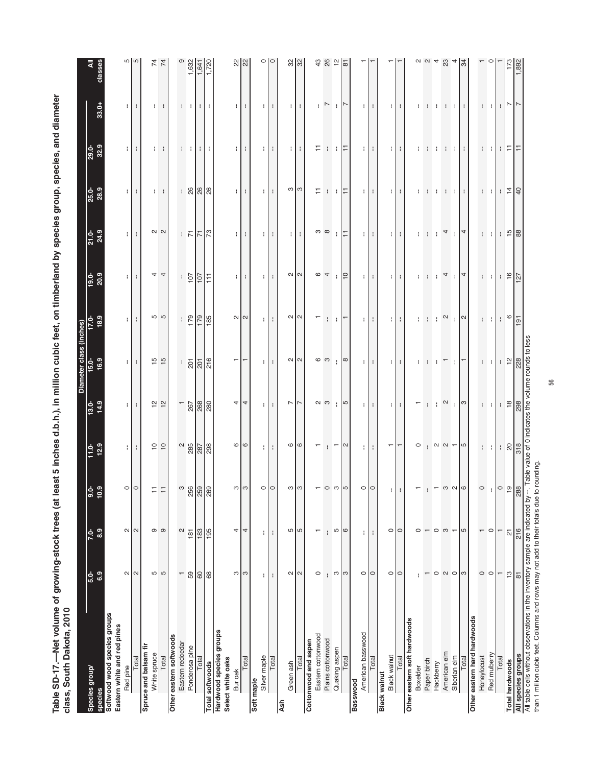**Table SD-17.—Net volume of growing-stock trees (at least 5 inches d.b.h.), in million cubic feet, on timberland by species group, species, and diameter class, South Dakota, 2010**

| Species group/ species | 5.0-6.9 | 7.0-8.9 | 9.0-10.9 | 11.0-12.9 | 13.0-14.9 | 15.0-16.9 | 17.0-18.9 | 19.0-20.9 | 21.0-24.9 | 25.0-28.9 | 29.0-32.9 | 33.0+ | All classes |
|---|---|---|---|---|---|---|---|---|---|---|---|---|---|
| | Diameter class (inches) | | | | | | | | | | | | |
| **Softwood wood species groups** | | | | | | | | | | | | | |
| **Eastern white and red pines** | | | | | | | | | | | | | |
| Red pine | 2 | 2 | 0 | -- | -- | -- | -- | -- | -- | -- | -- | -- | 5 |
| Total | 2 | 2 | 0 | -- | -- | -- | -- | -- | -- | -- | -- | -- | 5 |
| **Spruce and balsam fir** | | | | | | | | | | | | | |
| White spruce | 5 | 9 | 11 | 10 | 12 | 15 | 5 | 4 | 2 | -- | -- | -- | 74 |
| Total | 5 | 9 | 11 | 10 | 12 | 15 | 5 | 4 | 2 | -- | -- | -- | 74 |
| **Other eastern softwoods** | | | | | | | | | | | | | |
| Eastern redcedar | 1 | 2 | 3 | 2 | 1 | -- | -- | -- | -- | -- | -- | -- | 9 |
| Ponderosa pine | 59 | 181 | 256 | 285 | 267 | 201 | 179 | 107 | 71 | 26 | -- | -- | 1,632 |
| Total | 60 | 183 | 259 | 287 | 268 | 201 | 179 | 107 | 71 | 26 | -- | -- | 1,641 |
| **Total softwoods** | 68 | 195 | 269 | 298 | 280 | 216 | 185 | 111 | 73 | 26 | -- | -- | 1,720 |
| **Hardwood species groups** | | | | | | | | | | | | | |
| **Select white oaks** | | | | | | | | | | | | | |
| Bur oak | 3 | 4 | 3 | 6 | 4 | 1 | 2 | -- | -- | -- | -- | -- | 22 |
| Total | 3 | 4 | 3 | 6 | 4 | 1 | 2 | -- | -- | -- | -- | -- | 22 |
| **Soft maple** | | | | | | | | | | | | | |
| Silver maple | -- | -- | 0 | -- | -- | -- | -- | -- | -- | -- | -- | -- | 0 |
| Total | -- | -- | 0 | -- | -- | -- | -- | -- | -- | -- | -- | -- | 0 |
| **Ash** | | | | | | | | | | | | | |
| Green ash | 2 | 5 | 3 | 6 | 7 | 2 | 2 | 2 | -- | 3 | -- | -- | 32 |
| Total | 2 | 5 | 3 | 6 | 7 | 2 | 2 | 2 | -- | 3 | -- | -- | 32 |
| **Cottonwood and aspen** | | | | | | | | | | | | | |
| Eastern cottonwood | 0 | 1 | 1 | 1 | 2 | 6 | 1 | 6 | 3 | 11 | 11 | -- | 43 |
| Plains cottonwood | -- | -- | 0 | -- | 3 | 3 | -- | 4 | 8 | -- | -- | 7 | 26 |
| Quaking aspen | 3 | 5 | 3 | 1 | -- | -- | -- | -- | -- | -- | -- | -- | 12 |
| Total | 3 | 6 | 5 | 2 | 5 | 8 | 1 | 10 | 11 | 11 | 11 | 7 | 81 |
| **Basswood** | | | | | | | | | | | | | |
| American basswood | 0 | -- | 0 | -- | -- | -- | -- | -- | -- | -- | -- | -- | 1 |
| Total | 0 | -- | 0 | -- | -- | -- | -- | -- | -- | -- | -- | -- | 1 |
| **Black walnut** | | | | | | | | | | | | | |
| Black walnut | 0 | 0 | -- | 1 | -- | -- | -- | -- | -- | -- | -- | -- | 1 |
| Total | 0 | 0 | -- | 1 | -- | -- | -- | -- | -- | -- | -- | -- | 1 |
| **Other eastern soft hardwoods** | | | | | | | | | | | | | |
| Boxelder | -- | 0 | 1 | 0 | 1 | -- | -- | -- | -- | -- | -- | -- | 2 |
| Paper birch | 1 | 1 | -- | -- | -- | -- | -- | -- | -- | -- | -- | -- | 2 |
| Hackberry | 0 | 0 | 1 | 2 | -- | -- | -- | -- | -- | -- | -- | -- | 4 |
| American elm | 2 | 3 | 3 | 2 | 2 | 1 | 2 | 4 | 4 | -- | -- | -- | 23 |
| Siberian elm | 0 | 1 | 2 | 1 | -- | -- | -- | -- | -- | -- | -- | -- | 4 |
| Total | 3 | 5 | 6 | 5 | 3 | 1 | 2 | 4 | 4 | -- | -- | -- | 34 |
| **Other eastern hard hardwoods** | | | | | | | | | | | | | |
| Honeylocust | 0 | 1 | 0 | -- | -- | -- | -- | -- | -- | -- | -- | -- | 1 |
| Red mulberry | 0 | 0 | -- | -- | -- | -- | -- | -- | -- | -- | -- | -- | 0 |
| Total | 1 | 1 | 0 | -- | -- | -- | -- | -- | -- | -- | -- | -- | 1 |
| **Total hardwoods** | 13 | 21 | 19 | 20 | 18 | 12 | 6 | 16 | 15 | 14 | 11 | 7 | 173 |
| **All species groups** | 81 | 216 | 288 | 318 | 298 | 228 | 191 | 127 | 88 | 40 | 11 | 7 | 1,892 |

All table cells without observations in the inventory sample are indicated by --. Table value of 0 indicates the volume rounds to less than 1 million cubic feet. Columns and rows may not add to their totals due to rounding.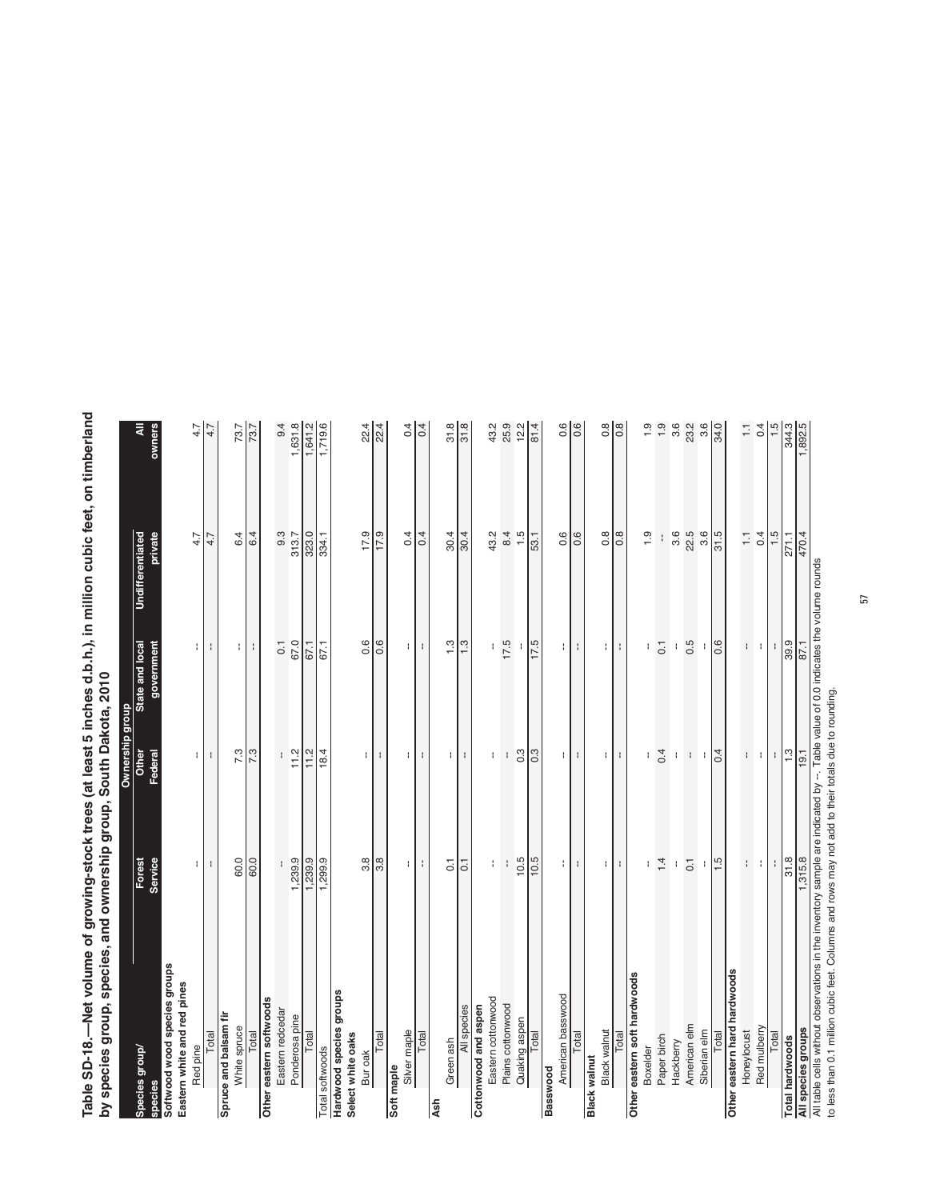**Table SD-18.—Net volume of growing-stock trees (at least 5 inches d.b.h.), in million cubic feet, on timberland by species group, species, and ownership group, South Dakota, 2010**

| Species group/ species | Ownership group | | | | |
|---|---|---|---|---|---|
| | Forest Service | Other Federal | State and local government | Undifferentiated private | All owners |
| **Softwood wood species groups** | | | | | |
| **Eastern white and red pines** | | | | | |
| Red pine | -- | -- | -- | 4.7 | 4.7 |
| Total | -- | -- | -- | 4.7 | 4.7 |
| **Spruce and balsam fir** | | | | | |
| White spruce | 60.0 | 7.3 | -- | 6.4 | 73.7 |
| Total | 60.0 | 7.3 | -- | 6.4 | 73.7 |
| **Other eastern softwoods** | | | | | |
| Eastern redcedar | -- | -- | 0.1 | 9.3 | 9.4 |
| Ponderosa pine | 1,239.9 | 11.2 | 67.0 | 313.7 | 1,631.8 |
| Total | 1,239.9 | 11.2 | 67.1 | 323.0 | 1,641.2 |
| Total softwoods | 1,299.9 | 18.4 | 67.1 | 334.1 | 1,719.6 |
| **Hardwood species groups** | | | | | |
| **Select white oaks** | | | | | |
| Bur oak | 3.8 | -- | 0.6 | 17.9 | 22.4 |
| Total | 3.8 | -- | 0.6 | 17.9 | 22.4 |
| **Soft maple** | | | | | |
| Silver maple | -- | -- | -- | 0.4 | 0.4 |
| Total | -- | -- | -- | 0.4 | 0.4 |
| **Ash** | | | | | |
| Green ash | 0.1 | -- | 1.3 | 30.4 | 31.8 |
| All species | 0.1 | -- | 1.3 | 30.4 | 31.8 |
| **Cottonwood and aspen** | | | | | |
| Eastern cottonwood | -- | -- | -- | 43.2 | 43.2 |
| Plains cottonwood | -- | -- | 17.5 | 8.4 | 25.9 |
| Quaking aspen | 10.5 | 0.3 | -- | 1.5 | 12.2 |
| Total | 10.5 | 0.3 | 17.5 | 53.1 | 81.4 |
| **Basswood** | | | | | |
| American basswood | -- | -- | -- | 0.6 | 0.6 |
| Total | -- | -- | -- | 0.6 | 0.6 |
| **Black walnut** | | | | | |
| Black walnut | -- | -- | -- | 0.8 | 0.8 |
| Total | -- | -- | -- | 0.8 | 0.8 |
| **Other eastern soft hardwoods** | | | | | |
| Boxelder | -- | -- | -- | 1.9 | 1.9 |
| Paper birch | 1.4 | 0.4 | 0.1 | -- | 1.9 |
| Hackberry | -- | -- | -- | 3.6 | 3.6 |
| American elm | 0.1 | -- | 0.5 | 22.5 | 23.2 |
| Siberian elm | -- | -- | -- | 3.6 | 3.6 |
| Total | 1.5 | 0.4 | 0.6 | 31.5 | 34.0 |
| **Other eastern hard hardwoods** | | | | | |
| Honeylocust | -- | -- | -- | 1.1 | 1.1 |
| Red mulberry | -- | -- | -- | 0.4 | 0.4 |
| Total | -- | -- | -- | 1.5 | 1.5 |
| **Total hardwoods** | 31.8 | 1.3 | 39.9 | 271.1 | 344.3 |
| **All species groups** | 1,315.8 | 19.1 | 87.1 | 470.4 | 1,892.5 |

All table cells without observations in the inventory sample are indicated by --. Table value of 0.0 indicates the volume rounds to less than 0.1 million cubic feet. Columns and rows may not add to their totals due to rounding.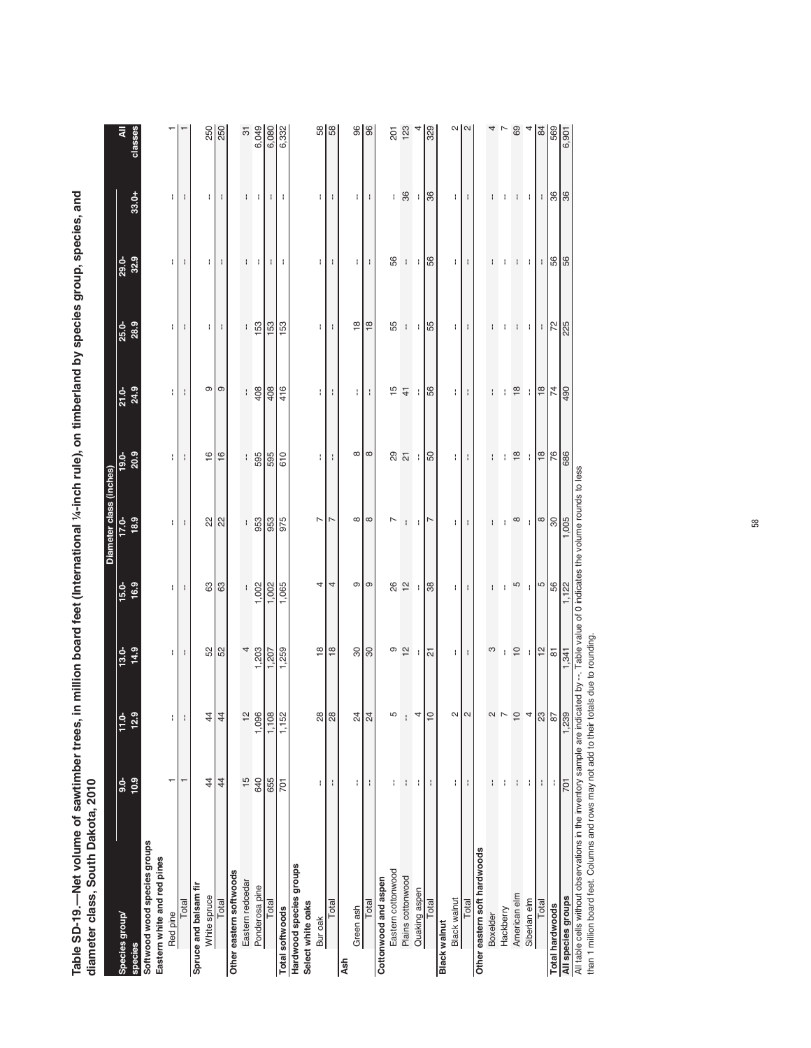**Table SD-19.—Net volume of sawtimber trees, in million board feet (International ¼-inch rule), on timberland by species group, species, and diameter class, South Dakota, 2010**

| Species group/ species | Diameter class (inches) | | | | | | | | | | | All classes |
|---|---|---|---|---|---|---|---|---|---|---|---|---|
| | 9.0-10.9 | 11.0-12.9 | 13.0-14.9 | 15.0-16.9 | 17.0-18.9 | 19.0-20.9 | 21.0-24.9 | 25.0-28.9 | 29.0-32.9 | 33.0+ | |
| **Softwood wood species groups** | | | | | | | | | | | |
| **Eastern white and red pines** | | | | | | | | | | | |
| Red pine | 1 | -- | -- | -- | -- | -- | -- | -- | -- | -- | 1 |
| Total | 1 | -- | -- | -- | -- | -- | -- | -- | -- | -- | 1 |
| **Spruce and balsam fir** | | | | | | | | | | | |
| White spruce | 44 | 44 | 52 | 63 | 22 | 16 | 9 | -- | -- | -- | 250 |
| Total | 44 | 44 | 52 | 63 | 22 | 16 | 9 | -- | -- | -- | 250 |
| **Other eastern softwoods** | | | | | | | | | | | |
| Eastern redcedar | 15 | 12 | 4 | -- | -- | -- | -- | -- | -- | -- | 31 |
| Ponderosa pine | 640 | 1,096 | 1,203 | 1,002 | 953 | 595 | 408 | 153 | -- | -- | 6,049 |
| Total | 655 | 1,108 | 1,207 | 1,002 | 953 | 595 | 408 | 153 | -- | -- | 6,080 |
| **Total softwoods** | 701 | 1,152 | 1,259 | 1,065 | 975 | 610 | 416 | 153 | -- | -- | 6,332 |
| **Hardwood species groups** | | | | | | | | | | | |
| **Select white oaks** | | | | | | | | | | | |
| Bur oak | -- | 28 | 18 | 4 | 7 | -- | -- | -- | -- | -- | 58 |
| Total | -- | 28 | 18 | 4 | 7 | -- | -- | -- | -- | -- | 58 |
| **Ash** | | | | | | | | | | | |
| Green ash | -- | 24 | 30 | 9 | 8 | 8 | -- | 18 | -- | -- | 96 |
| Total | -- | 24 | 30 | 9 | 8 | 8 | -- | 18 | -- | -- | 96 |
| **Cottonwood and aspen** | | | | | | | | | | | |
| Eastern cottonwood | -- | 5 | 9 | 26 | 7 | 29 | 15 | 55 | 56 | -- | 201 |
| Plains cottonwood | -- | -- | 12 | 12 | -- | 21 | 41 | -- | -- | 36 | 123 |
| Quaking aspen | -- | 4 | -- | -- | -- | -- | -- | -- | -- | -- | 4 |
| Total | -- | 10 | 21 | 38 | 7 | 50 | 56 | 55 | 56 | 36 | 329 |
| **Black walnut** | | | | | | | | | | | |
| Black walnut | -- | 2 | -- | -- | -- | -- | -- | -- | -- | -- | 2 |
| Total | -- | 2 | -- | -- | -- | -- | -- | -- | -- | -- | 2 |
| **Other eastern soft hardwoods** | | | | | | | | | | | |
| Boxelder | -- | 2 | 3 | -- | -- | -- | -- | -- | -- | -- | 4 |
| Hackberry | -- | 7 | -- | -- | -- | -- | -- | -- | -- | -- | 7 |
| American elm | -- | 10 | 10 | 5 | 8 | 18 | 18 | -- | -- | -- | 69 |
| Siberian elm | -- | 4 | -- | -- | -- | -- | -- | -- | -- | -- | 4 |
| Total | -- | 23 | 12 | 5 | 8 | 18 | 18 | -- | -- | -- | 84 |
| **Total hardwoods** | -- | 87 | 81 | 56 | 30 | 76 | 74 | 72 | 56 | 36 | 569 |
| **All species groups** | 701 | 1,239 | 1,341 | 1,122 | 1,005 | 686 | 490 | 225 | 56 | 36 | 6,901 |

All table cells without observations in the inventory sample are indicated by --. Table value of 0 indicates the volume rounds to less than 1 million board feet. Columns and rows may not add to their totals due to rounding.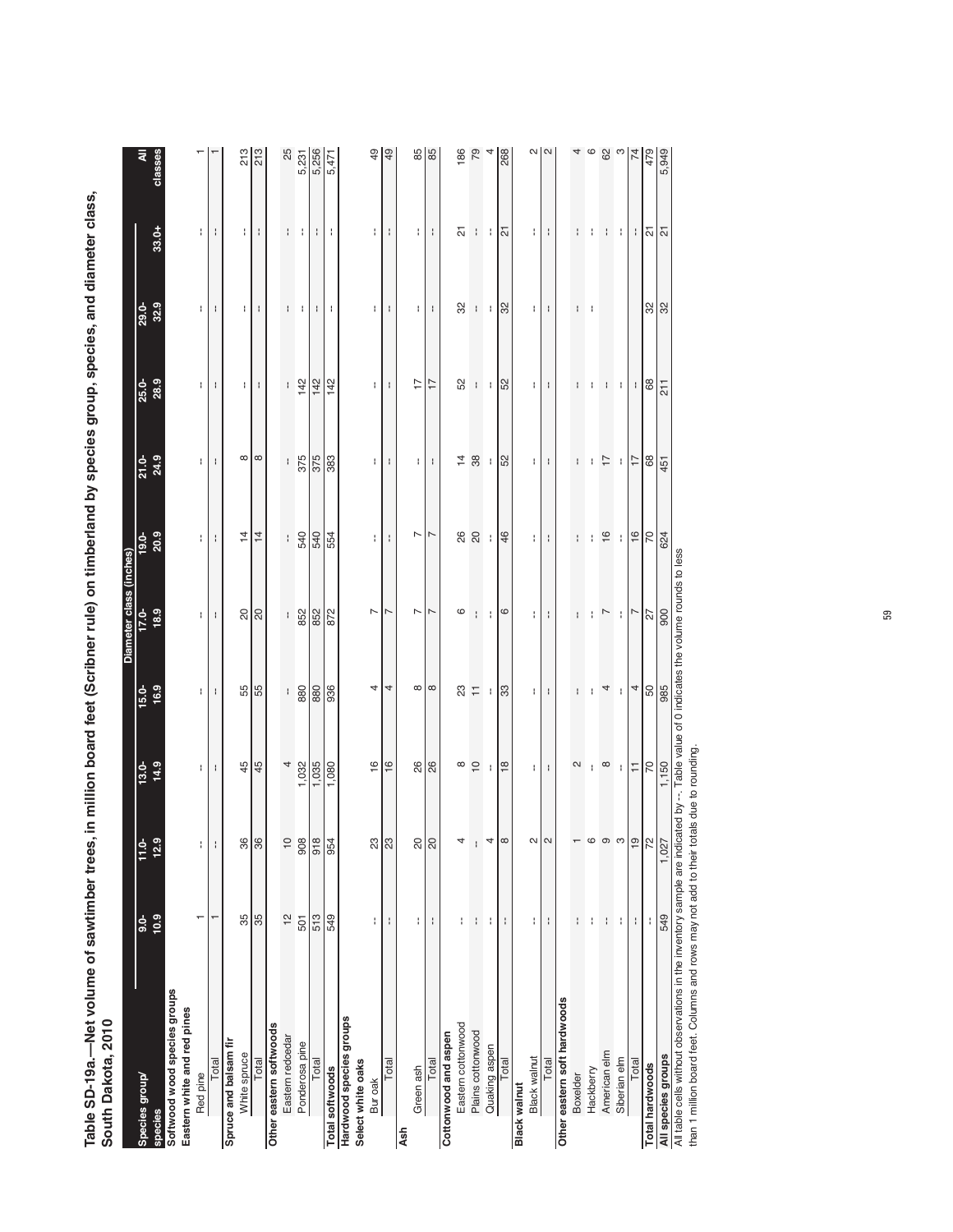# Table SD-19a.—Net volume of sawtimber trees, in million board feet (Scribner rule) on timberland by species group, species, and diameter class, South Dakota, 2010

| Species group/ species | Diameter class (inches) 9.0-10.9 | 11.0-12.9 | 13.0-14.9 | 15.0-16.9 | 17.0-18.9 | 19.0-20.9 | 21.0-24.9 | 25.0-28.9 | 29.0-32.9 | 33.0+ | All classes |
|---|---|---|---|---|---|---|---|---|---|---|---|
| **Softwood wood species groups** | | | | | | | | | | | |
| **Eastern white and red pines** | | | | | | | | | | | |
| Red pine | 1 | -- | -- | -- | -- | -- | -- | -- | -- | -- | 1 |
| Total | 1 | -- | -- | -- | -- | -- | -- | -- | -- | -- | 1 |
| **Spruce and balsam fir** | | | | | | | | | | | |
| White spruce | 35 | 36 | 45 | 55 | 20 | 14 | 8 | -- | -- | -- | 213 |
| Total | 35 | 36 | 45 | 55 | 20 | 14 | 8 | -- | -- | -- | 213 |
| **Other eastern softwoods** | | | | | | | | | | | |
| Eastern redcedar | 12 | 10 | 4 | -- | -- | -- | -- | -- | -- | -- | 25 |
| Ponderosa pine | 501 | 908 | 1,032 | 880 | 852 | 540 | 375 | 142 | -- | -- | 5,231 |
| Total | 513 | 918 | 1,035 | 880 | 852 | 540 | 375 | 142 | -- | -- | 5,256 |
| **Total softwoods** | 549 | 954 | 1,080 | 936 | 872 | 554 | 383 | 142 | -- | -- | 5,471 |
| **Hardwood species groups** | | | | | | | | | | | |
| **Select white oaks** | | | | | | | | | | | |
| Bur oak | -- | 23 | 16 | 4 | 7 | -- | -- | -- | -- | -- | 49 |
| Total | -- | 23 | 16 | 4 | 7 | -- | -- | -- | -- | -- | 49 |
| **Ash** | | | | | | | | | | | |
| Green ash | -- | 20 | 26 | 8 | 7 | 7 | -- | 17 | -- | -- | 85 |
| Total | -- | 20 | 26 | 8 | 7 | 7 | -- | 17 | -- | -- | 85 |
| **Cottonwood and aspen** | | | | | | | | | | | |
| Eastern cottonwood | -- | 4 | 8 | 23 | 6 | 26 | 14 | 52 | 32 | 21 | 186 |
| Plains cottonwood | -- | -- | 10 | 11 | -- | 20 | 38 | -- | -- | -- | 79 |
| Quaking aspen | -- | 4 | -- | -- | -- | -- | -- | -- | -- | -- | 4 |
| Total | -- | 8 | 18 | 33 | 6 | 46 | 52 | 52 | 32 | 21 | 268 |
| **Black walnut** | | | | | | | | | | | |
| Black walnut | -- | 2 | -- | -- | -- | -- | -- | -- | -- | -- | 2 |
| Total | -- | 2 | -- | -- | -- | -- | -- | -- | -- | -- | 2 |
| **Other eastern soft hardwoods** | | | | | | | | | | | |
| Boxelder | -- | 1 | 2 | -- | -- | -- | -- | -- | -- | -- | 4 |
| Hackberry | -- | 6 | -- | -- | -- | -- | -- | -- | -- | -- | 6 |
| American elm | -- | 9 | 8 | 4 | 7 | 16 | 17 | -- | -- | -- | 62 |
| Siberian elm | -- | 3 | -- | -- | -- | -- | -- | -- | -- | -- | 3 |
| Total | -- | 19 | 11 | 4 | 7 | 16 | 17 | -- | -- | -- | 74 |
| **Total hardwoods** | -- | 72 | 70 | 50 | 27 | 70 | 68 | 68 | 32 | 21 | 479 |
| **All species groups** | 549 | 1,027 | 1,150 | 985 | 900 | 624 | 451 | 211 | 32 | 21 | 5,949 |

All table cells without observations in the inventory sample are indicated by --. Table value of 0 indicates the volume rounds to less than 1 million board feet. Columns and rows may not add to their totals due to rounding.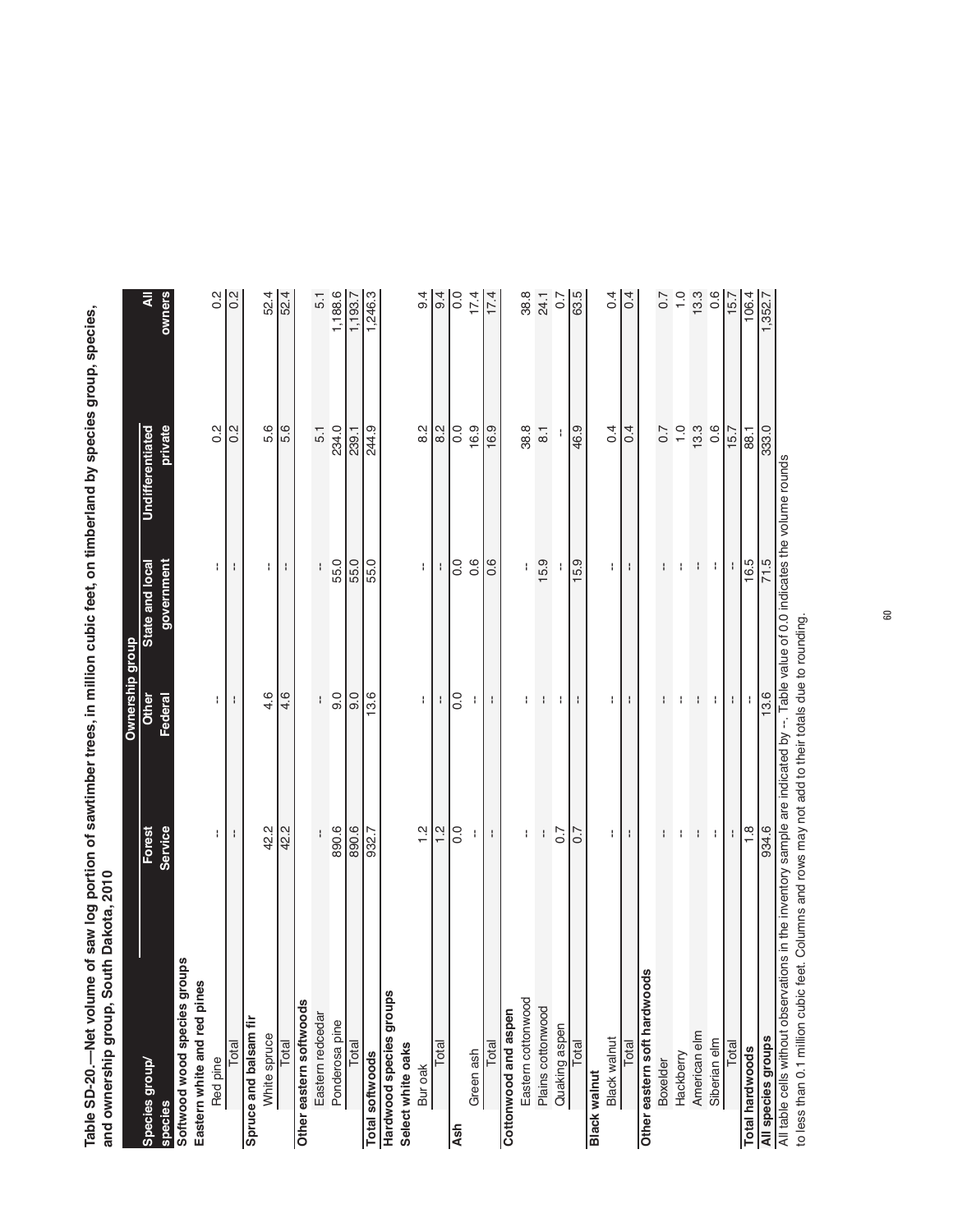**Table SD-20.—Net volume of saw log portion of sawtimber trees, in million cubic feet, on timberland by species group, species, and ownership group, South Dakota, 2010**

| Species group/ species | Ownership group | | | | |
|---|---|---|---|---|---|
| | Forest Service | Other Federal | State and local government | Undifferentiated private | All owners |
| **Softwood wood species groups** | | | | | |
| **Eastern white and red pines** | | | | | |
| Red pine | -- | -- | -- | 0.2 | 0.2 |
| Total | -- | -- | -- | 0.2 | 0.2 |
| **Spruce and balsam fir** | | | | | |
| White spruce | 42.2 | 4.6 | -- | 5.6 | 52.4 |
| Total | 42.2 | 4.6 | -- | 5.6 | 52.4 |
| **Other eastern softwoods** | | | | | |
| Eastern redcedar | -- | -- | -- | 5.1 | 5.1 |
| Ponderosa pine | 890.6 | 9.0 | 55.0 | 234.0 | 1,188.6 |
| Total | 890.6 | 9.0 | 55.0 | 239.1 | 1,193.7 |
| **Total softwoods** | 932.7 | 13.6 | 55.0 | 244.9 | 1,246.3 |
| **Hardwood species groups** | | | | | |
| **Select white oaks** | | | | | |
| Bur oak | 1.2 | -- | -- | 8.2 | 9.4 |
| Total | 1.2 | -- | -- | 8.2 | 9.4 |
| **Ash** | 0.0 | 0.0 | 0.0 | 0.0 | 0.0 |
| Green ash | -- | -- | 0.6 | 16.9 | 17.4 |
| Total | -- | -- | 0.6 | 16.9 | 17.4 |
| **Cottonwood and aspen** | | | | | |
| Eastern cottonwood | -- | -- | -- | 38.8 | 38.8 |
| Plains cottonwood | -- | -- | 15.9 | 8.1 | 24.1 |
| Quaking aspen | 0.7 | -- | -- | -- | 0.7 |
| Total | 0.7 | -- | 15.9 | 46.9 | 63.5 |
| **Black walnut** | | | | | |
| Black walnut | -- | -- | -- | 0.4 | 0.4 |
| Total | -- | -- | -- | 0.4 | 0.4 |
| **Other eastern soft hardwoods** | | | | | |
| Boxelder | -- | -- | -- | 0.7 | 0.7 |
| Hackberry | -- | -- | -- | 1.0 | 1.0 |
| American elm | -- | -- | -- | 13.3 | 13.3 |
| Siberian elm | -- | -- | -- | 0.6 | 0.6 |
| Total | -- | -- | -- | 15.7 | 15.7 |
| **Total hardwoods** | 1.8 | -- | 16.5 | 88.1 | 106.4 |
| **All species groups** | 934.6 | 13.6 | 71.5 | 333.0 | 1,352.7 |

All table cells without observations in the inventory sample are indicated by --. Table value of 0.0 indicates the volume rounds to less than 0.1 million cubic feet. Columns and rows may not add to their totals due to rounding.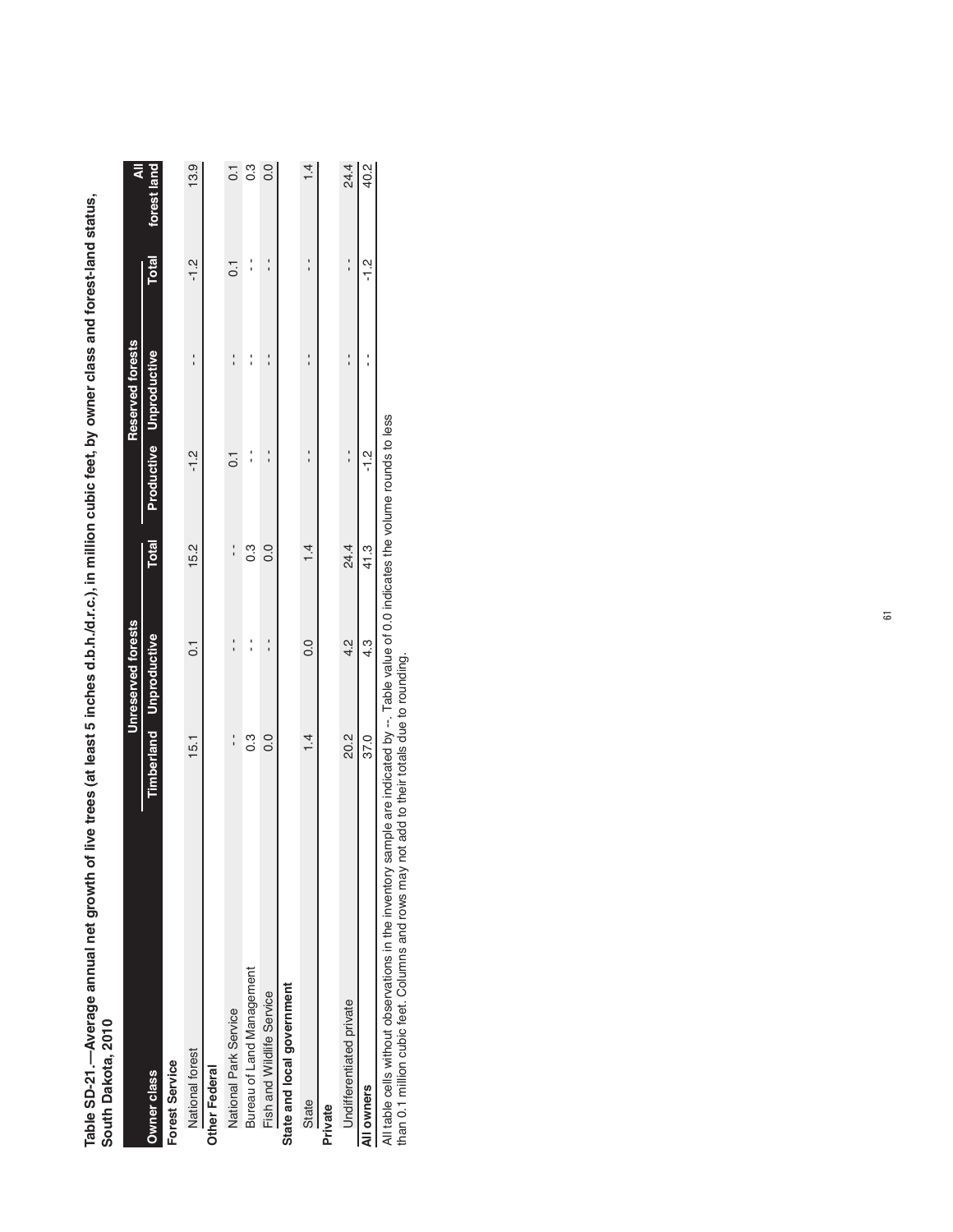**Table SD-21.—Average annual net growth of live trees (at least 5 inches d.b.h./d.r.c.), in million cubic feet, by owner class and forest-land status, South Dakota, 2010**

| Owner class | Unreserved forests | | | Reserved forests | | | All |
|---|---|---|---|---|---|---|---|
| | Timberland | Unproductive | Total | Productive | Unproductive | Total | forest land |
| **Forest Service** | | | | | | | |
| National forest | 15.1 | 0.1 | 15.2 | -1.2 | -- | -1.2 | 13.9 |
| **Other Federal** | | | | | | | |
| National Park Service | -- | -- | -- | 0.1 | -- | 0.1 | 0.1 |
| Bureau of Land Management | 0.3 | -- | 0.3 | -- | -- | -- | 0.3 |
| Fish and Wildlife Service | 0.0 | -- | 0.0 | -- | -- | -- | 0.0 |
| **State and local government** | | | | | | | |
| State | 1.4 | 0.0 | 1.4 | -- | -- | -- | 1.4 |
| **Private** | | | | | | | |
| Undifferentiated private | 20.2 | 4.2 | 24.4 | -- | -- | -- | 24.4 |
| **All owners** | 37.0 | 4.3 | 41.3 | -1.2 | -- | -1.2 | 40.2 |

All table cells without observations in the inventory sample are indicated by --. Table value of 0.0 indicates the volume rounds to less than 0.1 million cubic feet. Columns and rows may not add to their totals due to rounding.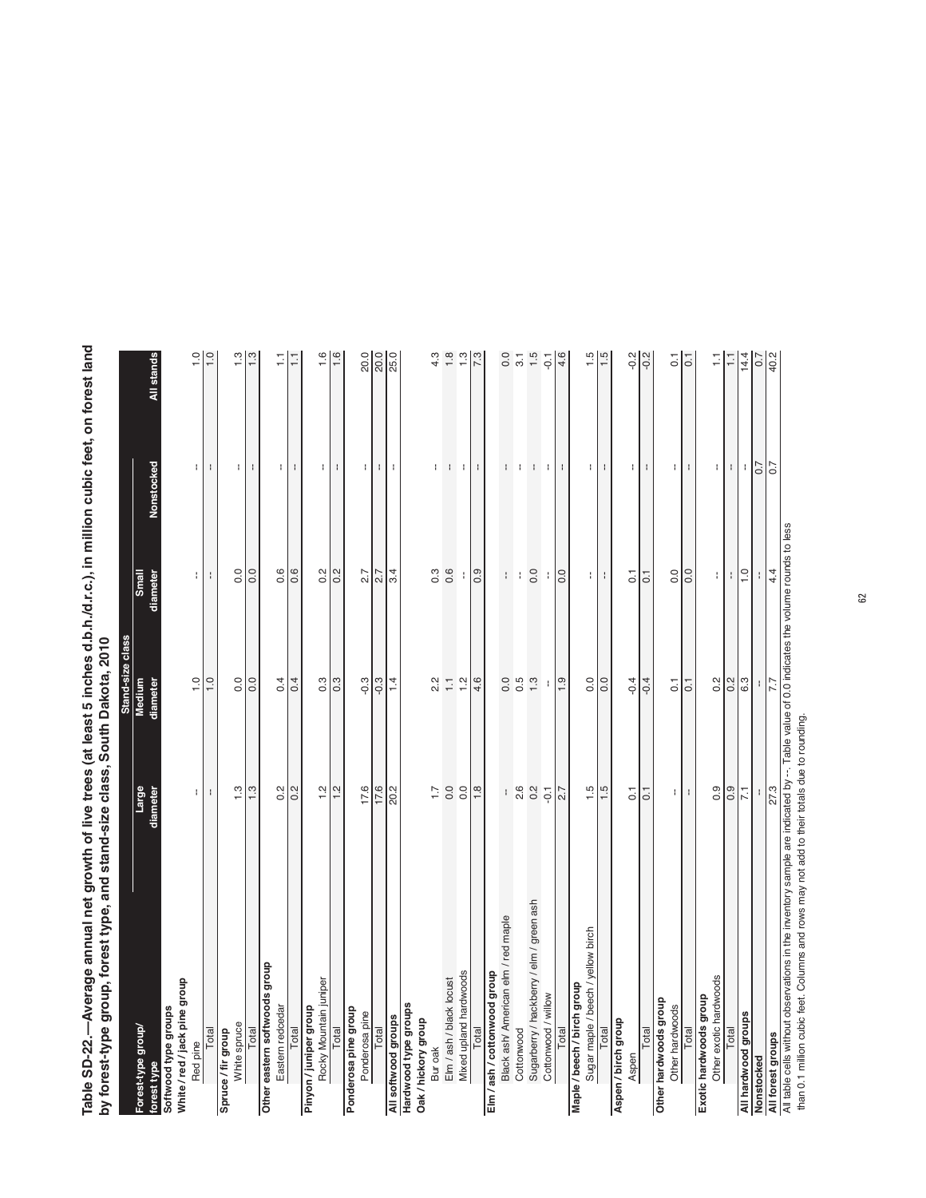**Table SD-22.—Average annual net growth of live trees (at least 5 inches d.b.h./d.r.c.), in million cubic feet, on forest land by forest-type group, forest type, and stand-size class, South Dakota, 2010**

| Forest-type group/ forest type | Stand-size class | | | | |
|---|---|---|---|---|---|
| | Large diameter | Medium diameter | Small diameter | Nonstocked | All stands |
| **Softwood type groups** | | | | | |
| **White / red / jack pine group** | | | | | |
| Red pine | -- | 1.0 | -- | -- | 1.0 |
| Total | -- | 1.0 | -- | -- | 1.0 |
| **Spruce / fir group** | | | | | |
| White spruce | 1.3 | 0.0 | 0.0 | -- | 1.3 |
| Total | 1.3 | 0.0 | 0.0 | -- | 1.3 |
| **Other eastern softwoods group** | | | | | |
| Eastern redcedar | 0.2 | 0.4 | 0.6 | -- | 1.1 |
| Total | 0.2 | 0.4 | 0.6 | -- | 1.1 |
| **Pinyon / juniper group** | | | | | |
| Rocky Mountain juniper | 1.2 | 0.3 | 0.2 | -- | 1.6 |
| Total | 1.2 | 0.3 | 0.2 | -- | 1.6 |
| **Ponderosa pine group** | | | | | |
| Ponderosa pine | 17.6 | -0.3 | 2.7 | -- | 20.0 |
| Total | 17.6 | -0.3 | 2.7 | -- | 20.0 |
| **All softwood groups** | 20.2 | 1.4 | 3.4 | -- | 25.0 |
| **Hardwood type groups** | | | | | |
| **Oak / hickory group** | | | | | |
| Bur oak | 1.7 | 2.2 | 0.3 | -- | 4.3 |
| Elm / ash / black locust | 0.0 | 1.1 | 0.6 | -- | 1.8 |
| Mixed upland hardwoods | 0.0 | 1.2 | -- | -- | 1.3 |
| Total | 1.8 | 4.6 | 0.9 | -- | 7.3 |
| **Elm / ash / cottonwood group** | | | | | |
| Black ash/ American elm / red maple | -- | 0.0 | -- | -- | 0.0 |
| Cottonwood | 2.6 | 0.5 | -- | -- | 3.1 |
| Sugarberry / hackberry / elm / green ash | 0.2 | 1.3 | 0.0 | -- | 1.5 |
| Cottonwood / willow | -0.1 | -- | -- | -- | -0.1 |
| Total | 2.7 | 1.9 | 0.0 | -- | 4.6 |
| **Maple / beech / birch group** | | | | | |
| Sugar maple / beech / yellow birch | 1.5 | 0.0 | -- | -- | 1.5 |
| Total | 1.5 | 0.0 | -- | -- | 1.5 |
| **Aspen / birch group** | | | | | |
| Aspen | 0.1 | -0.4 | 0.1 | -- | -0.2 |
| Total | 0.1 | -0.4 | 0.1 | -- | -0.2 |
| **Other hardwoods group** | | | | | |
| Other hardwoods | -- | 0.1 | 0.0 | -- | 0.1 |
| Total | -- | 0.1 | 0.0 | -- | 0.1 |
| **Exotic hardwoods group** | | | | | |
| Other exotic hardwoods | 0.9 | 0.2 | -- | -- | 1.1 |
| Total | 0.9 | 0.2 | -- | -- | 1.1 |
| **All hardwood groups** | 7.1 | 6.3 | 1.0 | -- | 14.4 |
| **Nonstocked** | -- | -- | -- | 0.7 | 0.7 |
| **All forest groups** | 27.3 | 7.7 | 4.4 | 0.7 | 40.2 |

All table cells without observations in the inventory sample are indicated by --. Table value of 0.0 indicates the volume rounds to less than 0.1 million cubic feet. Columns and rows may not add to their totals due to rounding.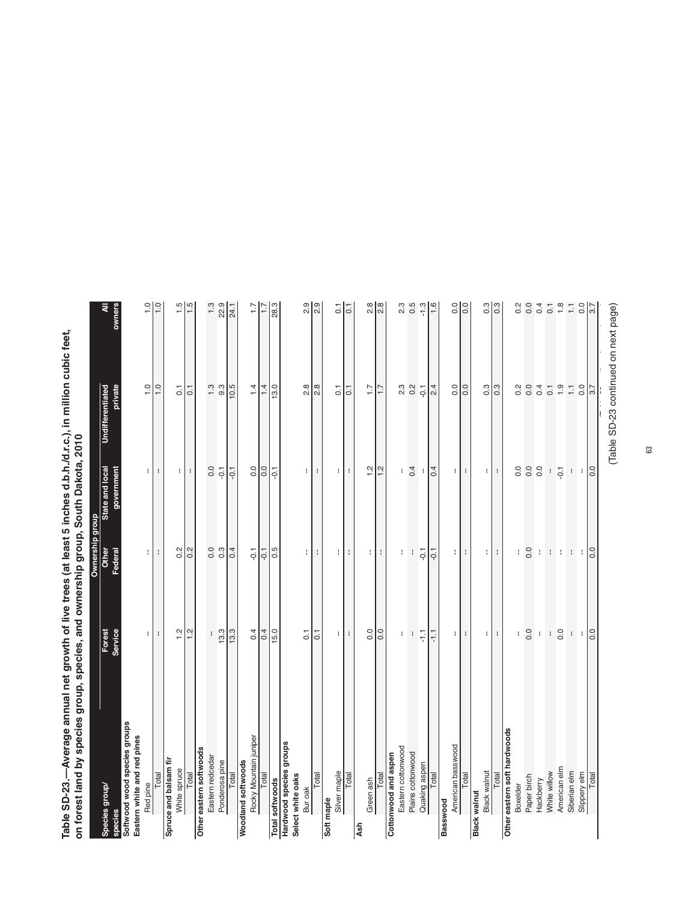**Table SD-23.—Average annual net growth of live trees (at least 5 inches d.b.h./d.r.c.), in million cubic feet, on forest land by species group, species, and ownership group, South Dakota, 2010**

| Species group/ species | Ownership group | | | | |
|---|---|---|---|---|---|
| | Forest Service | Other Federal | State and local government | Undifferentiated private | All owners |
| **Softwood wood species groups** | | | | | |
| **Eastern white and red pines** | | | | | |
| Red pine | -- | -- | -- | 1.0 | 1.0 |
| Total | -- | -- | -- | 1.0 | 1.0 |
| **Spruce and balsam fir** | | | | | |
| White spruce | 1.2 | 0.2 | -- | 0.1 | 1.5 |
| Total | 1.2 | 0.2 | -- | 0.1 | 1.5 |
| **Other eastern softwoods** | | | | | |
| Eastern redcedar | -- | 0.0 | 0.0 | 1.3 | 1.3 |
| Ponderosa pine | 13.3 | 0.3 | -0.1 | 9.3 | 22.9 |
| Total | 13.3 | 0.4 | -0.1 | 10.5 | 24.1 |
| **Woodland softwoods** | | | | | |
| Rocky Mountain juniper | 0.4 | -0.1 | 0.0 | 1.4 | 1.7 |
| Total | 0.4 | -0.1 | 0.0 | 1.4 | 1.7 |
| **Total softwoods** | 15.0 | 0.5 | -0.1 | 13.0 | 28.3 |
| **Hardwood species groups** | | | | | |
| **Select white oaks** | | | | | |
| Bur oak | 0.1 | -- | -- | 2.8 | 2.9 |
| Total | 0.1 | -- | -- | 2.8 | 2.9 |
| **Soft maple** | | | | | |
| Silver maple | -- | -- | -- | 0.1 | 0.1 |
| Total | -- | -- | -- | 0.1 | 0.1 |
| **Ash** | | | | | |
| Green ash | 0.0 | -- | 1.2 | 1.7 | 2.8 |
| Total | 0.0 | -- | 1.2 | 1.7 | 2.8 |
| **Cottonwood and aspen** | | | | | |
| Eastern cottonwood | -- | -- | -- | 2.3 | 2.3 |
| Plains cottonwood | -- | -- | 0.4 | 0.2 | 0.5 |
| Quaking aspen | -1.1 | -0.1 | -- | -0.1 | -1.3 |
| Total | -1.1 | -0.1 | 0.4 | 2.4 | 1.6 |
| **Basswood** | | | | | |
| American basswood | -- | -- | -- | 0.0 | 0.0 |
| Total | -- | -- | -- | 0.0 | 0.0 |
| **Black walnut** | | | | | |
| Black walnut | -- | -- | -- | 0.3 | 0.3 |
| Total | -- | -- | -- | 0.3 | 0.3 |
| **Other eastern soft hardwoods** | | | | | |
| Boxelder | -- | -- | 0.0 | 0.2 | 0.2 |
| Paper birch | 0.0 | 0.0 | 0.0 | 0.0 | 0.0 |
| Hackberry | -- | -- | 0.0 | 0.4 | 0.4 |
| White willow | -- | -- | -- | 0.1 | 0.1 |
| American elm | 0.0 | -- | -0.1 | 1.9 | 1.8 |
| Siberian elm | -- | -- | -- | 1.1 | 1.1 |
| Slippery elm | -- | -- | -- | 0.0 | 0.0 |
| Total | 0.0 | 0.0 | 0.0 | 3.7 | 3.7 |

(Table SD-23 continued on next page)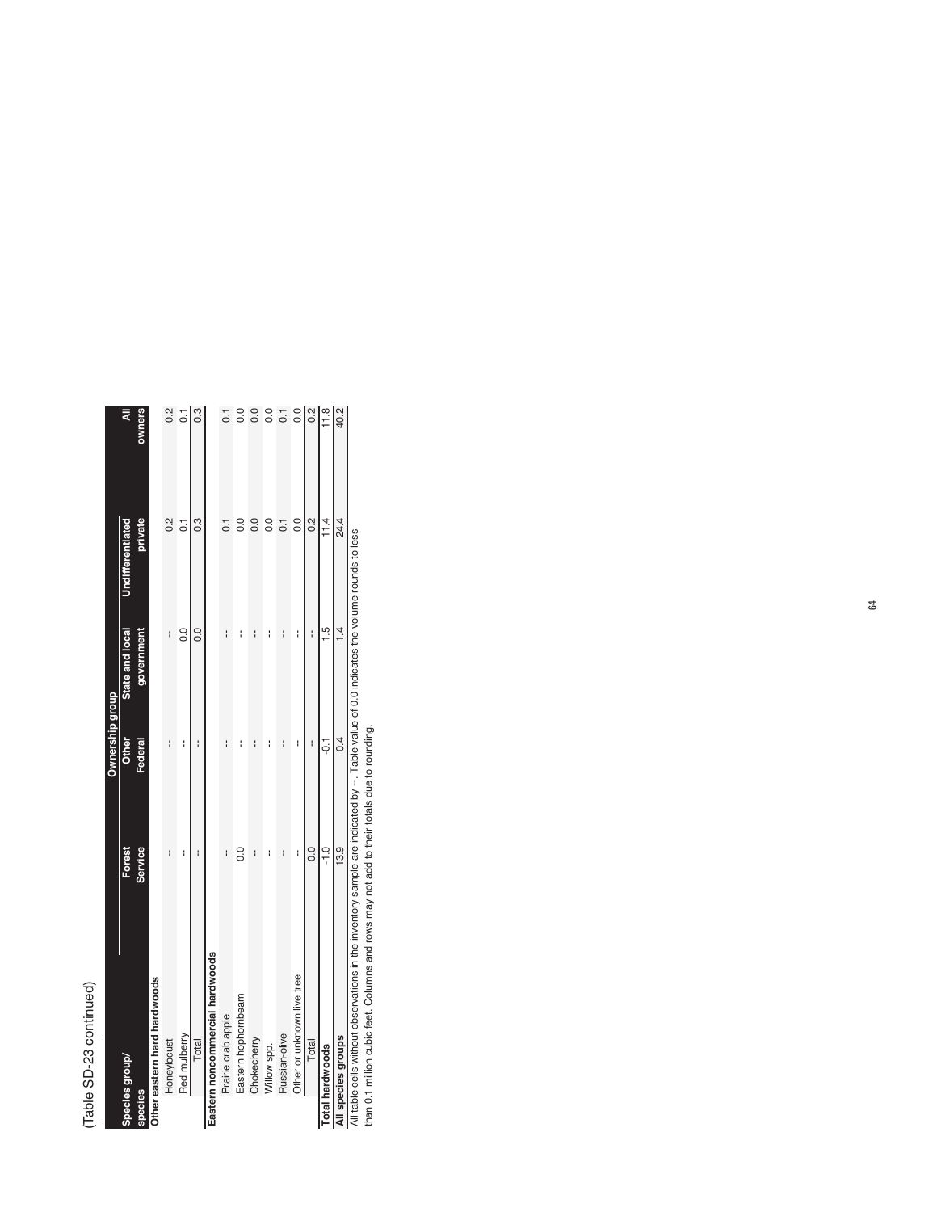(Table SD-23 continued)

| Species group/ species | Ownership group | | | | |
|---|---|---|---|---|---|
| | Forest Service | Other Federal | State and local government | Undifferentiated private | All owners |
| **Other eastern hard hardwoods** | | | | | |
| Honeylocust | -- | -- | -- | 0.2 | 0.2 |
| Red mulberry | -- | -- | 0.0 | 0.1 | 0.1 |
| Total | -- | -- | 0.0 | 0.3 | 0.3 |
| **Eastern noncommercial hardwoods** | | | | | |
| Prairie crab apple | -- | -- | -- | 0.1 | 0.1 |
| Eastern hophornbeam | 0.0 | -- | -- | 0.0 | 0.0 |
| Chokecherry | -- | -- | -- | 0.0 | 0.0 |
| Willow spp. | -- | -- | -- | 0.0 | 0.0 |
| Russian-olive | -- | -- | -- | 0.1 | 0.1 |
| Other or unknown live tree | -- | -- | -- | 0.0 | 0.0 |
| Total | 0.0 | -- | -- | 0.2 | 0.2 |
| **Total hardwoods** | -1.0 | -0.1 | 1.5 | 11.4 | 11.8 |
| **All species groups** | 13.9 | 0.4 | 1.4 | 24.4 | 40.2 |

All table cells without observations in the inventory sample are indicated by --. Table value of 0.0 indicates the volume rounds to less than 0.1 million cubic feet. Columns and rows may not add to their totals due to rounding.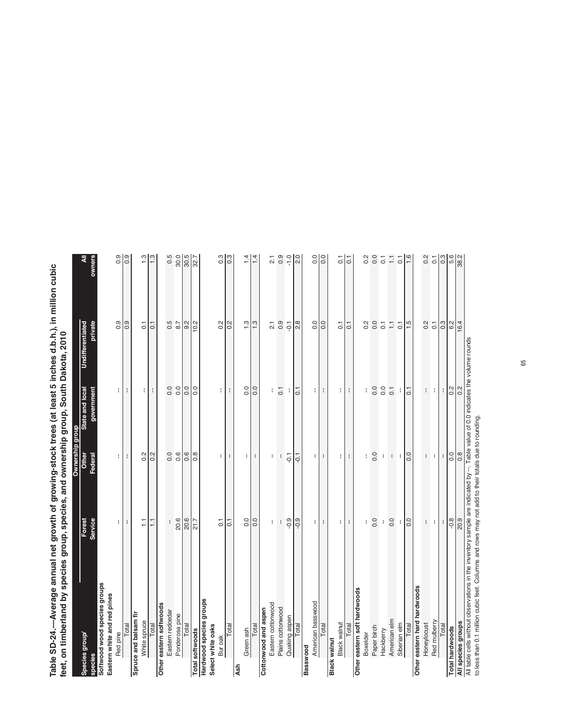**Table SD-24.—Average annual net growth of growing-stock trees (at least 5 inches d.b.h.), in million cubic feet, on timberland by species group, species, and ownership group, South Dakota, 2010**

| Species group/ | Ownership group | | | | |
|---|---|---|---|---|---|
| species | Forest Service | Other Federal | State and local government | Undifferentiated private | All owners |
| **Softwood wood species groups** | | | | | |
| **Eastern white and red pines** | | | | | |
| Red pine | -- | -- | -- | 0.9 | 0.9 |
| Total | -- | -- | -- | 0.9 | 0.9 |
| **Spruce and balsam fir** | | | | | |
| White spruce | 1.1 | 0.2 | -- | 0.1 | 1.3 |
| Total | 1.1 | 0.2 | -- | 0.1 | 1.3 |
| **Other eastern softwoods** | | | | | |
| Eastern redcedar | -- | 0.0 | 0.0 | 0.5 | 0.5 |
| Ponderosa pine | 20.6 | 0.6 | 0.0 | 8.7 | 30.0 |
| Total | 20.6 | 0.6 | 0.0 | 9.2 | 30.5 |
| **Total softwoods** | 21.7 | 0.8 | 0.0 | 10.2 | 32.7 |
| **Hardwood species groups** | | | | | |
| **Select white oaks** | | | | | |
| Bur oak | 0.1 | -- | -- | 0.2 | 0.3 |
| Total | 0.1 | -- | -- | 0.2 | 0.3 |
| **Ash** | | | | | |
| Green ash | 0.0 | -- | 0.0 | 1.3 | 1.4 |
| Total | 0.0 | -- | 0.0 | 1.3 | 1.4 |
| **Cottonwood and aspen** | | | | | |
| Eastern cottonwood | -- | -- | -- | 2.1 | 2.1 |
| Plains cottonwood | -- | -- | 0.1 | 0.9 | 0.9 |
| Quaking aspen | -0.9 | -0.1 | -- | -0.1 | -1.0 |
| Total | -0.9 | -0.1 | 0.1 | 2.8 | 2.0 |
| **Basswood** | | | | | |
| American basswood | -- | -- | -- | 0.0 | 0.0 |
| Total | -- | -- | -- | 0.0 | 0.0 |
| **Black walnut** | | | | | |
| Black walnut | -- | -- | -- | 0.1 | 0.1 |
| Total | -- | -- | -- | 0.1 | 0.1 |
| **Other eastern soft hardwoods** | | | | | |
| Boxelder | -- | -- | -- | 0.2 | 0.2 |
| Paper birch | 0.0 | 0.0 | 0.0 | 0.0 | 0.0 |
| Hackberry | -- | -- | 0.0 | 0.1 | 0.1 |
| American elm | 0.0 | -- | 0.1 | 1.1 | 1.1 |
| Siberian elm | -- | -- | -- | 0.1 | 0.1 |
| Total | 0.0 | 0.0 | 0.1 | 1.5 | 1.6 |
| **Other eastern hard hardwoods** | | | | | |
| Honeylocust | -- | -- | -- | 0.2 | 0.2 |
| Red mulberry | -- | -- | -- | 0.1 | 0.1 |
| Total | -- | -- | -- | 0.3 | 0.3 |
| **Total hardwoods** | -0.8 | 0.0 | 0.2 | 6.2 | 5.6 |
| **All species groups** | 20.9 | 0.8 | 0.2 | 16.4 | 38.2 |

All table cells without observations in the inventory sample are indicated by --. Table value of 0.0 indicates the volume rounds to less than 0.1 million cubic feet. Columns and rows may not add to their totals due to rounding.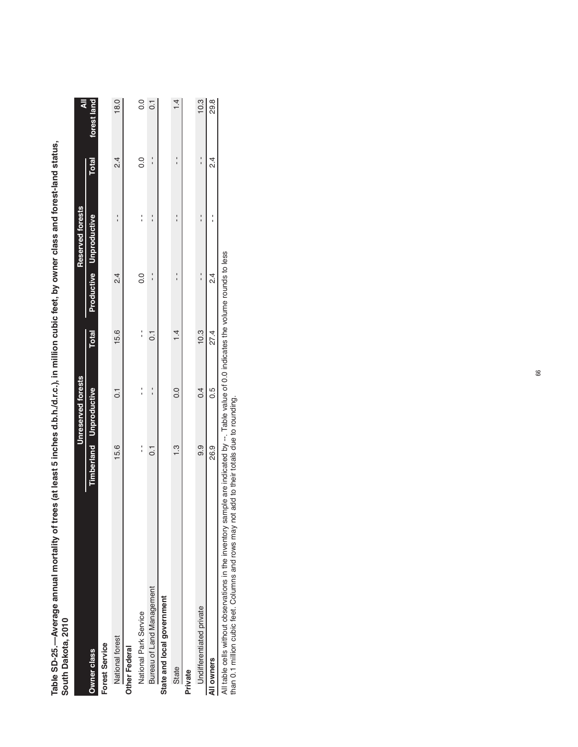**Table SD-25.—Average annual mortality of trees (at least 5 inches d.b.h./d.r.c.), in million cubic feet, by owner class and forest-land status, South Dakota, 2010**

| Owner class | Unreserved forests | | | Reserved forests | | | All |
|---|---|---|---|---|---|---|---|
| | Timberland | Unproductive | Total | Productive | Unproductive | Total | forest land |
| **Forest Service** | | | | | | | |
| National forest | 15.6 | 0.1 | 15.6 | 2.4 | -- | 2.4 | 18.0 |
| **Other Federal** | | | | | | | |
| National Park Service | -- | -- | -- | 0.0 | -- | 0.0 | 0.0 |
| Bureau of Land Management | 0.1 | -- | 0.1 | -- | -- | -- | 0.1 |
| **State and local government** | | | | | | | |
| State | 1.3 | 0.0 | 1.4 | -- | -- | -- | 1.4 |
| **Private** | | | | | | | |
| Undifferentiated private | 9.9 | 0.4 | 10.3 | -- | -- | -- | 10.3 |
| **All owners** | 26.9 | 0.5 | 27.4 | 2.4 | -- | 2.4 | 29.8 |

All table cells without observations in the inventory sample are indicated by --. Table value of 0.0 indicates the volume rounds to less than 0.1 million cubic feet. Columns and rows may not add to their totals due to rounding.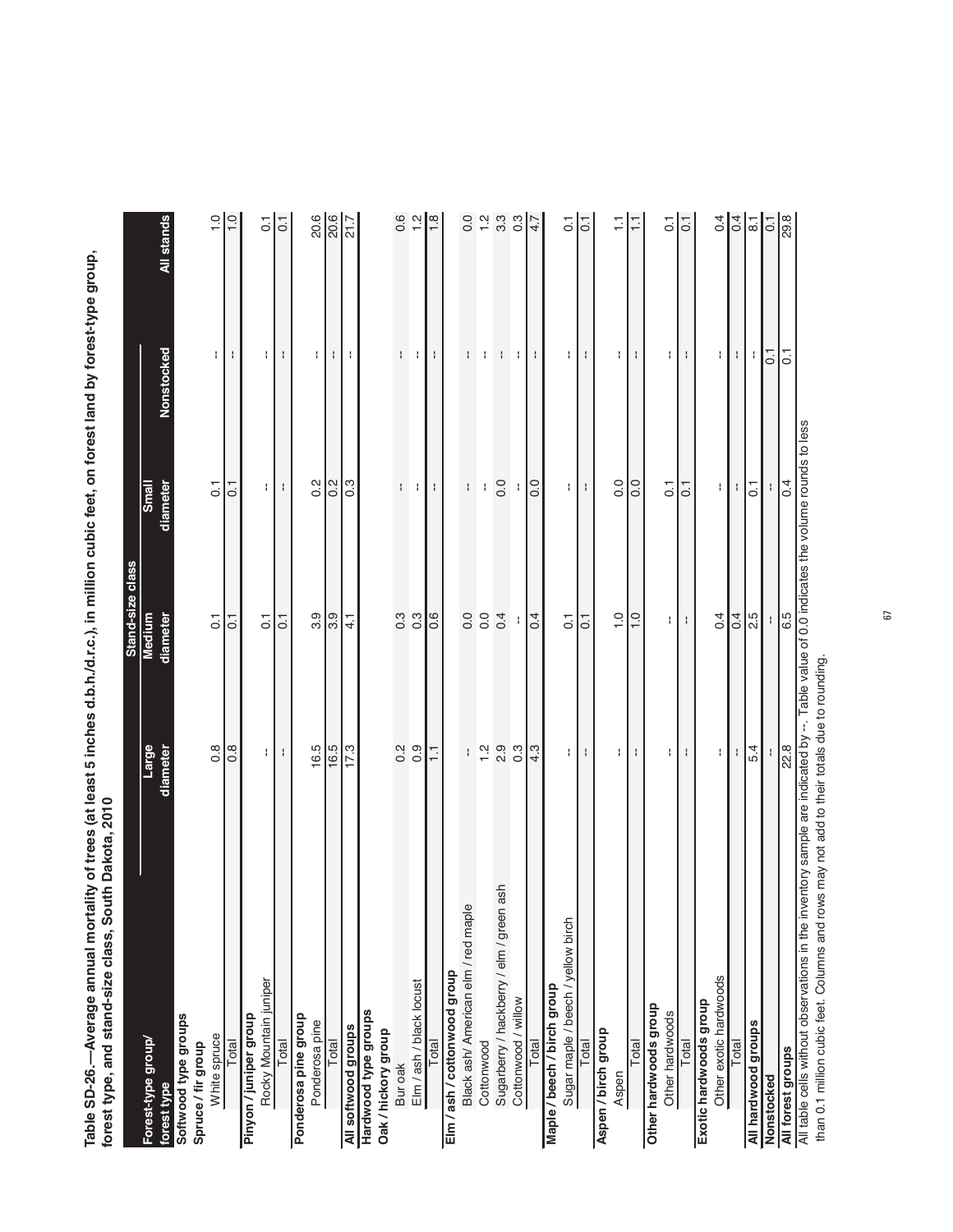**Table SD-26.—Average annual mortality of trees (at least 5 inches d.b.h./d.r.c.), in million cubic feet, on forest land by forest-type group, forest type, and stand-size class, South Dakota, 2010**

| Forest-type group/ forest type | Stand-size class | | | | |
|---|---|---|---|---|---|
| | Large diameter | Medium diameter | Small diameter | Nonstocked | All stands |
| **Softwood type groups** | | | | | |
| **Spruce / fir group** | | | | | |
| White spruce | 0.8 | 0.1 | 0.1 | -- | 1.0 |
| Total | 0.8 | 0.1 | 0.1 | -- | 1.0 |
| **Pinyon / juniper group** | | | | | |
| Rocky Mountain juniper | -- | 0.1 | -- | -- | 0.1 |
| Total | -- | 0.1 | -- | -- | 0.1 |
| **Ponderosa pine group** | | | | | |
| Ponderosa pine | 16.5 | 3.9 | 0.2 | -- | 20.6 |
| Total | 16.5 | 3.9 | 0.2 | -- | 20.6 |
| **All softwood groups** | 17.3 | 4.1 | 0.3 | -- | 21.7 |
| **Hardwood type groups** | | | | | |
| **Oak / hickory group** | | | | | |
| Bur oak | 0.2 | 0.3 | -- | -- | 0.6 |
| Elm / ash / black locust | 0.9 | 0.3 | -- | -- | 1.2 |
| Total | 1.1 | 0.6 | -- | -- | 1.8 |
| **Elm / ash / cottonwood group** | | | | | |
| Black ash/ American elm / red maple | -- | 0.0 | -- | -- | 0.0 |
| Cottonwood | 1.2 | 0.0 | -- | -- | 1.2 |
| Sugarberry / hackberry / elm / green ash | 2.9 | 0.4 | 0.0 | -- | 3.3 |
| Cottonwood / willow | 0.3 | -- | -- | -- | 0.3 |
| Total | 4.3 | 0.4 | 0.0 | -- | 4.7 |
| **Maple / beech / birch group** | | | | | |
| Sugar maple / beech / yellow birch | -- | 0.1 | -- | -- | 0.1 |
| Total | -- | 0.1 | -- | -- | 0.1 |
| **Aspen / birch group** | | | | | |
| Aspen | -- | 1.0 | 0.0 | -- | 1.1 |
| Total | -- | 1.0 | 0.0 | -- | 1.1 |
| **Other hardwoods group** | | | | | |
| Other hardwoods | -- | -- | 0.1 | -- | 0.1 |
| Total | -- | -- | 0.1 | -- | 0.1 |
| **Exotic hardwoods group** | | | | | |
| Other exotic hardwoods | -- | 0.4 | -- | -- | 0.4 |
| Total | -- | 0.4 | -- | -- | 0.4 |
| **All hardwood groups** | 5.4 | 2.5 | 0.1 | -- | 8.1 |
| **Nonstocked** | -- | -- | -- | 0.1 | 0.1 |
| **All forest groups** | 22.8 | 6.5 | 0.4 | 0.1 | 29.8 |

All table cells without observations in the inventory sample are indicated by --. Table value of 0.0 indicates the volume rounds to less than 0.1 million cubic feet. Columns and rows may not add to their totals due to rounding.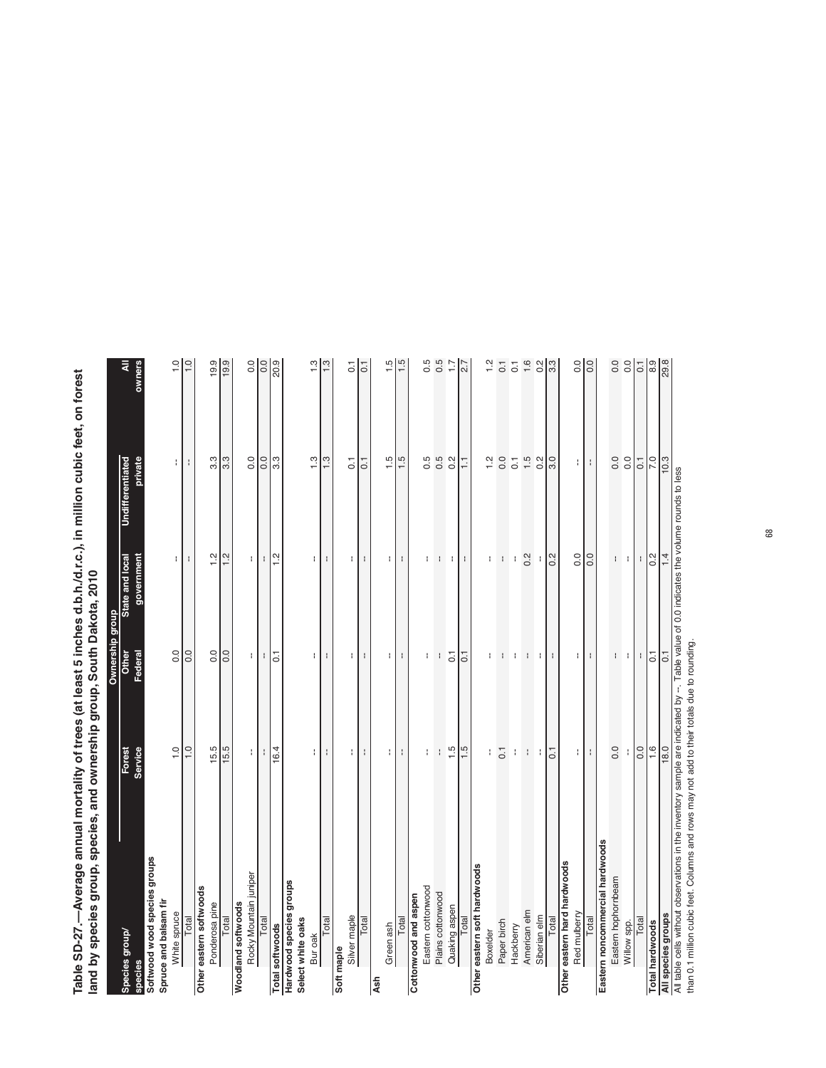**Table SD-27.—Average annual mortality of trees (at least 5 inches d.b.h./d.r.c.), in million cubic feet, on forest land by species group, species, and ownership group, South Dakota, 2010**

| Species group/ species | Ownership group | | | | |
|---|---|---|---|---|---|
| | Forest Service | Other Federal | State and local government | Undifferentiated private | All owners |
| **Softwood wood species groups** | | | | | |
| **Spruce and balsam fir** | | | | | |
| White spruce | 1.0 | 0.0 | -- | -- | 1.0 |
| Total | 1.0 | 0.0 | -- | -- | 1.0 |
| **Other eastern softwoods** | | | | | |
| Ponderosa pine | 15.5 | 0.0 | 1.2 | 3.3 | 19.9 |
| Total | 15.5 | 0.0 | 1.2 | 3.3 | 19.9 |
| **Woodland softwoods** | | | | | |
| Rocky Mountain juniper | -- | -- | -- | 0.0 | 0.0 |
| Total | -- | -- | -- | 0.0 | 0.0 |
| **Total softwoods** | 16.4 | 0.1 | 1.2 | 3.3 | 20.9 |
| **Hardwood species groups** | | | | | |
| **Select white oaks** | | | | | |
| Bur oak | -- | -- | -- | 1.3 | 1.3 |
| Total | -- | -- | -- | 1.3 | 1.3 |
| **Soft maple** | | | | | |
| Silver maple | -- | -- | -- | 0.1 | 0.1 |
| Total | -- | -- | -- | 0.1 | 0.1 |
| **Ash** | | | | | |
| Green ash | -- | -- | -- | 1.5 | 1.5 |
| Total | -- | -- | -- | 1.5 | 1.5 |
| **Cottonwood and aspen** | | | | | |
| Eastern cottonwood | -- | -- | -- | 0.5 | 0.5 |
| Plains cottonwood | -- | -- | -- | 0.5 | 0.5 |
| Quaking aspen | 1.5 | 0.1 | -- | 0.2 | 1.7 |
| Total | 1.5 | 0.1 | -- | 1.1 | 2.7 |
| **Other eastern soft hardwoods** | | | | | |
| Boxelder | -- | -- | -- | 1.2 | 1.2 |
| Paper birch | 0.1 | -- | -- | 0.0 | 0.1 |
| Hackberry | -- | -- | -- | 0.1 | 0.1 |
| American elm | -- | -- | 0.2 | 1.5 | 1.6 |
| Siberian elm | -- | -- | -- | 0.2 | 0.2 |
| Total | 0.1 | -- | 0.2 | 3.0 | 3.3 |
| **Other eastern hard hardwoods** | | | | | |
| Red mulberry | -- | -- | 0.0 | -- | 0.0 |
| Total | -- | -- | 0.0 | -- | 0.0 |
| **Eastern noncommercial hardwoods** | | | | | |
| Eastern hophornbeam | 0.0 | -- | -- | 0.0 | 0.0 |
| Willow spp. | -- | -- | -- | 0.0 | 0.0 |
| Total | 0.0 | -- | -- | 0.1 | 0.1 |
| **Total hardwoods** | 1.6 | 0.1 | 0.2 | 7.0 | 8.9 |
| **All species groups** | 18.0 | 0.1 | 1.4 | 10.3 | 29.8 |

All table cells without observations in the inventory sample are indicated by --. Table value of 0.0 indicates the volume rounds to less than 0.1 million cubic feet. Columns and rows may not add to their totals due to rounding.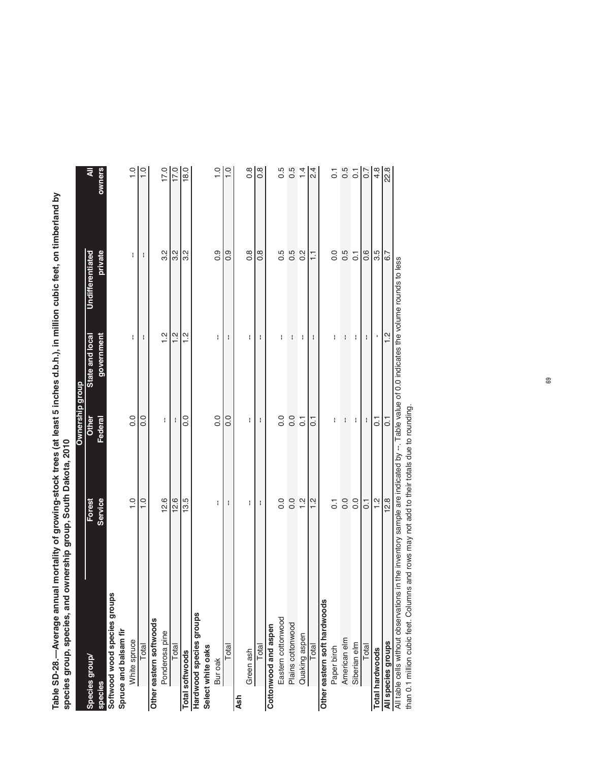**Table SD-28.—Average annual mortality of growing-stock trees (at least 5 inches d.b.h.), in million cubic feet, on timberland by species group, species, and ownership group, South Dakota, 2010**

| Species group/ species | Ownership group | | | | |
|---|---|---|---|---|---|
| | Forest Service | Other Federal | State and local government | Undifferentiated private | All owners |
| **Softwood wood species groups** | | | | | |
| **Spruce and balsam fir** | | | | | |
| White spruce | 1.0 | 0.0 | -- | -- | 1.0 |
| Total | 1.0 | 0.0 | -- | -- | 1.0 |
| **Other eastern softwoods** | | | | | |
| Ponderosa pine | 12.6 | -- | 1.2 | 3.2 | 17.0 |
| Total | 12.6 | -- | 1.2 | 3.2 | 17.0 |
| **Total softwoods** | 13.5 | 0.0 | 1.2 | 3.2 | 18.0 |
| **Hardwood species groups** | | | | | |
| **Select white oaks** | | | | | |
| Bur oak | -- | 0.0 | -- | 0.9 | 1.0 |
| Total | -- | 0.0 | -- | 0.9 | 1.0 |
| **Ash** | | | | | |
| Green ash | -- | -- | -- | 0.8 | 0.8 |
| Total | -- | -- | -- | 0.8 | 0.8 |
| **Cottonwood and aspen** | | | | | |
| Eastern cottonwood | 0.0 | 0.0 | -- | 0.5 | 0.5 |
| Plains cottonwood | 0.0 | 0.0 | -- | 0.5 | 0.5 |
| Quaking aspen | 1.2 | 0.1 | -- | 0.2 | 1.4 |
| Total | 1.2 | 0.1 | -- | 1.1 | 2.4 |
| **Other eastern soft hardwoods** | | | | | |
| Paper birch | 0.1 | -- | -- | 0.0 | 0.1 |
| American elm | 0.0 | -- | -- | 0.5 | 0.5 |
| Siberian elm | 0.0 | -- | -- | 0.1 | 0.1 |
| Total | 0.1 | -- | -- | 0.6 | 0.7 |
| **Total hardwoods** | 1.2 | 0.1 | - | 3.5 | 4.8 |
| **All species groups** | 12.8 | 0.1 | 1.2 | 6.7 | 22.8 |

All table cells without observations in the inventory sample are indicated by --. Table value of 0.0 indicates the volume rounds to less than 0.1 million cubic feet. Columns and rows may not add to their totals due to rounding.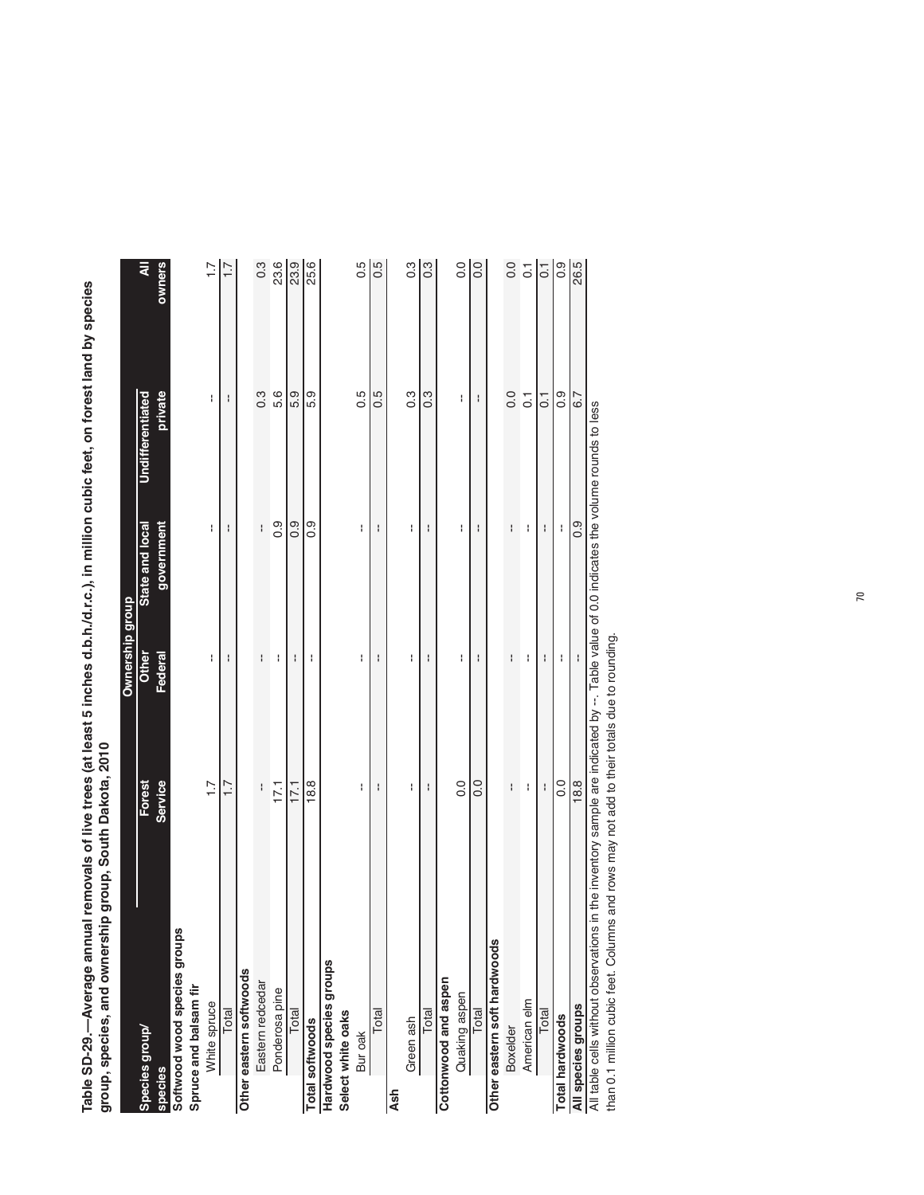**Table SD-29.—Average annual removals of live trees (at least 5 inches d.b.h./d.r.c.), in million cubic feet, on forest land by species group, species, and ownership group, South Dakota, 2010**

| Species group/ species | Ownership group | | | | |
|---|---|---|---|---|---|
| | Forest Service | Other Federal | State and local government | Undifferentiated private | All owners |
| **Softwood wood species groups** | | | | | |
| **Spruce and balsam fir** | | | | | |
| White spruce | 1.7 | -- | -- | -- | 1.7 |
| Total | 1.7 | -- | -- | -- | 1.7 |
| **Other eastern softwoods** | | | | | |
| Eastern redcedar | -- | -- | -- | 0.3 | 0.3 |
| Ponderosa pine | 17.1 | -- | 0.9 | 5.6 | 23.6 |
| Total | 17.1 | -- | 0.9 | 5.9 | 23.9 |
| **Total softwoods** | 18.8 | -- | 0.9 | 5.9 | 25.6 |
| **Hardwood species groups** | | | | | |
| **Select white oaks** | | | | | |
| Bur oak | -- | -- | -- | 0.5 | 0.5 |
| Total | -- | -- | -- | 0.5 | 0.5 |
| **Ash** | | | | | |
| Green ash | -- | -- | -- | 0.3 | 0.3 |
| Total | -- | -- | -- | 0.3 | 0.3 |
| **Cottonwood and aspen** | | | | | |
| Quaking aspen | 0.0 | -- | -- | -- | 0.0 |
| Total | 0.0 | -- | -- | -- | 0.0 |
| **Other eastern soft hardwoods** | | | | | |
| Boxelder | -- | -- | -- | 0.0 | 0.0 |
| American elm | -- | -- | -- | 0.1 | 0.1 |
| Total | -- | -- | -- | 0.1 | 0.1 |
| **Total hardwoods** | 0.0 | -- | -- | 0.9 | 0.9 |
| **All species groups** | 18.8 | -- | 0.9 | 6.7 | 26.5 |

All table cells without observations in the inventory sample are indicated by --. Table value of 0.0 indicates the volume rounds to less than 0.1 million cubic feet. Columns and rows may not add to their totals due to rounding.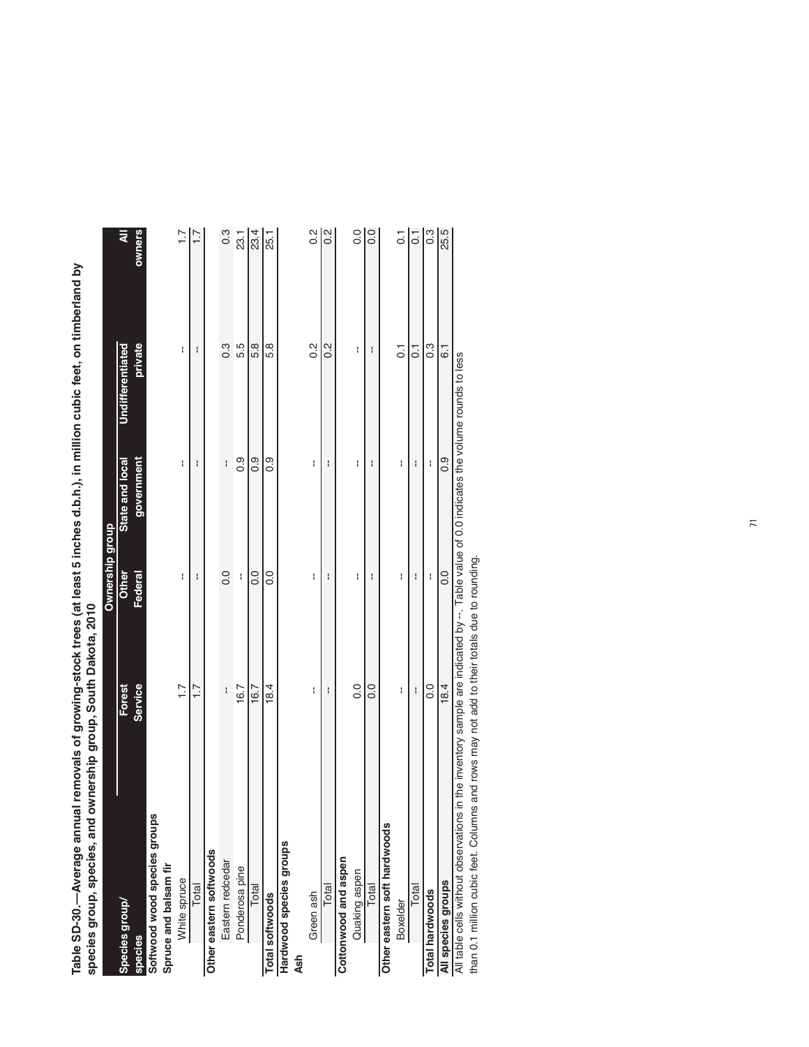**Table SD-30.—Average annual removals of growing-stock trees (at least 5 inches d.b.h.), in million cubic feet, on timberland by species group, species, and ownership group, South Dakota, 2010**

| Species group/ species | Ownership group | | | | |
|---|---|---|---|---|---|
| | Forest Service | Other Federal | State and local government | Undifferentiated private | All owners |
| **Softwood wood species groups** | | | | | |
| **Spruce and balsam fir** | | | | | |
| White spruce | 1.7 | -- | -- | -- | 1.7 |
| Total | 1.7 | -- | -- | -- | 1.7 |
| **Other eastern softwoods** | | | | | |
| Eastern redcedar | -- | 0.0 | -- | 0.3 | 0.3 |
| Ponderosa pine | 16.7 | -- | 0.9 | 5.5 | 23.1 |
| Total | 16.7 | 0.0 | 0.9 | 5.8 | 23.4 |
| **Total softwoods** | 18.4 | 0.0 | 0.9 | 5.8 | 25.1 |
| **Hardwood species groups** | | | | | |
| **Ash** | | | | | |
| Green ash | -- | -- | -- | 0.2 | 0.2 |
| Total | -- | -- | -- | 0.2 | 0.2 |
| **Cottonwood and aspen** | | | | | |
| Quaking aspen | 0.0 | -- | -- | -- | 0.0 |
| Total | 0.0 | -- | -- | -- | 0.0 |
| **Other eastern soft hardwoods** | | | | | |
| Boxelder | -- | -- | -- | 0.1 | 0.1 |
| Total | -- | -- | -- | 0.1 | 0.1 |
| **Total hardwoods** | 0.0 | -- | -- | 0.3 | 0.3 |
| **All species groups** | 18.4 | 0.0 | 0.9 | 6.1 | 25.5 |

All table cells without observations in the inventory sample are indicated by --. Table value of 0.0 indicates the volume rounds to less than 0.1 million cubic feet. Columns and rows may not add to their totals due to rounding.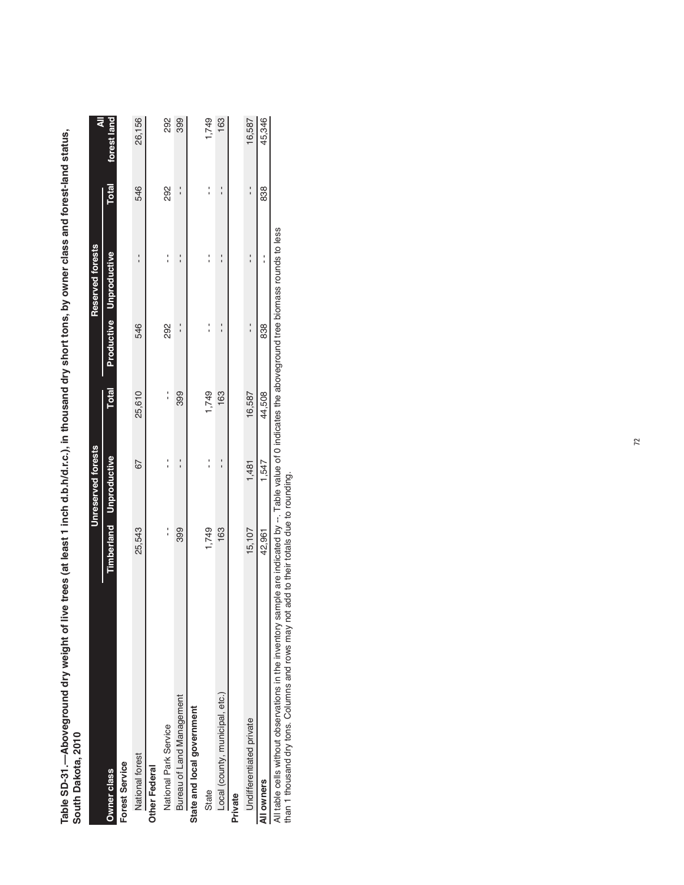**Table SD-31.—Aboveground dry weight of live trees (at least 1 inch d.b.h/d.r.c.), in thousand dry short tons, by owner class and forest-land status, South Dakota, 2010**

| Owner class | Unreserved forests | | | Reserved forests | | | All |
|---|---|---|---|---|---|---|---|
| | Timberland | Unproductive | Total | Productive | Unproductive | Total | forest land |
| **Forest Service** | | | | | | | |
| National forest | 25,543 | 67 | 25,610 | 546 | -- | 546 | 26,156 |
| **Other Federal** | | | | | | | |
| National Park Service | -- | -- | -- | 292 | -- | 292 | 292 |
| Bureau of Land Management | 399 | -- | 399 | -- | -- | -- | 399 |
| **State and local government** | | | | | | | |
| State | 1,749 | -- | 1,749 | -- | -- | -- | 1,749 |
| Local (county, municipal, etc.) | 163 | -- | 163 | -- | -- | -- | 163 |
| **Private** | | | | | | | |
| Undifferentiated private | 15,107 | 1,481 | 16,587 | -- | -- | -- | 16,587 |
| **All owners** | 42,961 | 1,547 | 44,508 | 838 | -- | 838 | 45,346 |

All table cells without observations in the inventory sample are indicated by --. Table value of 0 indicates the aboveground tree biomass rounds to less than 1 thousand dry tons. Columns and rows may not add to their totals due to rounding.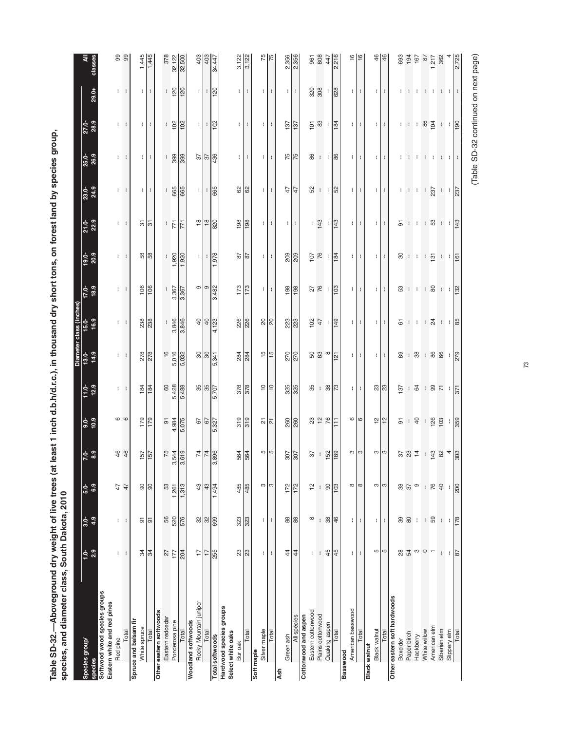# Table SD-32.—Aboveground dry weight of live trees (at least 1 inch d.b.h/d.r.c.), in thousand dry short tons, on forest land by species group, species, and diameter class, South Dakota, 2010

| Species group/ species | 1.0- 2.9 | 3.0- 4.9 | 5.0- 6.9 | 7.0- 8.9 | 9.0- 10.9 | 11.0- 12.9 | 13.0- 14.9 | 15.0- 16.9 | 17.0- 18.9 | 19.0- 20.9 | 21.0- 22.9 | 23.0- 24.9 | 25.0- 26.9 | 27.0- 28.9 | 29.0+ | All classes |
|---|---|---|---|---|---|---|---|---|---|---|---|---|---|---|---|---|
| | Diameter class (inches) | | | | | | | | | | | | | | | |
| **Softwood wood species groups** | | | | | | | | | | | | | | | | |
| **Eastern white and red pines** | | | | | | | | | | | | | | | | |
| Red pine | -- | -- | 47 | 46 | 6 | -- | -- | -- | -- | -- | -- | -- | -- | -- | -- | 99 |
| Total | -- | -- | 47 | 46 | 6 | -- | -- | -- | -- | -- | -- | -- | -- | -- | -- | 99 |
| **Spruce and balsam fir** | | | | | | | | | | | | | | | | |
| White spruce | 34 | 91 | 90 | 157 | 179 | 184 | 278 | 238 | 106 | 58 | 31 | -- | -- | -- | -- | 1,445 |
| Total | 34 | 91 | 90 | 157 | 179 | 184 | 278 | 238 | 106 | 58 | 31 | -- | -- | -- | -- | 1,445 |
| **Other eastern softwoods** | | | | | | | | | | | | | | | | |
| Eastern redcedar | 27 | 56 | 53 | 75 | 91 | 60 | 16 | -- | -- | -- | -- | -- | -- | -- | -- | 378 |
| Ponderosa pine | 177 | 520 | 1,261 | 3,544 | 4,984 | 5,428 | 5,016 | 3,846 | 3,367 | 1,920 | 771 | 665 | 399 | 102 | 120 | 32,122 |
| Total | 204 | 576 | 1,313 | 3,619 | 5,075 | 5,488 | 5,032 | 3,846 | 3,367 | 1,920 | 771 | 665 | 399 | 102 | 120 | 32,500 |
| **Woodland softwoods** | | | | | | | | | | | | | | | | |
| Rocky Mountain juniper | 17 | 32 | 43 | 74 | 67 | 35 | 30 | 40 | 9 | -- | 18 | -- | 37 | -- | -- | 403 |
| Total | 17 | 32 | 43 | 74 | 67 | 35 | 30 | 40 | 9 | -- | 18 | -- | 37 | -- | -- | 403 |
| **Total softwoods** | 255 | 699 | 1,494 | 3,896 | 5,327 | 5,707 | 5,341 | 4,123 | 3,482 | 1,978 | 820 | 665 | 436 | 102 | 120 | 34,447 |
| **Hardwood species groups** | | | | | | | | | | | | | | | | |
| **Select white oaks** | | | | | | | | | | | | | | | | |
| Bur oak | 23 | 323 | 485 | 564 | 319 | 378 | 284 | 226 | 173 | 87 | 198 | 62 | -- | -- | -- | 3,122 |
| Total | 23 | 323 | 485 | 564 | 319 | 378 | 284 | 226 | 173 | 87 | 198 | 62 | -- | -- | -- | 3,122 |
| **Soft maple** | | | | | | | | | | | | | | | | |
| Silver maple | -- | -- | 3 | 5 | 21 | 10 | 15 | 20 | -- | -- | -- | -- | -- | -- | -- | 75 |
| Total | -- | -- | 3 | 5 | 21 | 10 | 15 | 20 | -- | -- | -- | -- | -- | -- | -- | 75 |
| **Ash** | | | | | | | | | | | | | | | | |
| Green ash | 44 | 88 | 172 | 307 | 260 | 325 | 270 | 223 | 198 | 209 | -- | 47 | 75 | 137 | -- | 2,356 |
| All species | 44 | 88 | 172 | 307 | 260 | 325 | 270 | 223 | 198 | 209 | -- | 47 | 75 | 137 | -- | 2,356 |
| **Cottonwood and aspen** | | | | | | | | | | | | | | | | |
| Eastern cottonwood | -- | 8 | 12 | 37 | 23 | 35 | 50 | 102 | 27 | 107 | -- | 52 | 86 | 101 | 320 | 961 |
| Plains cottonwood | -- | -- | -- | -- | 12 | -- | 63 | 47 | 76 | 76 | 143 | -- | -- | 83 | 308 | 808 |
| Quaking aspen | 45 | 38 | 90 | 152 | 76 | 38 | 8 | -- | -- | -- | -- | -- | -- | -- | -- | 447 |
| Total | 45 | 46 | 103 | 189 | 111 | 73 | 121 | 149 | 103 | 184 | 143 | 52 | 86 | 184 | 628 | 2,216 |
| **Basswood** | | | | | | | | | | | | | | | | |
| American basswood | -- | -- | 8 | 3 | 6 | -- | -- | -- | -- | -- | -- | -- | -- | -- | -- | 16 |
| Total | -- | -- | 8 | 3 | 6 | -- | -- | -- | -- | -- | -- | -- | -- | -- | -- | 16 |
| **Black walnut** | | | | | | | | | | | | | | | | |
| Black walnut | 5 | -- | 3 | 3 | 12 | 23 | -- | -- | -- | -- | -- | -- | -- | -- | -- | 46 |
| Total | 5 | -- | 3 | 3 | 12 | 23 | -- | -- | -- | -- | -- | -- | -- | -- | -- | 46 |
| **Other eastern soft hardwoods** | | | | | | | | | | | | | | | | |
| Boxelder | 28 | 39 | 38 | 37 | 91 | 137 | 89 | 61 | 53 | 30 | 91 | -- | -- | -- | -- | 693 |
| Paper birch | 54 | 80 | 37 | 23 | -- | -- | -- | -- | -- | -- | -- | -- | -- | -- | -- | 194 |
| Hackberry | 3 | -- | 9 | 14 | 40 | 64 | 38 | -- | -- | -- | -- | -- | -- | -- | -- | 167 |
| White willow | 0 | -- | -- | -- | -- | -- | -- | -- | -- | -- | -- | -- | -- | 86 | -- | 87 |
| American elm | 1 | 59 | 76 | 143 | 126 | 99 | 86 | 24 | 80 | 131 | 53 | 237 | -- | 104 | -- | 1,217 |
| Siberian elm | -- | -- | 40 | 82 | 103 | 71 | 66 | -- | -- | -- | -- | -- | -- | -- | -- | 362 |
| Slippery elm | -- | -- | -- | 4 | -- | -- | -- | -- | -- | -- | -- | -- | -- | -- | -- | 4 |
| Total | 87 | 178 | 200 | 303 | 359 | 371 | 279 | 85 | 132 | 161 | 143 | 237 | -- | 190 | -- | 2,725 |

(Table SD-32 continued on next page)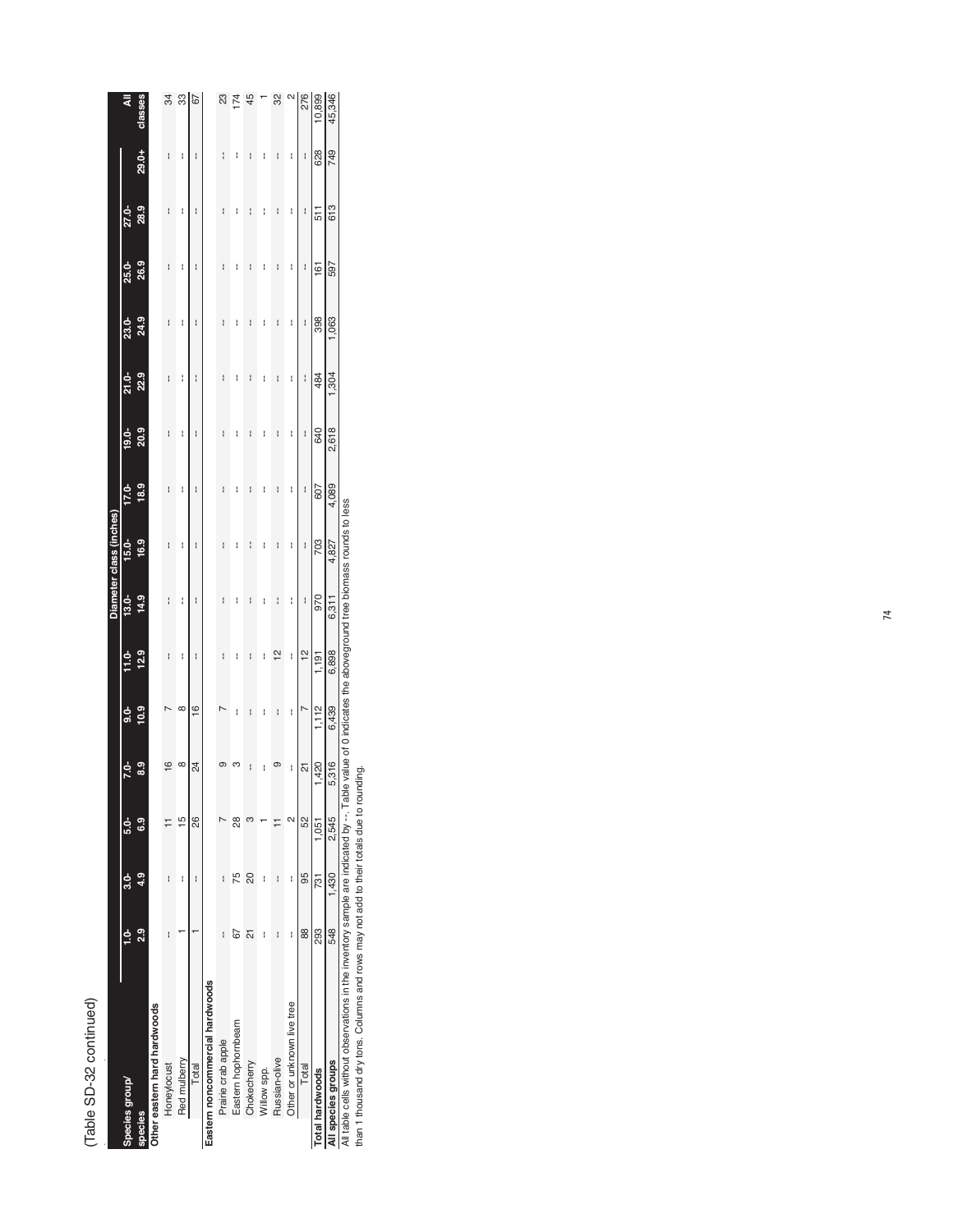(Table SD-32 continued)

| Species group/ species | Diameter class (inches) 1.0-2.9 | 3.0-4.9 | 5.0-6.9 | 7.0-8.9 | 9.0-10.9 | 11.0-12.9 | 13.0-14.9 | 15.0-16.9 | 17.0-18.9 | 19.0-20.9 | 21.0-22.9 | 23.0-24.9 | 25.0-26.9 | 27.0-28.9 | 29.0+ | All classes |
|---|---|---|---|---|---|---|---|---|---|---|---|---|---|---|---|---|
| **Other eastern hard hardwoods** | | | | | | | | | | | | | | | | |
| Honeylocust | -- | -- | 11 | 16 | 7 | -- | -- | -- | -- | -- | -- | -- | -- | -- | -- | 34 |
| Red mulberry | 1 | -- | 15 | 8 | 8 | -- | -- | -- | -- | -- | -- | -- | -- | -- | -- | 33 |
| Total | 1 | -- | 26 | 24 | 16 | -- | -- | -- | -- | -- | -- | -- | -- | -- | -- | 67 |
| **Eastern noncommercial hardwoods** | | | | | | | | | | | | | | | | |
| Prairie crab apple | -- | -- | 7 | 9 | 7 | -- | -- | -- | -- | -- | -- | -- | -- | -- | -- | 23 |
| Eastern hophornbeam | 67 | 75 | 28 | 3 | -- | -- | -- | -- | -- | -- | -- | -- | -- | -- | -- | 174 |
| Chokecherry | 21 | 20 | 3 | -- | -- | -- | -- | -- | -- | -- | -- | -- | -- | -- | -- | 45 |
| Willow spp. | -- | -- | 1 | -- | -- | -- | -- | -- | -- | -- | -- | -- | -- | -- | -- | 1 |
| Russian-olive | -- | -- | 11 | 9 | -- | 12 | -- | -- | -- | -- | -- | -- | -- | -- | -- | 32 |
| Other or unknown live tree | -- | -- | 2 | -- | -- | -- | -- | -- | -- | -- | -- | -- | -- | -- | -- | 2 |
| Total | 88 | 95 | 52 | 21 | 7 | 12 | -- | -- | -- | -- | -- | -- | -- | -- | -- | 276 |
| **Total hardwoods** | 293 | 731 | 1,051 | 1,420 | 1,112 | 1,191 | 970 | 703 | 607 | 640 | 484 | 398 | 161 | 511 | 628 | 10,899 |
| **All species groups** | 548 | 1,430 | 2,545 | 5,316 | 6,439 | 6,898 | 6,311 | 4,827 | 4,089 | 2,618 | 1,304 | 1,063 | 597 | 613 | 749 | 45,346 |

All table cells without observations in the inventory sample are indicated by --. Table value of 0 indicates the aboveground tree biomass rounds to less than 1 thousand dry tons. Columns and rows may not add to their totals due to rounding.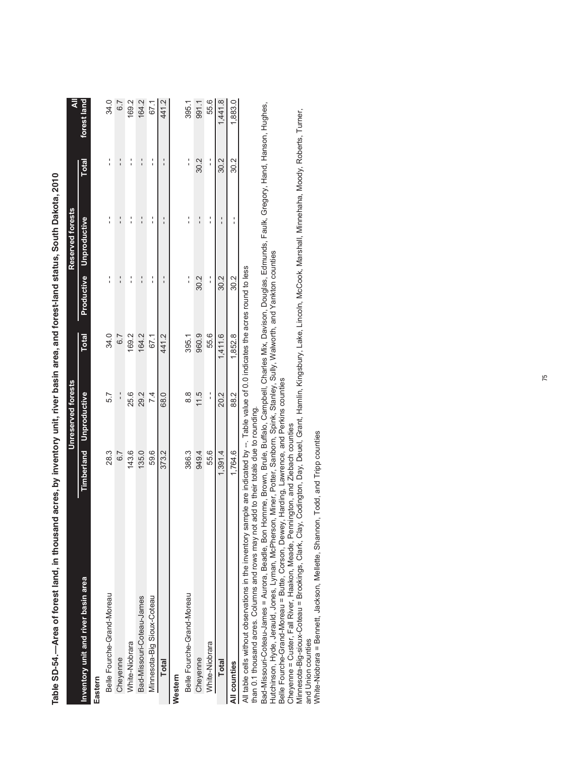**Table SD-54.—Area of forest land, in thousand acres, by inventory unit, river basin area, and forest-land status, South Dakota, 2010**

| Inventory unit and river basin area | Unreserved forests | | | Reserved forests | | | All |
|---|---|---|---|---|---|---|---|
| | Timberland | Unproductive | Total | Productive | Unproductive | Total | forest land |
| **Eastern** | | | | | | | |
| Belle Fourche-Grand-Moreau | 28.3 | 5.7 | 34.0 | -- | -- | -- | 34.0 |
| Cheyenne | 6.7 | -- | 6.7 | -- | -- | -- | 6.7 |
| White-Niobrara | 143.6 | 25.6 | 169.2 | -- | -- | -- | 169.2 |
| Bad-Missouri-Coteau-James | 135.0 | 29.2 | 164.2 | -- | -- | -- | 164.2 |
| Minnesota-Big Sioux-Coteau | 59.6 | 7.4 | 67.1 | -- | -- | -- | 67.1 |
| **Total** | 373.2 | 68.0 | 441.2 | -- | -- | -- | 441.2 |
| **Western** | | | | | | | |
| Belle Fourche-Grand-Moreau | 386.3 | 8.8 | 395.1 | -- | -- | -- | 395.1 |
| Cheyenne | 949.4 | 11.5 | 960.9 | 30.2 | -- | 30.2 | 991.1 |
| White-Niobrara | 55.6 | -- | 55.6 | -- | -- | -- | 55.6 |
| **Total** | 1,391.4 | 20.2 | 1,411.6 | 30.2 | -- | 30.2 | 1,441.8 |
| **All counties** | 1,764.6 | 88.2 | 1,852.8 | 30.2 | -- | 30.2 | 1,883.0 |

All table cells without observations in the inventory sample are indicated by --. Table value of 0.0 indicates the acres round to less than 0.1 thousand acres. Columns and rows may not add to their totals due to rounding.

Bad-Missouri-Coteau-James = Aurora, Beadle, Bon Homme, Brown, Brule, Buffalo, Campbell, Charles Mix, Davison, Douglas, Edmunds, Faulk, Gregory, Hand, Hanson, Hughes, Hutchinson, Hyde, Jerauld, Jones, Lyman, McPherson, Miner, Potter, Sanborn, Spink, Stanley, Sully, Walworth, and Yankton counties

Belle Fourche-Grand-Moreau = Butte, Corson, Dewey, Harding, Lawrence, and Perkins counties

Cheyenne = Custer, Fall River, Haakon, Meade, Pennington, and Ziebach counties

Minnesota-Big-sioux-Coteau = Brookings, Clark, Clay, Codington, Day, Deuel, Grant, Hamlin, Kingsbury, Lake, Lincoln, McCook, Marshall, Minnehaha, Moody, Roberts, Turner, and Union counties

White-Niobrara = Bennett, Jackson, Mellette, Shannon, Todd, and Tripp counties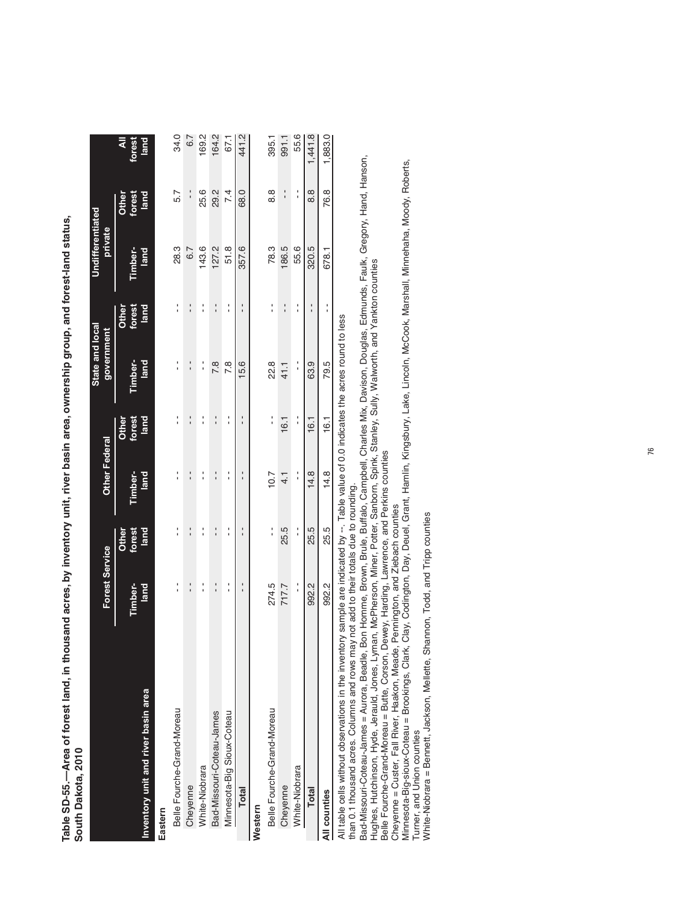**Table SD-55.—Area of forest land, in thousand acres, by inventory unit, river basin area, ownership group, and forest-land status, South Dakota, 2010**

| Inventory unit and river basin area | Forest Service | | Other Federal | | State and local government | | Undifferentiated private | | All forest land |
|---|---|---|---|---|---|---|---|---|---|
| | Timber-land | Other forest land | Timber-land | Other forest land | Timber-land | Other forest land | Timber-land | Other forest land | |
| **Eastern** | | | | | | | | | |
| Belle Fourche-Grand-Moreau | -- | -- | -- | -- | -- | -- | 28.3 | 5.7 | 34.0 |
| Cheyenne | -- | -- | -- | -- | -- | -- | 6.7 | -- | 6.7 |
| White-Niobrara | -- | -- | -- | -- | -- | -- | 143.6 | 25.6 | 169.2 |
| Bad-Missouri-Coteau-James | -- | -- | -- | -- | 7.8 | -- | 127.2 | 29.2 | 164.2 |
| Minnesota-Big Sioux-Coteau | -- | -- | -- | -- | 7.8 | -- | 51.8 | 7.4 | 67.1 |
| **Total** | -- | -- | -- | -- | 15.6 | -- | 357.6 | 68.0 | 441.2 |
| **Western** | | | | | | | | | |
| Belle Fourche-Grand-Moreau | 274.5 | -- | 10.7 | -- | 22.8 | -- | 78.3 | 8.8 | 395.1 |
| Cheyenne | 717.7 | 25.5 | 4.1 | 16.1 | 41.1 | -- | 186.5 | -- | 991.1 |
| White-Niobrara | -- | -- | -- | -- | -- | -- | 55.6 | -- | 55.6 |
| **Total** | 992.2 | 25.5 | 14.8 | 16.1 | 63.9 | -- | 320.5 | 8.8 | 1,441.8 |
| **All counties** | 992.2 | 25.5 | 14.8 | 16.1 | 79.5 | -- | 678.1 | 76.8 | 1,883.0 |

All table cells without observations in the inventory sample are indicated by --. Table value of 0.0 indicates the acres round to less than 0.1 thousand acres. Columns and rows may not add to their totals due to rounding.

Bad-Missouri-Coteau-James = Aurora, Beadle, Bon Homme, Brown, Brule, Buffalo, Campbell, Charles Mix, Davison, Douglas, Edmunds, Faulk, Gregory, Hand, Hanson, Hughes, Hutchinson, Hyde, Jerauld, Jones, Lyman, McPherson, Miner, Potter, Sanborn, Spink, Stanley, Sully, Walworth, and Yankton counties

Belle Fourche-Grand-Moreau = Butte, Corson, Dewey, Harding, Lawrence, and Perkins counties

Cheyenne = Custer, Fall River, Haakon, Meade, Pennington, and Ziebach counties

Minnesota-Big-sioux-Coteau = Brookings, Clark, Clay, Codington, Day, Deuel, Grant, Hamlin, Kingsbury, Lake, Lincoln, McCook, Marshall, Minnehaha, Moody, Roberts, Turner, and Union counties

White-Niobrara = Bennett, Jackson, Mellette, Shannon, Todd, and Tripp counties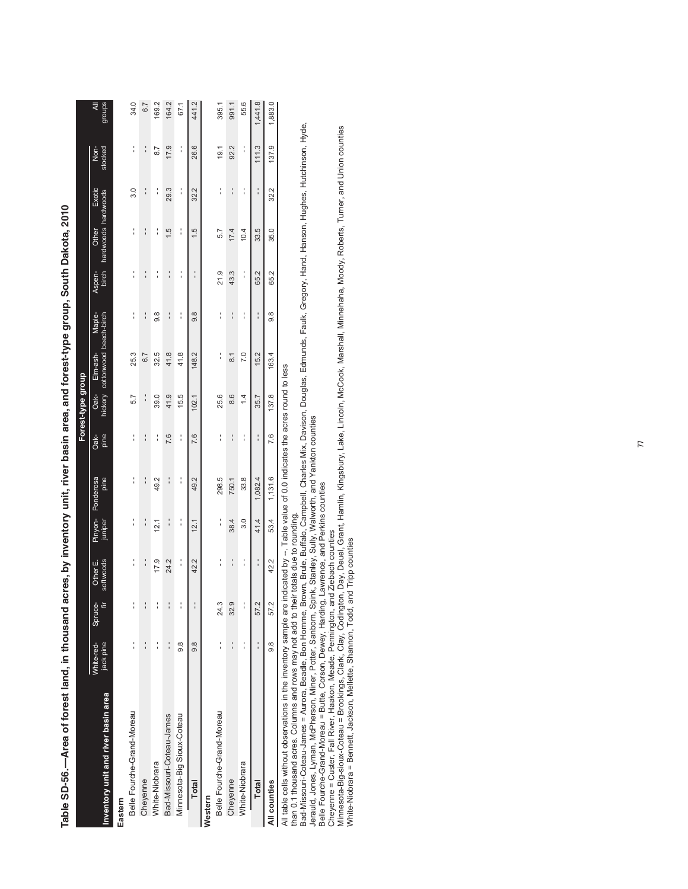# Table SD-56.—Area of forest land, in thousand acres, by inventory unit, river basin area, and forest-type group, South Dakota, 2010

| Inventory unit and river basin area | Forest-type group | | | | | | | | | | | | | |
|---|---|---|---|---|---|---|---|---|---|---|---|---|---|---|
| | White-red-jack pine | Spruce-fir | Other E. softwoods | Pinyon-juniper | Ponderosa pine | Oak-pine | Oak-hickory | Elm-ash-cottonwood | Maple-beech-birch | Aspen-birch | Other hardwoods | Exotic hardwoods | Non-stocked | All groups |
| **Eastern** | | | | | | | | | | | | | | |
| Belle Fourche-Grand-Moreau | -- | -- | -- | -- | -- | -- | 5.7 | 25.3 | -- | -- | -- | 3.0 | -- | 34.0 |
| Cheyenne | -- | -- | -- | -- | -- | -- | -- | 6.7 | -- | -- | -- | -- | -- | 6.7 |
| White-Niobrara | -- | -- | 17.9 | 12.1 | 49.2 | -- | 39.0 | 32.5 | 9.8 | -- | -- | -- | 8.7 | 169.2 |
| Bad-Missouri-Coteau-James | -- | -- | 24.2 | -- | -- | 7.6 | 41.9 | 41.8 | -- | -- | 1.5 | 29.3 | 17.9 | 164.2 |
| Minnesota-Big Sioux-Coteau | 9.8 | -- | -- | -- | -- | -- | 15.5 | 41.8 | -- | -- | -- | -- | -- | 67.1 |
| **Total** | 9.8 | -- | 42.2 | 12.1 | 49.2 | 7.6 | 102.1 | 148.2 | 9.8 | -- | 1.5 | 32.2 | 26.6 | 441.2 |
| **Western** | | | | | | | | | | | | | | |
| Belle Fourche-Grand-Moreau | -- | 24.3 | -- | -- | 298.5 | -- | 25.6 | -- | -- | 21.9 | 5.7 | -- | 19.1 | 395.1 |
| Cheyenne | -- | 32.9 | -- | 38.4 | 750.1 | -- | 8.6 | 8.1 | -- | 43.3 | 17.4 | -- | 92.2 | 991.1 |
| White-Niobrara | -- | -- | -- | 3.0 | 33.8 | -- | 1.4 | 7.0 | -- | -- | 10.4 | -- | -- | 55.6 |
| **Total** | -- | 57.2 | -- | 41.4 | 1,082.4 | -- | 35.7 | 15.2 | -- | 65.2 | 33.5 | -- | 111.3 | 1,441.8 |
| **All counties** | 9.8 | 57.2 | 42.2 | 53.4 | 1,131.6 | 7.6 | 137.8 | 163.4 | 9.8 | 65.2 | 35.0 | 32.2 | 137.9 | 1,883.0 |

All table cells without observations in the inventory sample are indicated by --. Table value of 0.0 indicates the acres round to less than 0.1 thousand acres. Columns and rows may not add to their totals due to rounding.

Bad-Missouri-Coteau-James = Aurora, Beadle, Bon Homme, Brown, Brule, Buffalo, Campbell, Charles Mix, Davison, Douglas, Edmunds, Faulk, Gregory, Hand, Hanson, Hughes, Hutchinson, Hyde, Jerauld, Jones, Lyman, McPherson, Miner, Potter, Sanborn, Spink, Stanley, Sully, Walworth, and Yankton counties

Belle Fourche-Grand-Moreau = Butte, Corson, Dewey, Harding, Lawrence, and Perkins counties

Cheyenne = Custer, Fall River, Haakon, Meade, Pennington, and Ziebach counties

Minnesota-Big-sioux-Coteau = Brookings, Clark, Clay, Codington, Day, Deuel, Grant, Hamlin, Kingsbury, Lake, Lincoln, McCook, Marshall, Minnehaha, Moody, Roberts, Turner, and Union counties

White-Niobrara = Bennett, Jackson, Mellette, Shannon, Todd, and Tripp counties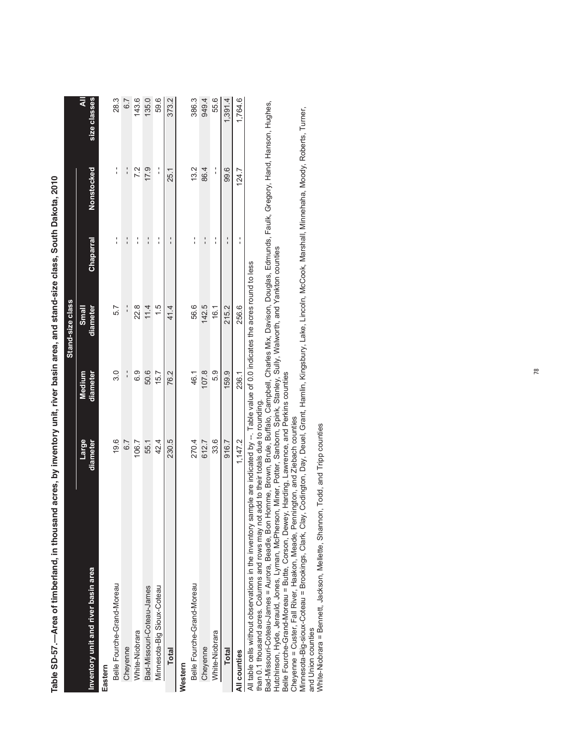Table SD-57.—Area of timberland, in thousand acres, by inventory unit, river basin area, and stand-size class, South Dakota, 2010

| Inventory unit and river basin area | Stand-size class | | | | | All size classes |
|---|---|---|---|---|---|---|
| | Large diameter | Medium diameter | Small diameter | Chaparral | Nonstocked | |
| **Eastern** | | | | | | |
| Belle Fourche-Grand-Moreau | 19.6 | 3.0 | 5.7 | -- | -- | 28.3 |
| Cheyenne | 6.7 | -- | -- | -- | -- | 6.7 |
| White-Niobrara | 106.7 | 6.9 | 22.8 | -- | 7.2 | 143.6 |
| Bad-Missouri-Coteau-James | 55.1 | 50.6 | 11.4 | -- | 17.9 | 135.0 |
| Minnesota-Big Sioux-Coteau | 42.4 | 15.7 | 1.5 | -- | -- | 59.6 |
| **Total** | 230.5 | 76.2 | 41.4 | -- | 25.1 | 373.2 |
| **Western** | | | | | | |
| Belle Fourche-Grand-Moreau | 270.4 | 46.1 | 56.6 | -- | 13.2 | 386.3 |
| Cheyenne | 612.7 | 107.8 | 142.5 | -- | 86.4 | 949.4 |
| White-Niobrara | 33.6 | 5.9 | 16.1 | -- | -- | 55.6 |
| **Total** | 916.7 | 159.9 | 215.2 | -- | 99.6 | 1,391.4 |
| **All counties** | 1,147.2 | 236.1 | 256.6 | -- | 124.7 | 1,764.6 |

All table cells without observations in the inventory sample are indicated by --. Table value of 0.0 indicates the acres round to less than 0.1 thousand acres. Columns and rows may not add to their totals due to rounding.

Bad-Missouri-Coteau-James = Aurora, Beadle, Bon Homme, Brown, Brule, Buffalo, Campbell, Charles Mix, Davison, Douglas, Edmunds, Faulk, Gregory, Hand, Hanson, Hughes, Hutchinson, Hyde, Jerauld, Jones, Lyman, McPherson, Miner, Potter, Sanborn, Spink, Stanley, Sully, Walworth, and Yankton counties

Belle Fourche-Grand-Moreau = Butte, Corson, Dewey, Harding, Lawrence, and Perkins counties

Cheyenne = Custer, Fall River, Haakon, Meade, Pennington, and Ziebach counties

Minnesota-Big-sioux-Coteau = Brookings, Clark, Clay, Codington, Day, Deuel, Grant, Hamlin, Kingsbury, Lake, Lincoln, McCook, Marshall, Minnehaha, Moody, Roberts, Turner, and Union counties

White-Niobrara = Bennett, Jackson, Mellette, Shannon, Todd, and Tripp counties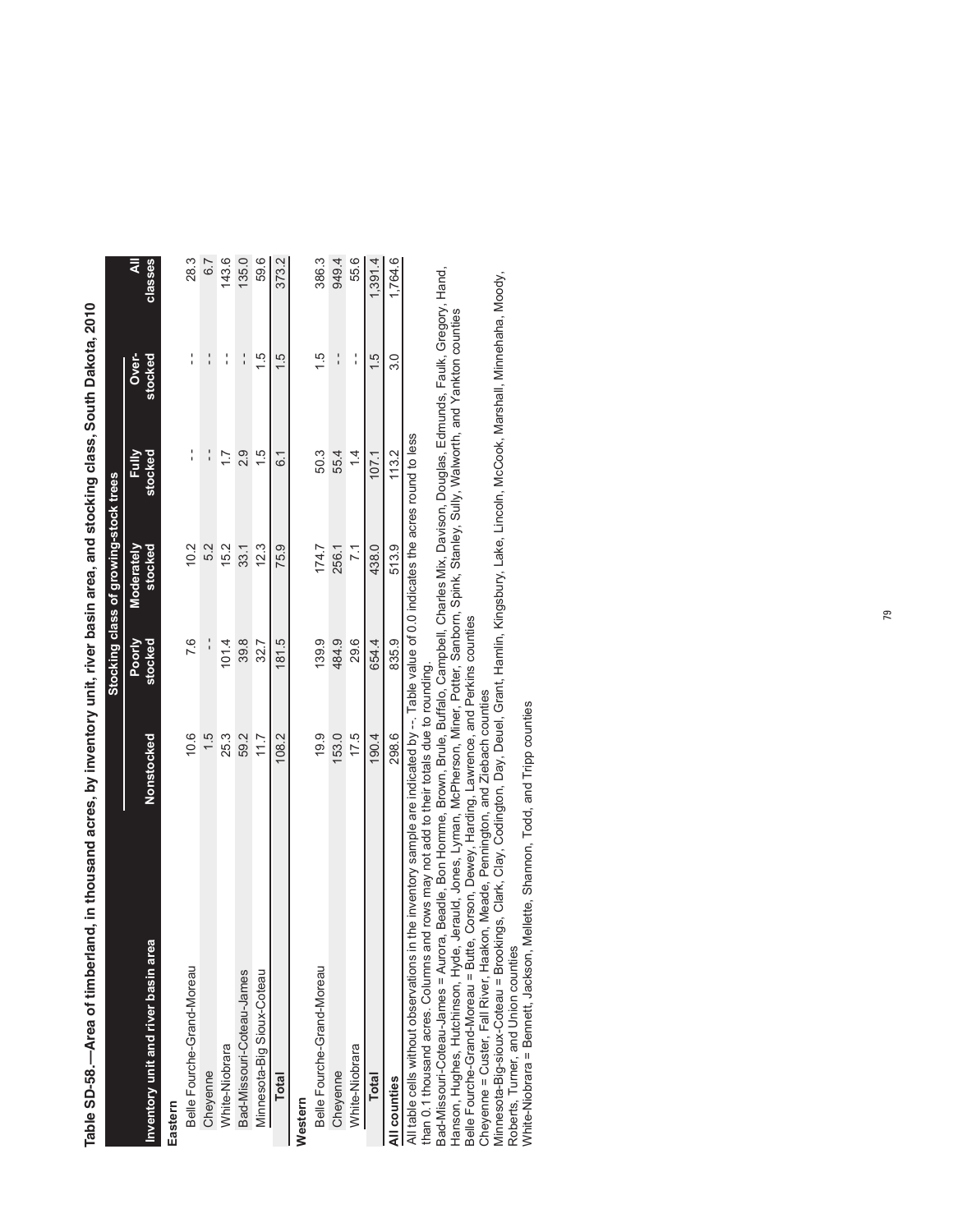**Table SD-58.—Area of timberland, in thousand acres, by inventory unit, river basin area, and stocking class, South Dakota, 2010**

| Inventory unit and river basin area | Stocking class of growing-stock trees | | | | | |
|---|---|---|---|---|---|---|
| | Nonstocked | Poorly stocked | Moderately stocked | Fully stocked | Over-stocked | All classes |
| **Eastern** | | | | | | |
| Belle Fourche-Grand-Moreau | 10.6 | 7.6 | 10.2 | -- | -- | 28.3 |
| Cheyenne | 1.5 | -- | 5.2 | -- | -- | 6.7 |
| White-Niobrara | 25.3 | 101.4 | 15.2 | 1.7 | -- | 143.6 |
| Bad-Missouri-Coteau-James | 59.2 | 39.8 | 33.1 | 2.9 | -- | 135.0 |
| Minnesota-Big Sioux-Coteau | 11.7 | 32.7 | 12.3 | 1.5 | 1.5 | 59.6 |
| **Total** | 108.2 | 181.5 | 75.9 | 6.1 | 1.5 | 373.2 |
| **Western** | | | | | | |
| Belle Fourche-Grand-Moreau | 19.9 | 139.9 | 174.7 | 50.3 | 1.5 | 386.3 |
| Cheyenne | 153.0 | 484.9 | 256.1 | 55.4 | -- | 949.4 |
| White-Niobrara | 17.5 | 29.6 | 7.1 | 1.4 | -- | 55.6 |
| **Total** | 190.4 | 654.4 | 438.0 | 107.1 | 1.5 | 1,391.4 |
| **All counties** | 298.6 | 835.9 | 513.9 | 113.2 | 3.0 | 1,764.6 |

All table cells without observations in the inventory sample are indicated by --. Table value of 0.0 indicates the acres round to less than 0.1 thousand acres. Columns and rows may not add to their totals due to rounding.

Bad-Missouri-Coteau-James = Aurora, Beadle, Bon Homme, Brown, Brule, Buffalo, Campbell, Charles Mix, Davison, Douglas, Edmunds, Faulk, Gregory, Hand, Hanson, Hughes, Hutchinson, Hyde, Jerauld, Jones, Lyman, McPherson, Miner, Potter, Sanborn, Spink, Stanley, Sully, Walworth, and Yankton counties

Belle Fourche-Grand-Moreau = Butte, Corson, Dewey, Harding, Lawrence, and Perkins counties

Cheyenne = Custer, Fall River, Haakon, Meade, Pennington, and Ziebach counties

Minnesota-Big-sioux-Coteau = Brookings, Clark, Clay, Codington, Day, Deuel, Grant, Hamlin, Kingsbury, Lake, Lincoln, McCook, Marshall, Minnehaha, Moody, Roberts, Turner, and Union counties

White-Niobrara = Bennett, Jackson, Mellette, Shannon, Todd, and Tripp counties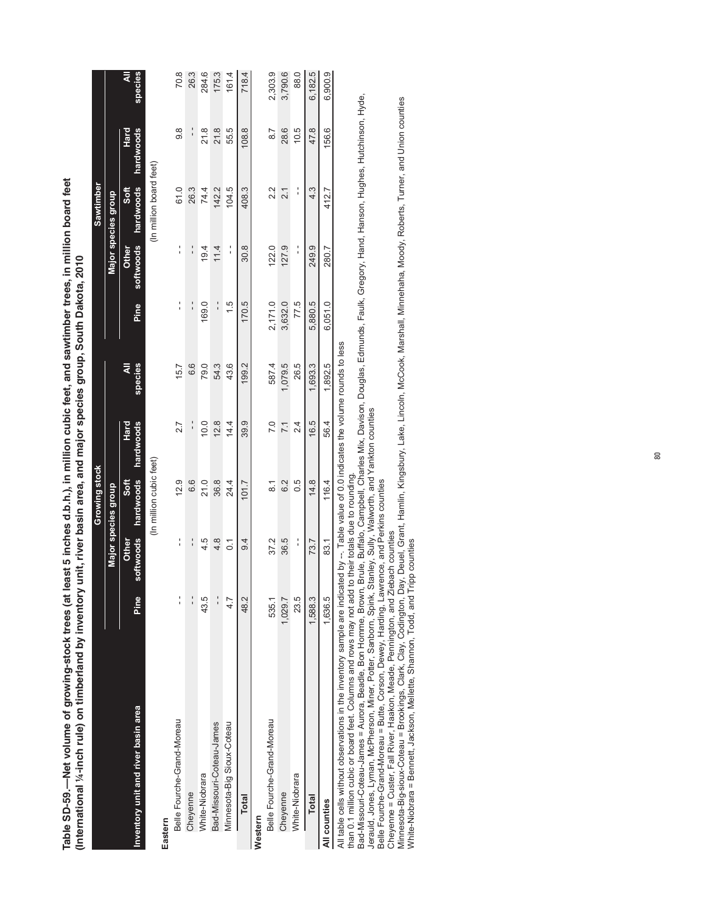**Table SD-59.—Net volume of growing-stock trees (at least 5 inches d.b.h.), in million cubic feet, and sawtimber trees, in million board feet (International ¼-inch rule) on timberland by inventory unit, river basin area, and major species group, South Dakota, 2010**

| Inventory unit and river basin area | Growing stock | | | | | Sawtimber | | | | |
|---|---|---|---|---|---|---|---|---|---|---|
| | Major species group | | | | | Major species group | | | | |
| | Pine | Other softwoods | Soft hardwoods | Hard hardwoods | All species | Pine | Other softwoods | Soft hardwoods | Hard hardwoods | All species |
| | (In million cubic feet) | | | | | (In million board feet) | | | | |
| **Eastern** | | | | | | | | | | |
| Belle Fourche-Grand-Moreau | -- | -- | 12.9 | 2.7 | 15.7 | -- | -- | 61.0 | 9.8 | 70.8 |
| Cheyenne | -- | -- | 6.6 | -- | 6.6 | -- | -- | 26.3 | -- | 26.3 |
| White-Niobrara | 43.5 | 4.5 | 21.0 | 10.0 | 79.0 | 169.0 | 19.4 | 74.4 | 21.8 | 284.6 |
| Bad-Missouri-Coteau-James | -- | 4.8 | 36.8 | 12.8 | 54.3 | -- | 11.4 | 142.2 | 21.8 | 175.3 |
| Minnesota-Big Sioux-Coteau | 4.7 | 0.1 | 24.4 | 14.4 | 43.6 | 1.5 | -- | 104.5 | 55.5 | 161.4 |
| **Total** | 48.2 | 9.4 | 101.7 | 39.9 | 199.2 | 170.5 | 30.8 | 408.3 | 108.8 | 718.4 |
| **Western** | | | | | | | | | | |
| Belle Fourche-Grand-Moreau | 535.1 | 37.2 | 8.1 | 7.0 | 587.4 | 2,171.0 | 122.0 | 2.2 | 8.7 | 2,303.9 |
| Cheyenne | 1,029.7 | 36.5 | 6.2 | 7.1 | 1,079.5 | 3,632.0 | 127.9 | 2.1 | 28.6 | 3,790.6 |
| White-Niobrara | 23.5 | -- | 0.5 | 2.4 | 26.5 | 77.5 | -- | -- | 10.5 | 88.0 |
| **Total** | 1,588.3 | 73.7 | 14.8 | 16.5 | 1,693.3 | 5,880.5 | 249.9 | 4.3 | 47.8 | 6,182.5 |
| **All counties** | 1,636.5 | 83.1 | 116.4 | 56.4 | 1,892.5 | 6,051.0 | 280.7 | 412.7 | 156.6 | 6,900.9 |

All table cells without observations in the inventory sample are indicated by --. Table value of 0.0 indicates the volume rounds to less than 0.1 million cubic or board feet. Columns and rows may not add to their totals due to rounding.

Bad-Missouri-Coteau-James = Aurora, Beadle, Bon Homme, Brown, Brule, Buffalo, Campbell, Charles Mix, Davison, Douglas, Edmunds, Faulk, Gregory, Hand, Hanson, Hughes, Hutchinson, Hyde, Jerauld, Jones, Lyman, McPherson, Miner, Potter, Sanborn, Spink, Stanley, Sully, Walworth, and Yankton counties

Belle Fourche-Grand-Moreau = Butte, Corson, Dewey, Harding, Lawrence, and Perkins counties

Cheyenne = Custer, Fall River, Haakon, Meade, Pennington, and Ziebach counties

Minnesota-Big-sioux-Coteau = Brookings, Clark, Clay, Codington, Day, Deuel, Grant, Hamlin, Kingsbury, Lake, Lincoln, McCook, Marshall, Minnehaha, Moody, Roberts, Turner, and Union counties

White-Niobrara = Bennett, Jackson, Mellette, Shannon, Todd, and Tripp counties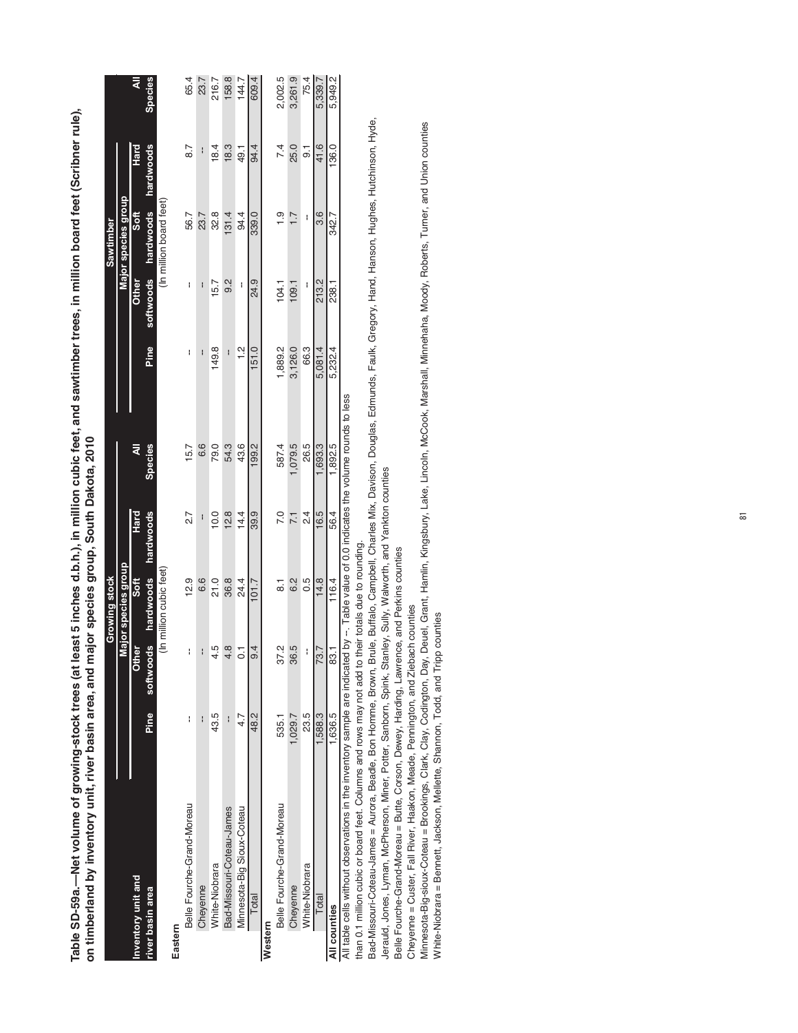**Table SD-59a.—Net volume of growing-stock trees (at least 5 inches d.b.h.), in million cubic feet, and sawtimber trees, in million board feet (Scribner rule), on timberland by inventory unit, river basin area, and major species group, South Dakota, 2010**

| Inventory unit and river basin area | Growing stock | | | | | Sawtimber | | | | |
|---|---|---|---|---|---|---|---|---|---|---|
| | Major species group | | | | | Major species group | | | | |
| | Pine | Other softwoods | Soft hardwoods | Hard hardwoods | All Species | Pine | Other softwoods | Soft hardwoods | Hard hardwoods | All Species |
| | (In million cubic feet) | | | | | (In million board feet) | | | | |
| **Eastern** | | | | | | | | | | |
| Belle Fourche-Grand-Moreau | -- | -- | 12.9 | 2.7 | 15.7 | -- | -- | 56.7 | 8.7 | 65.4 |
| Cheyenne | -- | -- | 6.6 | -- | 6.6 | -- | -- | 23.7 | -- | 23.7 |
| White-Niobrara | 43.5 | 4.5 | 21.0 | 10.0 | 79.0 | 149.8 | 15.7 | 32.8 | 18.4 | 216.7 |
| Bad-Missouri-Coteau-James | -- | 4.8 | 36.8 | 12.8 | 54.3 | -- | 9.2 | 131.4 | 18.3 | 158.8 |
| Minnesota-Big Sioux-Coteau | 4.7 | 0.1 | 24.4 | 14.4 | 43.6 | 1.2 | -- | 94.4 | 49.1 | 144.7 |
| Total | 48.2 | 9.4 | 101.7 | 39.9 | 199.2 | 151.0 | 24.9 | 339.0 | 94.4 | 609.4 |
| **Western** | | | | | | | | | | |
| Belle Fourche-Grand-Moreau | 535.1 | 37.2 | 8.1 | 7.0 | 587.4 | 1,889.2 | 104.1 | 1.9 | 7.4 | 2,002.5 |
| Cheyenne | 1,029.7 | 36.5 | 6.2 | 7.1 | 1,079.5 | 3,126.0 | 109.1 | 1.7 | 25.0 | 3,261.9 |
| White-Niobrara | 23.5 | -- | 0.5 | 2.4 | 26.5 | 66.3 | -- | -- | 9.1 | 75.4 |
| Total | 1,588.3 | 73.7 | 14.8 | 16.5 | 1,693.3 | 5,081.4 | 213.2 | 3.6 | 41.6 | 5,339.7 |
| **All counties** | 1,636.5 | 83.1 | 116.4 | 56.4 | 1,892.5 | 5,232.4 | 238.1 | 342.7 | 136.0 | 5,949.2 |

All table cells without observations in the inventory sample are indicated by --. Table value of 0.0 indicates the volume rounds to less than 0.1 million cubic or board feet. Columns and rows may not add to their totals due to rounding.

Bad-Missouri-Coteau-James = Aurora, Beadle, Bon Homme, Brown, Brule, Buffalo, Campbell, Charles Mix, Davison, Douglas, Edmunds, Faulk, Gregory, Hand, Hanson, Hughes, Hutchinson, Hyde, Jerauld, Jones, Lyman, McPherson, Miner, Potter, Sanborn, Spink, Stanley, Sully, Walworth, and Yankton counties

Belle Fourche-Grand-Moreau = Butte, Corson, Dewey, Harding, Lawrence, and Perkins counties

Cheyenne = Custer, Fall River, Haakon, Meade, Pennington, and Ziebach counties

Minnesota-Big-sioux-Coteau = Brookings, Clark, Clay, Codington, Day, Deuel, Grant, Hamlin, Kingsbury, Lake, Lincoln, McCook, Marshall, Minnehaha, Moody, Roberts, Turner, and Union counties

White-Niobrara = Bennett, Jackson, Mellette, Shannon, Todd, and Tripp counties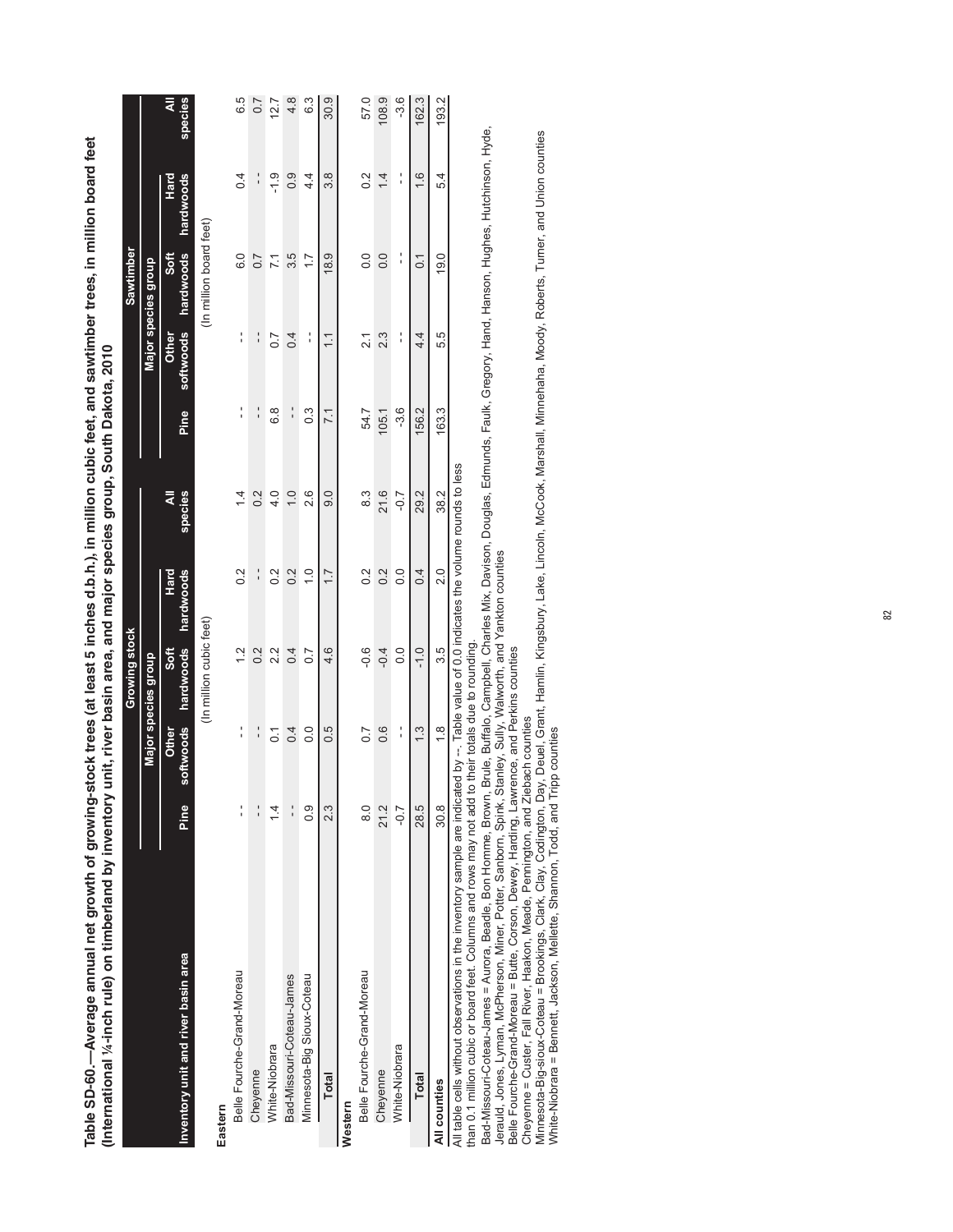**Table SD-60.—Average annual net growth of growing-stock trees (at least 5 inches d.b.h.), in million cubic feet, and sawtimber trees, in million board feet (International ¼-inch rule) on timberland by inventory unit, river basin area, and major species group, South Dakota, 2010**

| | Growing stock | | | | | Sawtimber | | | | |
|---|---|---|---|---|---|---|---|---|---|---|
| | Major species group | | | | | Major species group | | | | |
| Inventory unit and river basin area | Pine | Other softwoods | Soft hardwoods | Hard hardwoods | All species | Pine | Other softwoods | Soft hardwoods | Hard hardwoods | All species |
| | (In million cubic feet) | | | | | (In million board feet) | | | | |
| **Eastern** | | | | | | | | | | |
| Belle Fourche-Grand-Moreau | -- | -- | 1.2 | 0.2 | 1.4 | -- | -- | 6.0 | 0.4 | 6.5 |
| Cheyenne | -- | -- | 0.2 | -- | 0.2 | -- | -- | 0.7 | -- | 0.7 |
| White-Niobrara | 1.4 | 0.1 | 2.2 | 0.2 | 4.0 | 6.8 | 0.7 | 7.1 | -1.9 | 12.7 |
| Bad-Missouri-Coteau-James | -- | 0.4 | 0.4 | 0.2 | 1.0 | -- | 0.4 | 3.5 | 0.9 | 4.8 |
| Minnesota-Big Sioux-Coteau | 0.9 | 0.0 | 0.7 | 1.0 | 2.6 | 0.3 | -- | 1.7 | 4.4 | 6.3 |
| **Total** | 2.3 | 0.5 | 4.6 | 1.7 | 9.0 | 7.1 | 1.1 | 18.9 | 3.8 | 30.9 |
| **Western** | | | | | | | | | | |
| Belle Fourche-Grand-Moreau | 8.0 | 0.7 | -0.6 | 0.2 | 8.3 | 54.7 | 2.1 | 0.0 | 0.2 | 57.0 |
| Cheyenne | 21.2 | 0.6 | -0.4 | 0.2 | 21.6 | 105.1 | 2.3 | 0.0 | 1.4 | 108.9 |
| White-Niobrara | -0.7 | -- | 0.0 | 0.0 | -0.7 | -3.6 | -- | -- | -- | -3.6 |
| **Total** | 28.5 | 1.3 | -1.0 | 0.4 | 29.2 | 156.2 | 4.4 | 0.1 | 1.6 | 162.3 |
| **All counties** | 30.8 | 1.8 | 3.5 | 2.0 | 38.2 | 163.3 | 5.5 | 19.0 | 5.4 | 193.2 |

All table cells without observations in the inventory sample are indicated by --. Table value of 0.0 indicates the volume rounds to less than 0.1 million cubic or board feet. Columns and rows may not add to their totals due to rounding.

Bad-Missouri-Coteau-James = Aurora, Beadle, Bon Homme, Brown, Brule, Buffalo, Campbell, Charles Mix, Davison, Douglas, Edmunds, Faulk, Gregory, Hand, Hanson, Hughes, Hutchinson, Hyde, Jerauld, Jones, Lyman, McPherson, Miner, Potter, Sanborn, Spink, Stanley, Sully, Walworth, and Yankton counties

Belle Fourche-Grand-Moreau = Butte, Corson, Dewey, Harding, Lawrence, and Perkins counties

Cheyenne = Custer, Fall River, Haakon, Meade, Pennington, and Ziebach counties

Minnesota-Big-sioux-Coteau = Brookings, Clark, Clay, Codington, Day, Deuel, Grant, Hamlin, Kingsbury, Lake, Lincoln, McCook, Marshall, Minnehaha, Moody, Roberts, Turner, and Union counties

White-Niobrara = Bennett, Jackson, Mellette, Shannon, Todd, and Tripp counties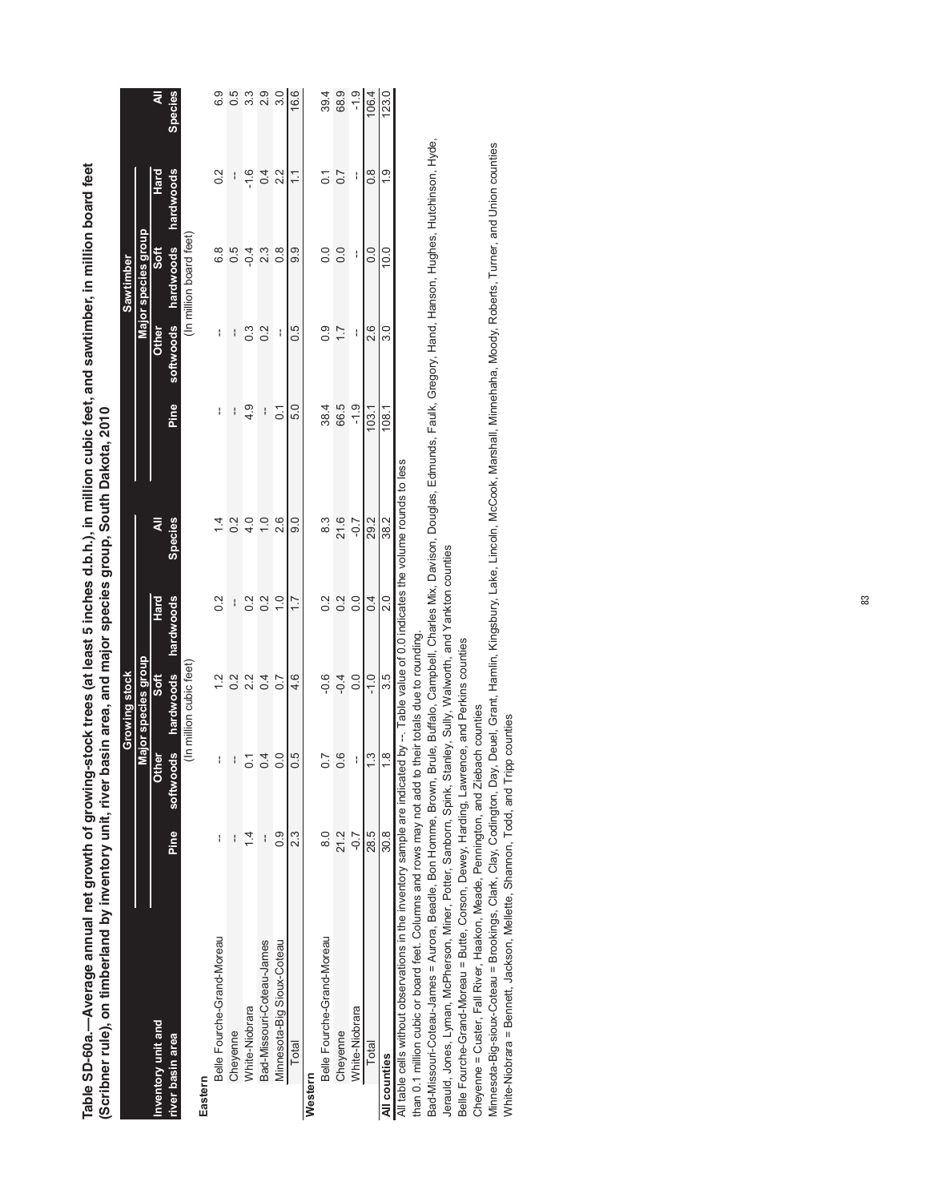**Table SD-60a.—Average annual net growth of growing-stock trees (at least 5 inches d.b.h.), in million cubic feet, and sawtimber, in million board feet (Scribner rule), on timberland by inventory unit, river basin area, and major species group, South Dakota, 2010**

| Inventory unit and river basin area | Growing stock | | | | | Sawtimber | | | | |
|---|---|---|---|---|---|---|---|---|---|---|
| | Major species group | | | | | Major species group | | | | |
| | Pine | Other softwoods | Soft hardwoods | Hard hardwoods | All Species | Pine | Other softwoods | Soft hardwoods | Hard hardwoods | All Species |
| | (In million cubic feet) | | | | | (In million board feet) | | | | |
| **Eastern** | | | | | | | | | | |
| Belle Fourche-Grand-Moreau | -- | -- | 1.2 | 0.2 | 1.4 | -- | -- | 6.8 | 0.2 | 6.9 |
| Cheyenne | -- | -- | 0.2 | -- | 0.2 | -- | -- | 0.5 | -- | 0.5 |
| White-Niobrara | 1.4 | 0.1 | 2.2 | 0.2 | 4.0 | 4.9 | 0.3 | -0.4 | -1.6 | 3.3 |
| Bad-Missouri-Coteau-James | -- | 0.4 | 0.4 | 0.2 | 1.0 | -- | 0.2 | 2.3 | 0.4 | 2.9 |
| Minnesota-Big Sioux-Coteau | 0.9 | 0.0 | 0.7 | 1.0 | 2.6 | 0.1 | -- | 0.8 | 2.2 | 3.0 |
| Total | 2.3 | 0.5 | 4.6 | 1.7 | 9.0 | 5.0 | 0.5 | 9.9 | 1.1 | 16.6 |
| **Western** | | | | | | | | | | |
| Belle Fourche-Grand-Moreau | 8.0 | 0.7 | -0.6 | 0.2 | 8.3 | 38.4 | 0.9 | 0.0 | 0.1 | 39.4 |
| Cheyenne | 21.2 | 0.6 | -0.4 | 0.2 | 21.6 | 66.5 | 1.7 | 0.0 | 0.7 | 68.9 |
| White-Niobrara | -0.7 | -- | 0.0 | 0.0 | -0.7 | -1.9 | -- | -- | -- | -1.9 |
| Total | 28.5 | 1.3 | -1.0 | 0.4 | 29.2 | 103.1 | 2.6 | 0.0 | 0.8 | 106.4 |
| **All counties** | 30.8 | 1.8 | 3.5 | 2.0 | 38.2 | 108.1 | 3.0 | 10.0 | 1.9 | 123.0 |

All table cells without observations in the inventory sample are indicated by --. Table value of 0.0 indicates the volume rounds to less than 0.1 million cubic or board feet. Columns and rows may not add to their totals due to rounding.

Bad-Missouri-Coteau-James = Aurora, Beadle, Bon Homme, Brown, Brule, Buffalo, Campbell, Charles Mix, Davison, Douglas, Edmunds, Faulk, Gregory, Hand, Hanson, Hughes, Hutchinson, Hyde, Jerauld, Jones, Lyman, McPherson, Miner, Potter, Sanborn, Spink, Stanley, Sully, Walworth, and Yankton counties

Belle Fourche-Grand-Moreau = Butte, Corson, Dewey, Harding, Lawrence, and Perkins counties

Cheyenne = Custer, Fall River, Haakon, Meade, Pennington, and Ziebach counties

Minnesota-Big-sioux-Coteau = Brookings, Clark, Clay, Codington, Day, Deuel, Grant, Hamlin, Kingsbury, Lake, Lincoln, McCook, Marshall, Minnehaha, Moody, Roberts, Turner, and Union counties

White-Niobrara = Bennett, Jackson, Mellette, Shannon, Todd, and Tripp counties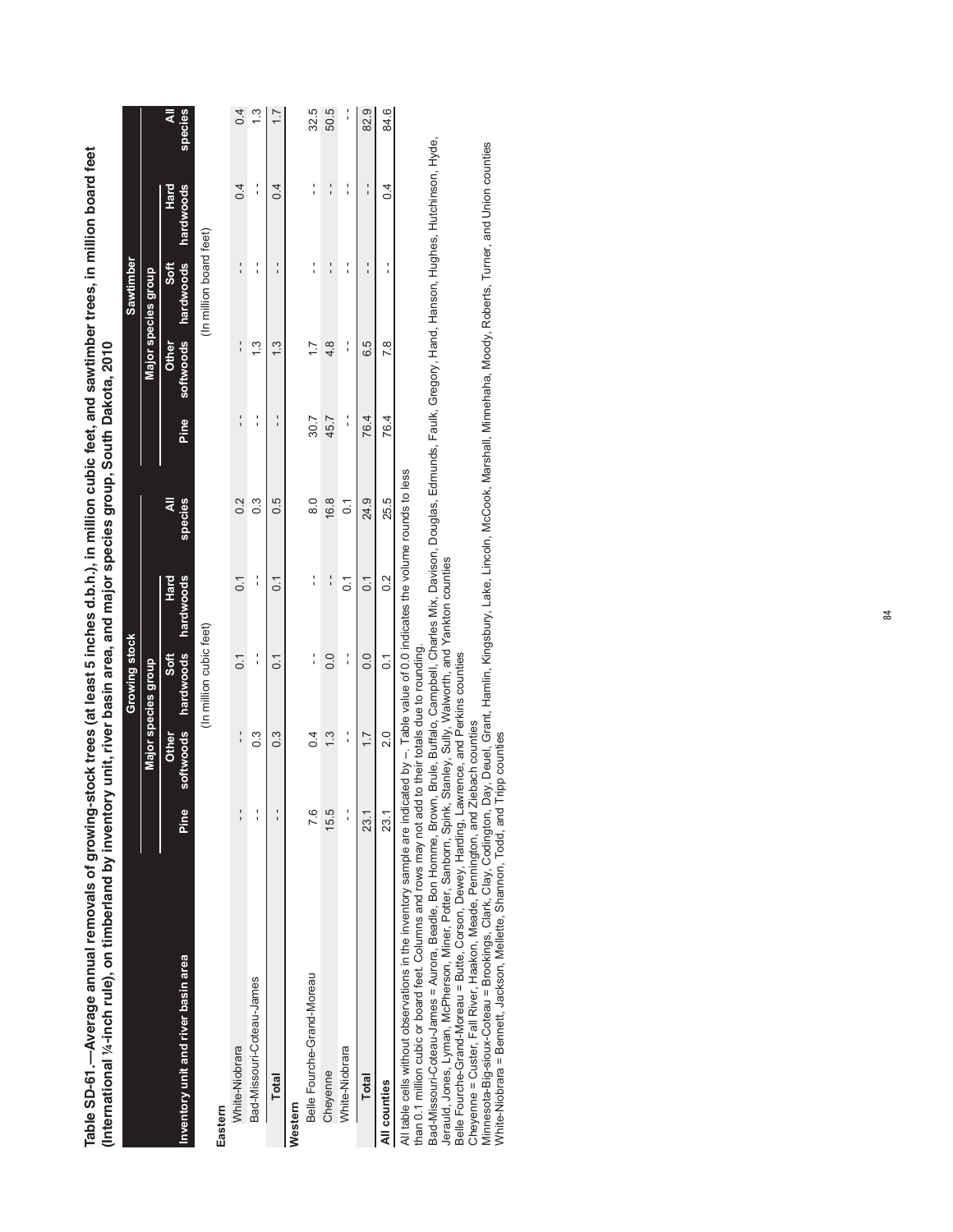**Table SD-61.—Average annual removals of growing-stock trees (at least 5 inches d.b.h.), in million cubic feet, and sawtimber trees, in million board feet (International ¼-inch rule), on timberland by inventory unit, river basin area, and major species group, South Dakota, 2010**

| Inventory unit and river basin area | Growing stock | | | | | Sawtimber | | | | |
|---|---|---|---|---|---|---|---|---|---|---|
| | Major species group | | | | | Major species group | | | | |
| | Pine | Other softwoods | Soft hardwoods | Hard hardwoods | All species | Pine | Other softwoods | Soft hardwoods | Hard hardwoods | All species |
| | (In million cubic feet) | | | | | (In million board feet) | | | | |
| **Eastern** | | | | | | | | | | |
| White-Niobrara | -- | -- | 0.1 | 0.1 | 0.2 | -- | -- | -- | 0.4 | 0.4 |
| Bad-Missouri-Coteau-James | -- | 0.3 | -- | -- | 0.3 | -- | 1.3 | -- | -- | 1.3 |
| **Total** | -- | 0.3 | 0.1 | 0.1 | 0.5 | -- | 1.3 | -- | 0.4 | 1.7 |
| **Western** | | | | | | | | | | |
| Belle Fourche-Grand-Moreau | 7.6 | 0.4 | -- | -- | 8.0 | 30.7 | 1.7 | -- | -- | 32.5 |
| Cheyenne | 15.5 | 1.3 | 0.0 | -- | 16.8 | 45.7 | 4.8 | -- | -- | 50.5 |
| White-Niobrara | -- | -- | -- | 0.1 | 0.1 | -- | -- | -- | -- | -- |
| **Total** | 23.1 | 1.7 | 0.0 | 0.1 | 24.9 | 76.4 | 6.5 | -- | -- | 82.9 |
| **All counties** | 23.1 | 2.0 | 0.1 | 0.2 | 25.5 | 76.4 | 7.8 | -- | 0.4 | 84.6 |

All table cells without observations in the inventory sample are indicated by --. Table value of 0.0 indicates the volume rounds to less than 0.1 million cubic or board feet. Columns and rows may not add to their totals due to rounding.

Bad-Missouri-Coteau-James = Aurora, Beadle, Bon Homme, Brown, Brule, Buffalo, Campbell, Charles Mix, Davison, Douglas, Edmunds, Faulk, Gregory, Hand, Hanson, Hughes, Hutchinson, Hyde, Jerauld, Jones, Lyman, McPherson, Miner, Potter, Sanborn, Spink, Stanley, Sully, Walworth, and Yankton counties

Belle Fourche-Grand-Moreau = Butte, Corson, Dewey, Harding, Lawrence, and Perkins counties

Cheyenne = Custer, Fall River, Haakon, Meade, Pennington, and Ziebach counties

Minnesota-Big-sioux-Coteau = Brookings, Clark, Clay, Codington, Day, Deuel, Grant, Hamlin, Kingsbury, Lake, Lincoln, McCook, Marshall, Minnehaha, Moody, Roberts, Turner, and Union counties

White-Niobrara = Bennett, Jackson, Mellette, Shannon, Todd, and Tripp counties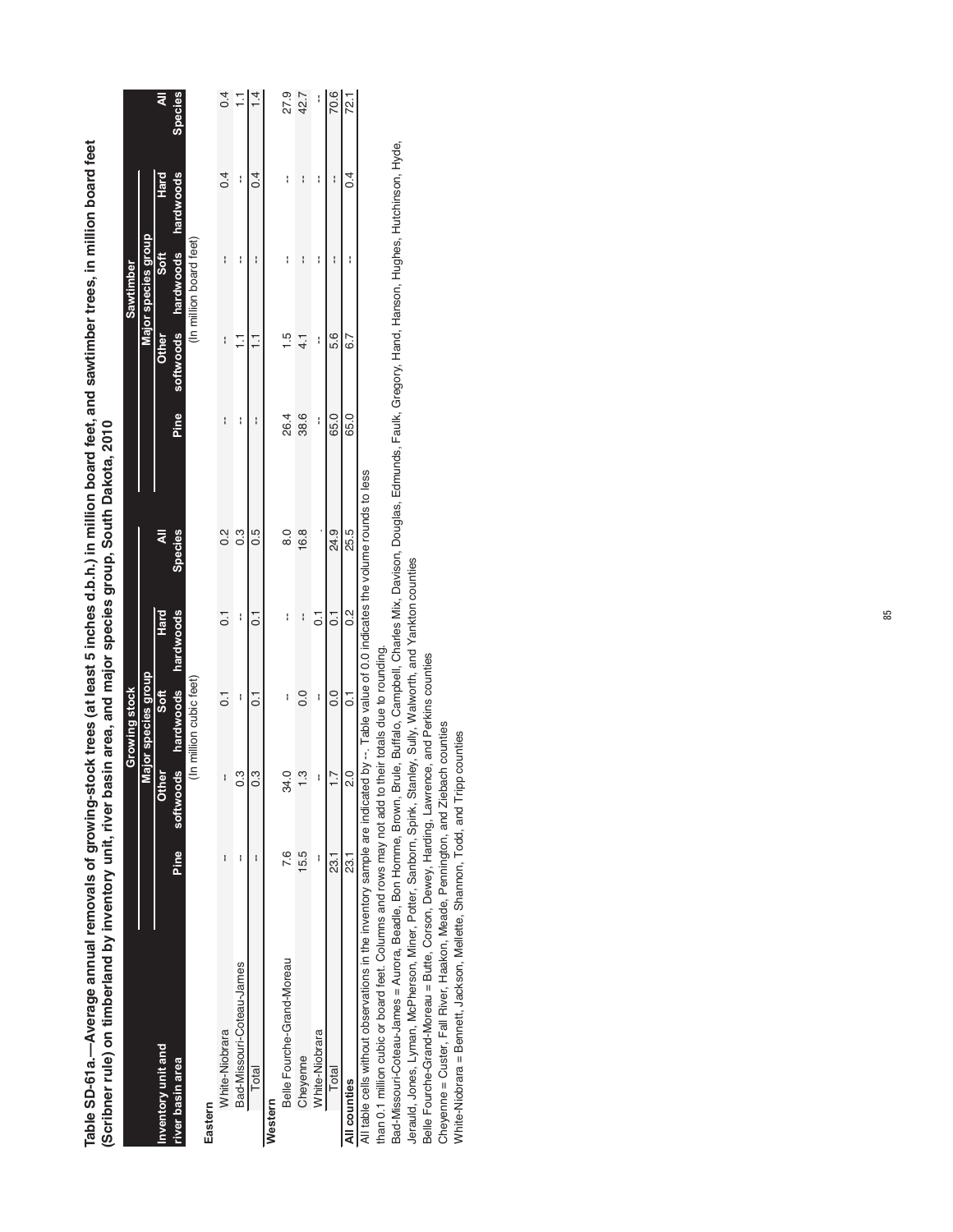**Table SD-61a.—Average annual removals of growing-stock trees (at least 5 inches d.b.h.) in million board feet, and sawtimber trees, in million board feet (Scribner rule) on timberland by inventory unit, river basin area, and major species group, South Dakota, 2010**

| Inventory unit and river basin area | Growing stock | | | | | Sawtimber | | | | |
|---|---|---|---|---|---|---|---|---|---|---|
| | Major species group | | | | | Major species group | | | | |
| | Pine | Other softwoods | Soft hardwoods | Hard hardwoods | All Species | Pine | Other softwoods | Soft hardwoods | Hard hardwoods | All Species |
| | (In million cubic feet) | | | | | (In million board feet) | | | | |
| **Eastern** | | | | | | | | | | |
| White-Niobrara | -- | -- | 0.1 | 0.1 | 0.2 | -- | -- | -- | 0.4 | 0.4 |
| Bad-Missouri-Coteau-James | -- | 0.3 | -- | -- | 0.3 | -- | 1.1 | -- | -- | 1.1 |
| Total | -- | 0.3 | 0.1 | 0.1 | 0.5 | -- | 1.1 | -- | 0.4 | 1.4 |
| **Western** | | | | | | | | | | |
| Belle Fourche-Grand-Moreau | 7.6 | 34.0 | -- | -- | 8.0 | 26.4 | 1.5 | -- | -- | 27.9 |
| Cheyenne | 15.5 | 1.3 | 0.0 | -- | 16.8 | 38.6 | 4.1 | -- | -- | 42.7 |
| White-Niobrara | -- | -- | -- | 0.1 | . | -- | -- | -- | -- | -- |
| Total | 23.1 | 1.7 | 0.0 | 0.1 | 24.9 | 65.0 | 5.6 | -- | -- | 70.6 |
| **All counties** | 23.1 | 2.0 | 0.1 | 0.2 | 25.5 | 65.0 | 6.7 | -- | 0.4 | 72.1 |

All table cells without observations in the inventory sample are indicated by --. Table value of 0.0 indicates the volume rounds to less than 0.1 million cubic or board feet. Columns and rows may not add to their totals due to rounding.

Bad-Missouri-Coteau-James = Aurora, Beadle, Bon Homme, Brown, Brule, Buffalo, Campbell, Charles Mix, Davison, Douglas, Edmunds, Faulk, Gregory, Hand, Hanson, Hughes, Hutchinson, Hyde, Jerauld, Jones, Lyman, McPherson, Miner, Potter, Sanborn, Spink, Stanley, Sully, Walworth, and Yankton counties

Belle Fourche-Grand-Moreau = Butte, Corson, Dewey, Harding, Lawrence, and Perkins counties

Cheyenne = Custer, Fall River, Haakon, Meade, Pennington, and Ziebach counties

White-Niobrara = Bennett, Jackson, Mellette, Shannon, Todd, and Tripp counties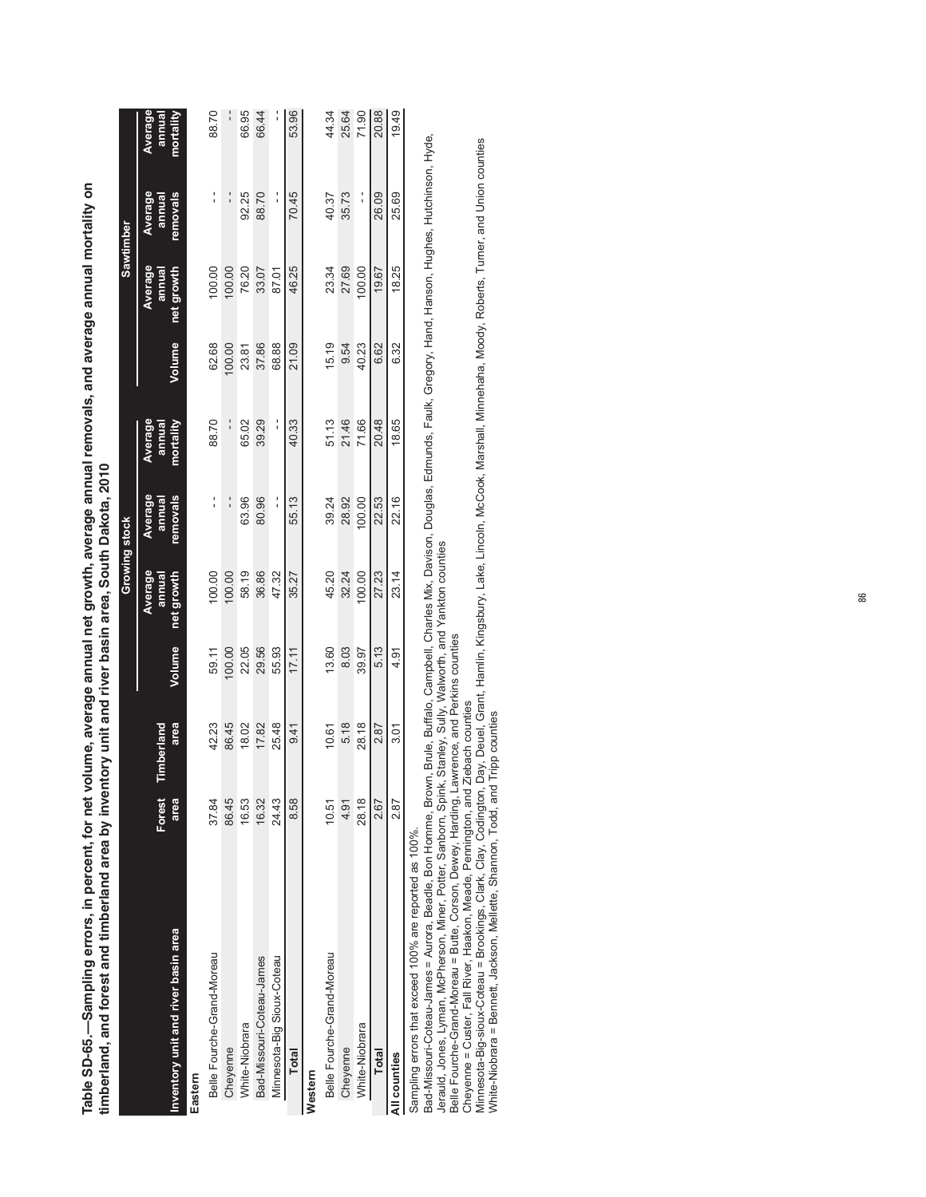**Table SD-65.—Sampling errors, in percent, for net volume, average annual net growth, average annual removals, and average annual mortality on timberland, and forest and timberland area by inventory unit and river basin area, South Dakota, 2010**

| Inventory unit and river basin area | Forest area | Timberland area | Growing stock | | | | Sawtimber | | | |
|---|---|---|---|---|---|---|---|---|---|---|
| | | | Volume | Average annual net growth | Average annual removals | Average annual mortality | Volume | Average annual net growth | Average annual removals | Average annual mortality |
| **Eastern** | | | | | | | | | | |
| Belle Fourche-Grand-Moreau | 37.84 | 42.23 | 59.11 | 100.00 | -- | 88.70 | 62.68 | 100.00 | -- | 88.70 |
| Cheyenne | 86.45 | 86.45 | 100.00 | 100.00 | -- | -- | 100.00 | 100.00 | -- | -- |
| White-Niobrara | 16.53 | 18.02 | 22.05 | 58.19 | 63.96 | 65.02 | 23.81 | 76.20 | 92.25 | 66.95 |
| Bad-Missouri-Coteau-James | 16.32 | 17.82 | 29.56 | 36.86 | 80.96 | 39.29 | 37.86 | 33.07 | 88.70 | 66.44 |
| Minnesota-Big Sioux-Coteau | 24.43 | 25.48 | 55.93 | 47.32 | -- | -- | 68.88 | 87.01 | -- | -- |
| **Total** | 8.58 | 9.41 | 17.11 | 35.27 | 55.13 | 40.33 | 21.09 | 46.25 | 70.45 | 53.96 |
| **Western** | | | | | | | | | | |
| Belle Fourche-Grand-Moreau | 10.51 | 10.61 | 13.60 | 45.20 | 39.24 | 51.13 | 15.19 | 23.34 | 40.37 | 44.34 |
| Cheyenne | 4.91 | 5.18 | 8.03 | 32.24 | 28.92 | 21.46 | 9.54 | 27.69 | 35.73 | 25.64 |
| White-Niobrara | 28.18 | 28.18 | 39.97 | 100.00 | 100.00 | 71.66 | 40.23 | 100.00 | -- | 71.90 |
| **Total** | 2.67 | 2.87 | 5.13 | 27.23 | 22.53 | 20.48 | 6.62 | 19.67 | 26.09 | 20.88 |
| **All counties** | 2.87 | 3.01 | 4.91 | 23.14 | 22.16 | 18.65 | 6.32 | 18.25 | 25.69 | 19.49 |

Sampling errors that exceed 100% are reported as 100%.

Bad-Missouri-Coteau-James = Aurora, Beadle, Bon Homme, Brown, Brule, Buffalo, Campbell, Charles Mix, Davison, Douglas, Edmunds, Faulk, Gregory, Hand, Hanson, Hughes, Hutchinson, Hyde, Jerauld, Jones, Lyman, McPherson, Miner, Potter, Sanborn, Spink, Stanley, Sully, Walworth, and Yankton counties

Belle Fourche-Grand-Moreau = Butte, Corson, Dewey, Harding, Lawrence, and Perkins counties

Cheyenne = Custer, Fall River, Haakon, Meade, Pennington, and Ziebach counties

Minnesota-Big-sioux-Coteau = Brookings, Clark, Clay, Codington, Day, Deuel, Grant, Hamlin, Kingsbury, Lake, Lincoln, McCook, Marshall, Minnehaha, Moody, Roberts, Turner, and Union counties

White-Niobrara = Bennett, Jackson, Mellette, Shannon, Todd, and Tripp counties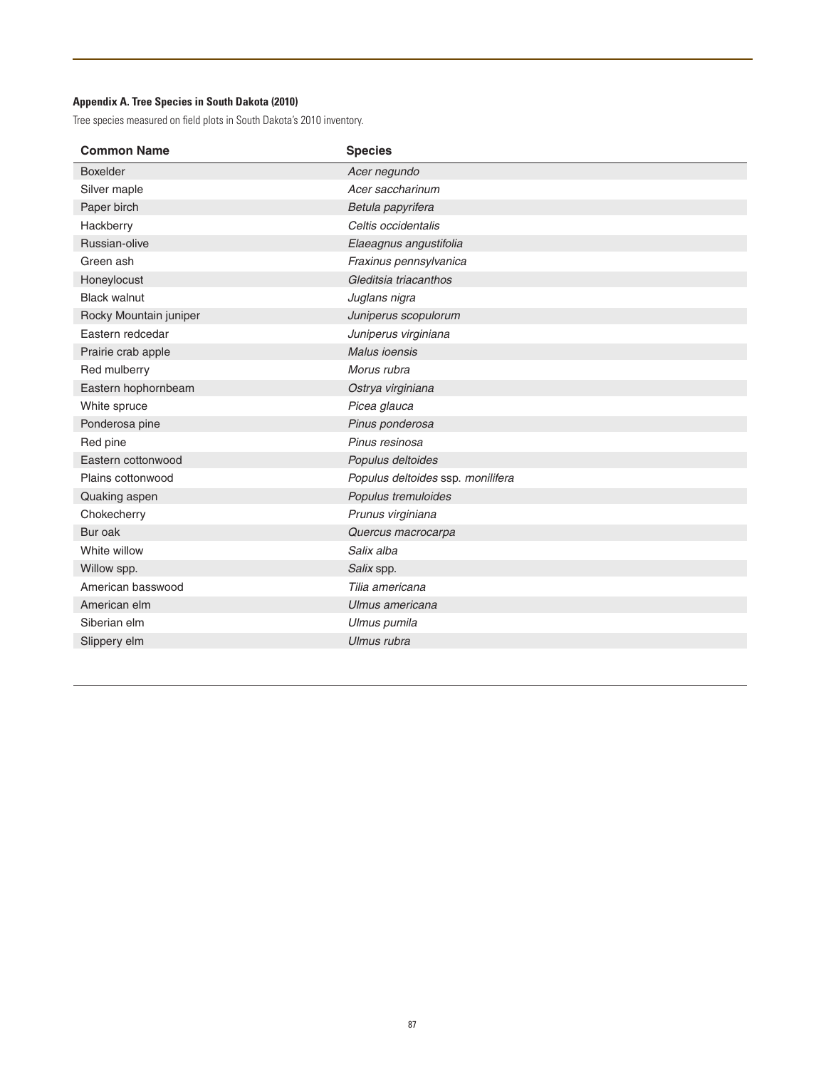**Appendix A. Tree Species in South Dakota (2010)**

Tree species measured on field plots in South Dakota's 2010 inventory.

| Common Name | Species |
|---|---|
| Boxelder | *Acer negundo* |
| Silver maple | *Acer saccharinum* |
| Paper birch | *Betula papyrifera* |
| Hackberry | *Celtis occidentalis* |
| Russian-olive | *Elaeagnus angustifolia* |
| Green ash | *Fraxinus pennsylvanica* |
| Honeylocust | *Gleditsia triacanthos* |
| Black walnut | *Juglans nigra* |
| Rocky Mountain juniper | *Juniperus scopulorum* |
| Eastern redcedar | *Juniperus virginiana* |
| Prairie crab apple | *Malus ioensis* |
| Red mulberry | *Morus rubra* |
| Eastern hophornbeam | *Ostrya virginiana* |
| White spruce | *Picea glauca* |
| Ponderosa pine | *Pinus ponderosa* |
| Red pine | *Pinus resinosa* |
| Eastern cottonwood | *Populus deltoides* |
| Plains cottonwood | *Populus deltoides* ssp. *monilifera* |
| Quaking aspen | *Populus tremuloides* |
| Chokecherry | *Prunus virginiana* |
| Bur oak | *Quercus macrocarpa* |
| White willow | *Salix alba* |
| Willow spp. | *Salix* spp. |
| American basswood | *Tilia americana* |
| American elm | *Ulmus americana* |
| Siberian elm | *Ulmus pumila* |
| Slippery elm | *Ulmus rubra* |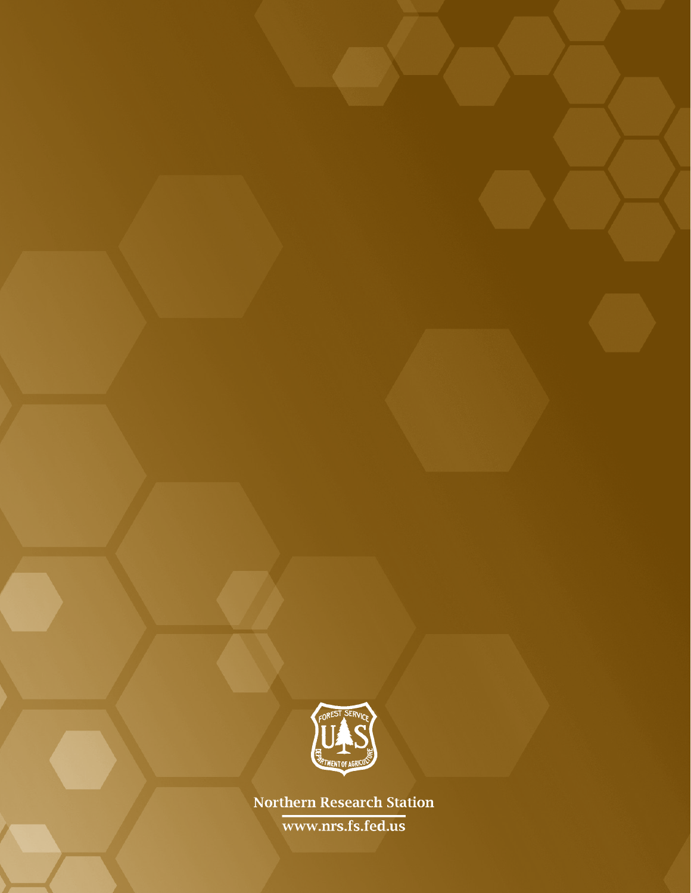Northern Research Station

www.nrs.fs.fed.us